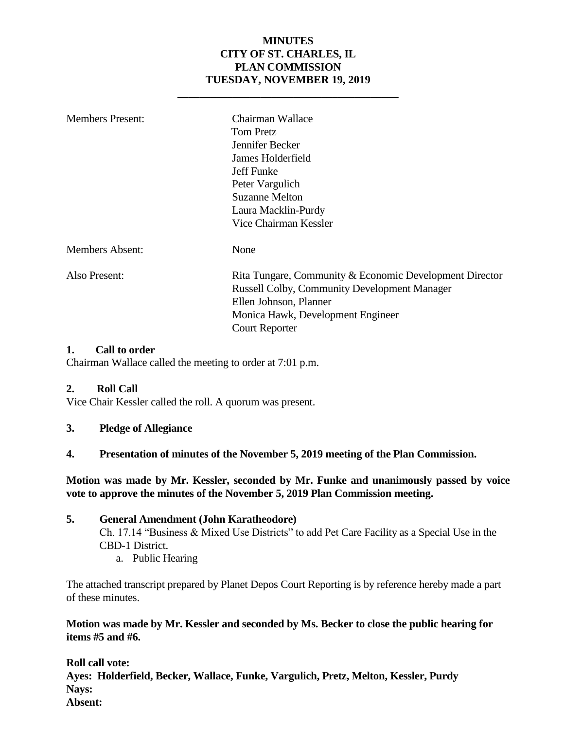# MINUTES
# CITY OF ST. CHARLES, IL
# PLAN COMMISSION
# TUESDAY, NOVEMBER 19, 2019

---

| | |
|---|---|
| Members Present: | Chairman Wallace<br>Tom Pretz<br>Jennifer Becker<br>James Holderfield<br>Jeff Funke<br>Peter Vargulich<br>Suzanne Melton<br>Laura Macklin-Purdy<br>Vice Chairman Kessler |
| Members Absent: | None |
| Also Present: | Rita Tungare, Community & Economic Development Director<br>Russell Colby, Community Development Manager<br>Ellen Johnson, Planner<br>Monica Hawk, Development Engineer<br>Court Reporter |

**1. Call to order**

Chairman Wallace called the meeting to order at 7:01 p.m.

**2. Roll Call**

Vice Chair Kessler called the roll. A quorum was present.

**3. Pledge of Allegiance**

**4. Presentation of minutes of the November 5, 2019 meeting of the Plan Commission.**

**Motion was made by Mr. Kessler, seconded by Mr. Funke and unanimously passed by voice vote to approve the minutes of the November 5, 2019 Plan Commission meeting.**

**5. General Amendment (John Karatheodore)**

Ch. 17.14 "Business & Mixed Use Districts" to add Pet Care Facility as a Special Use in the CBD-1 District.

a. Public Hearing

The attached transcript prepared by Planet Depos Court Reporting is by reference hereby made a part of these minutes.

**Motion was made by Mr. Kessler and seconded by Ms. Becker to close the public hearing for items #5 and #6.**

**Roll call vote:**
**Ayes: Holderfield, Becker, Wallace, Funke, Vargulich, Pretz, Melton, Kessler, Purdy**
**Nays:**
**Absent:**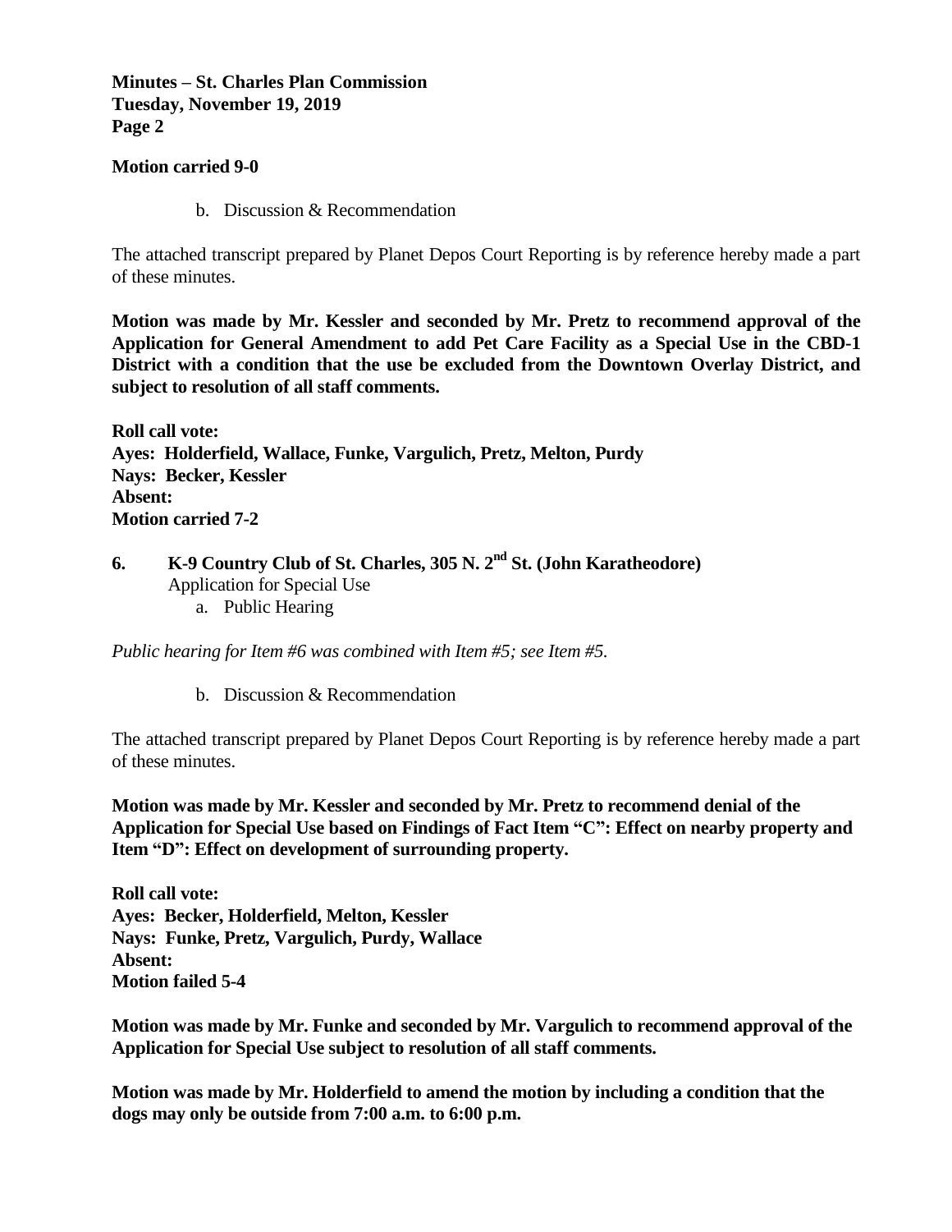**Motion carried 9-0**

b. Discussion & Recommendation

The attached transcript prepared by Planet Depos Court Reporting is by reference hereby made a part of these minutes.

**Motion was made by Mr. Kessler and seconded by Mr. Pretz to recommend approval of the Application for General Amendment to add Pet Care Facility as a Special Use in the CBD-1 District with a condition that the use be excluded from the Downtown Overlay District, and subject to resolution of all staff comments.**

**Roll call vote:**
**Ayes: Holderfield, Wallace, Funke, Vargulich, Pretz, Melton, Purdy**
**Nays: Becker, Kessler**
**Absent:**
**Motion carried 7-2**

## 6. K-9 Country Club of St. Charles, 305 N. 2nd St. (John Karatheodore)

Application for Special Use

a. Public Hearing

*Public hearing for Item #6 was combined with Item #5; see Item #5.*

b. Discussion & Recommendation

The attached transcript prepared by Planet Depos Court Reporting is by reference hereby made a part of these minutes.

**Motion was made by Mr. Kessler and seconded by Mr. Pretz to recommend denial of the Application for Special Use based on Findings of Fact Item "C": Effect on nearby property and Item "D": Effect on development of surrounding property.**

**Roll call vote:**
**Ayes: Becker, Holderfield, Melton, Kessler**
**Nays: Funke, Pretz, Vargulich, Purdy, Wallace**
**Absent:**
**Motion failed 5-4**

**Motion was made by Mr. Funke and seconded by Mr. Vargulich to recommend approval of the Application for Special Use subject to resolution of all staff comments.**

**Motion was made by Mr. Holderfield to amend the motion by including a condition that the dogs may only be outside from 7:00 a.m. to 6:00 p.m.**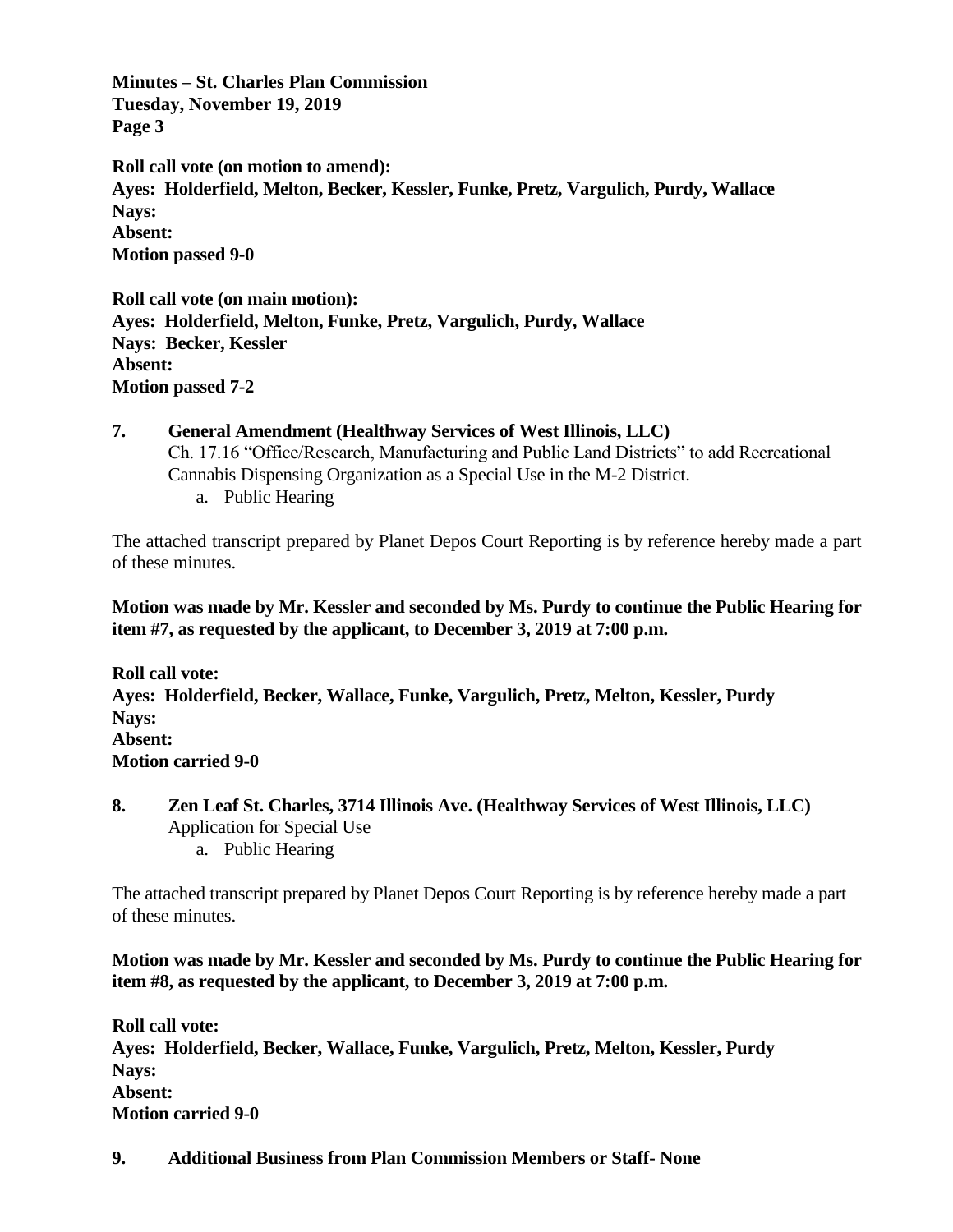**Roll call vote (on motion to amend):**
**Ayes: Holderfield, Melton, Becker, Kessler, Funke, Pretz, Vargulich, Purdy, Wallace**
**Nays:**
**Absent:**
**Motion passed 9-0**

**Roll call vote (on main motion):**
**Ayes: Holderfield, Melton, Funke, Pretz, Vargulich, Purdy, Wallace**
**Nays: Becker, Kessler**
**Absent:**
**Motion passed 7-2**

**7. General Amendment (Healthway Services of West Illinois, LLC)**
Ch. 17.16 "Office/Research, Manufacturing and Public Land Districts" to add Recreational Cannabis Dispensing Organization as a Special Use in the M-2 District.

a. Public Hearing

The attached transcript prepared by Planet Depos Court Reporting is by reference hereby made a part of these minutes.

**Motion was made by Mr. Kessler and seconded by Ms. Purdy to continue the Public Hearing for item #7, as requested by the applicant, to December 3, 2019 at 7:00 p.m.**

**Roll call vote:**
**Ayes: Holderfield, Becker, Wallace, Funke, Vargulich, Pretz, Melton, Kessler, Purdy**
**Nays:**
**Absent:**
**Motion carried 9-0**

**8. Zen Leaf St. Charles, 3714 Illinois Ave. (Healthway Services of West Illinois, LLC)**
Application for Special Use

a. Public Hearing

The attached transcript prepared by Planet Depos Court Reporting is by reference hereby made a part of these minutes.

**Motion was made by Mr. Kessler and seconded by Ms. Purdy to continue the Public Hearing for item #8, as requested by the applicant, to December 3, 2019 at 7:00 p.m.**

**Roll call vote:**
**Ayes: Holderfield, Becker, Wallace, Funke, Vargulich, Pretz, Melton, Kessler, Purdy**
**Nays:**
**Absent:**
**Motion carried 9-0**

**9. Additional Business from Plan Commission Members or Staff- None**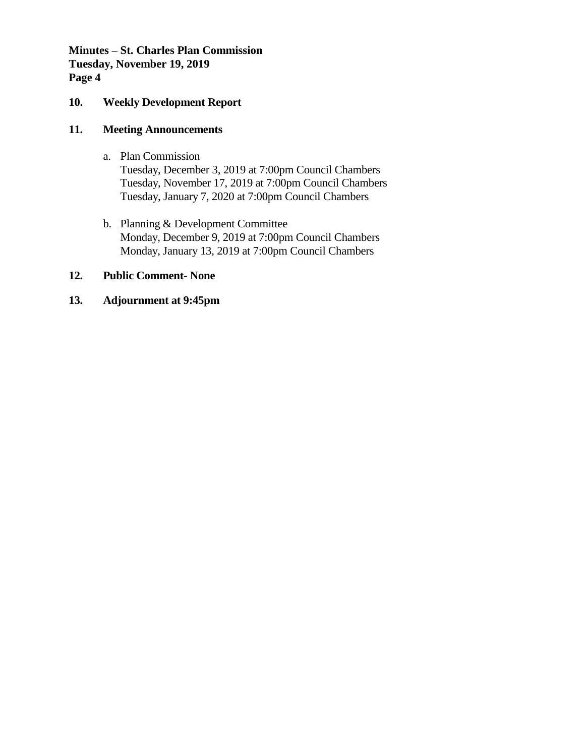## 10. Weekly Development Report

## 11. Meeting Announcements

a. Plan Commission
   Tuesday, December 3, 2019 at 7:00pm Council Chambers
   Tuesday, November 17, 2019 at 7:00pm Council Chambers
   Tuesday, January 7, 2020 at 7:00pm Council Chambers

b. Planning & Development Committee
   Monday, December 9, 2019 at 7:00pm Council Chambers
   Monday, January 13, 2019 at 7:00pm Council Chambers

## 12. Public Comment- None

## 13. Adjournment at 9:45pm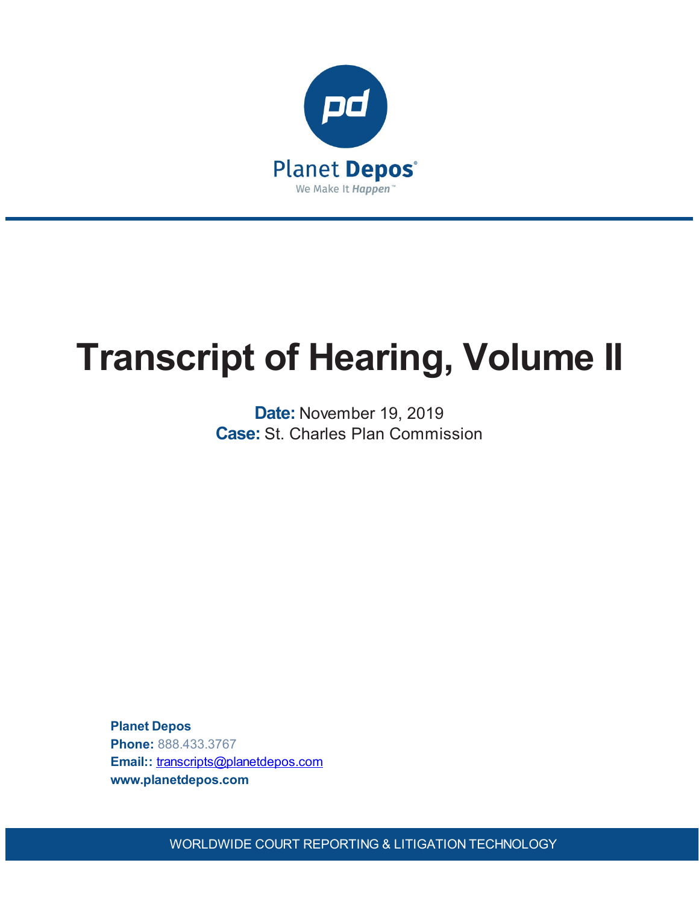Planet Depos

We Make It Happen™

# Transcript of Hearing, Volume II

**Date:** November 19, 2019
**Case:** St. Charles Plan Commission

**Planet Depos**
**Phone:** 888.433.3767
**Email::** transcripts@planetdepos.com
**www.planetdepos.com**

WORLDWIDE COURT REPORTING & LITIGATION TECHNOLOGY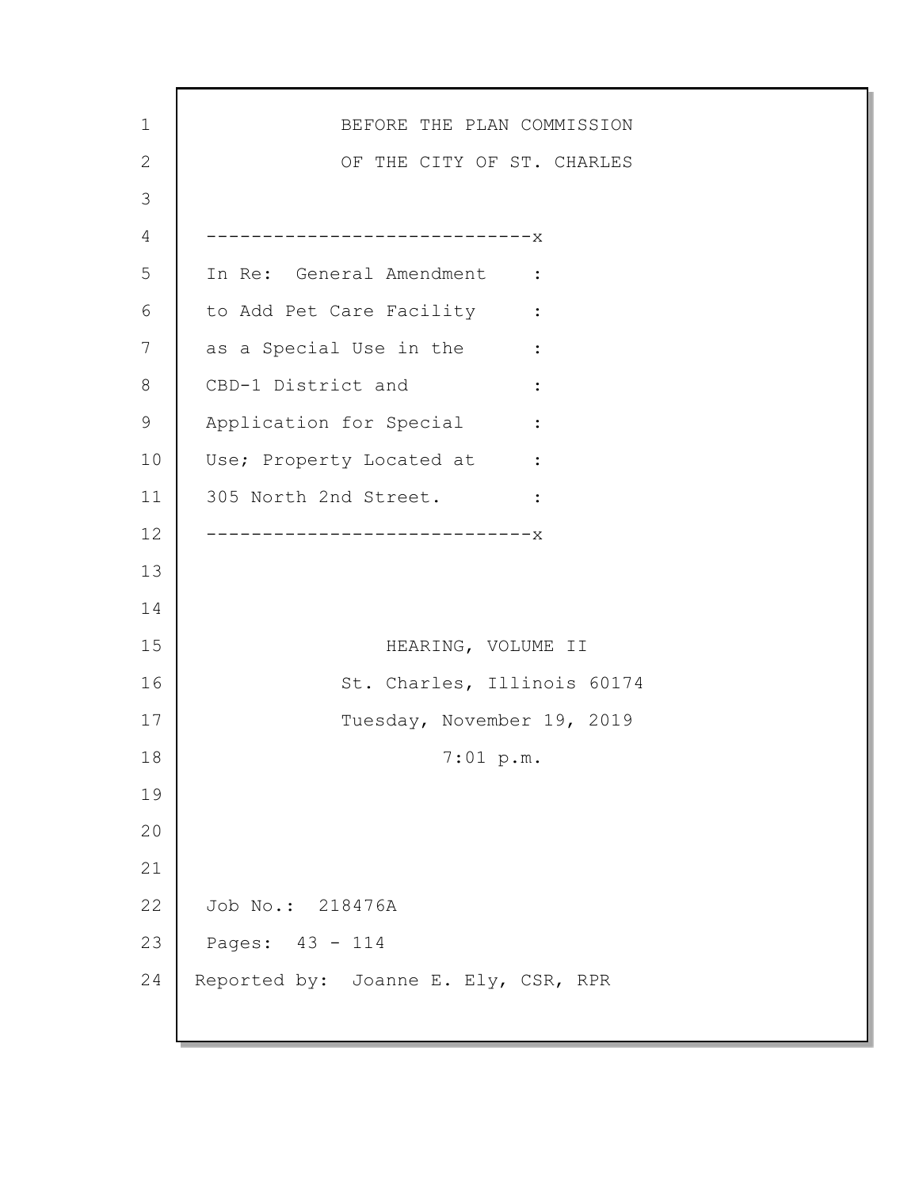BEFORE THE PLAN COMMISSION

OF THE CITY OF ST. CHARLES

-----------------------------x

In Re: General Amendment :
to Add Pet Care Facility :
as a Special Use in the :
CBD-1 District and :
Application for Special :
Use; Property Located at :
305 North 2nd Street. :

-----------------------------x

HEARING, VOLUME II

St. Charles, Illinois 60174

Tuesday, November 19, 2019

7:01 p.m.

Job No.: 218476A

Pages: 43 - 114

Reported by: Joanne E. Ely, CSR, RPR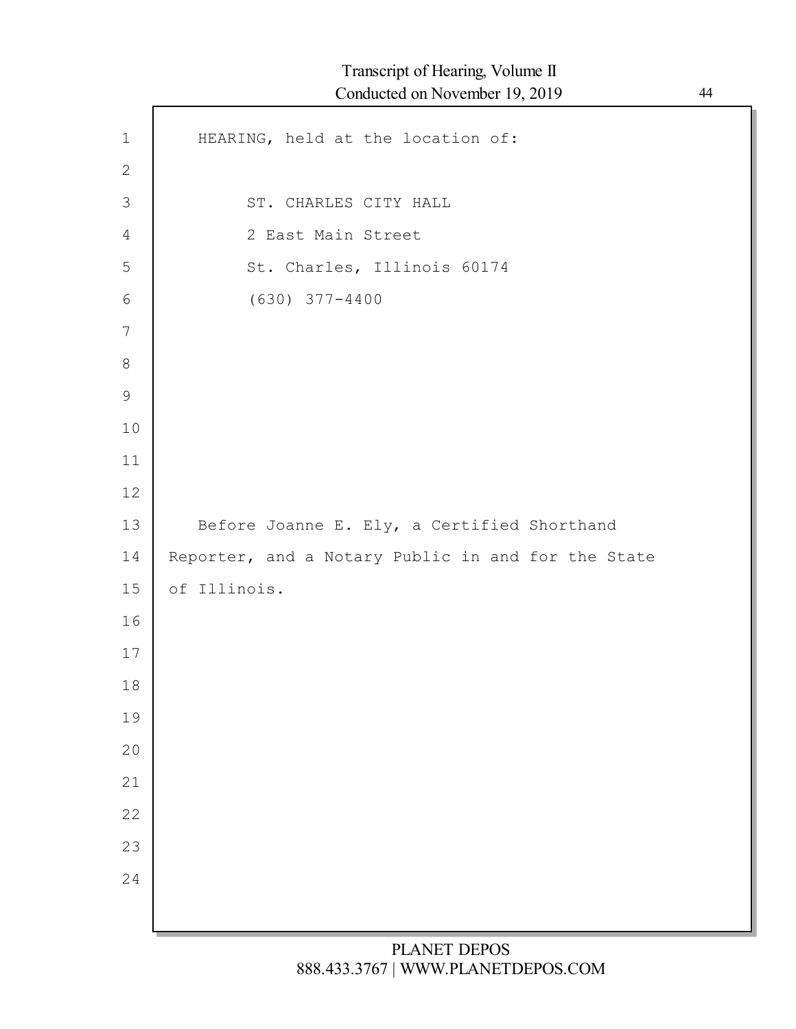HEARING, held at the location of:

ST. CHARLES CITY HALL
2 East Main Street
St. Charles, Illinois 60174
(630) 377-4400

Before Joanne E. Ely, a Certified Shorthand Reporter, and a Notary Public in and for the State of Illinois.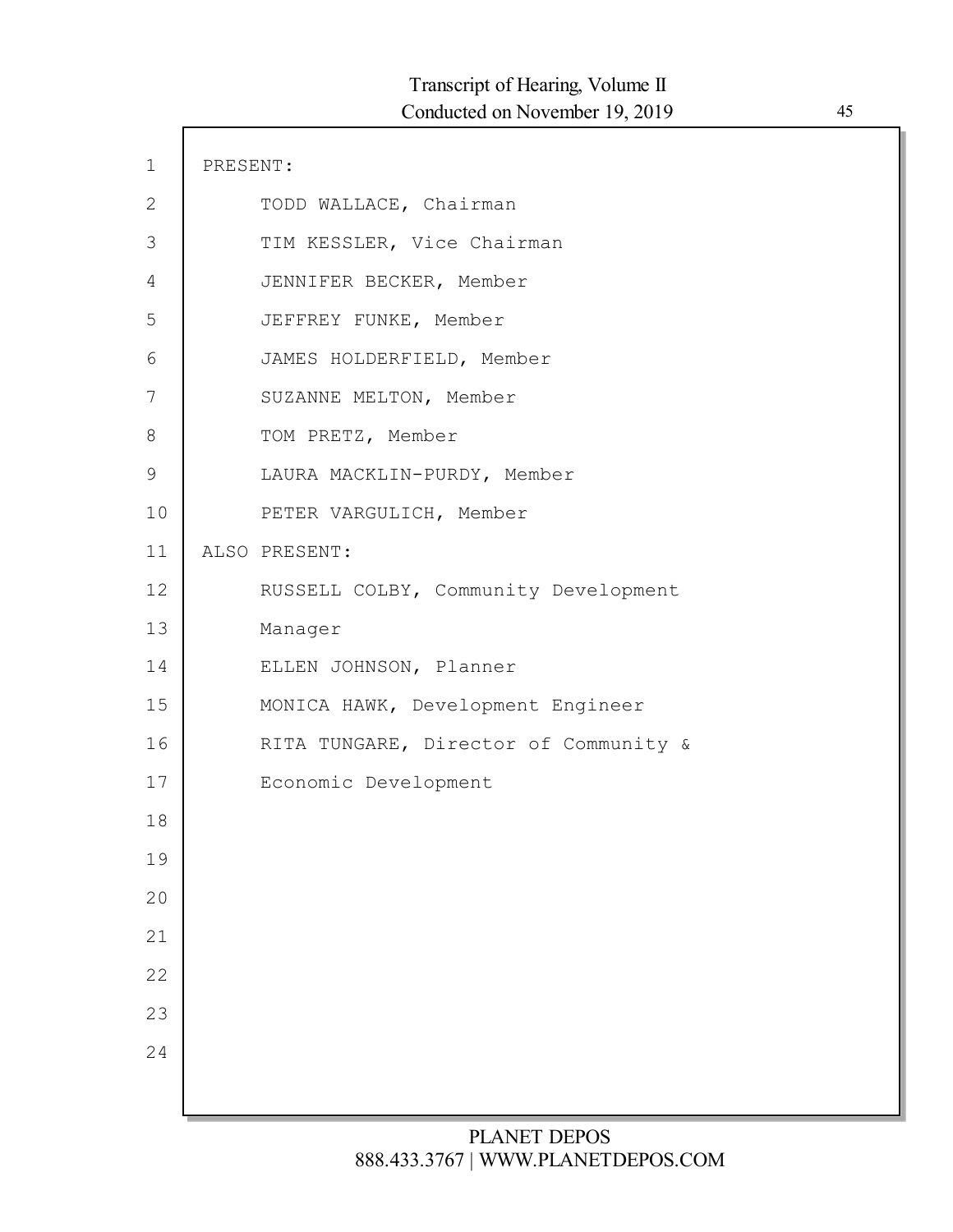PRESENT:

TODD WALLACE, Chairman

TIM KESSLER, Vice Chairman

JENNIFER BECKER, Member

JEFFREY FUNKE, Member

JAMES HOLDERFIELD, Member

SUZANNE MELTON, Member

TOM PRETZ, Member

LAURA MACKLIN-PURDY, Member

PETER VARGULICH, Member

ALSO PRESENT:

RUSSELL COLBY, Community Development Manager

ELLEN JOHNSON, Planner

MONICA HAWK, Development Engineer

RITA TUNGARE, Director of Community & Economic Development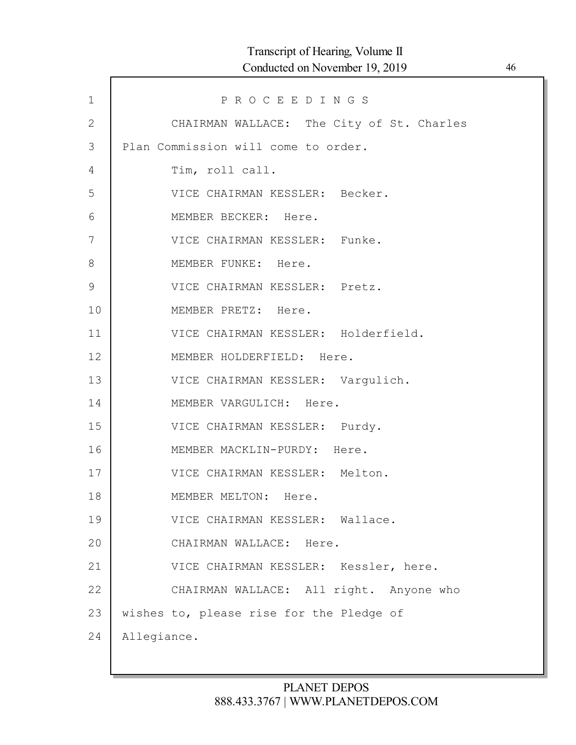P R O C E E D I N G S

CHAIRMAN WALLACE: The City of St. Charles Plan Commission will come to order.

Tim, roll call.

VICE CHAIRMAN KESSLER: Becker.

MEMBER BECKER: Here.

VICE CHAIRMAN KESSLER: Funke.

MEMBER FUNKE: Here.

VICE CHAIRMAN KESSLER: Pretz.

MEMBER PRETZ: Here.

VICE CHAIRMAN KESSLER: Holderfield.

MEMBER HOLDERFIELD: Here.

VICE CHAIRMAN KESSLER: Vargulich.

MEMBER VARGULICH: Here.

VICE CHAIRMAN KESSLER: Purdy.

MEMBER MACKLIN-PURDY: Here.

VICE CHAIRMAN KESSLER: Melton.

MEMBER MELTON: Here.

VICE CHAIRMAN KESSLER: Wallace.

CHAIRMAN WALLACE: Here.

VICE CHAIRMAN KESSLER: Kessler, here.

CHAIRMAN WALLACE: All right. Anyone who wishes to, please rise for the Pledge of Allegiance.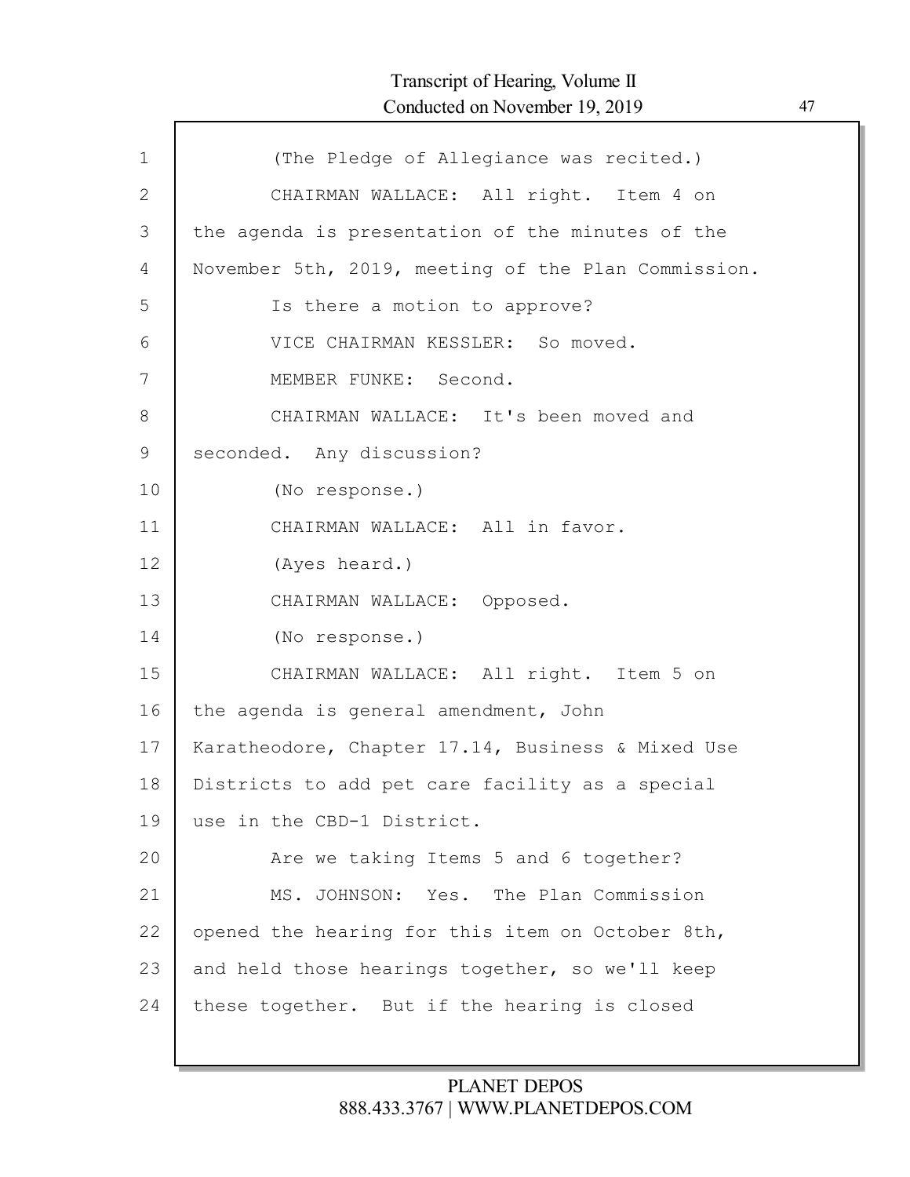(The Pledge of Allegiance was recited.)

CHAIRMAN WALLACE: All right. Item 4 on the agenda is presentation of the minutes of the November 5th, 2019, meeting of the Plan Commission.

Is there a motion to approve?

VICE CHAIRMAN KESSLER: So moved.

MEMBER FUNKE: Second.

CHAIRMAN WALLACE: It's been moved and seconded. Any discussion?

(No response.)

CHAIRMAN WALLACE: All in favor.

(Ayes heard.)

CHAIRMAN WALLACE: Opposed.

(No response.)

CHAIRMAN WALLACE: All right. Item 5 on the agenda is general amendment, John Karatheodore, Chapter 17.14, Business & Mixed Use Districts to add pet care facility as a special use in the CBD-1 District.

Are we taking Items 5 and 6 together?

MS. JOHNSON: Yes. The Plan Commission opened the hearing for this item on October 8th, and held those hearings together, so we'll keep these together. But if the hearing is closed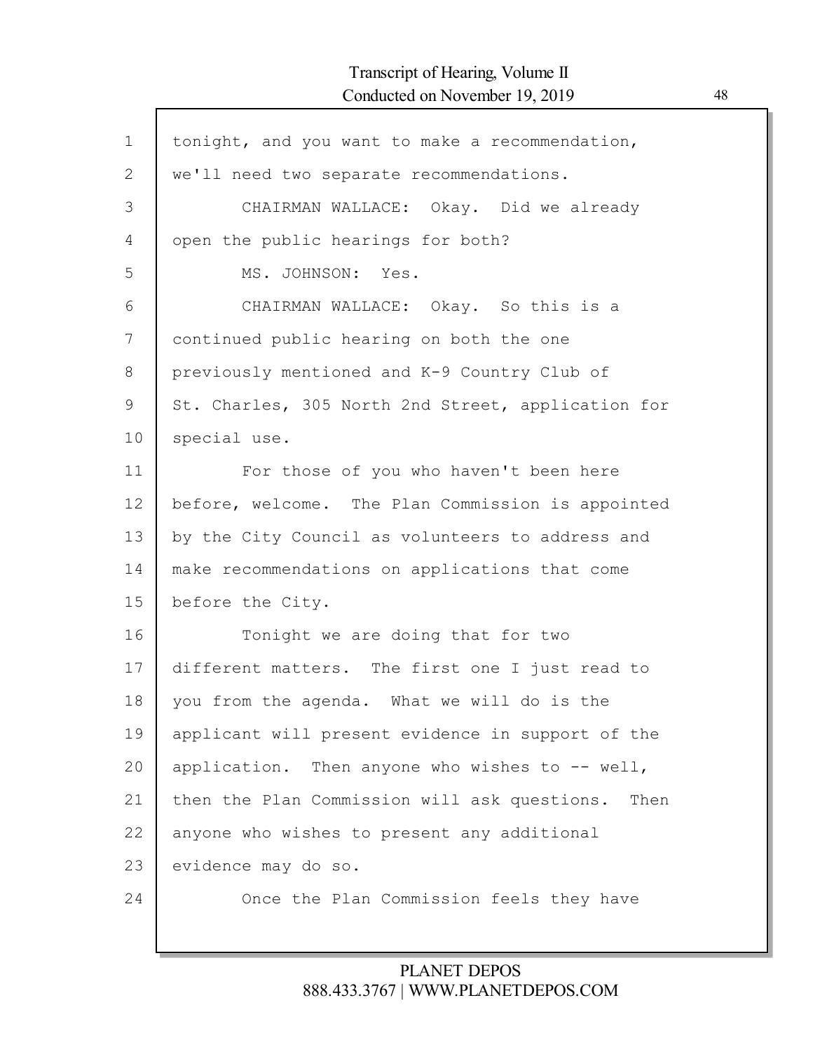tonight, and you want to make a recommendation, we'll need two separate recommendations.

CHAIRMAN WALLACE: Okay. Did we already open the public hearings for both?

MS. JOHNSON: Yes.

CHAIRMAN WALLACE: Okay. So this is a continued public hearing on both the one previously mentioned and K-9 Country Club of St. Charles, 305 North 2nd Street, application for special use.

For those of you who haven't been here before, welcome. The Plan Commission is appointed by the City Council as volunteers to address and make recommendations on applications that come before the City.

Tonight we are doing that for two different matters. The first one I just read to you from the agenda. What we will do is the applicant will present evidence in support of the application. Then anyone who wishes to -- well, then the Plan Commission will ask questions. Then anyone who wishes to present any additional evidence may do so.

Once the Plan Commission feels they have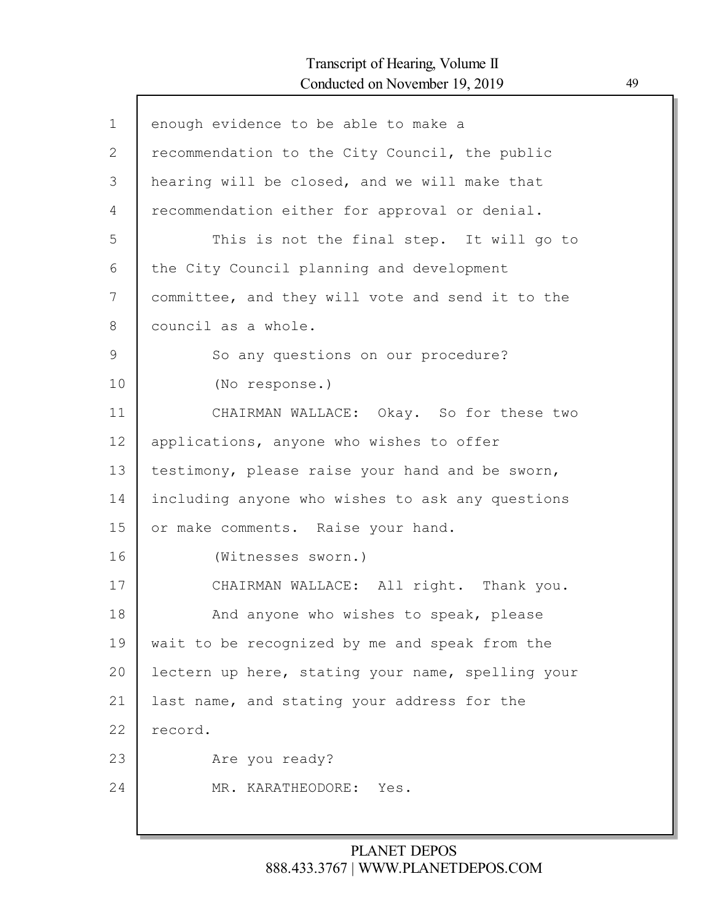enough evidence to be able to make a recommendation to the City Council, the public hearing will be closed, and we will make that recommendation either for approval or denial.

This is not the final step. It will go to the City Council planning and development committee, and they will vote and send it to the council as a whole.

So any questions on our procedure?

(No response.)

CHAIRMAN WALLACE: Okay. So for these two applications, anyone who wishes to offer testimony, please raise your hand and be sworn, including anyone who wishes to ask any questions or make comments. Raise your hand.

(Witnesses sworn.)

CHAIRMAN WALLACE: All right. Thank you.

And anyone who wishes to speak, please wait to be recognized by me and speak from the lectern up here, stating your name, spelling your last name, and stating your address for the record.

Are you ready?

MR. KARATHEODORE: Yes.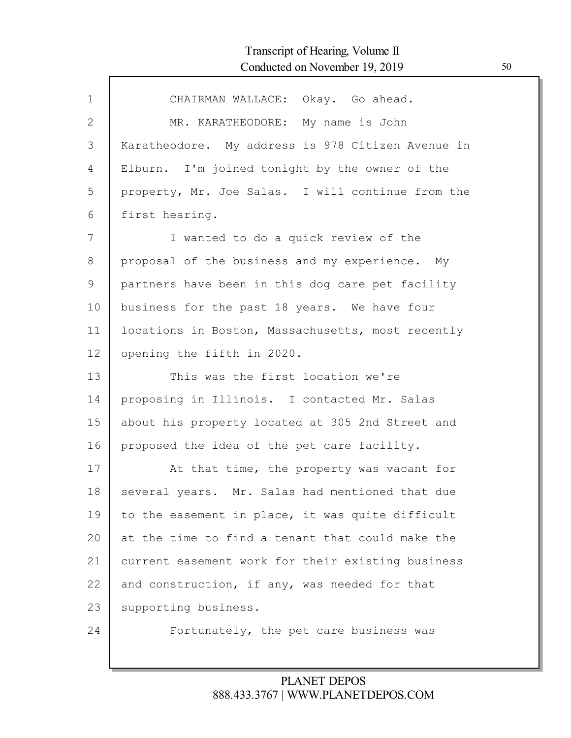CHAIRMAN WALLACE: Okay. Go ahead.

MR. KARATHEODORE: My name is John Karatheodore. My address is 978 Citizen Avenue in Elburn. I'm joined tonight by the owner of the property, Mr. Joe Salas. I will continue from the first hearing.

I wanted to do a quick review of the proposal of the business and my experience. My partners have been in this dog care pet facility business for the past 18 years. We have four locations in Boston, Massachusetts, most recently opening the fifth in 2020.

This was the first location we're proposing in Illinois. I contacted Mr. Salas about his property located at 305 2nd Street and proposed the idea of the pet care facility.

At that time, the property was vacant for several years. Mr. Salas had mentioned that due to the easement in place, it was quite difficult at the time to find a tenant that could make the current easement work for their existing business and construction, if any, was needed for that supporting business.

Fortunately, the pet care business was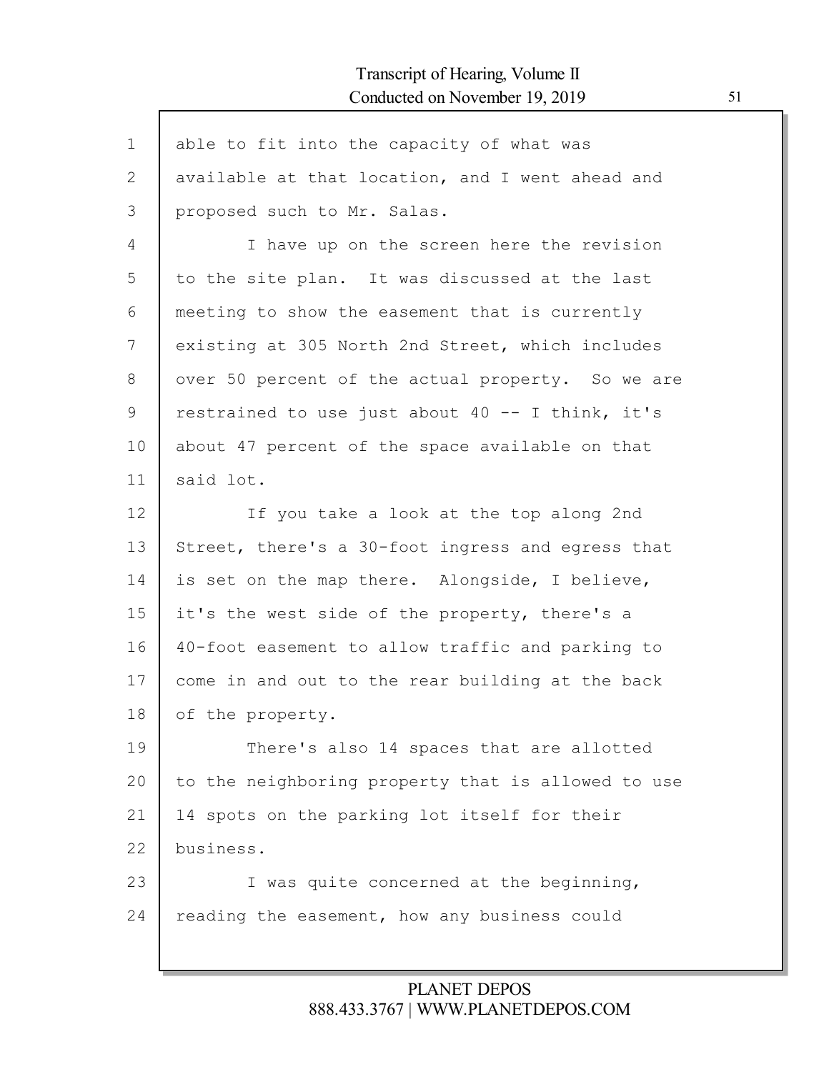able to fit into the capacity of what was available at that location, and I went ahead and proposed such to Mr. Salas.

I have up on the screen here the revision to the site plan. It was discussed at the last meeting to show the easement that is currently existing at 305 North 2nd Street, which includes over 50 percent of the actual property. So we are restrained to use just about 40 -- I think, it's about 47 percent of the space available on that said lot.

If you take a look at the top along 2nd Street, there's a 30-foot ingress and egress that is set on the map there. Alongside, I believe, it's the west side of the property, there's a 40-foot easement to allow traffic and parking to come in and out to the rear building at the back of the property.

There's also 14 spaces that are allotted to the neighboring property that is allowed to use 14 spots on the parking lot itself for their business.

I was quite concerned at the beginning, reading the easement, how any business could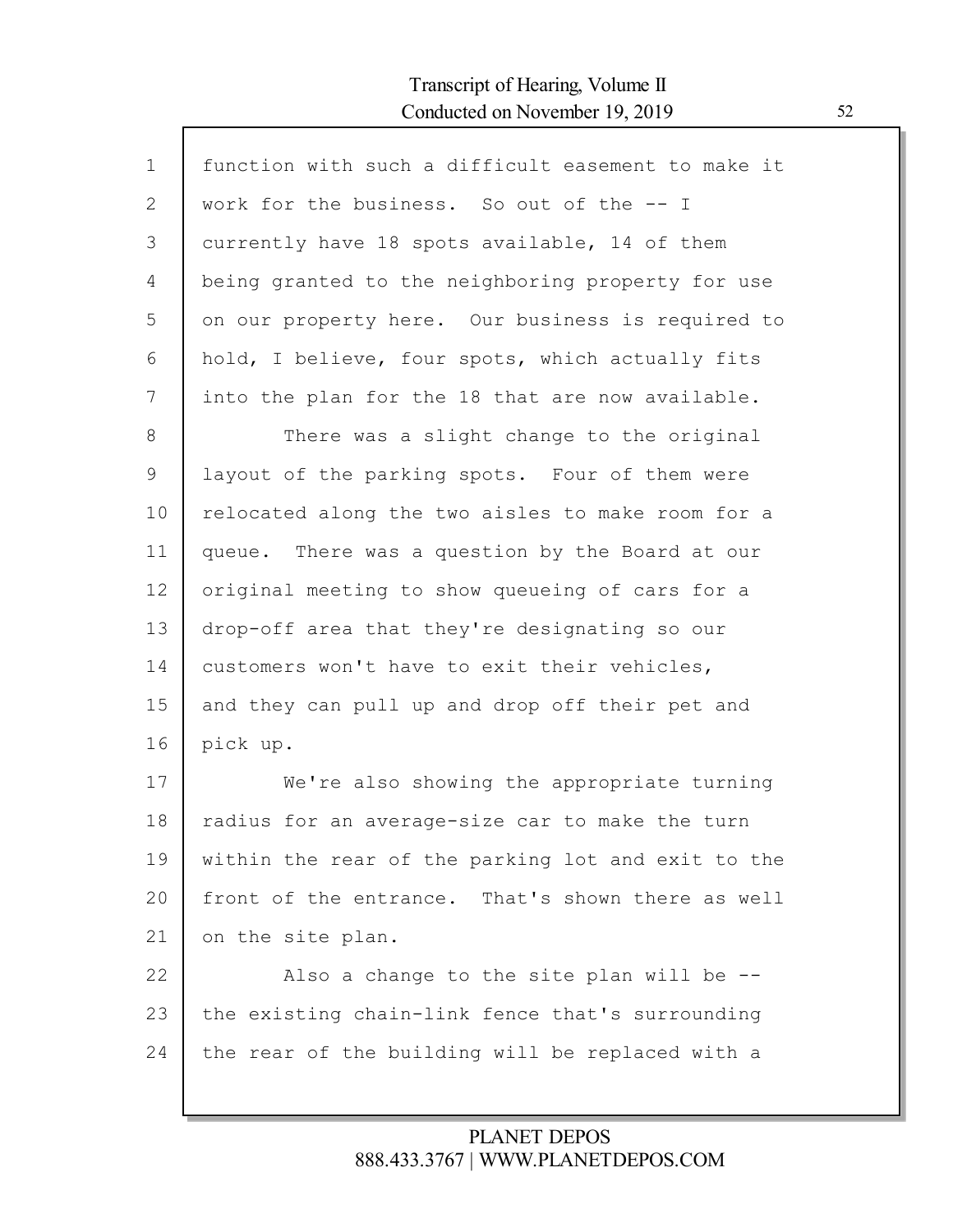function with such a difficult easement to make it work for the business. So out of the -- I currently have 18 spots available, 14 of them being granted to the neighboring property for use on our property here. Our business is required to hold, I believe, four spots, which actually fits into the plan for the 18 that are now available.

There was a slight change to the original layout of the parking spots. Four of them were relocated along the two aisles to make room for a queue. There was a question by the Board at our original meeting to show queueing of cars for a drop-off area that they're designating so our customers won't have to exit their vehicles, and they can pull up and drop off their pet and pick up.

We're also showing the appropriate turning radius for an average-size car to make the turn within the rear of the parking lot and exit to the front of the entrance. That's shown there as well on the site plan.

Also a change to the site plan will be -- the existing chain-link fence that's surrounding the rear of the building will be replaced with a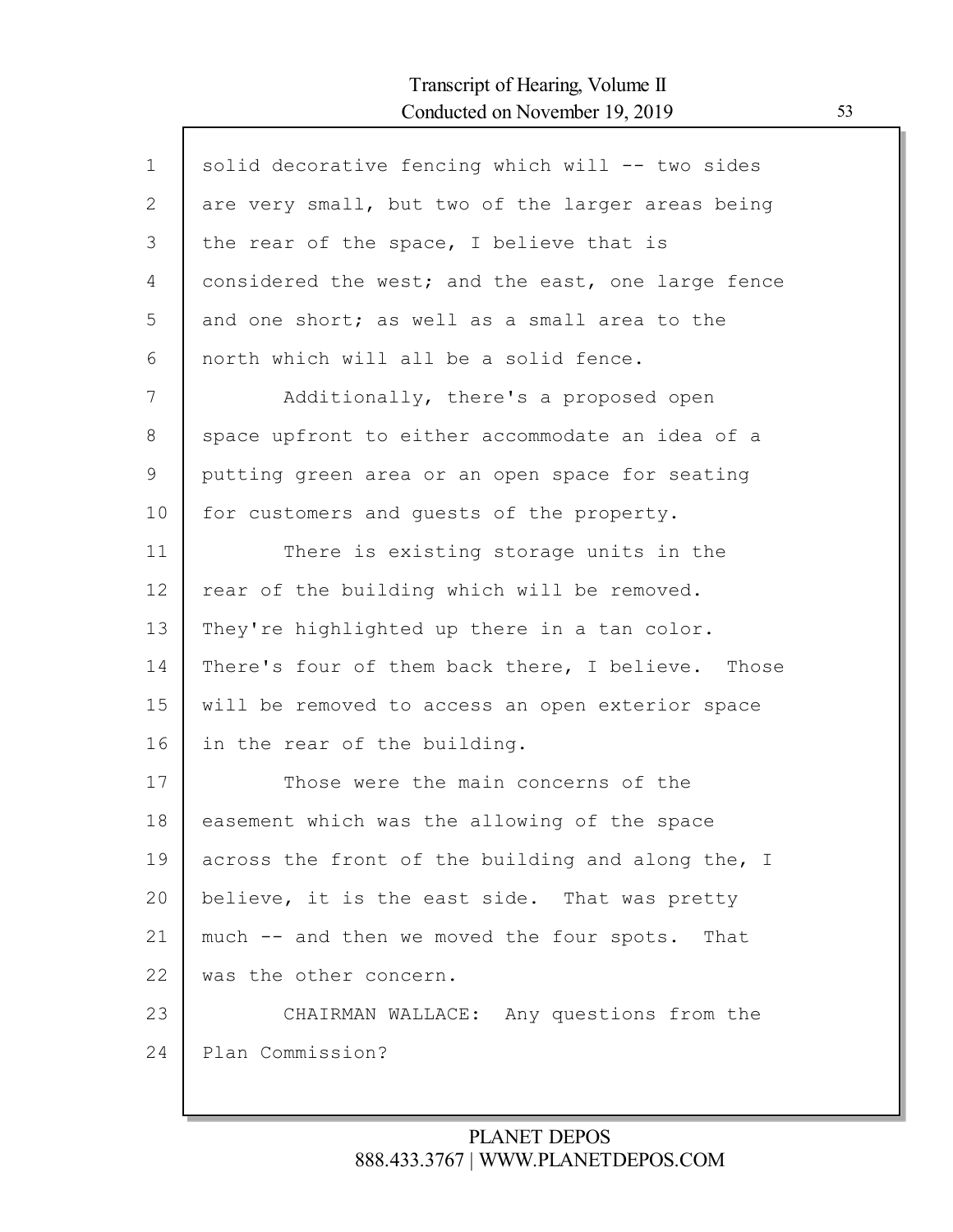solid decorative fencing which will -- two sides are very small, but two of the larger areas being the rear of the space, I believe that is considered the west; and the east, one large fence and one short; as well as a small area to the north which will all be a solid fence.

Additionally, there's a proposed open space upfront to either accommodate an idea of a putting green area or an open space for seating for customers and guests of the property.

There is existing storage units in the rear of the building which will be removed. They're highlighted up there in a tan color. There's four of them back there, I believe. Those will be removed to access an open exterior space in the rear of the building.

Those were the main concerns of the easement which was the allowing of the space across the front of the building and along the, I believe, it is the east side. That was pretty much -- and then we moved the four spots. That was the other concern.

CHAIRMAN WALLACE: Any questions from the Plan Commission?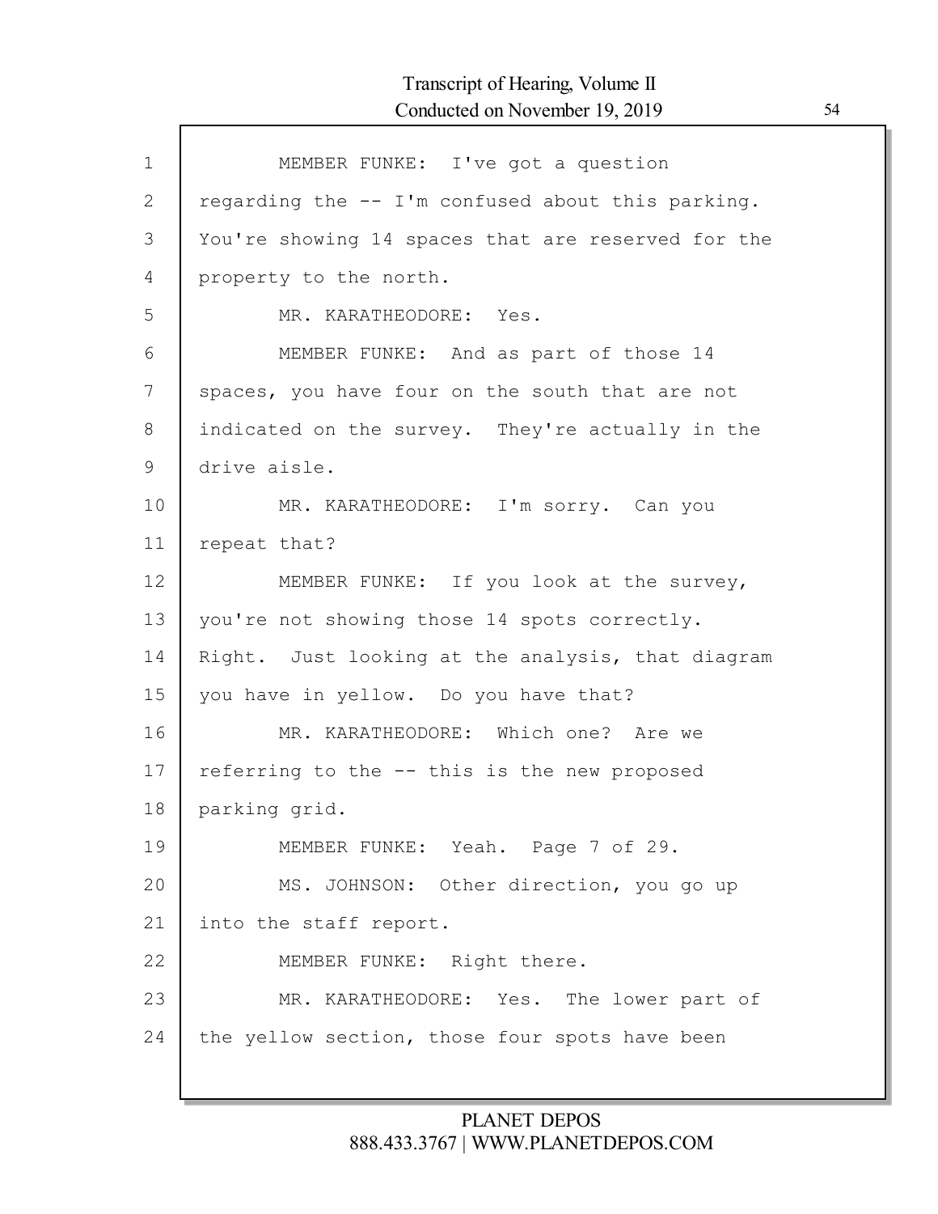MEMBER FUNKE: I've got a question regarding the -- I'm confused about this parking. You're showing 14 spaces that are reserved for the property to the north.

MR. KARATHEODORE: Yes.

MEMBER FUNKE: And as part of those 14 spaces, you have four on the south that are not indicated on the survey. They're actually in the drive aisle.

MR. KARATHEODORE: I'm sorry. Can you repeat that?

MEMBER FUNKE: If you look at the survey, you're not showing those 14 spots correctly. Right. Just looking at the analysis, that diagram you have in yellow. Do you have that?

MR. KARATHEODORE: Which one? Are we referring to the -- this is the new proposed parking grid.

MEMBER FUNKE: Yeah. Page 7 of 29.

MS. JOHNSON: Other direction, you go up into the staff report.

MEMBER FUNKE: Right there.

MR. KARATHEODORE: Yes. The lower part of the yellow section, those four spots have been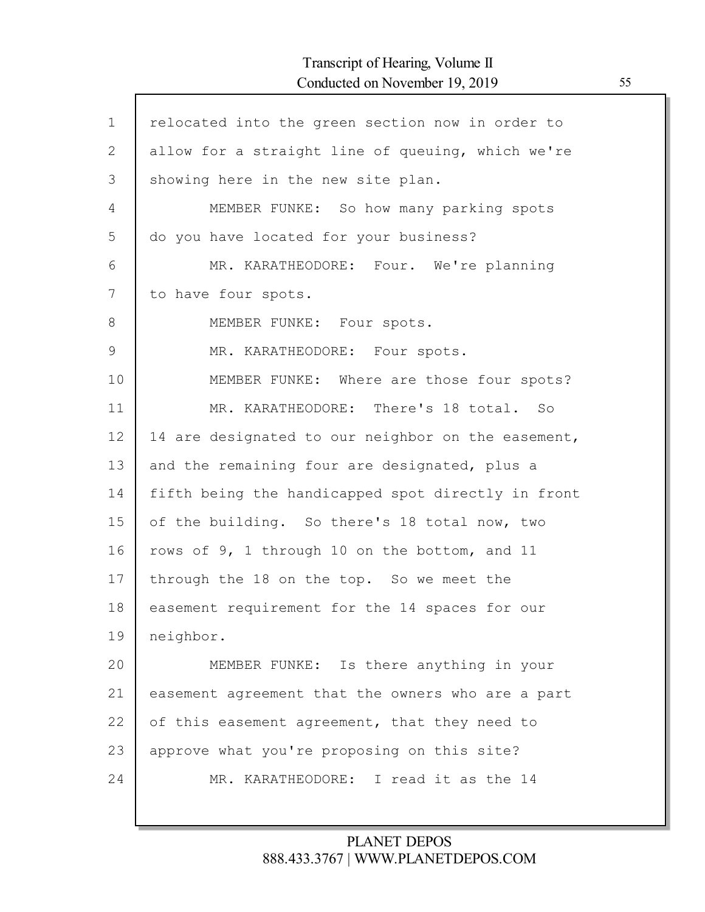relocated into the green section now in order to allow for a straight line of queuing, which we're showing here in the new site plan.

MEMBER FUNKE: So how many parking spots do you have located for your business?

MR. KARATHEODORE: Four. We're planning to have four spots.

MEMBER FUNKE: Four spots.

MR. KARATHEODORE: Four spots.

MEMBER FUNKE: Where are those four spots?

MR. KARATHEODORE: There's 18 total. So 14 are designated to our neighbor on the easement, and the remaining four are designated, plus a fifth being the handicapped spot directly in front of the building. So there's 18 total now, two rows of 9, 1 through 10 on the bottom, and 11 through the 18 on the top. So we meet the easement requirement for the 14 spaces for our neighbor.

MEMBER FUNKE: Is there anything in your easement agreement that the owners who are a part of this easement agreement, that they need to approve what you're proposing on this site?

MR. KARATHEODORE: I read it as the 14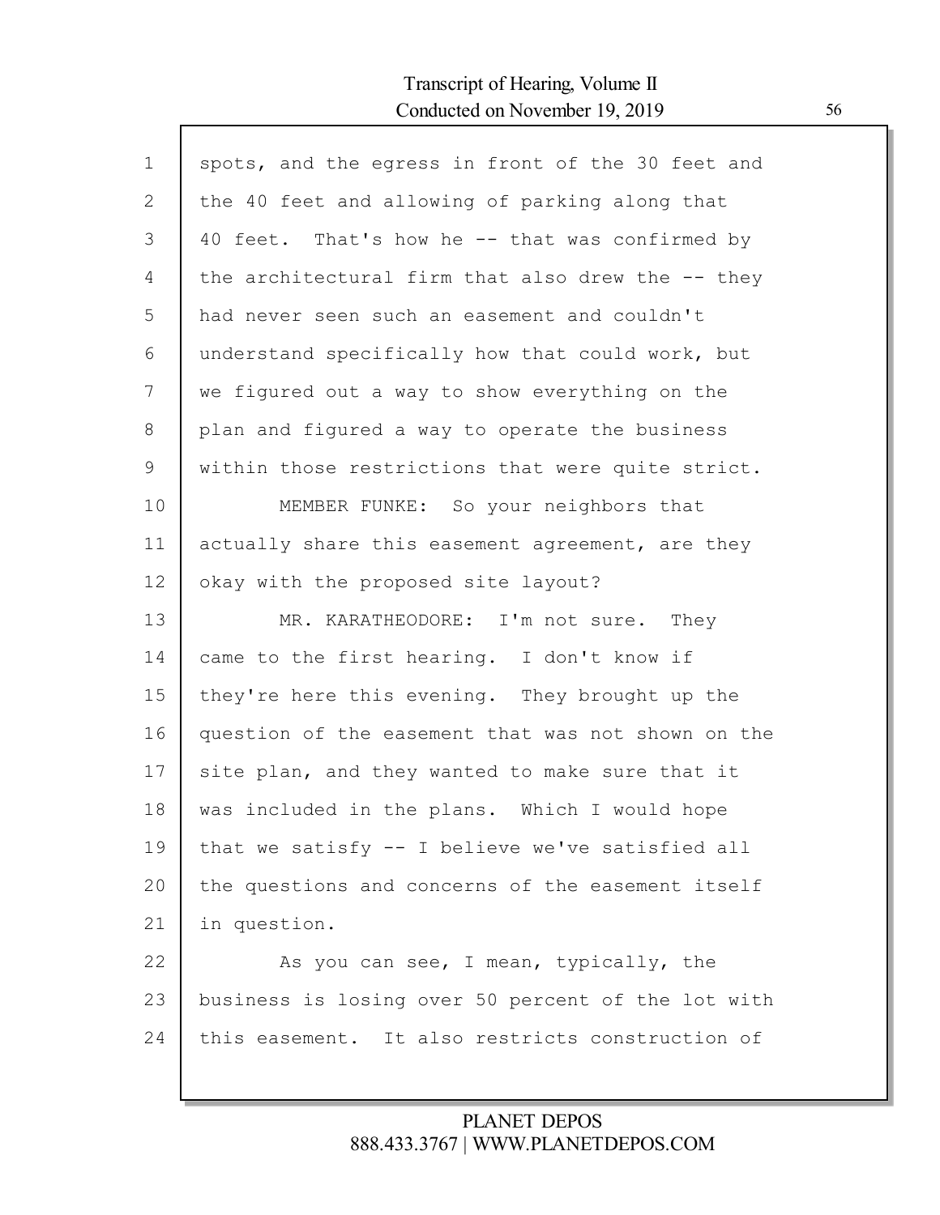spots, and the egress in front of the 30 feet and the 40 feet and allowing of parking along that 40 feet. That's how he -- that was confirmed by the architectural firm that also drew the -- they had never seen such an easement and couldn't understand specifically how that could work, but we figured out a way to show everything on the plan and figured a way to operate the business within those restrictions that were quite strict.

MEMBER FUNKE: So your neighbors that actually share this easement agreement, are they okay with the proposed site layout?

MR. KARATHEODORE: I'm not sure. They came to the first hearing. I don't know if they're here this evening. They brought up the question of the easement that was not shown on the site plan, and they wanted to make sure that it was included in the plans. Which I would hope that we satisfy -- I believe we've satisfied all the questions and concerns of the easement itself in question.

As you can see, I mean, typically, the business is losing over 50 percent of the lot with this easement. It also restricts construction of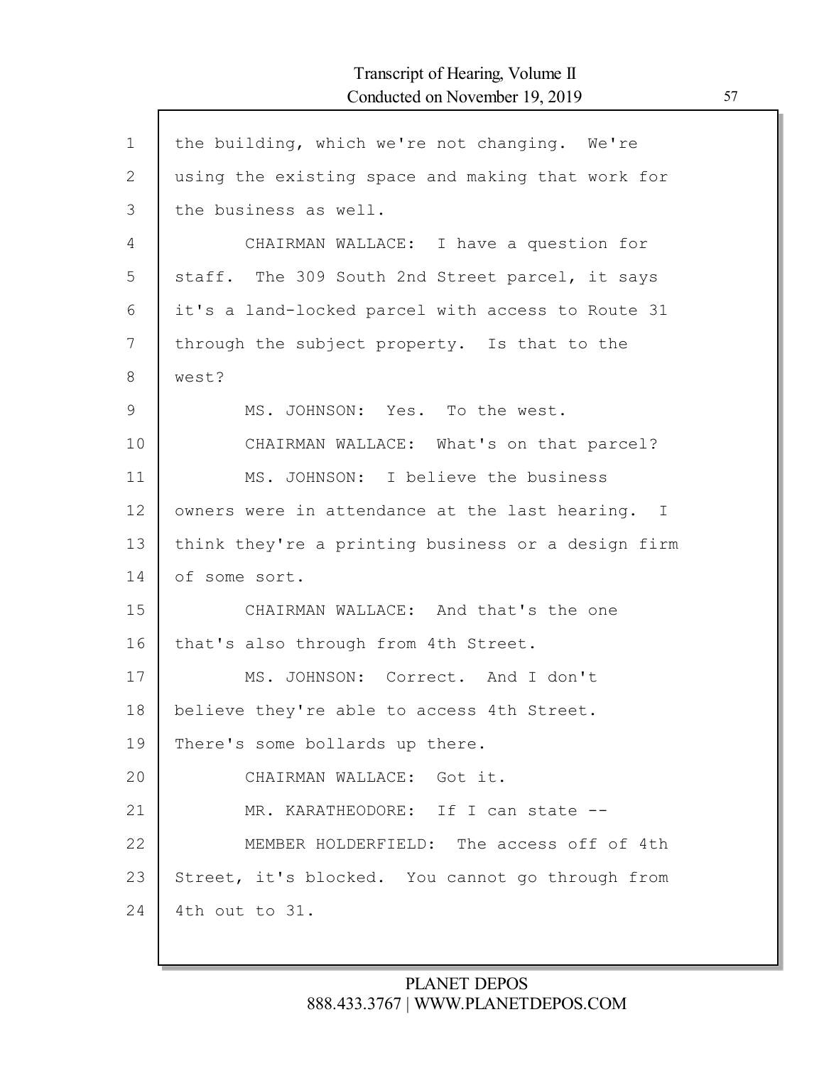the building, which we're not changing. We're using the existing space and making that work for the business as well.

CHAIRMAN WALLACE: I have a question for staff. The 309 South 2nd Street parcel, it says it's a land-locked parcel with access to Route 31 through the subject property. Is that to the west?

MS. JOHNSON: Yes. To the west.

CHAIRMAN WALLACE: What's on that parcel?

MS. JOHNSON: I believe the business owners were in attendance at the last hearing. I think they're a printing business or a design firm of some sort.

CHAIRMAN WALLACE: And that's the one that's also through from 4th Street.

MS. JOHNSON: Correct. And I don't believe they're able to access 4th Street. There's some bollards up there.

CHAIRMAN WALLACE: Got it.

MR. KARATHEODORE: If I can state --

MEMBER HOLDERFIELD: The access off of 4th Street, it's blocked. You cannot go through from 4th out to 31.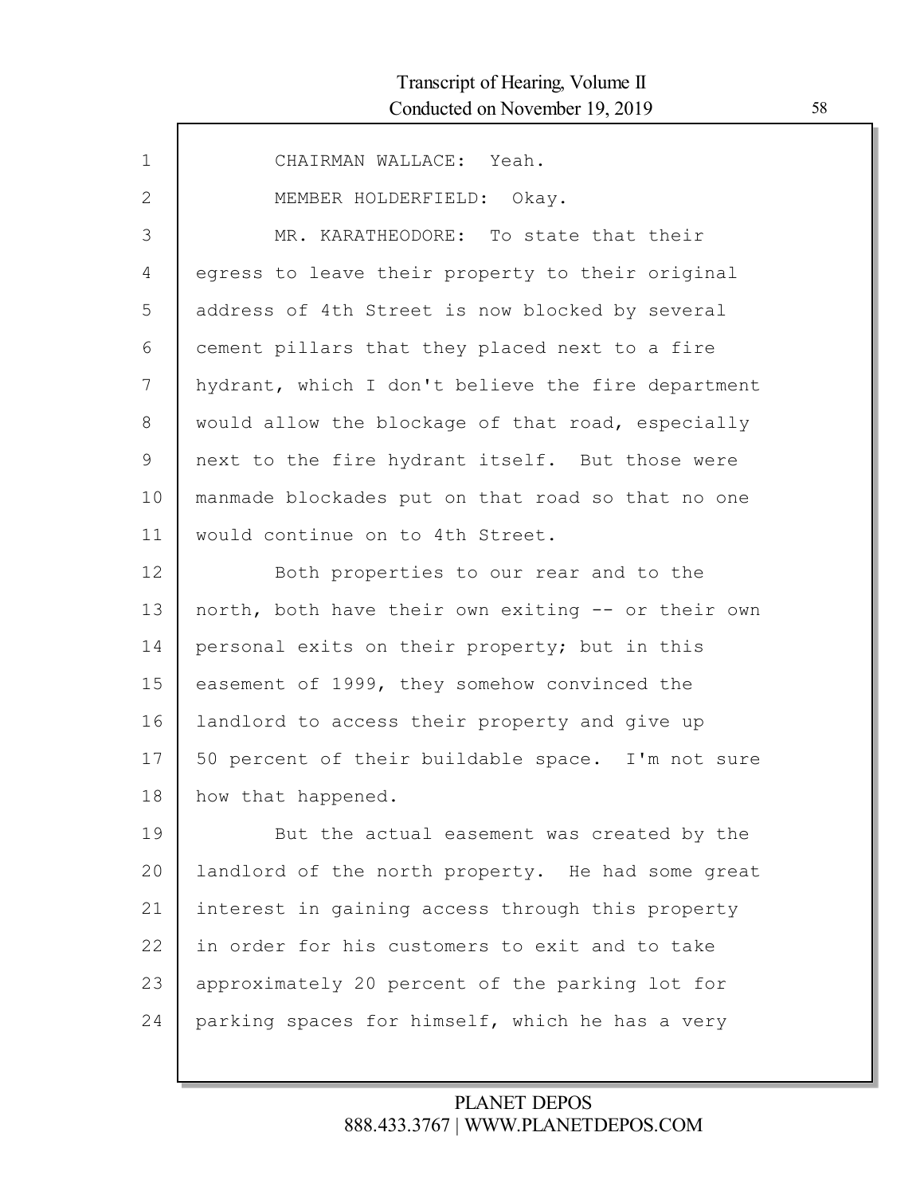CHAIRMAN WALLACE: Yeah.

MEMBER HOLDERFIELD: Okay.

MR. KARATHEODORE: To state that their egress to leave their property to their original address of 4th Street is now blocked by several cement pillars that they placed next to a fire hydrant, which I don't believe the fire department would allow the blockage of that road, especially next to the fire hydrant itself. But those were manmade blockades put on that road so that no one would continue on to 4th Street.

Both properties to our rear and to the north, both have their own exiting -- or their own personal exits on their property; but in this easement of 1999, they somehow convinced the landlord to access their property and give up 50 percent of their buildable space. I'm not sure how that happened.

But the actual easement was created by the landlord of the north property. He had some great interest in gaining access through this property in order for his customers to exit and to take approximately 20 percent of the parking lot for parking spaces for himself, which he has a very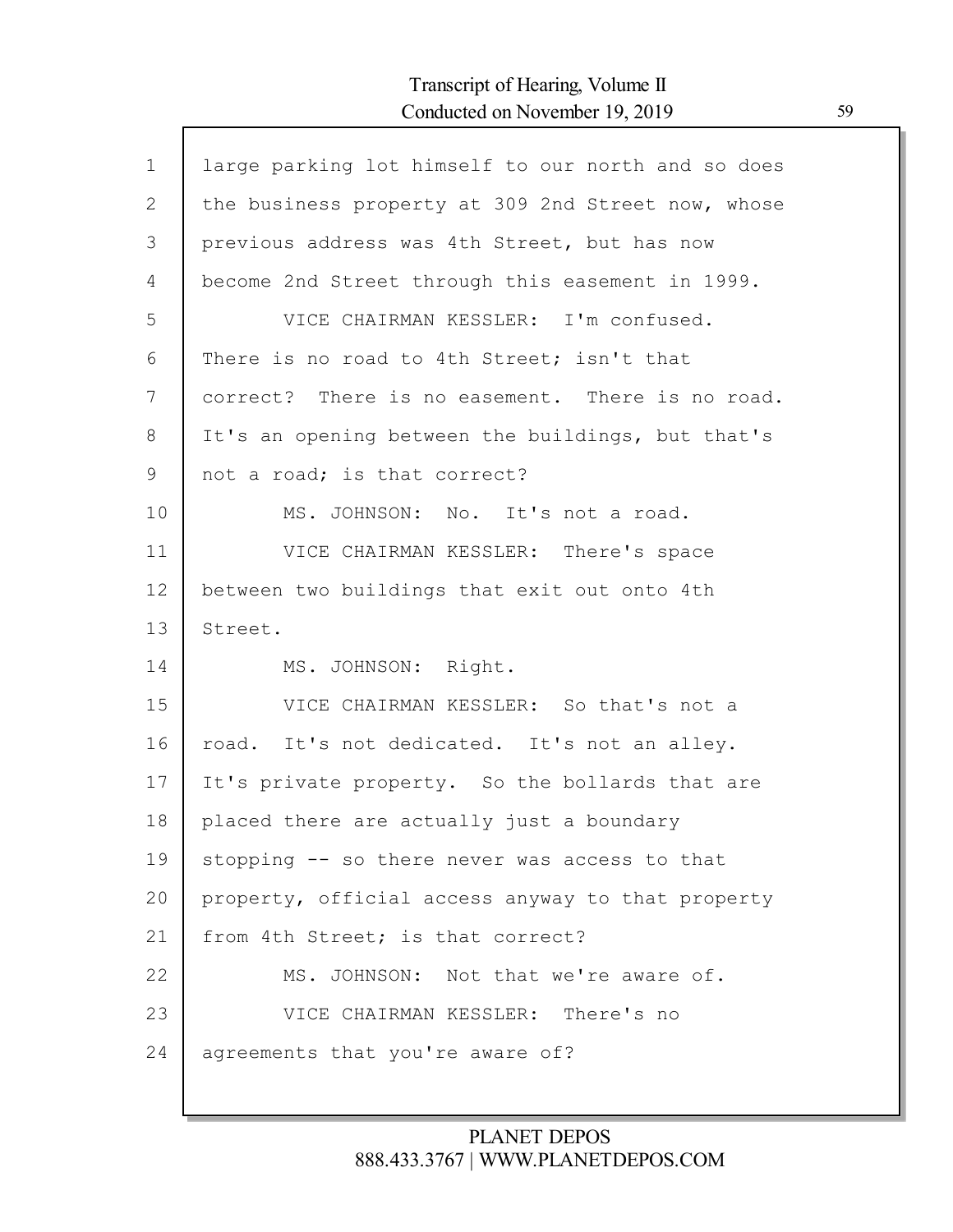large parking lot himself to our north and so does the business property at 309 2nd Street now, whose previous address was 4th Street, but has now become 2nd Street through this easement in 1999.

VICE CHAIRMAN KESSLER: I'm confused. There is no road to 4th Street; isn't that correct? There is no easement. There is no road. It's an opening between the buildings, but that's not a road; is that correct?

MS. JOHNSON: No. It's not a road.

VICE CHAIRMAN KESSLER: There's space between two buildings that exit out onto 4th Street.

MS. JOHNSON: Right.

VICE CHAIRMAN KESSLER: So that's not a road. It's not dedicated. It's not an alley. It's private property. So the bollards that are placed there are actually just a boundary stopping -- so there never was access to that property, official access anyway to that property from 4th Street; is that correct?

MS. JOHNSON: Not that we're aware of.

VICE CHAIRMAN KESSLER: There's no agreements that you're aware of?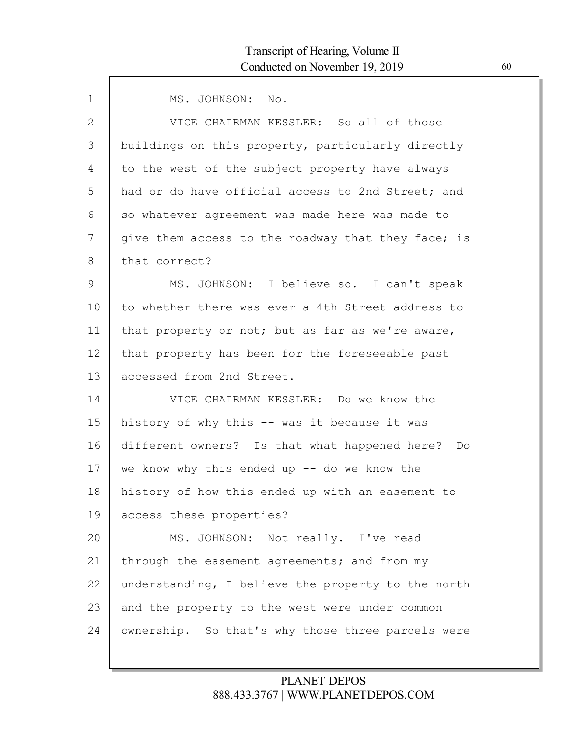MS. JOHNSON: No.

VICE CHAIRMAN KESSLER: So all of those buildings on this property, particularly directly to the west of the subject property have always had or do have official access to 2nd Street; and so whatever agreement was made here was made to give them access to the roadway that they face; is that correct?

MS. JOHNSON: I believe so. I can't speak to whether there was ever a 4th Street address to that property or not; but as far as we're aware, that property has been for the foreseeable past accessed from 2nd Street.

VICE CHAIRMAN KESSLER: Do we know the history of why this -- was it because it was different owners? Is that what happened here? Do we know why this ended up -- do we know the history of how this ended up with an easement to access these properties?

MS. JOHNSON: Not really. I've read through the easement agreements; and from my understanding, I believe the property to the north and the property to the west were under common ownership. So that's why those three parcels were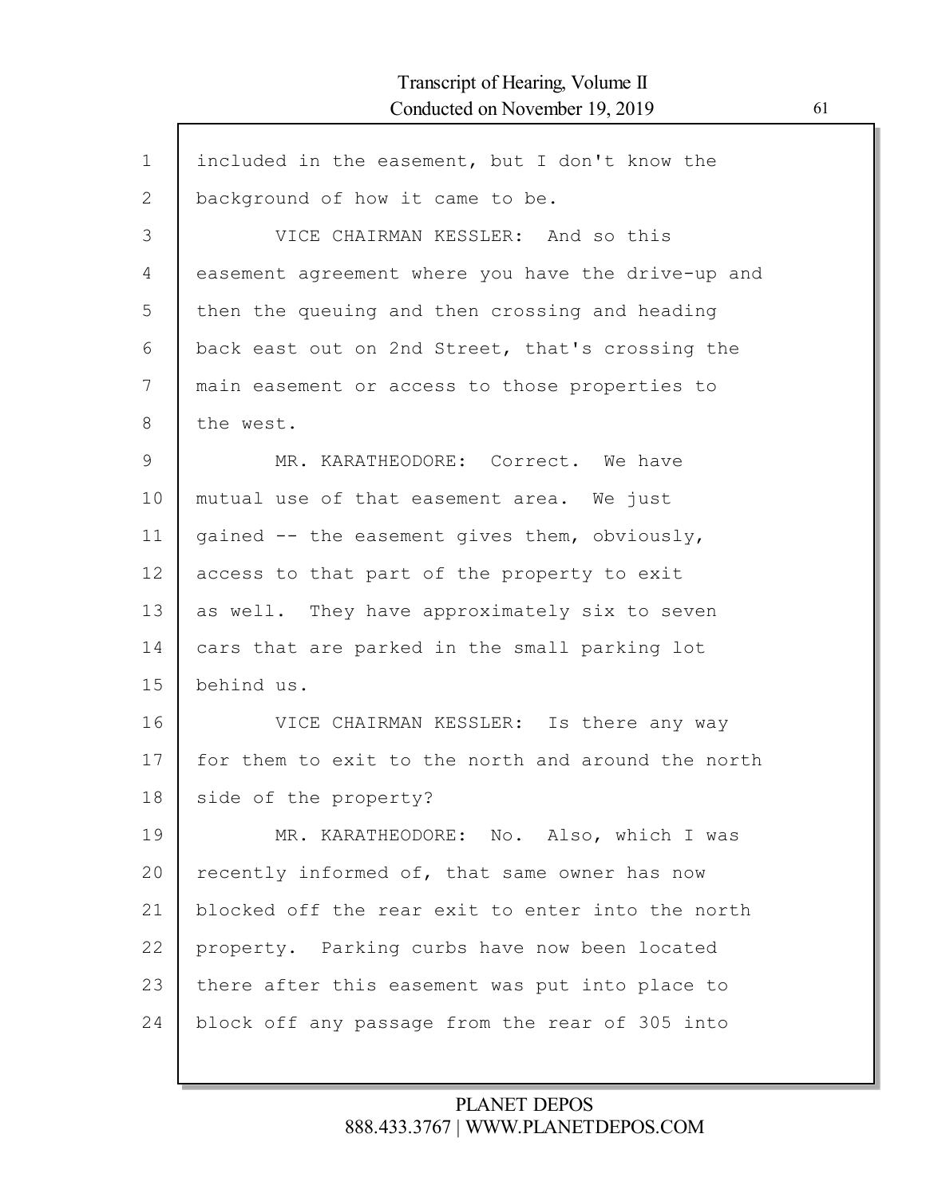included in the easement, but I don't know the background of how it came to be.

VICE CHAIRMAN KESSLER: And so this easement agreement where you have the drive-up and then the queuing and then crossing and heading back east out on 2nd Street, that's crossing the main easement or access to those properties to the west.

MR. KARATHEODORE: Correct. We have mutual use of that easement area. We just gained -- the easement gives them, obviously, access to that part of the property to exit as well. They have approximately six to seven cars that are parked in the small parking lot behind us.

VICE CHAIRMAN KESSLER: Is there any way for them to exit to the north and around the north side of the property?

MR. KARATHEODORE: No. Also, which I was recently informed of, that same owner has now blocked off the rear exit to enter into the north property. Parking curbs have now been located there after this easement was put into place to block off any passage from the rear of 305 into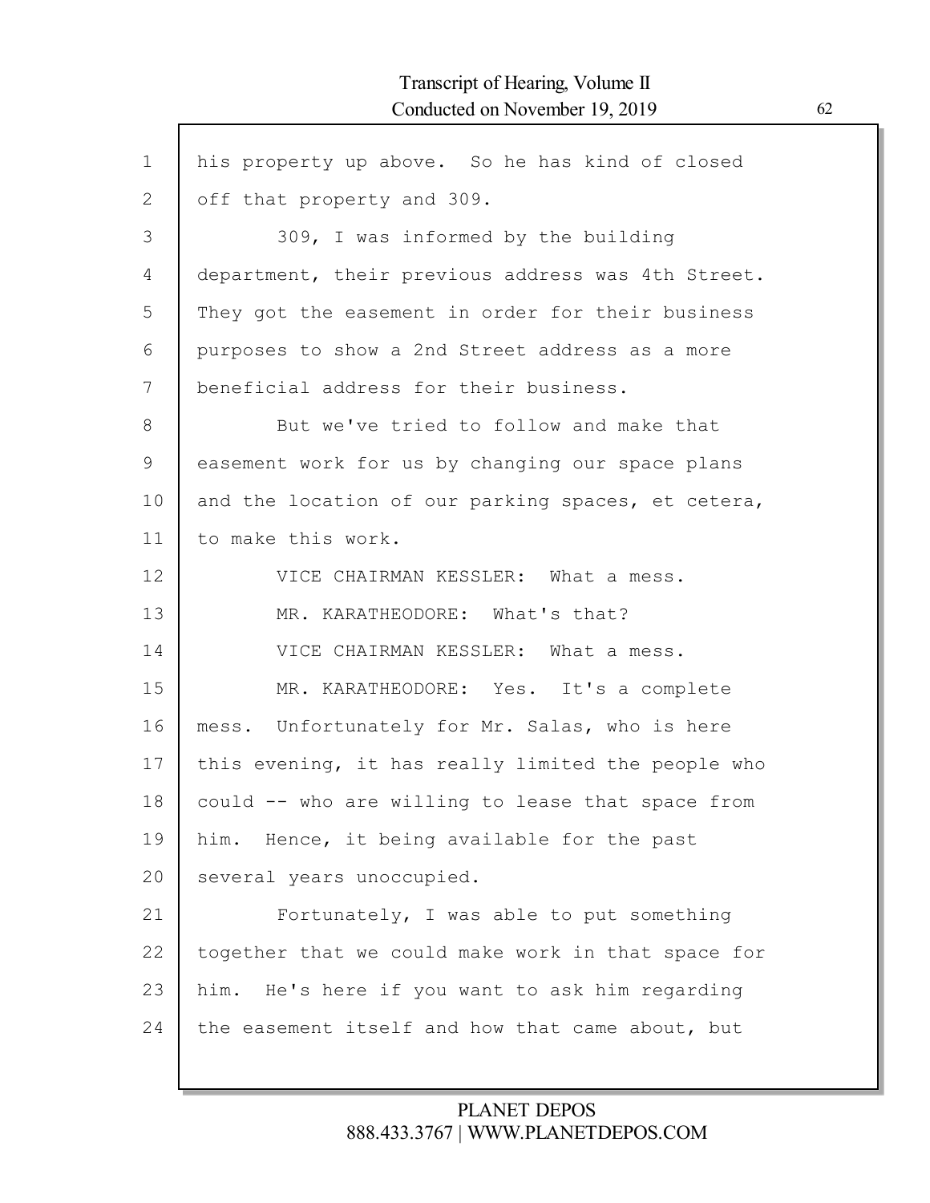his property up above. So he has kind of closed off that property and 309.

309, I was informed by the building department, their previous address was 4th Street. They got the easement in order for their business purposes to show a 2nd Street address as a more beneficial address for their business.

But we've tried to follow and make that easement work for us by changing our space plans and the location of our parking spaces, et cetera, to make this work.

VICE CHAIRMAN KESSLER: What a mess.

MR. KARATHEODORE: What's that?

VICE CHAIRMAN KESSLER: What a mess.

MR. KARATHEODORE: Yes. It's a complete mess. Unfortunately for Mr. Salas, who is here this evening, it has really limited the people who could -- who are willing to lease that space from him. Hence, it being available for the past several years unoccupied.

Fortunately, I was able to put something together that we could make work in that space for him. He's here if you want to ask him regarding the easement itself and how that came about, but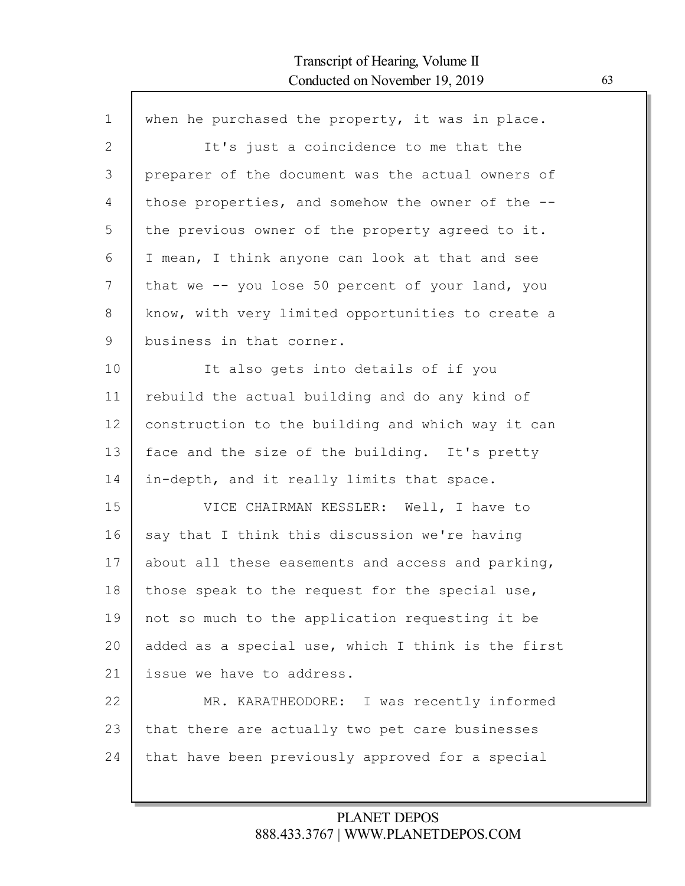when he purchased the property, it was in place.

It's just a coincidence to me that the preparer of the document was the actual owners of those properties, and somehow the owner of the -- the previous owner of the property agreed to it. I mean, I think anyone can look at that and see that we -- you lose 50 percent of your land, you know, with very limited opportunities to create a business in that corner.

It also gets into details of if you rebuild the actual building and do any kind of construction to the building and which way it can face and the size of the building. It's pretty in-depth, and it really limits that space.

VICE CHAIRMAN KESSLER: Well, I have to say that I think this discussion we're having about all these easements and access and parking, those speak to the request for the special use, not so much to the application requesting it be added as a special use, which I think is the first issue we have to address.

MR. KARATHEODORE: I was recently informed that there are actually two pet care businesses that have been previously approved for a special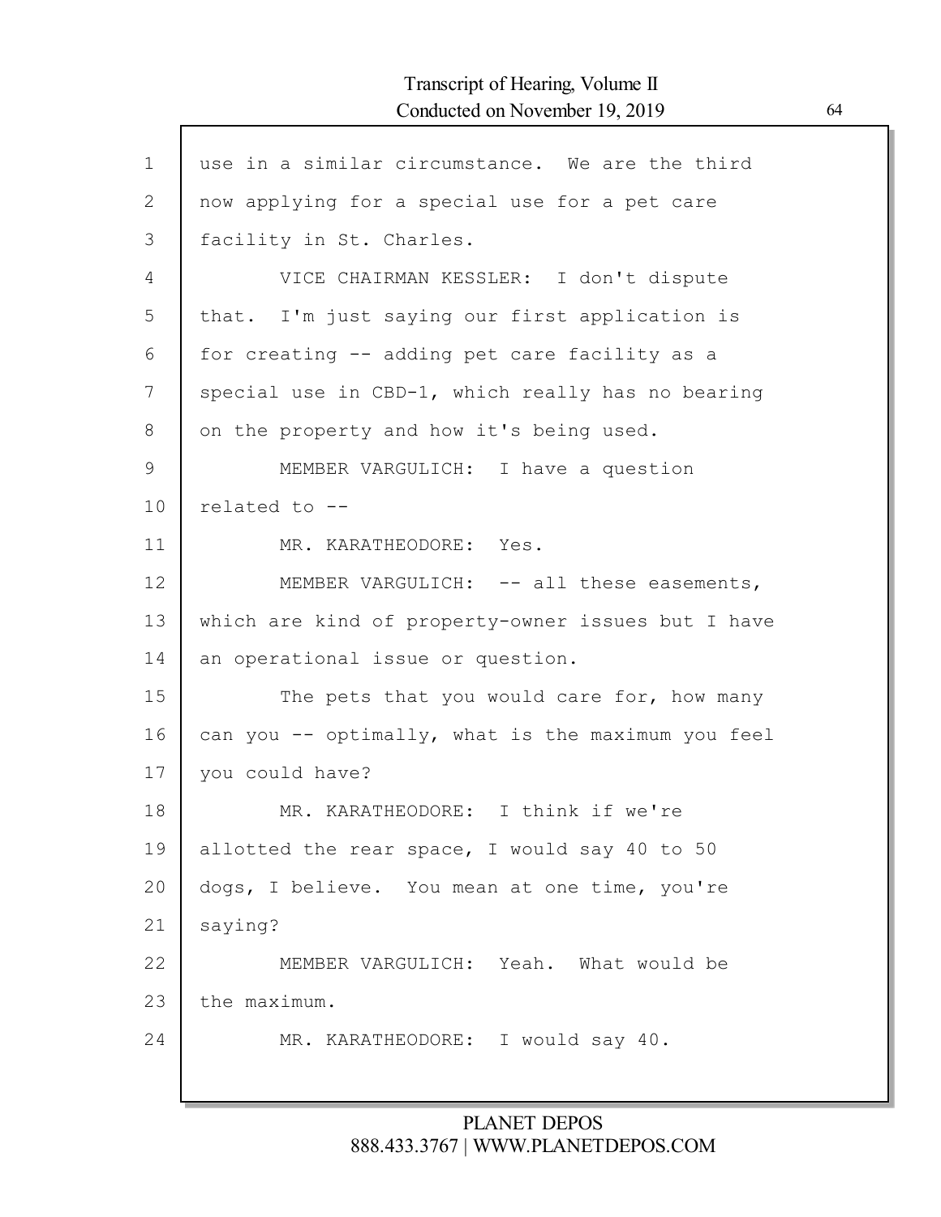use in a similar circumstance. We are the third now applying for a special use for a pet care facility in St. Charles.

VICE CHAIRMAN KESSLER: I don't dispute that. I'm just saying our first application is for creating -- adding pet care facility as a special use in CBD-1, which really has no bearing on the property and how it's being used.

MEMBER VARGULICH: I have a question related to --

MR. KARATHEODORE: Yes.

MEMBER VARGULICH: -- all these easements, which are kind of property-owner issues but I have an operational issue or question.

The pets that you would care for, how many can you -- optimally, what is the maximum you feel you could have?

MR. KARATHEODORE: I think if we're allotted the rear space, I would say 40 to 50 dogs, I believe. You mean at one time, you're saying?

MEMBER VARGULICH: Yeah. What would be the maximum.

MR. KARATHEODORE: I would say 40.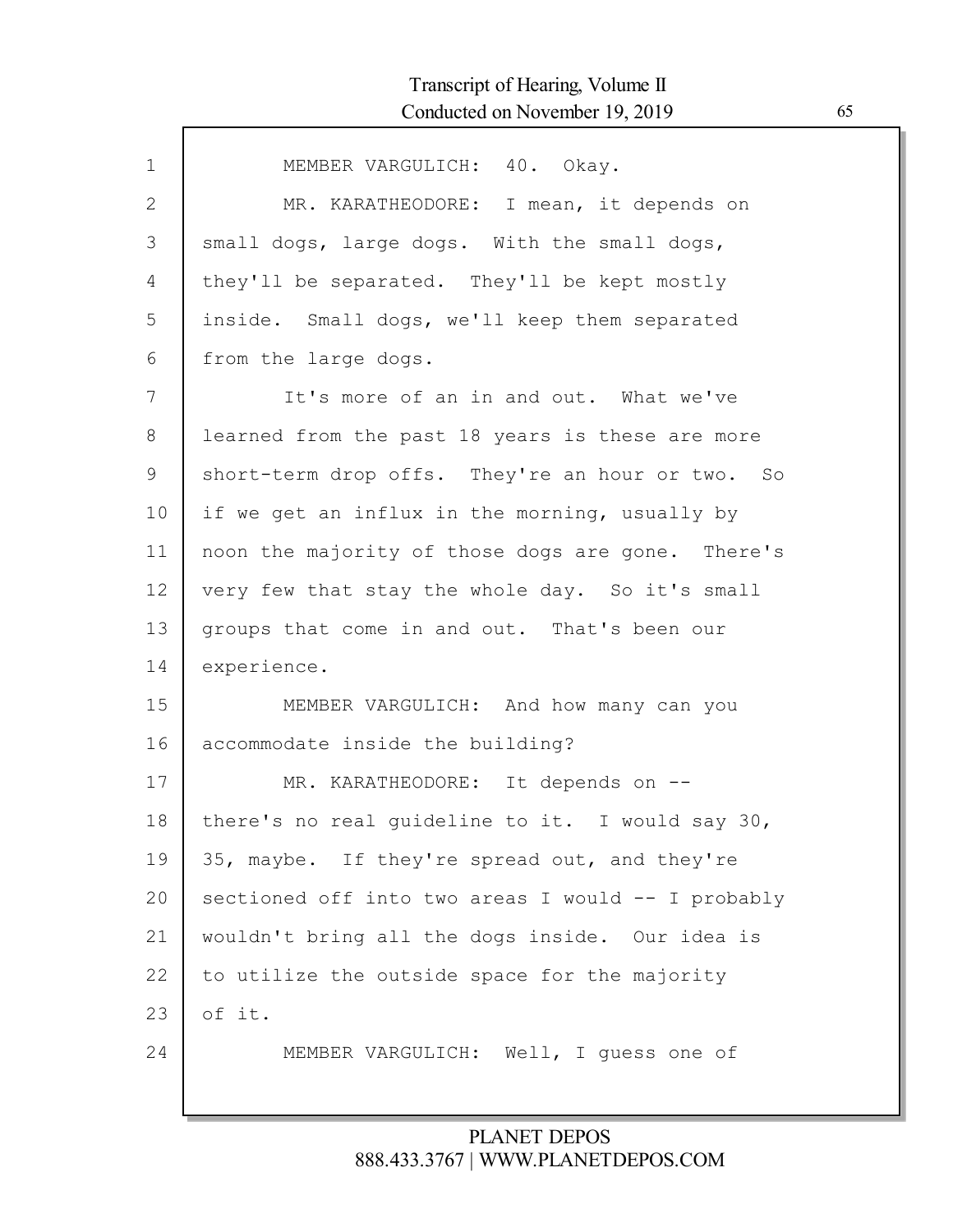MEMBER VARGULICH: 40. Okay.

MR. KARATHEODORE: I mean, it depends on small dogs, large dogs. With the small dogs, they'll be separated. They'll be kept mostly inside. Small dogs, we'll keep them separated from the large dogs.

It's more of an in and out. What we've learned from the past 18 years is these are more short-term drop offs. They're an hour or two. So if we get an influx in the morning, usually by noon the majority of those dogs are gone. There's very few that stay the whole day. So it's small groups that come in and out. That's been our experience.

MEMBER VARGULICH: And how many can you accommodate inside the building?

MR. KARATHEODORE: It depends on -- there's no real guideline to it. I would say 30, 35, maybe. If they're spread out, and they're sectioned off into two areas I would -- I probably wouldn't bring all the dogs inside. Our idea is to utilize the outside space for the majority of it.

MEMBER VARGULICH: Well, I guess one of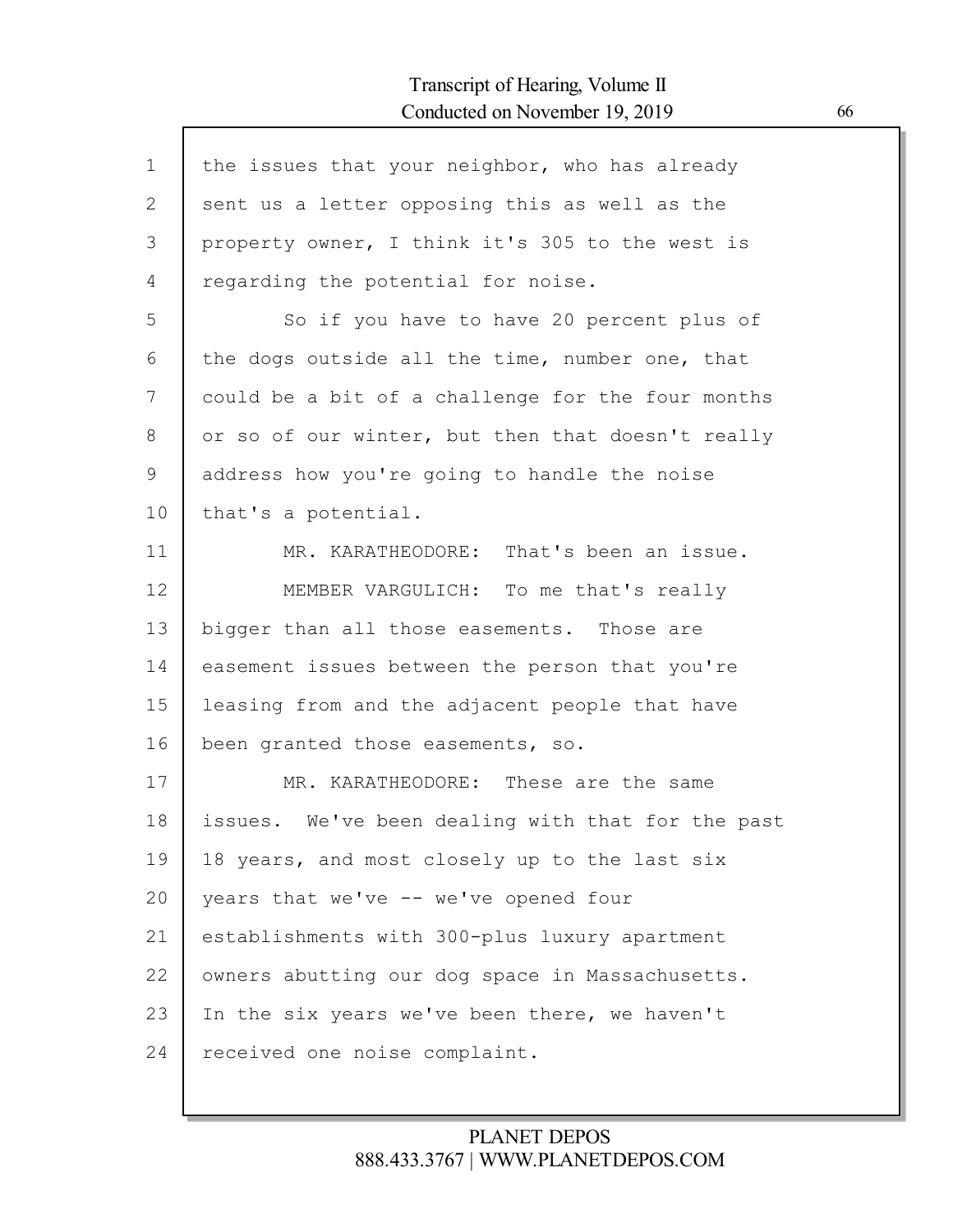the issues that your neighbor, who has already sent us a letter opposing this as well as the property owner, I think it's 305 to the west is regarding the potential for noise.

So if you have to have 20 percent plus of the dogs outside all the time, number one, that could be a bit of a challenge for the four months or so of our winter, but then that doesn't really address how you're going to handle the noise that's a potential.

MR. KARATHEODORE: That's been an issue.

MEMBER VARGULICH: To me that's really bigger than all those easements. Those are easement issues between the person that you're leasing from and the adjacent people that have been granted those easements, so.

MR. KARATHEODORE: These are the same issues. We've been dealing with that for the past 18 years, and most closely up to the last six years that we've -- we've opened four establishments with 300-plus luxury apartment owners abutting our dog space in Massachusetts. In the six years we've been there, we haven't received one noise complaint.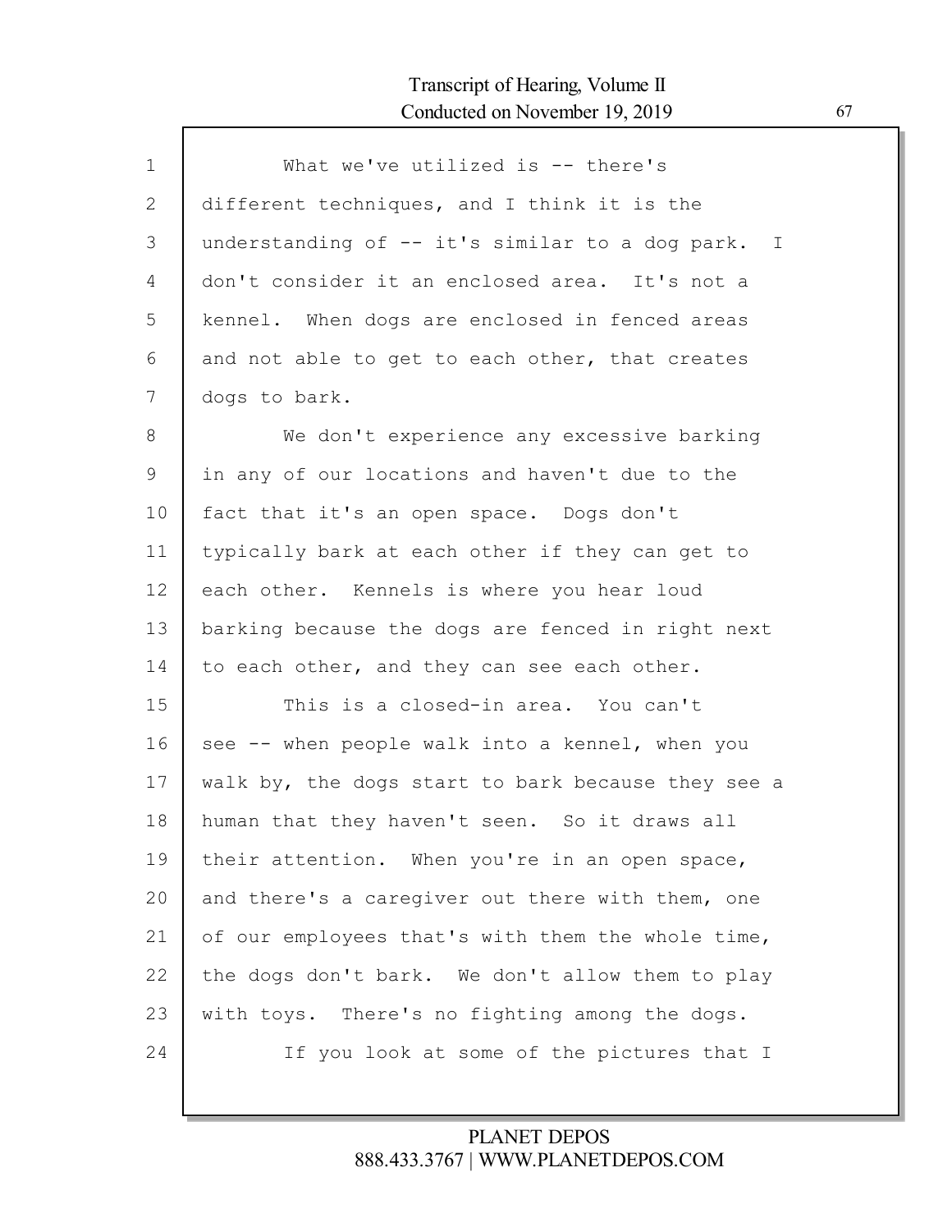What we've utilized is -- there's different techniques, and I think it is the understanding of -- it's similar to a dog park. I don't consider it an enclosed area. It's not a kennel. When dogs are enclosed in fenced areas and not able to get to each other, that creates dogs to bark.

We don't experience any excessive barking in any of our locations and haven't due to the fact that it's an open space. Dogs don't typically bark at each other if they can get to each other. Kennels is where you hear loud barking because the dogs are fenced in right next to each other, and they can see each other.

This is a closed-in area. You can't see -- when people walk into a kennel, when you walk by, the dogs start to bark because they see a human that they haven't seen. So it draws all their attention. When you're in an open space, and there's a caregiver out there with them, one of our employees that's with them the whole time, the dogs don't bark. We don't allow them to play with toys. There's no fighting among the dogs.

If you look at some of the pictures that I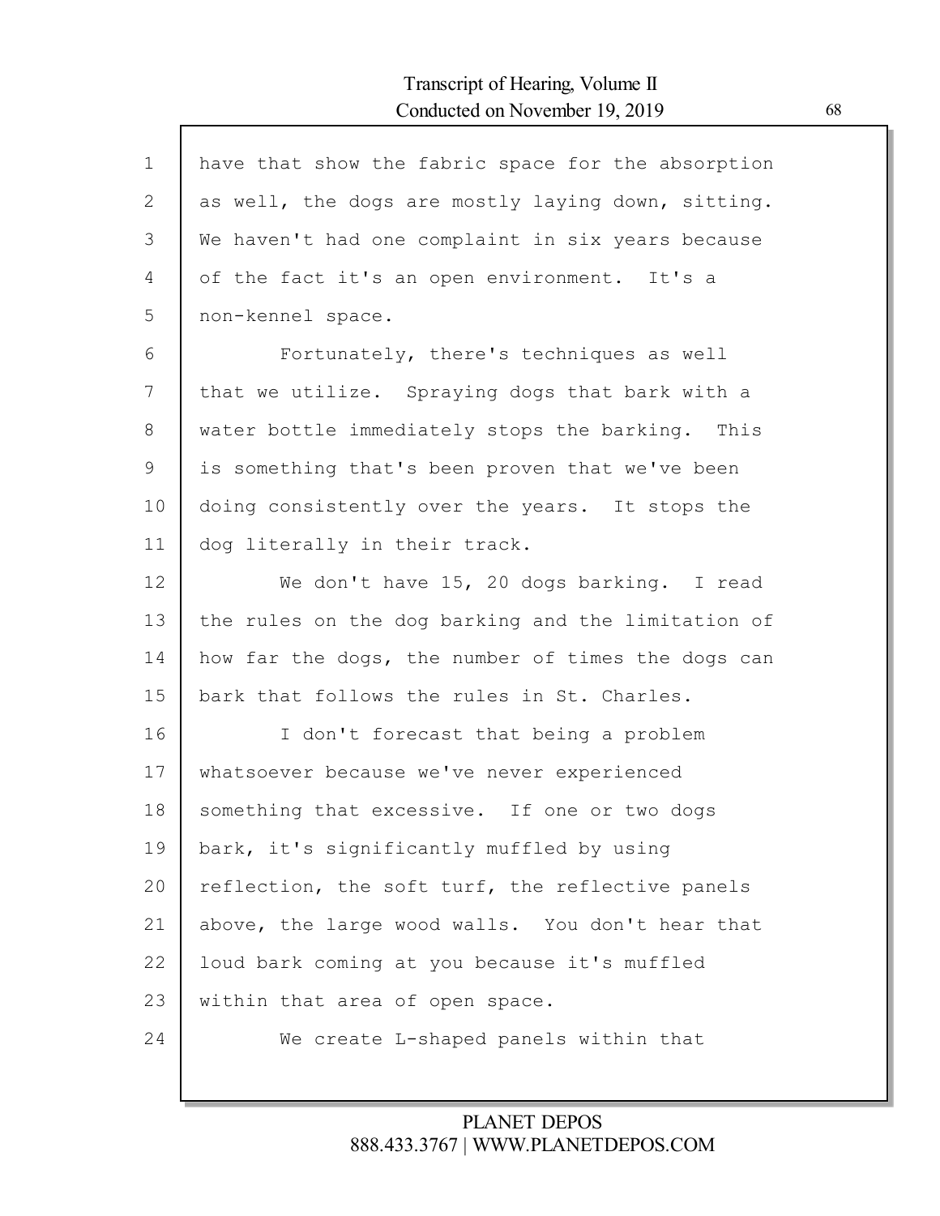have that show the fabric space for the absorption as well, the dogs are mostly laying down, sitting. We haven't had one complaint in six years because of the fact it's an open environment. It's a non-kennel space.

Fortunately, there's techniques as well that we utilize. Spraying dogs that bark with a water bottle immediately stops the barking. This is something that's been proven that we've been doing consistently over the years. It stops the dog literally in their track.

We don't have 15, 20 dogs barking. I read the rules on the dog barking and the limitation of how far the dogs, the number of times the dogs can bark that follows the rules in St. Charles.

I don't forecast that being a problem whatsoever because we've never experienced something that excessive. If one or two dogs bark, it's significantly muffled by using reflection, the soft turf, the reflective panels above, the large wood walls. You don't hear that loud bark coming at you because it's muffled within that area of open space.

We create L-shaped panels within that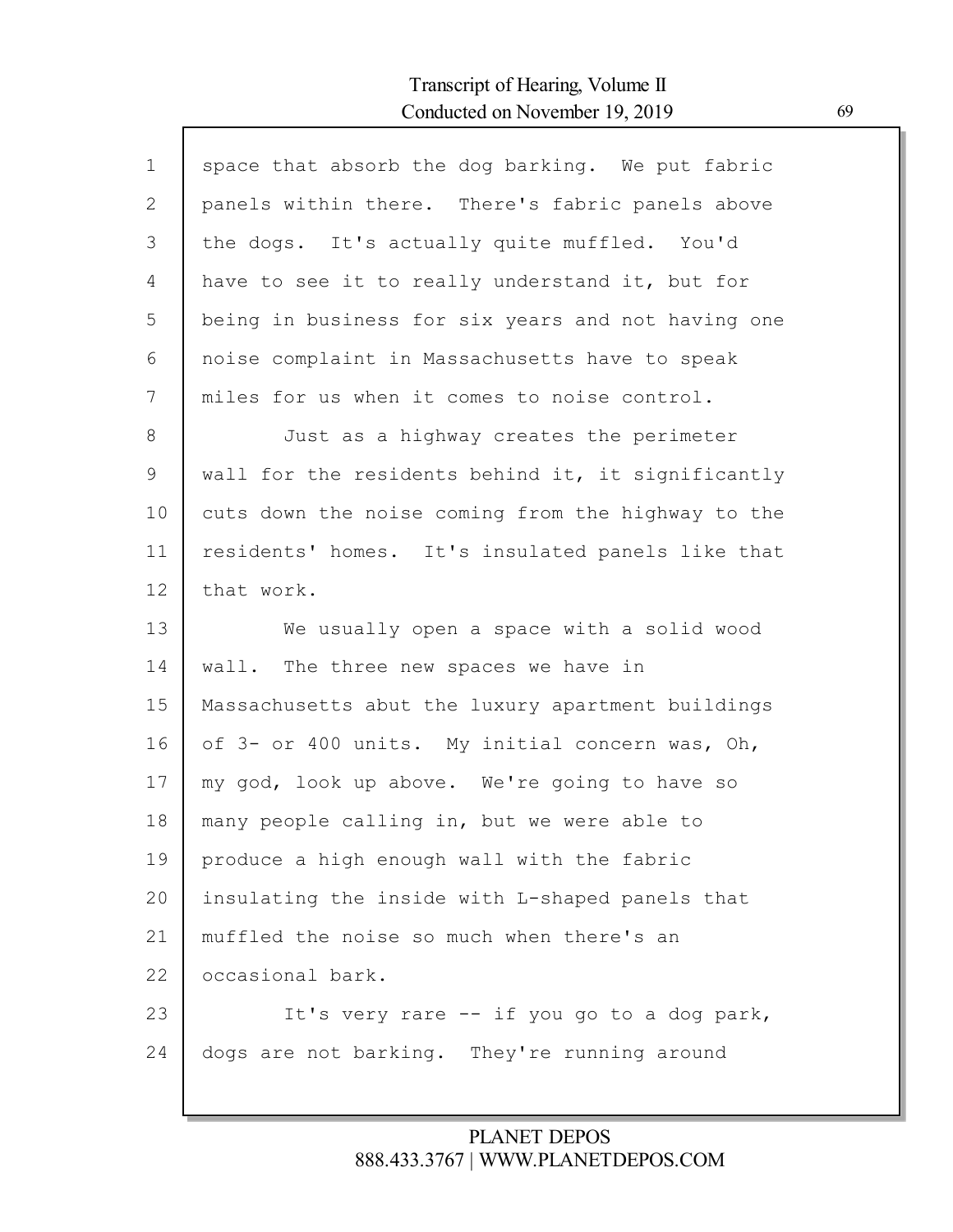space that absorb the dog barking. We put fabric panels within there. There's fabric panels above the dogs. It's actually quite muffled. You'd have to see it to really understand it, but for being in business for six years and not having one noise complaint in Massachusetts have to speak miles for us when it comes to noise control.

Just as a highway creates the perimeter wall for the residents behind it, it significantly cuts down the noise coming from the highway to the residents' homes. It's insulated panels like that that work.

We usually open a space with a solid wood wall. The three new spaces we have in Massachusetts abut the luxury apartment buildings of 3- or 400 units. My initial concern was, Oh, my god, look up above. We're going to have so many people calling in, but we were able to produce a high enough wall with the fabric insulating the inside with L-shaped panels that muffled the noise so much when there's an occasional bark.

It's very rare -- if you go to a dog park, dogs are not barking. They're running around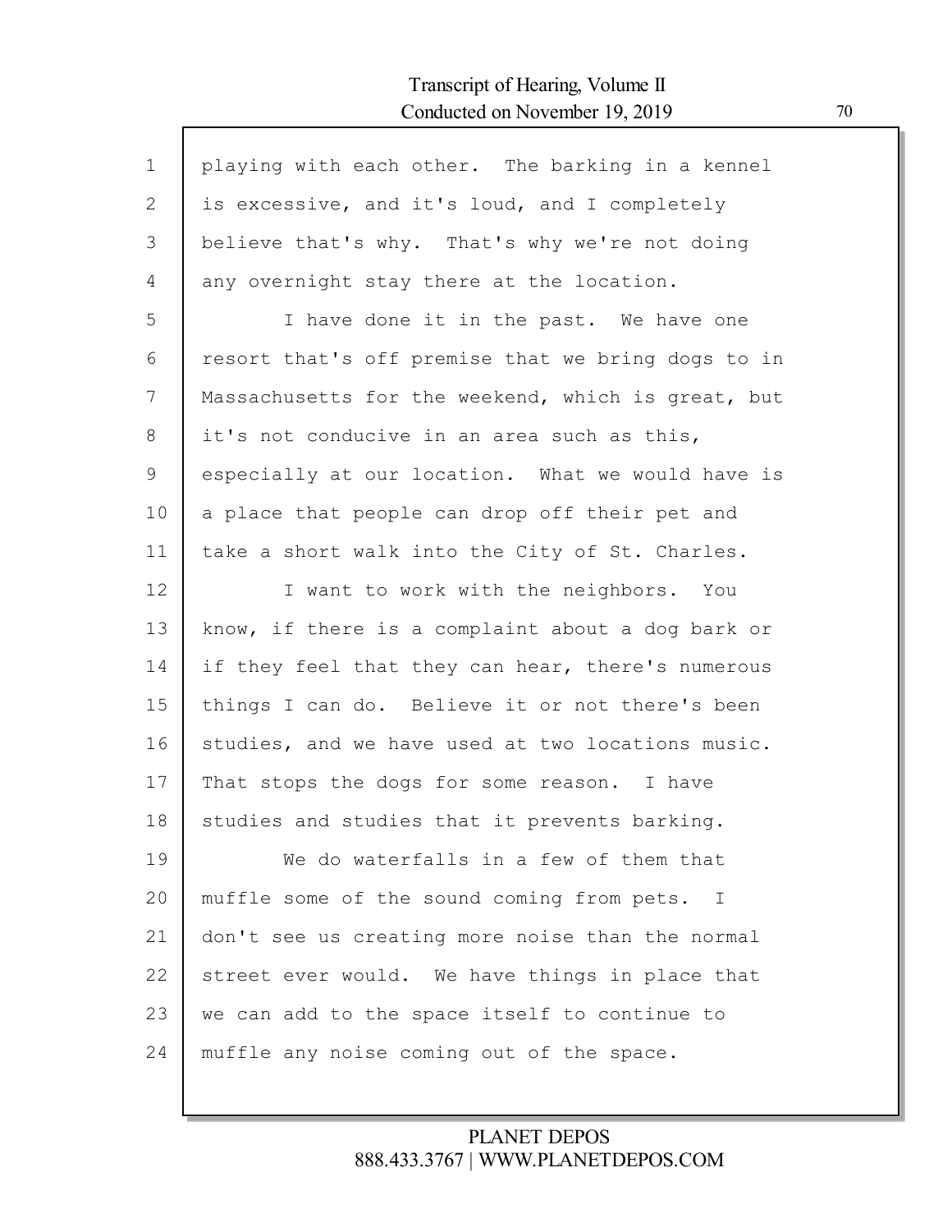playing with each other. The barking in a kennel is excessive, and it's loud, and I completely believe that's why. That's why we're not doing any overnight stay there at the location.

I have done it in the past. We have one resort that's off premise that we bring dogs to in Massachusetts for the weekend, which is great, but it's not conducive in an area such as this, especially at our location. What we would have is a place that people can drop off their pet and take a short walk into the City of St. Charles.

I want to work with the neighbors. You know, if there is a complaint about a dog bark or if they feel that they can hear, there's numerous things I can do. Believe it or not there's been studies, and we have used at two locations music. That stops the dogs for some reason. I have studies and studies that it prevents barking.

We do waterfalls in a few of them that muffle some of the sound coming from pets. I don't see us creating more noise than the normal street ever would. We have things in place that we can add to the space itself to continue to muffle any noise coming out of the space.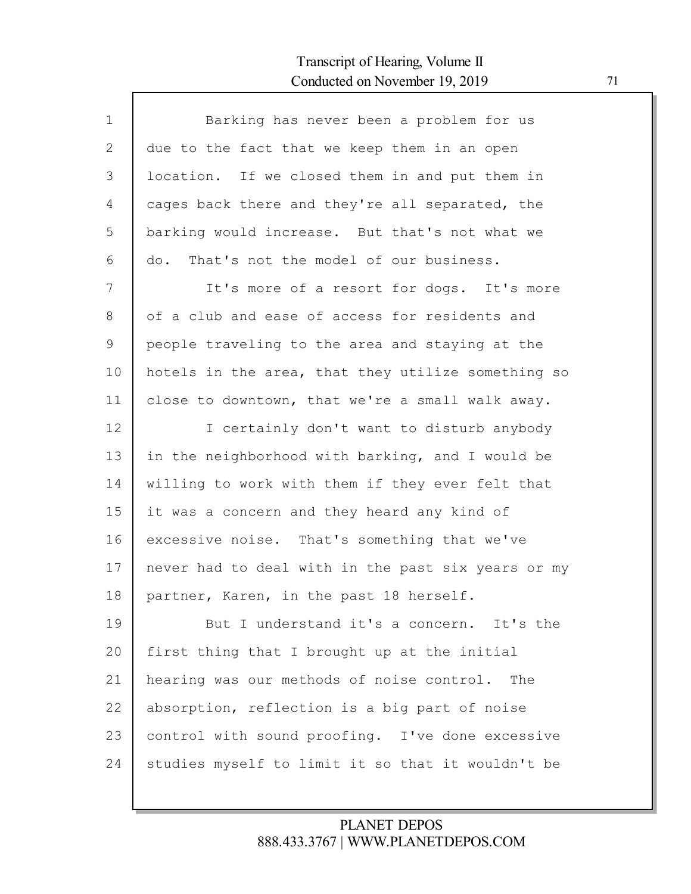Barking has never been a problem for us due to the fact that we keep them in an open location. If we closed them in and put them in cages back there and they're all separated, the barking would increase. But that's not what we do. That's not the model of our business.

It's more of a resort for dogs. It's more of a club and ease of access for residents and people traveling to the area and staying at the hotels in the area, that they utilize something so close to downtown, that we're a small walk away.

I certainly don't want to disturb anybody in the neighborhood with barking, and I would be willing to work with them if they ever felt that it was a concern and they heard any kind of excessive noise. That's something that we've never had to deal with in the past six years or my partner, Karen, in the past 18 herself.

But I understand it's a concern. It's the first thing that I brought up at the initial hearing was our methods of noise control. The absorption, reflection is a big part of noise control with sound proofing. I've done excessive studies myself to limit it so that it wouldn't be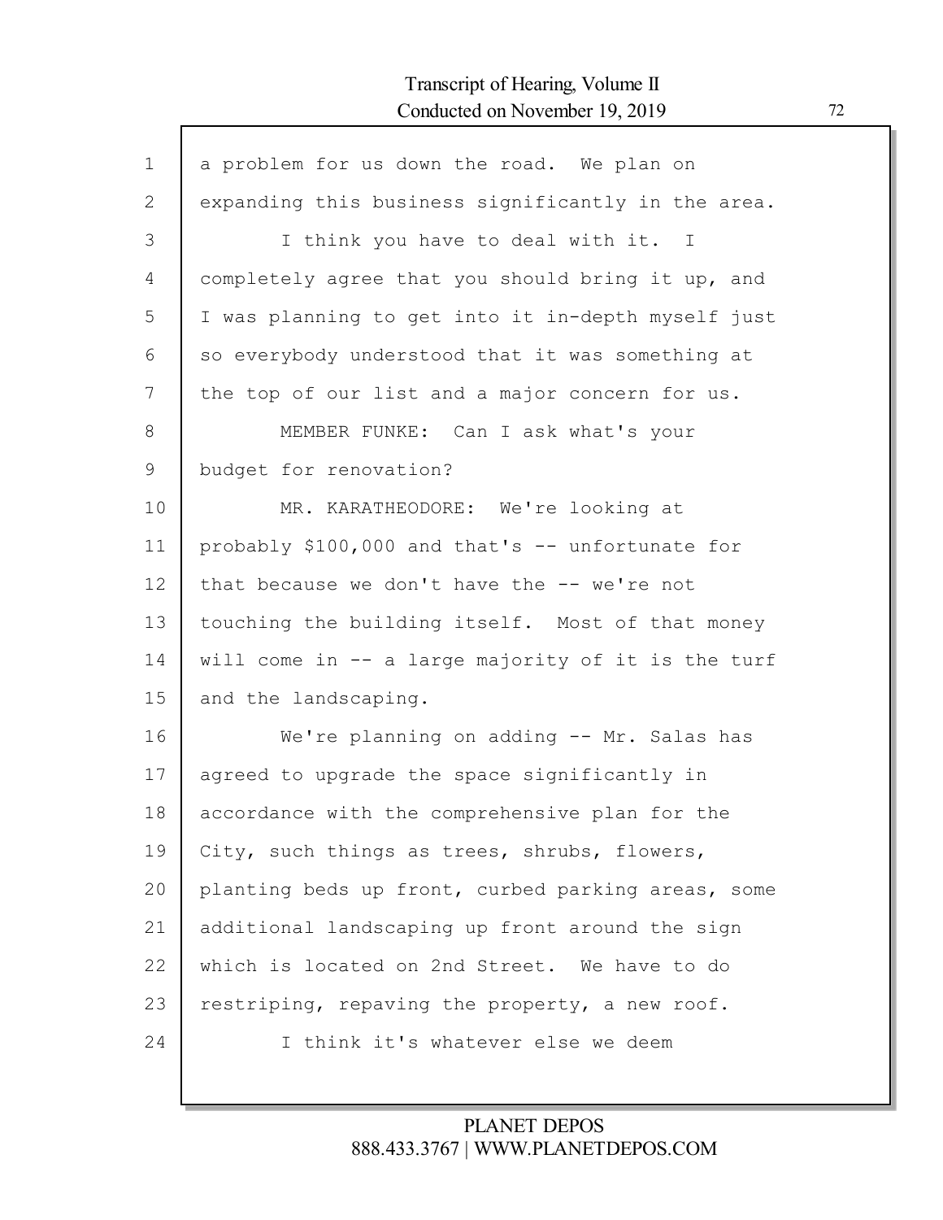a problem for us down the road. We plan on expanding this business significantly in the area.

I think you have to deal with it. I completely agree that you should bring it up, and I was planning to get into it in-depth myself just so everybody understood that it was something at the top of our list and a major concern for us.

MEMBER FUNKE: Can I ask what's your budget for renovation?

MR. KARATHEODORE: We're looking at probably $100,000 and that's -- unfortunate for that because we don't have the -- we're not touching the building itself. Most of that money will come in -- a large majority of it is the turf and the landscaping.

We're planning on adding -- Mr. Salas has agreed to upgrade the space significantly in accordance with the comprehensive plan for the City, such things as trees, shrubs, flowers, planting beds up front, curbed parking areas, some additional landscaping up front around the sign which is located on 2nd Street. We have to do restriping, repaving the property, a new roof.

I think it's whatever else we deem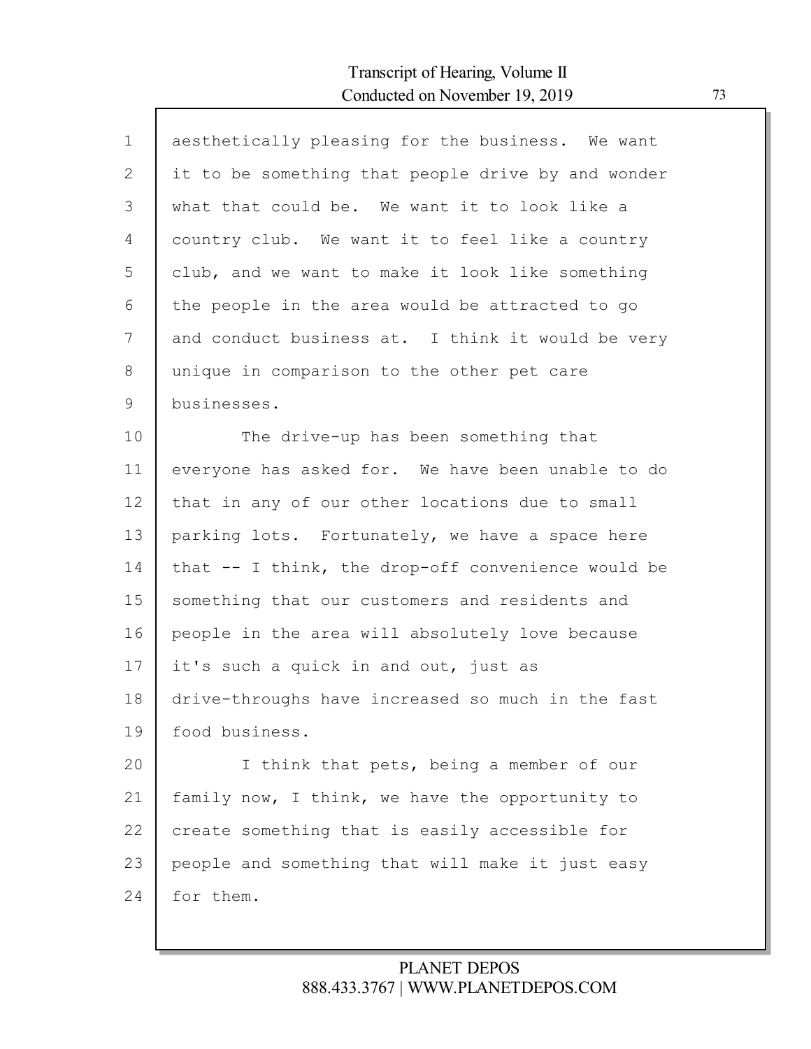aesthetically pleasing for the business. We want it to be something that people drive by and wonder what that could be. We want it to look like a country club. We want it to feel like a country club, and we want to make it look like something the people in the area would be attracted to go and conduct business at. I think it would be very unique in comparison to the other pet care businesses.

The drive-up has been something that everyone has asked for. We have been unable to do that in any of our other locations due to small parking lots. Fortunately, we have a space here that -- I think, the drop-off convenience would be something that our customers and residents and people in the area will absolutely love because it's such a quick in and out, just as drive-throughs have increased so much in the fast food business.

I think that pets, being a member of our family now, I think, we have the opportunity to create something that is easily accessible for people and something that will make it just easy for them.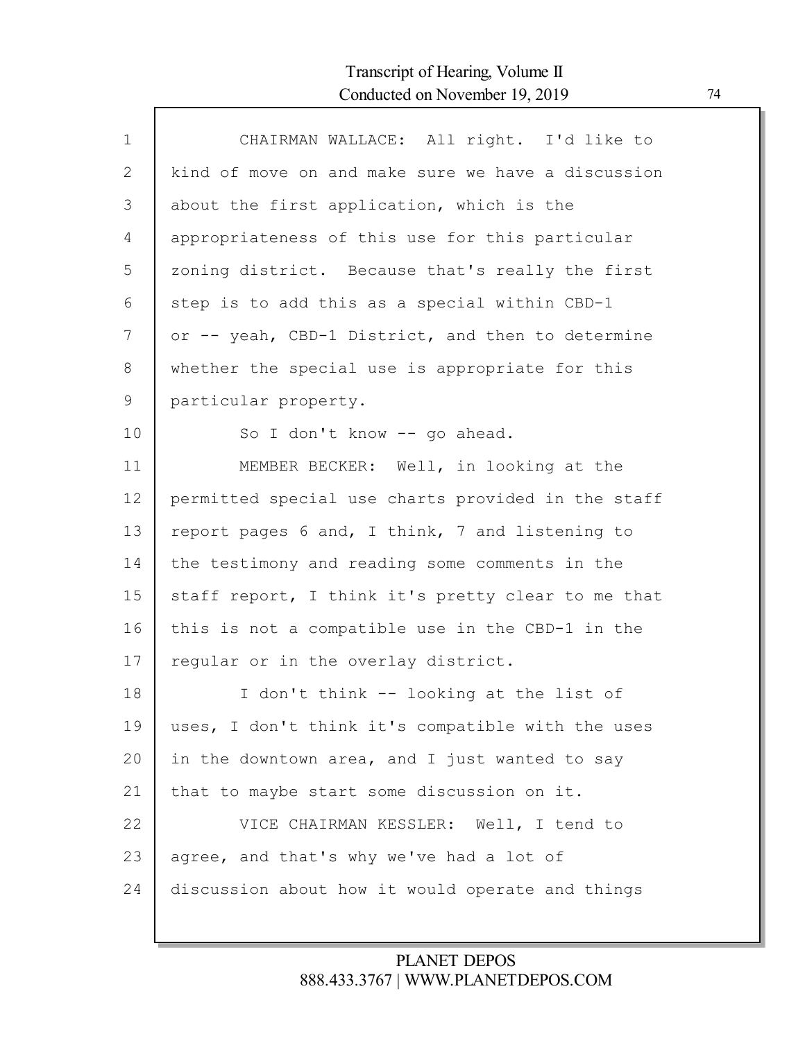CHAIRMAN WALLACE: All right. I'd like to kind of move on and make sure we have a discussion about the first application, which is the appropriateness of this use for this particular zoning district. Because that's really the first step is to add this as a special within CBD-1 or -- yeah, CBD-1 District, and then to determine whether the special use is appropriate for this particular property.

So I don't know -- go ahead.

MEMBER BECKER: Well, in looking at the permitted special use charts provided in the staff report pages 6 and, I think, 7 and listening to the testimony and reading some comments in the staff report, I think it's pretty clear to me that this is not a compatible use in the CBD-1 in the regular or in the overlay district.

I don't think -- looking at the list of uses, I don't think it's compatible with the uses in the downtown area, and I just wanted to say that to maybe start some discussion on it.

VICE CHAIRMAN KESSLER: Well, I tend to agree, and that's why we've had a lot of discussion about how it would operate and things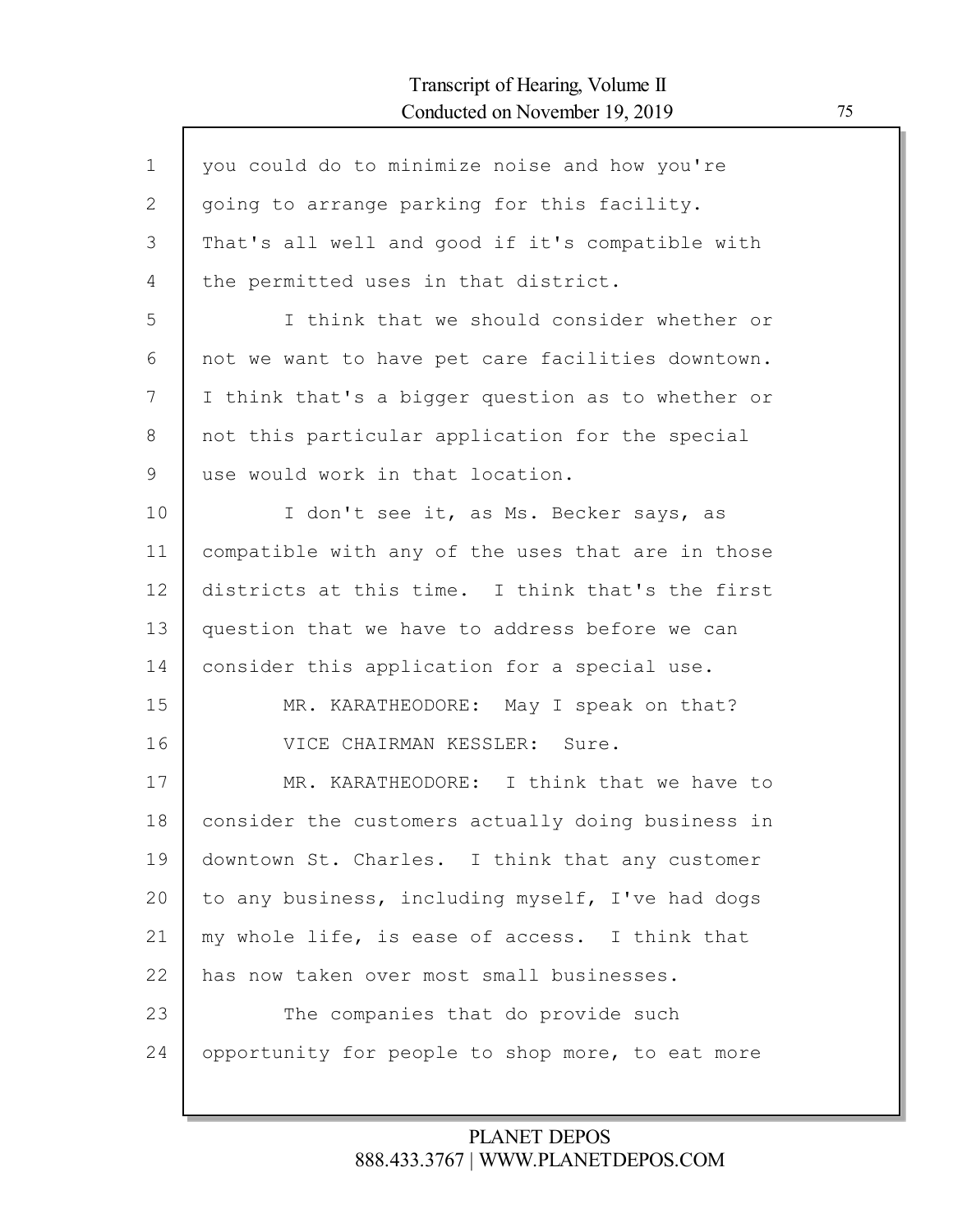you could do to minimize noise and how you're going to arrange parking for this facility. That's all well and good if it's compatible with the permitted uses in that district.

I think that we should consider whether or not we want to have pet care facilities downtown. I think that's a bigger question as to whether or not this particular application for the special use would work in that location.

I don't see it, as Ms. Becker says, as compatible with any of the uses that are in those districts at this time. I think that's the first question that we have to address before we can consider this application for a special use.

MR. KARATHEODORE: May I speak on that?

VICE CHAIRMAN KESSLER: Sure.

MR. KARATHEODORE: I think that we have to consider the customers actually doing business in downtown St. Charles. I think that any customer to any business, including myself, I've had dogs my whole life, is ease of access. I think that has now taken over most small businesses.

The companies that do provide such opportunity for people to shop more, to eat more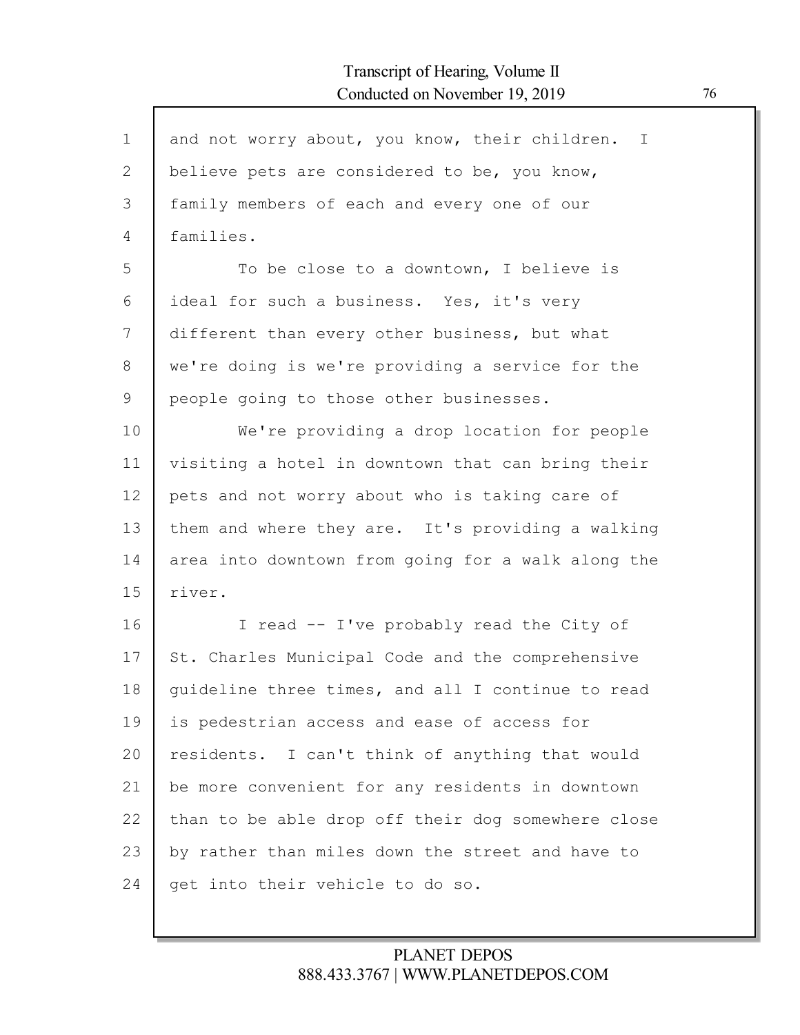and not worry about, you know, their children. I believe pets are considered to be, you know, family members of each and every one of our families.

To be close to a downtown, I believe is ideal for such a business. Yes, it's very different than every other business, but what we're doing is we're providing a service for the people going to those other businesses.

We're providing a drop location for people visiting a hotel in downtown that can bring their pets and not worry about who is taking care of them and where they are. It's providing a walking area into downtown from going for a walk along the river.

I read -- I've probably read the City of St. Charles Municipal Code and the comprehensive guideline three times, and all I continue to read is pedestrian access and ease of access for residents. I can't think of anything that would be more convenient for any residents in downtown than to be able drop off their dog somewhere close by rather than miles down the street and have to get into their vehicle to do so.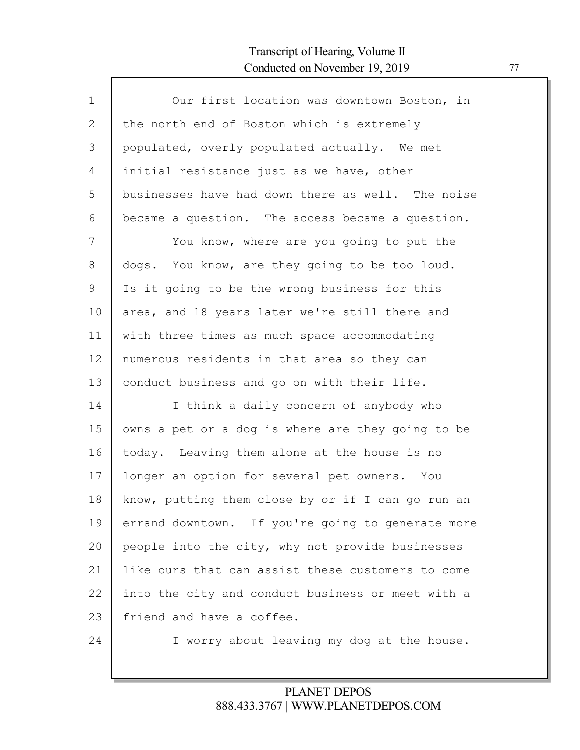Our first location was downtown Boston, in the north end of Boston which is extremely populated, overly populated actually. We met initial resistance just as we have, other businesses have had down there as well. The noise became a question. The access became a question.

You know, where are you going to put the dogs. You know, are they going to be too loud. Is it going to be the wrong business for this area, and 18 years later we're still there and with three times as much space accommodating numerous residents in that area so they can conduct business and go on with their life.

I think a daily concern of anybody who owns a pet or a dog is where are they going to be today. Leaving them alone at the house is no longer an option for several pet owners. You know, putting them close by or if I can go run an errand downtown. If you're going to generate more people into the city, why not provide businesses like ours that can assist these customers to come into the city and conduct business or meet with a friend and have a coffee.

I worry about leaving my dog at the house.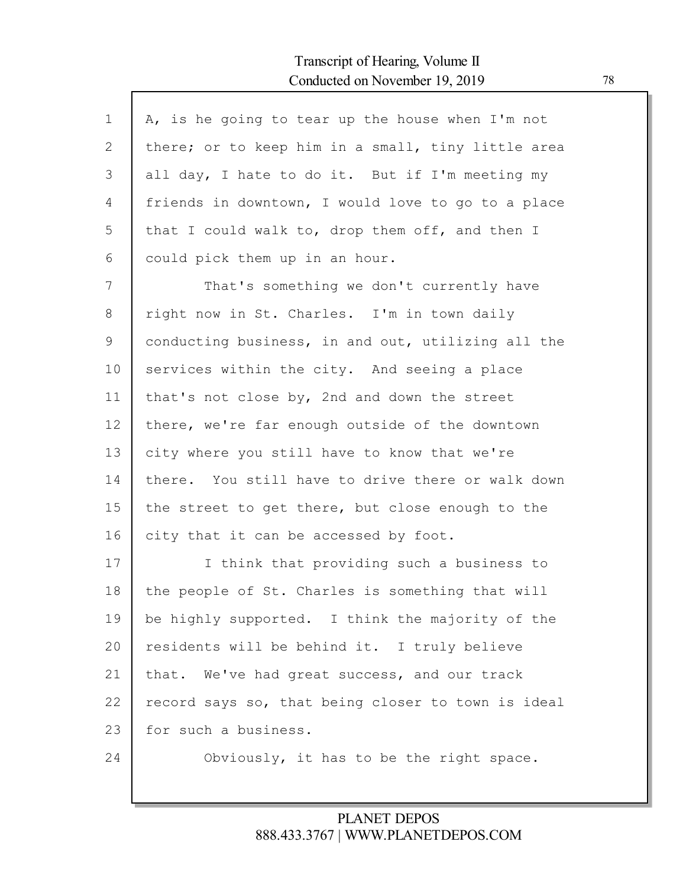A, is he going to tear up the house when I'm not there; or to keep him in a small, tiny little area all day, I hate to do it. But if I'm meeting my friends in downtown, I would love to go to a place that I could walk to, drop them off, and then I could pick them up in an hour.

That's something we don't currently have right now in St. Charles. I'm in town daily conducting business, in and out, utilizing all the services within the city. And seeing a place that's not close by, 2nd and down the street there, we're far enough outside of the downtown city where you still have to know that we're there. You still have to drive there or walk down the street to get there, but close enough to the city that it can be accessed by foot.

I think that providing such a business to the people of St. Charles is something that will be highly supported. I think the majority of the residents will be behind it. I truly believe that. We've had great success, and our track record says so, that being closer to town is ideal for such a business.

Obviously, it has to be the right space.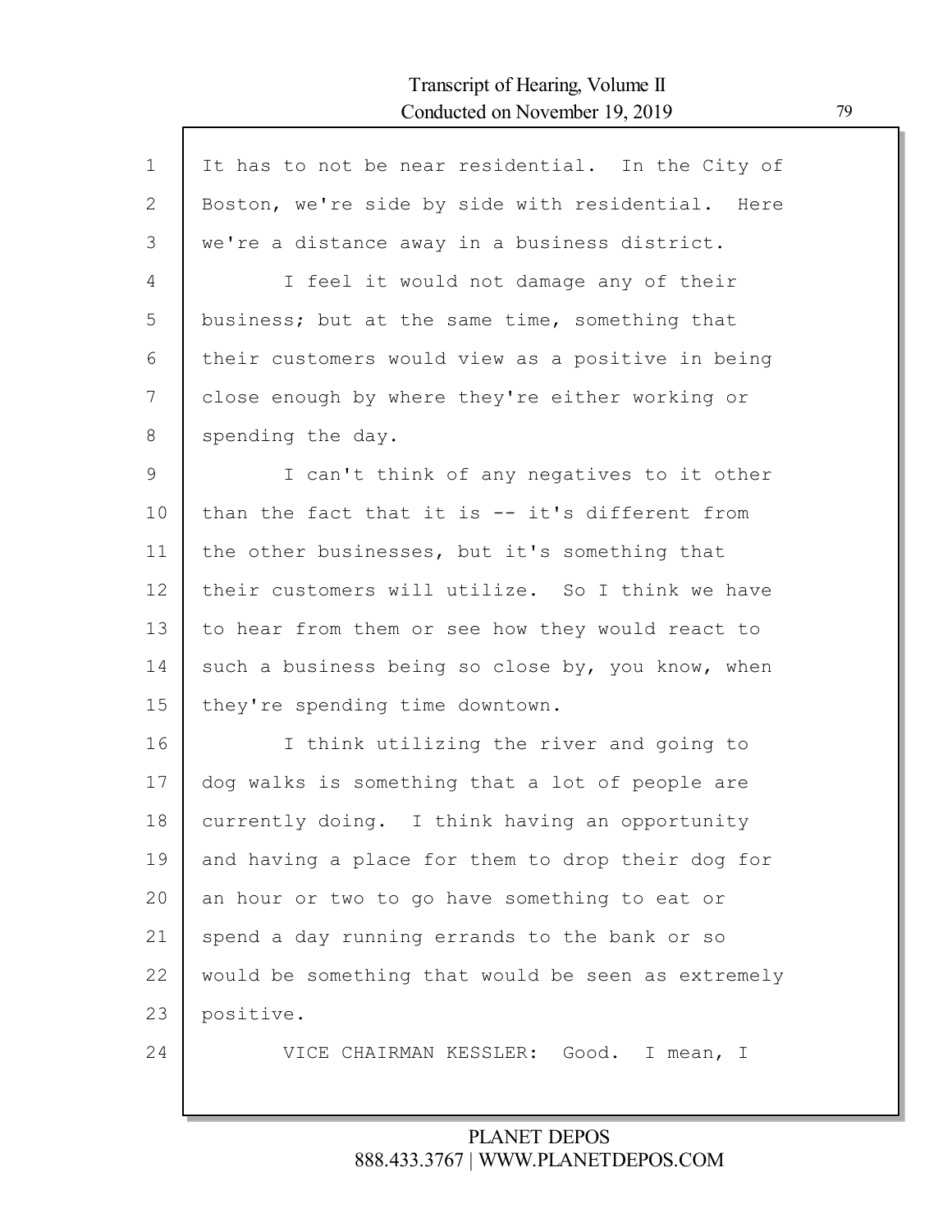It has to not be near residential. In the City of Boston, we're side by side with residential. Here we're a distance away in a business district.

I feel it would not damage any of their business; but at the same time, something that their customers would view as a positive in being close enough by where they're either working or spending the day.

I can't think of any negatives to it other than the fact that it is -- it's different from the other businesses, but it's something that their customers will utilize. So I think we have to hear from them or see how they would react to such a business being so close by, you know, when they're spending time downtown.

I think utilizing the river and going to dog walks is something that a lot of people are currently doing. I think having an opportunity and having a place for them to drop their dog for an hour or two to go have something to eat or spend a day running errands to the bank or so would be something that would be seen as extremely positive.

VICE CHAIRMAN KESSLER: Good. I mean, I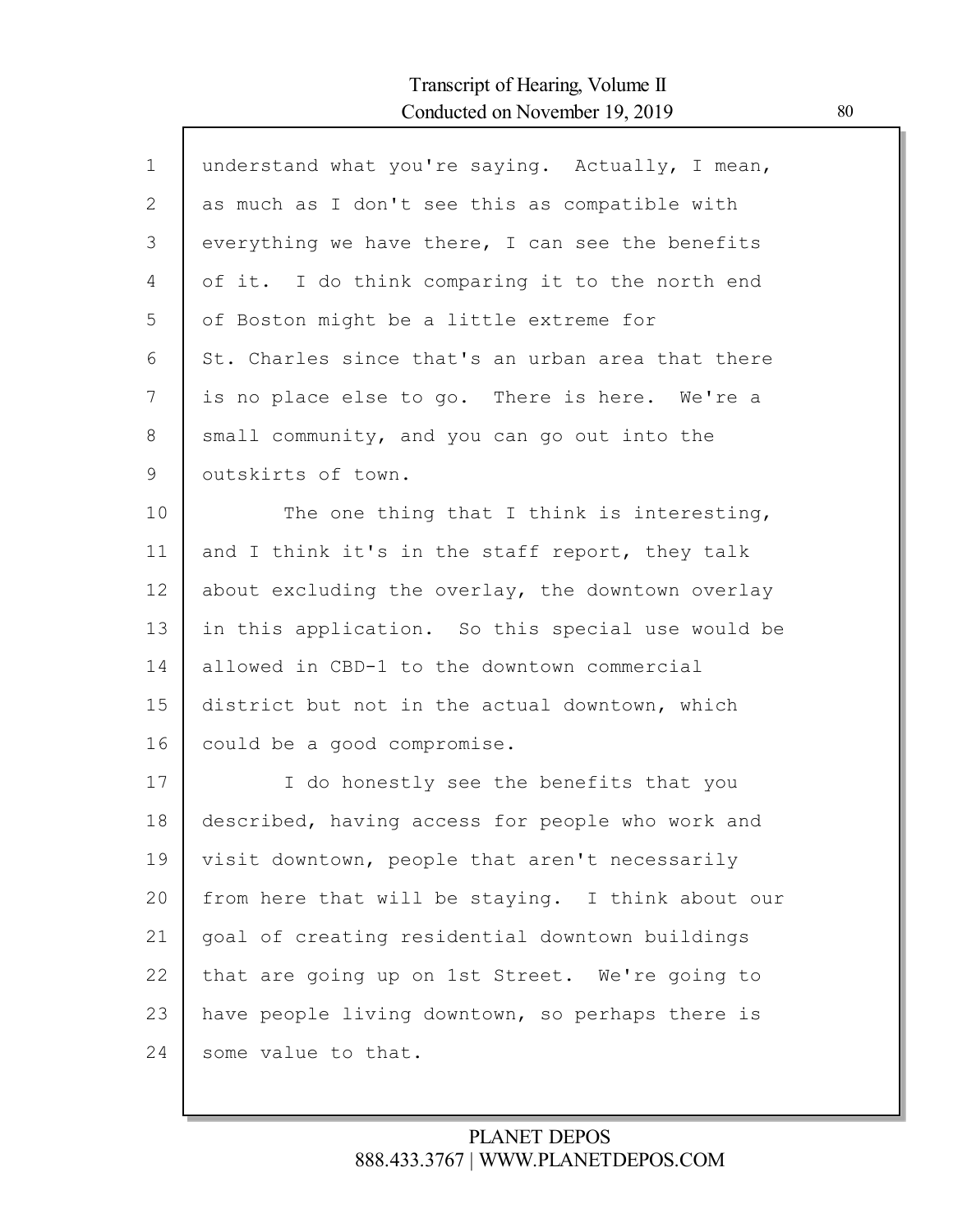understand what you're saying. Actually, I mean, as much as I don't see this as compatible with everything we have there, I can see the benefits of it. I do think comparing it to the north end of Boston might be a little extreme for St. Charles since that's an urban area that there is no place else to go. There is here. We're a small community, and you can go out into the outskirts of town.

The one thing that I think is interesting, and I think it's in the staff report, they talk about excluding the overlay, the downtown overlay in this application. So this special use would be allowed in CBD-1 to the downtown commercial district but not in the actual downtown, which could be a good compromise.

I do honestly see the benefits that you described, having access for people who work and visit downtown, people that aren't necessarily from here that will be staying. I think about our goal of creating residential downtown buildings that are going up on 1st Street. We're going to have people living downtown, so perhaps there is some value to that.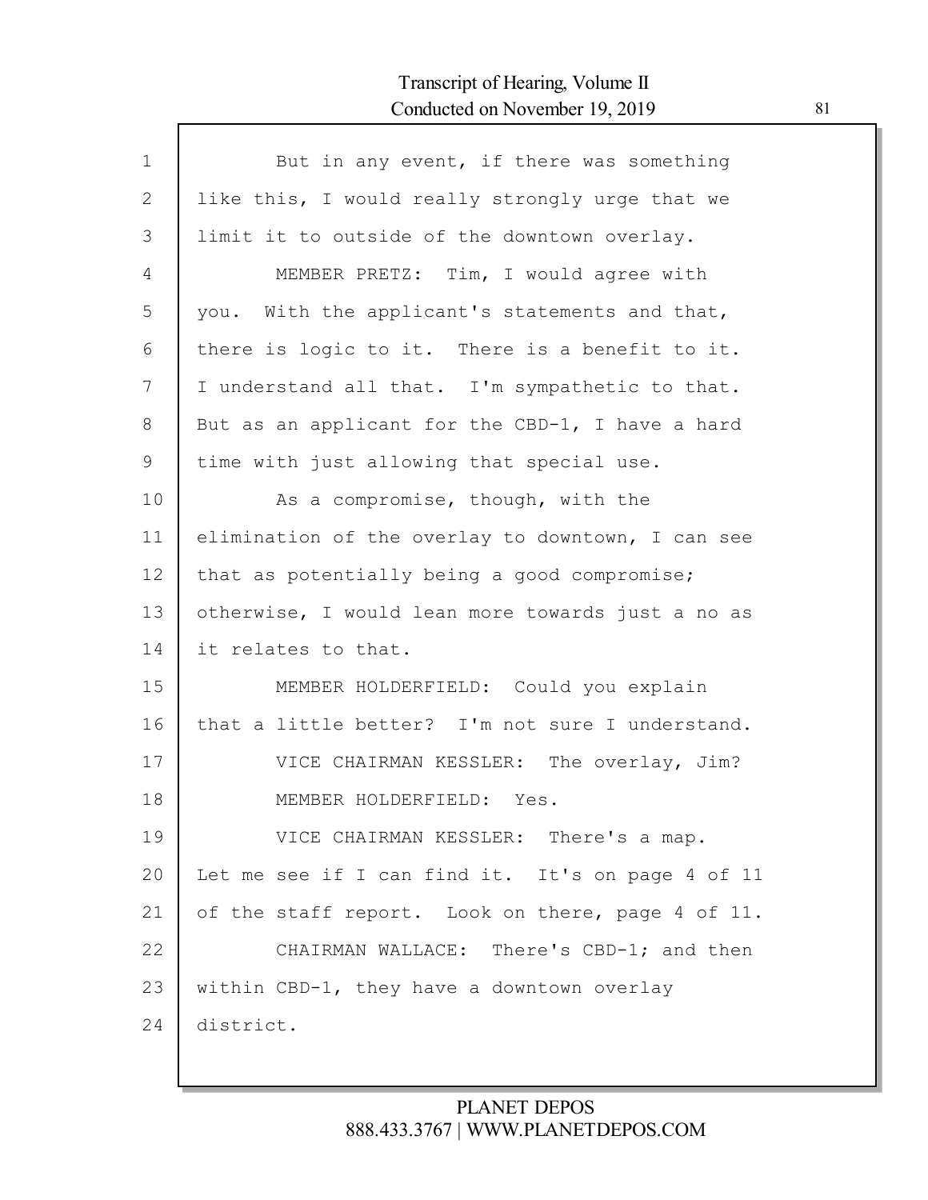But in any event, if there was something like this, I would really strongly urge that we limit it to outside of the downtown overlay.

MEMBER PRETZ: Tim, I would agree with you. With the applicant's statements and that, there is logic to it. There is a benefit to it. I understand all that. I'm sympathetic to that. But as an applicant for the CBD-1, I have a hard time with just allowing that special use.

As a compromise, though, with the elimination of the overlay to downtown, I can see that as potentially being a good compromise; otherwise, I would lean more towards just a no as it relates to that.

MEMBER HOLDERFIELD: Could you explain that a little better? I'm not sure I understand.

VICE CHAIRMAN KESSLER: The overlay, Jim?

MEMBER HOLDERFIELD: Yes.

VICE CHAIRMAN KESSLER: There's a map. Let me see if I can find it. It's on page 4 of 11 of the staff report. Look on there, page 4 of 11.

CHAIRMAN WALLACE: There's CBD-1; and then within CBD-1, they have a downtown overlay district.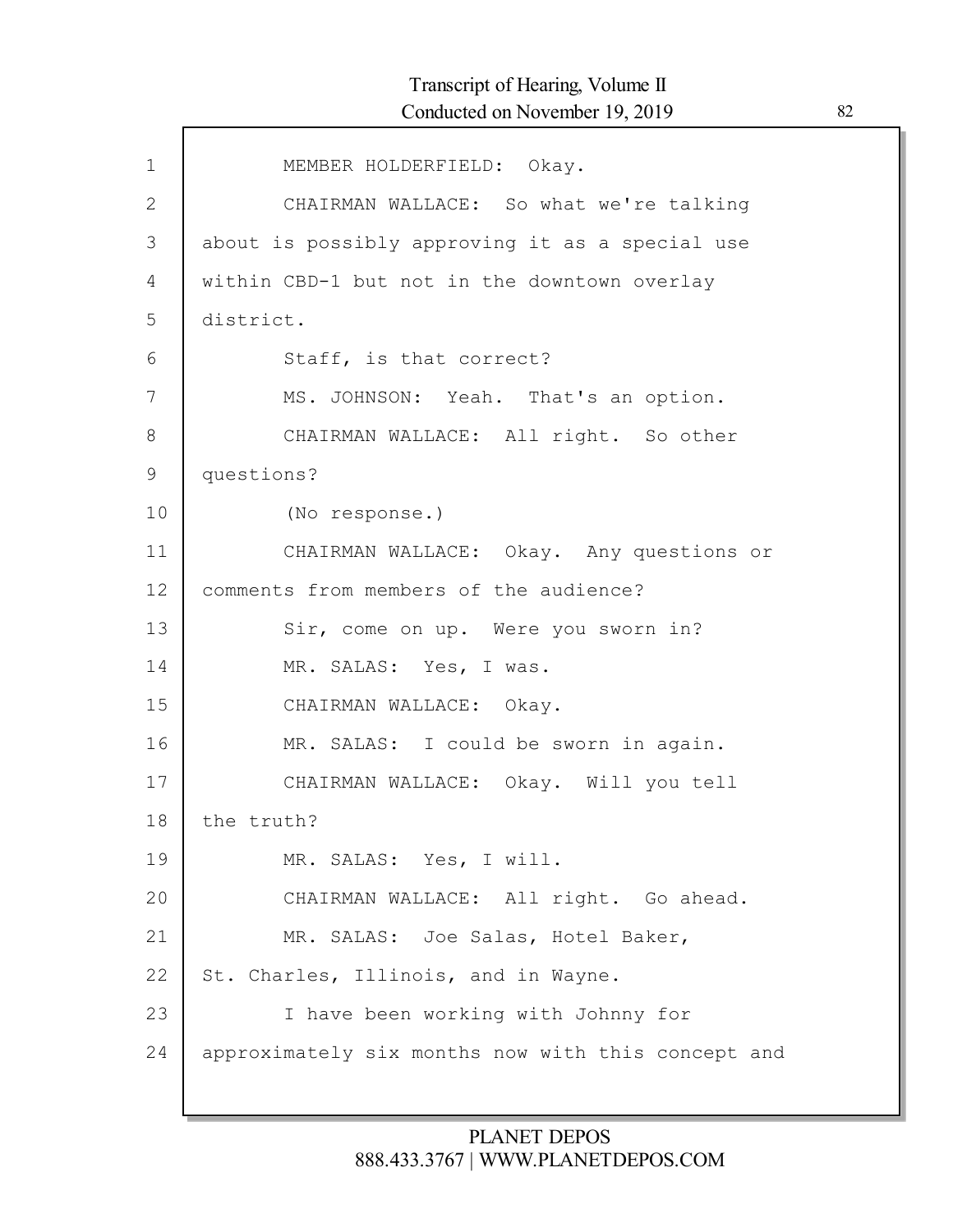MEMBER HOLDERFIELD: Okay.

CHAIRMAN WALLACE: So what we're talking about is possibly approving it as a special use within CBD-1 but not in the downtown overlay district.

Staff, is that correct?

MS. JOHNSON: Yeah. That's an option.

CHAIRMAN WALLACE: All right. So other questions?

(No response.)

CHAIRMAN WALLACE: Okay. Any questions or comments from members of the audience?

Sir, come on up. Were you sworn in?

MR. SALAS: Yes, I was.

CHAIRMAN WALLACE: Okay.

MR. SALAS: I could be sworn in again.

CHAIRMAN WALLACE: Okay. Will you tell the truth?

MR. SALAS: Yes, I will.

CHAIRMAN WALLACE: All right. Go ahead.

MR. SALAS: Joe Salas, Hotel Baker, St. Charles, Illinois, and in Wayne.

I have been working with Johnny for approximately six months now with this concept and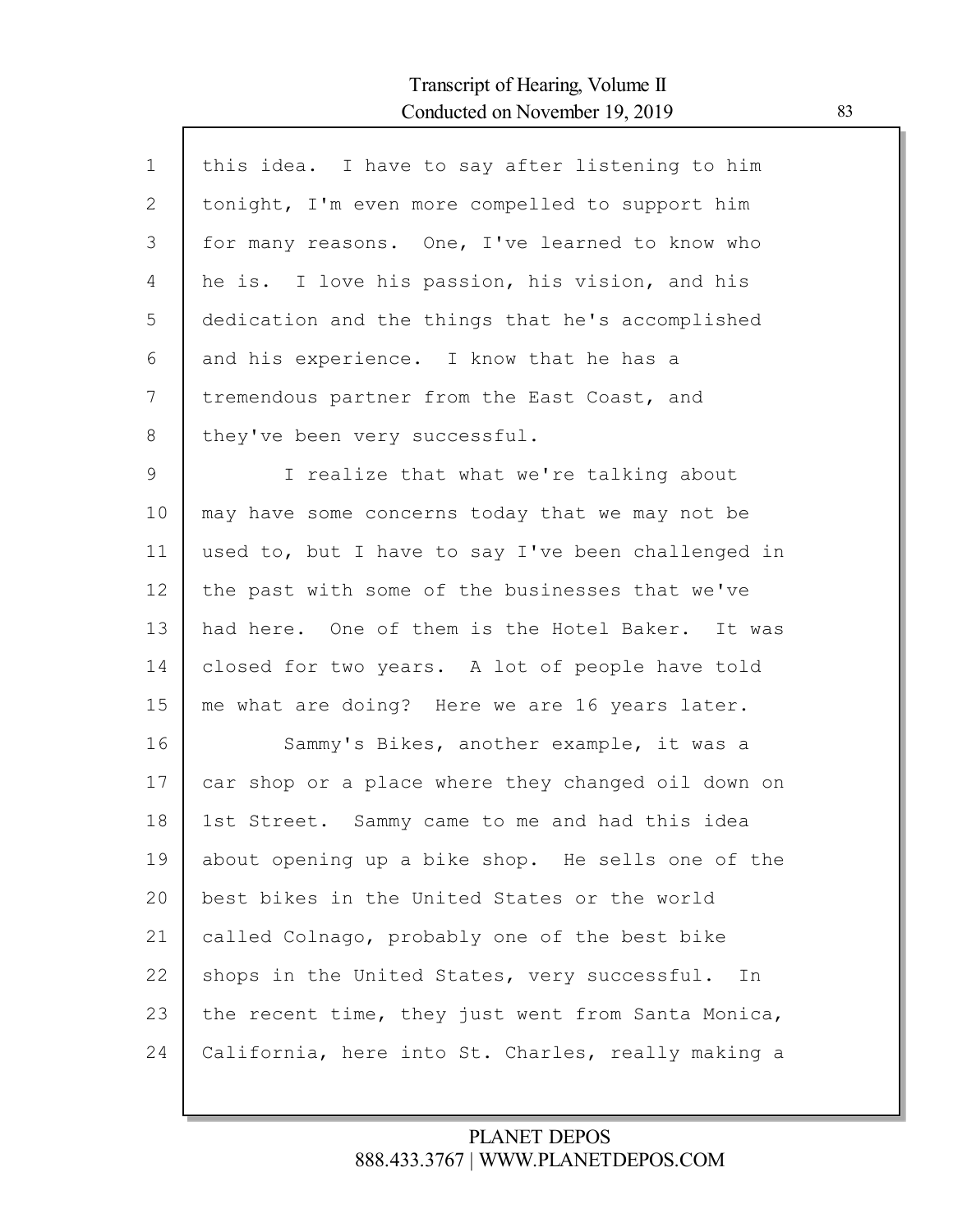this idea. I have to say after listening to him tonight, I'm even more compelled to support him for many reasons. One, I've learned to know who he is. I love his passion, his vision, and his dedication and the things that he's accomplished and his experience. I know that he has a tremendous partner from the East Coast, and they've been very successful.

I realize that what we're talking about may have some concerns today that we may not be used to, but I have to say I've been challenged in the past with some of the businesses that we've had here. One of them is the Hotel Baker. It was closed for two years. A lot of people have told me what are doing? Here we are 16 years later.

Sammy's Bikes, another example, it was a car shop or a place where they changed oil down on 1st Street. Sammy came to me and had this idea about opening up a bike shop. He sells one of the best bikes in the United States or the world called Colnago, probably one of the best bike shops in the United States, very successful. In the recent time, they just went from Santa Monica, California, here into St. Charles, really making a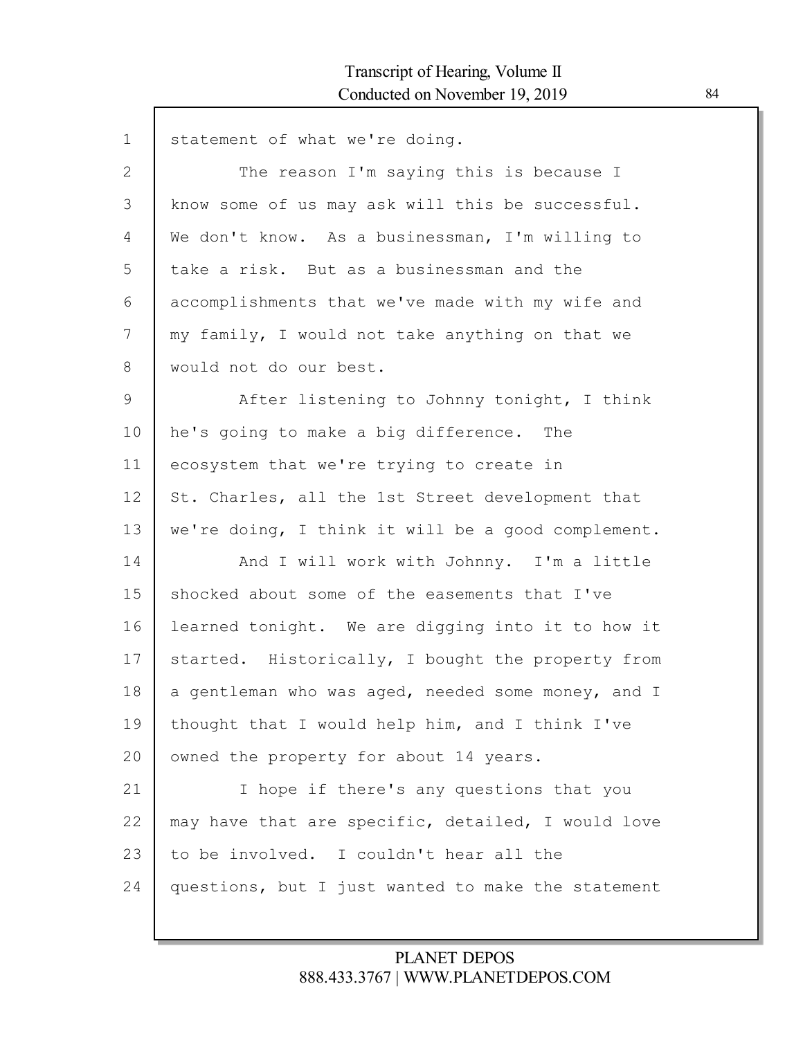statement of what we're doing.

The reason I'm saying this is because I know some of us may ask will this be successful. We don't know. As a businessman, I'm willing to take a risk. But as a businessman and the accomplishments that we've made with my wife and my family, I would not take anything on that we would not do our best.

After listening to Johnny tonight, I think he's going to make a big difference. The ecosystem that we're trying to create in St. Charles, all the 1st Street development that we're doing, I think it will be a good complement.

And I will work with Johnny. I'm a little shocked about some of the easements that I've learned tonight. We are digging into it to how it started. Historically, I bought the property from a gentleman who was aged, needed some money, and I thought that I would help him, and I think I've owned the property for about 14 years.

I hope if there's any questions that you may have that are specific, detailed, I would love to be involved. I couldn't hear all the questions, but I just wanted to make the statement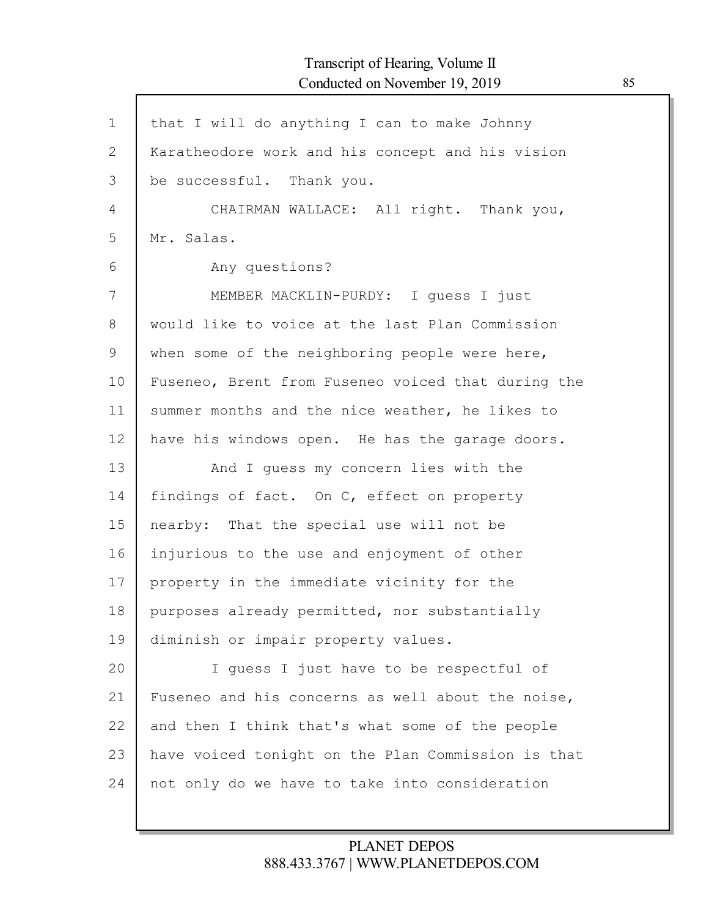that I will do anything I can to make Johnny Karatheodore work and his concept and his vision be successful. Thank you.

CHAIRMAN WALLACE: All right. Thank you, Mr. Salas.

Any questions?

MEMBER MACKLIN-PURDY: I guess I just would like to voice at the last Plan Commission when some of the neighboring people were here, Fuseneo, Brent from Fuseneo voiced that during the summer months and the nice weather, he likes to have his windows open. He has the garage doors.

And I guess my concern lies with the findings of fact. On C, effect on property nearby: That the special use will not be injurious to the use and enjoyment of other property in the immediate vicinity for the purposes already permitted, nor substantially diminish or impair property values.

I guess I just have to be respectful of Fuseneo and his concerns as well about the noise, and then I think that's what some of the people have voiced tonight on the Plan Commission is that not only do we have to take into consideration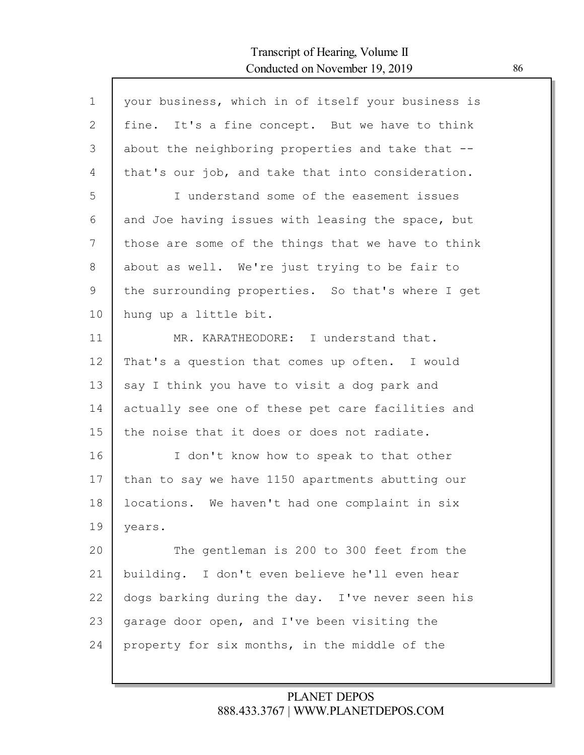your business, which in of itself your business is fine. It's a fine concept. But we have to think about the neighboring properties and take that -- that's our job, and take that into consideration.

I understand some of the easement issues and Joe having issues with leasing the space, but those are some of the things that we have to think about as well. We're just trying to be fair to the surrounding properties. So that's where I get hung up a little bit.

MR. KARATHEODORE: I understand that. That's a question that comes up often. I would say I think you have to visit a dog park and actually see one of these pet care facilities and the noise that it does or does not radiate.

I don't know how to speak to that other than to say we have 1150 apartments abutting our locations. We haven't had one complaint in six years.

The gentleman is 200 to 300 feet from the building. I don't even believe he'll even hear dogs barking during the day. I've never seen his garage door open, and I've been visiting the property for six months, in the middle of the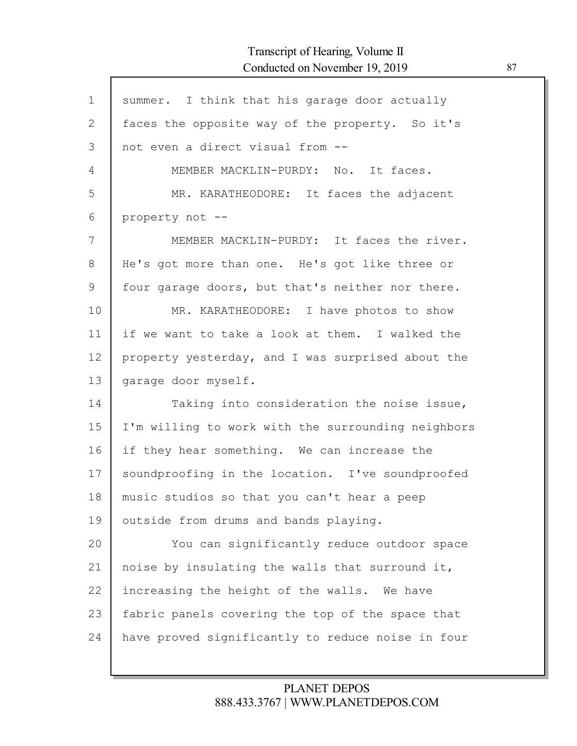summer. I think that his garage door actually faces the opposite way of the property. So it's not even a direct visual from --

MEMBER MACKLIN-PURDY: No. It faces.

MR. KARATHEODORE: It faces the adjacent property not --

MEMBER MACKLIN-PURDY: It faces the river. He's got more than one. He's got like three or four garage doors, but that's neither nor there.

MR. KARATHEODORE: I have photos to show if we want to take a look at them. I walked the property yesterday, and I was surprised about the garage door myself.

Taking into consideration the noise issue, I'm willing to work with the surrounding neighbors if they hear something. We can increase the soundproofing in the location. I've soundproofed music studios so that you can't hear a peep outside from drums and bands playing.

You can significantly reduce outdoor space noise by insulating the walls that surround it, increasing the height of the walls. We have fabric panels covering the top of the space that have proved significantly to reduce noise in four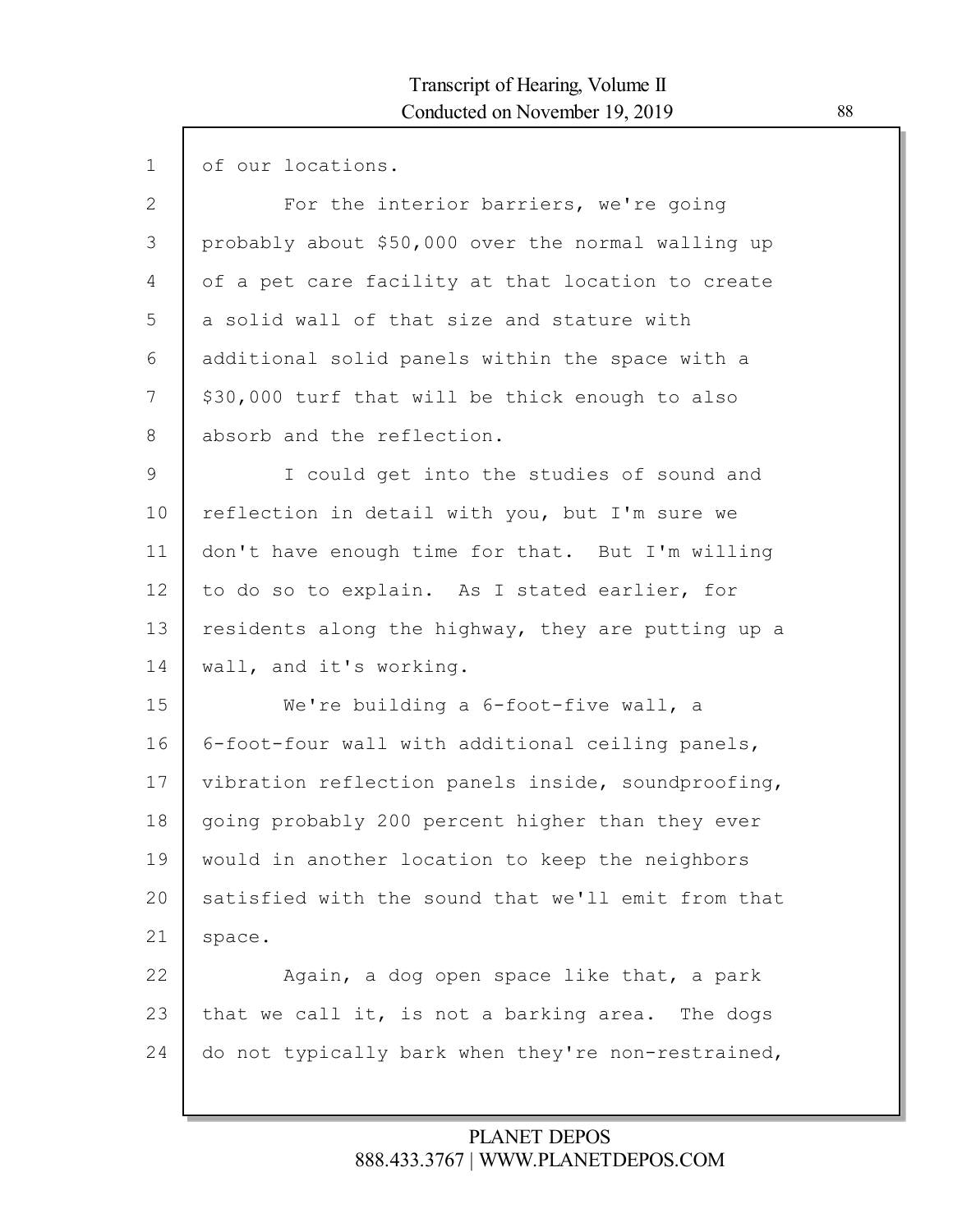of our locations.

For the interior barriers, we're going probably about $50,000 over the normal walling up of a pet care facility at that location to create a solid wall of that size and stature with additional solid panels within the space with a $30,000 turf that will be thick enough to also absorb and the reflection.

I could get into the studies of sound and reflection in detail with you, but I'm sure we don't have enough time for that. But I'm willing to do so to explain. As I stated earlier, for residents along the highway, they are putting up a wall, and it's working.

We're building a 6-foot-five wall, a 6-foot-four wall with additional ceiling panels, vibration reflection panels inside, soundproofing, going probably 200 percent higher than they ever would in another location to keep the neighbors satisfied with the sound that we'll emit from that space.

Again, a dog open space like that, a park that we call it, is not a barking area. The dogs do not typically bark when they're non-restrained,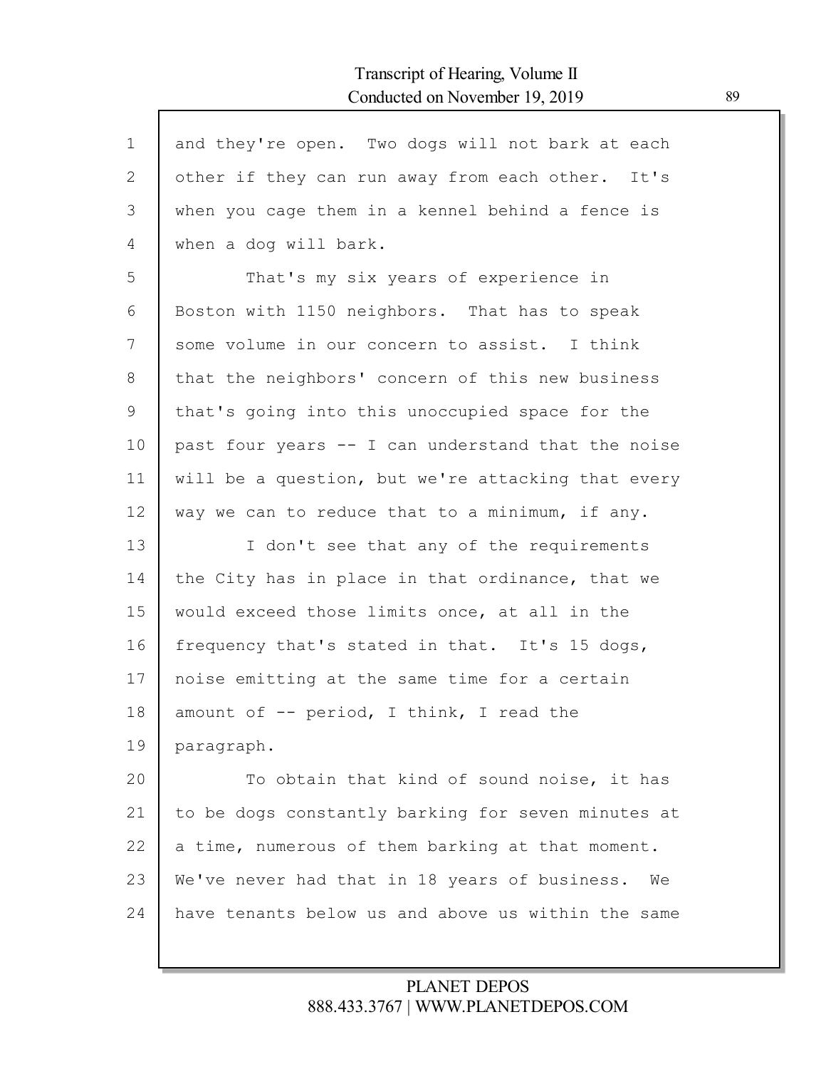and they're open. Two dogs will not bark at each other if they can run away from each other. It's when you cage them in a kennel behind a fence is when a dog will bark.

That's my six years of experience in Boston with 1150 neighbors. That has to speak some volume in our concern to assist. I think that the neighbors' concern of this new business that's going into this unoccupied space for the past four years -- I can understand that the noise will be a question, but we're attacking that every way we can to reduce that to a minimum, if any.

I don't see that any of the requirements the City has in place in that ordinance, that we would exceed those limits once, at all in the frequency that's stated in that. It's 15 dogs, noise emitting at the same time for a certain amount of -- period, I think, I read the paragraph.

To obtain that kind of sound noise, it has to be dogs constantly barking for seven minutes at a time, numerous of them barking at that moment. We've never had that in 18 years of business. We have tenants below us and above us within the same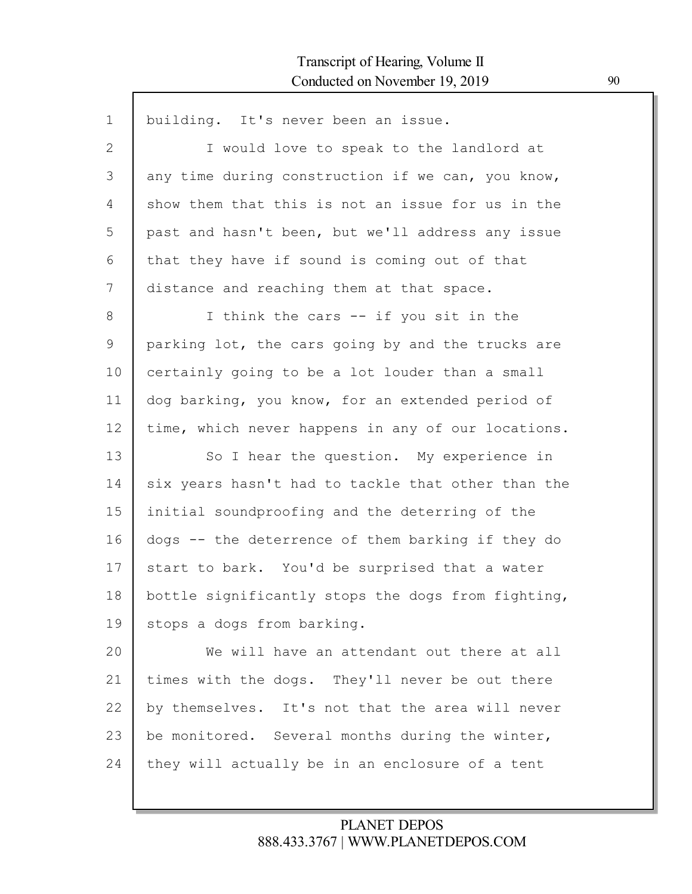building. It's never been an issue.

I would love to speak to the landlord at any time during construction if we can, you know, show them that this is not an issue for us in the past and hasn't been, but we'll address any issue that they have if sound is coming out of that distance and reaching them at that space.

I think the cars -- if you sit in the parking lot, the cars going by and the trucks are certainly going to be a lot louder than a small dog barking, you know, for an extended period of time, which never happens in any of our locations.

So I hear the question. My experience in six years hasn't had to tackle that other than the initial soundproofing and the deterring of the dogs -- the deterrence of them barking if they do start to bark. You'd be surprised that a water bottle significantly stops the dogs from fighting, stops a dogs from barking.

We will have an attendant out there at all times with the dogs. They'll never be out there by themselves. It's not that the area will never be monitored. Several months during the winter, they will actually be in an enclosure of a tent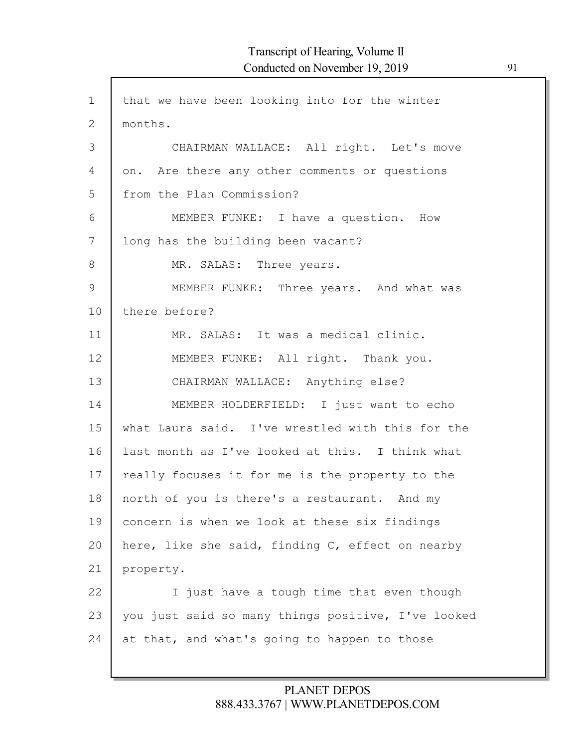that we have been looking into for the winter months.

CHAIRMAN WALLACE: All right. Let's move on. Are there any other comments or questions from the Plan Commission?

MEMBER FUNKE: I have a question. How long has the building been vacant?

MR. SALAS: Three years.

MEMBER FUNKE: Three years. And what was there before?

MR. SALAS: It was a medical clinic.

MEMBER FUNKE: All right. Thank you.

CHAIRMAN WALLACE: Anything else?

MEMBER HOLDERFIELD: I just want to echo what Laura said. I've wrestled with this for the last month as I've looked at this. I think what really focuses it for me is the property to the north of you is there's a restaurant. And my concern is when we look at these six findings here, like she said, finding C, effect on nearby property.

I just have a tough time that even though you just said so many things positive, I've looked at that, and what's going to happen to those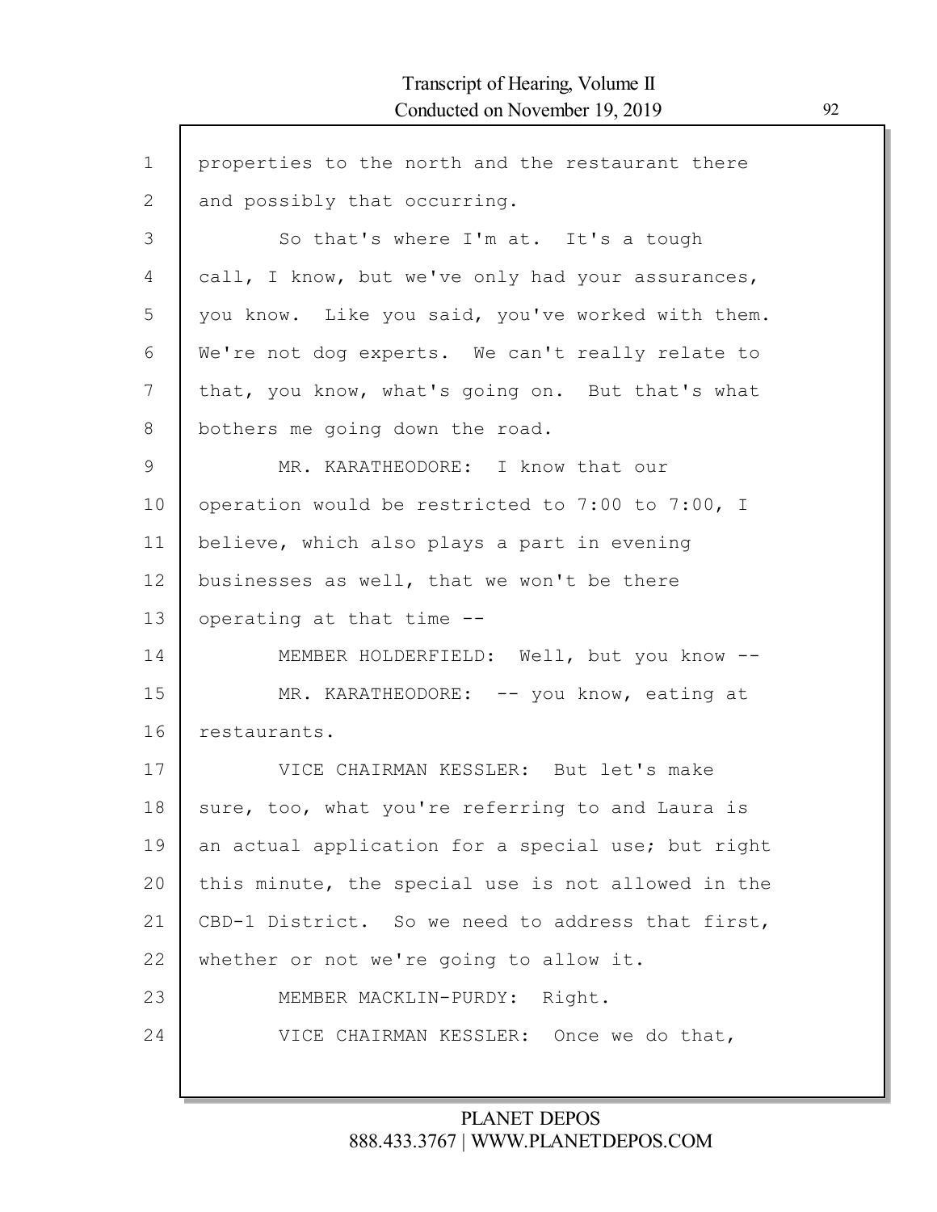properties to the north and the restaurant there and possibly that occurring.

So that's where I'm at. It's a tough call, I know, but we've only had your assurances, you know. Like you said, you've worked with them. We're not dog experts. We can't really relate to that, you know, what's going on. But that's what bothers me going down the road.

MR. KARATHEODORE: I know that our operation would be restricted to 7:00 to 7:00, I believe, which also plays a part in evening businesses as well, that we won't be there operating at that time --

MEMBER HOLDERFIELD: Well, but you know --

MR. KARATHEODORE: -- you know, eating at restaurants.

VICE CHAIRMAN KESSLER: But let's make sure, too, what you're referring to and Laura is an actual application for a special use; but right this minute, the special use is not allowed in the CBD-1 District. So we need to address that first, whether or not we're going to allow it.

MEMBER MACKLIN-PURDY: Right.

VICE CHAIRMAN KESSLER: Once we do that,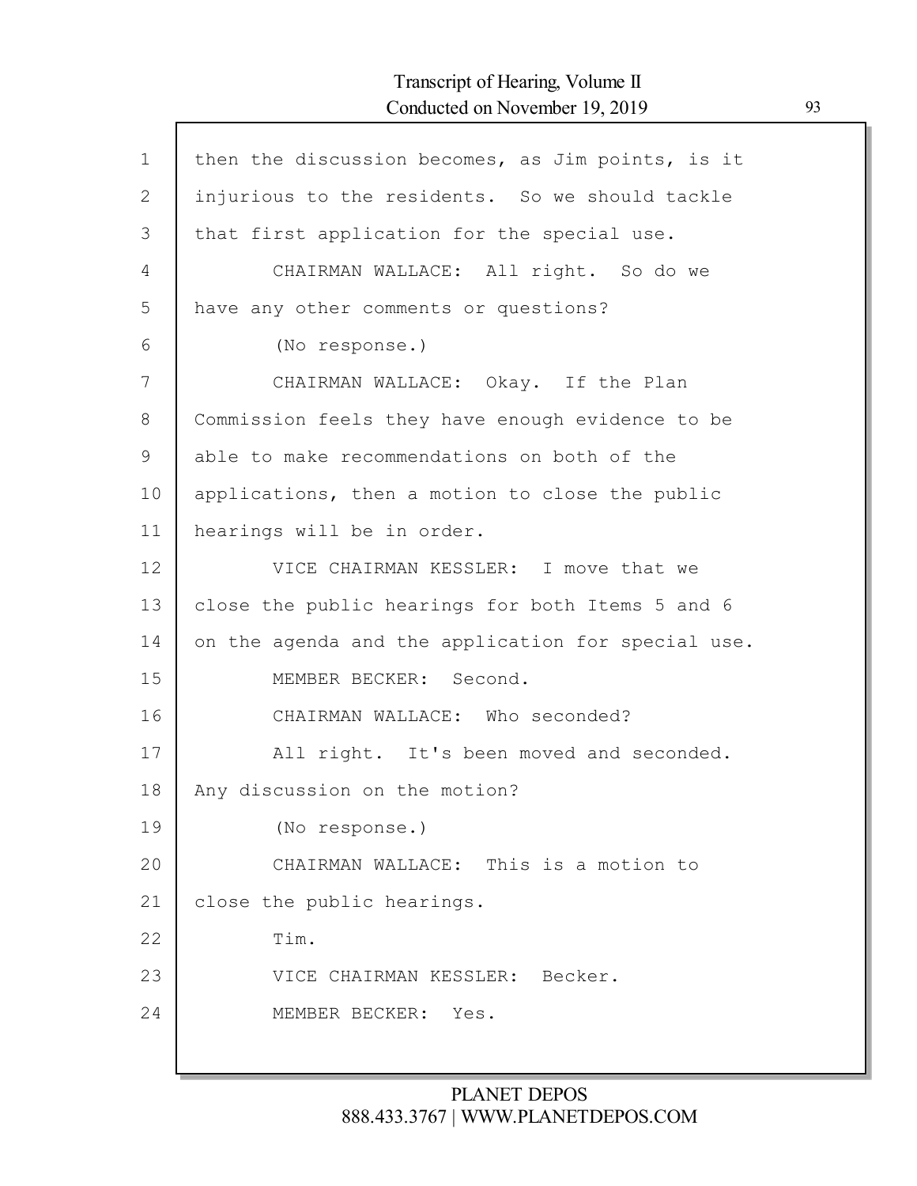1 then the discussion becomes, as Jim points, is it
2 injurious to the residents. So we should tackle
3 that first application for the special use.
4 CHAIRMAN WALLACE: All right. So do we
5 have any other comments or questions?
6 (No response.)
7 CHAIRMAN WALLACE: Okay. If the Plan
8 Commission feels they have enough evidence to be
9 able to make recommendations on both of the
10 applications, then a motion to close the public
11 hearings will be in order.
12 VICE CHAIRMAN KESSLER: I move that we
13 close the public hearings for both Items 5 and 6
14 on the agenda and the application for special use.
15 MEMBER BECKER: Second.
16 CHAIRMAN WALLACE: Who seconded?
17 All right. It's been moved and seconded.
18 Any discussion on the motion?
19 (No response.)
20 CHAIRMAN WALLACE: This is a motion to
21 close the public hearings.
22 Tim.
23 VICE CHAIRMAN KESSLER: Becker.
24 MEMBER BECKER: Yes.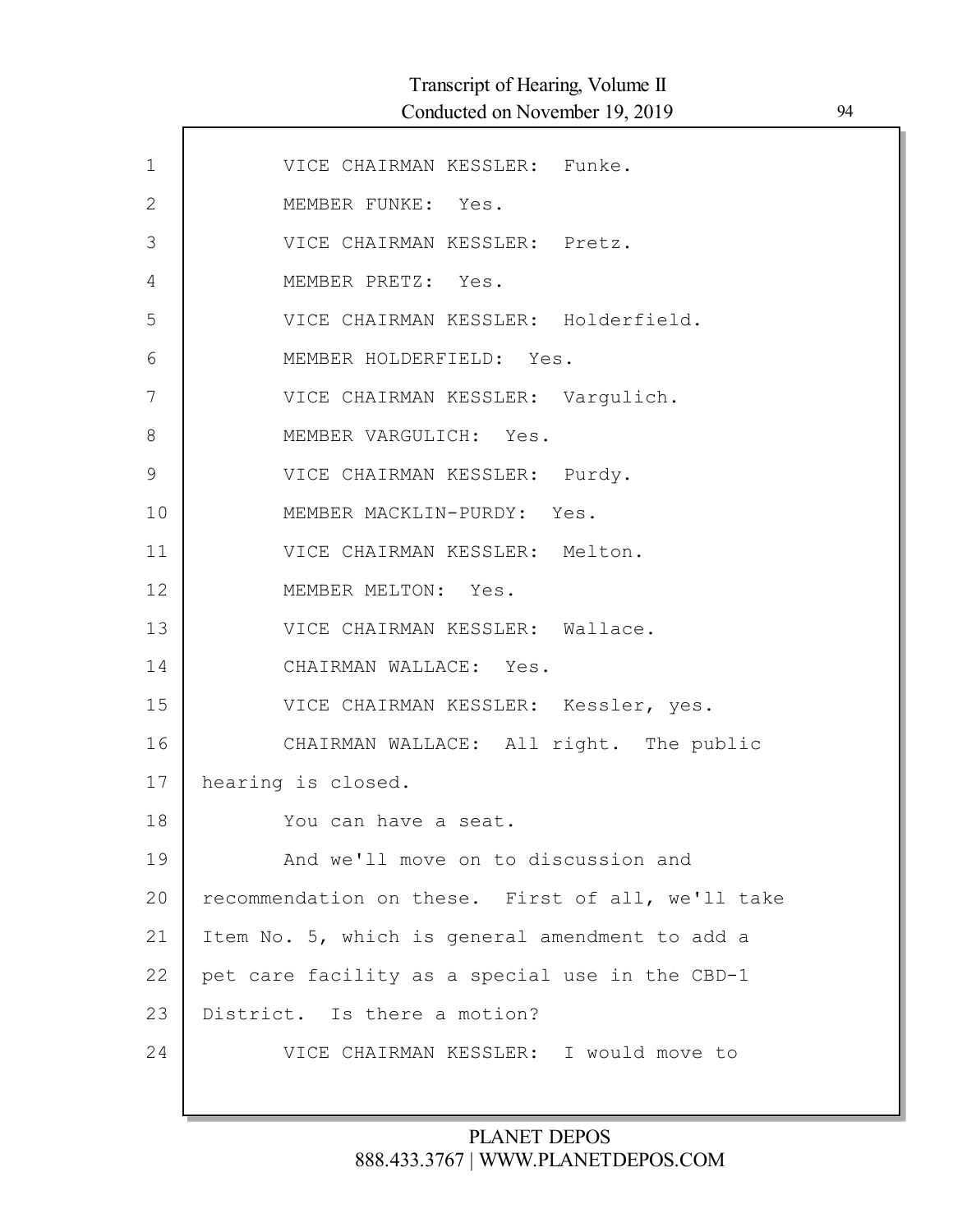VICE CHAIRMAN KESSLER: Funke.

MEMBER FUNKE: Yes.

VICE CHAIRMAN KESSLER: Pretz.

MEMBER PRETZ: Yes.

VICE CHAIRMAN KESSLER: Holderfield.

MEMBER HOLDERFIELD: Yes.

VICE CHAIRMAN KESSLER: Vargulich.

MEMBER VARGULICH: Yes.

VICE CHAIRMAN KESSLER: Purdy.

MEMBER MACKLIN-PURDY: Yes.

VICE CHAIRMAN KESSLER: Melton.

MEMBER MELTON: Yes.

VICE CHAIRMAN KESSLER: Wallace.

CHAIRMAN WALLACE: Yes.

VICE CHAIRMAN KESSLER: Kessler, yes.

CHAIRMAN WALLACE: All right. The public hearing is closed.

You can have a seat.

And we'll move on to discussion and recommendation on these. First of all, we'll take Item No. 5, which is general amendment to add a pet care facility as a special use in the CBD-1 District. Is there a motion?

VICE CHAIRMAN KESSLER: I would move to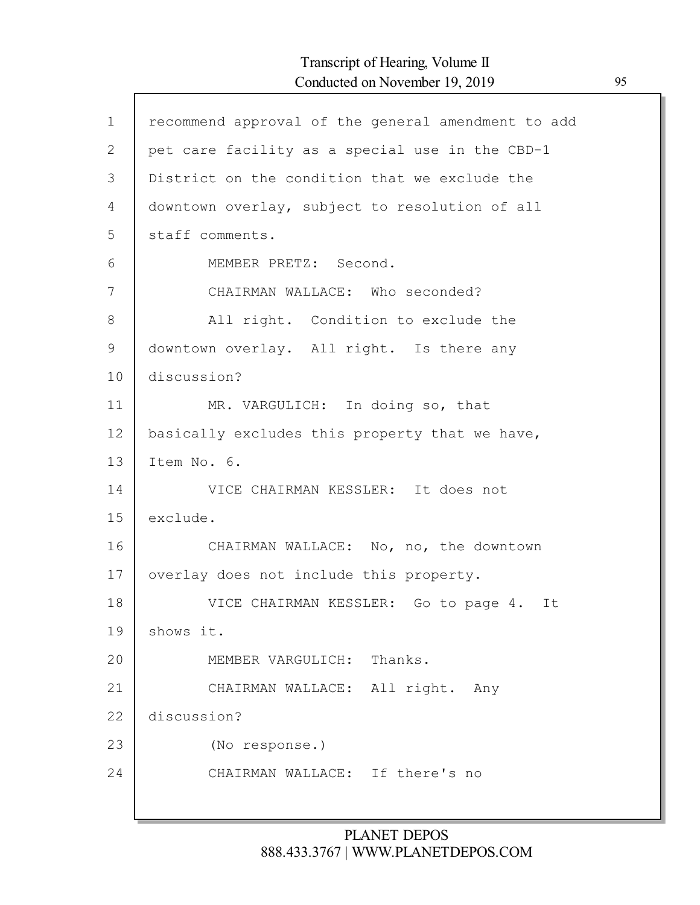1 recommend approval of the general amendment to add
2 pet care facility as a special use in the CBD-1
3 District on the condition that we exclude the
4 downtown overlay, subject to resolution of all
5 staff comments.
6 MEMBER PRETZ: Second.
7 CHAIRMAN WALLACE: Who seconded?
8 All right. Condition to exclude the
9 downtown overlay. All right. Is there any
10 discussion?
11 MR. VARGULICH: In doing so, that
12 basically excludes this property that we have,
13 Item No. 6.
14 VICE CHAIRMAN KESSLER: It does not
15 exclude.
16 CHAIRMAN WALLACE: No, no, the downtown
17 overlay does not include this property.
18 VICE CHAIRMAN KESSLER: Go to page 4. It
19 shows it.
20 MEMBER VARGULICH: Thanks.
21 CHAIRMAN WALLACE: All right. Any
22 discussion?
23 (No response.)
24 CHAIRMAN WALLACE: If there's no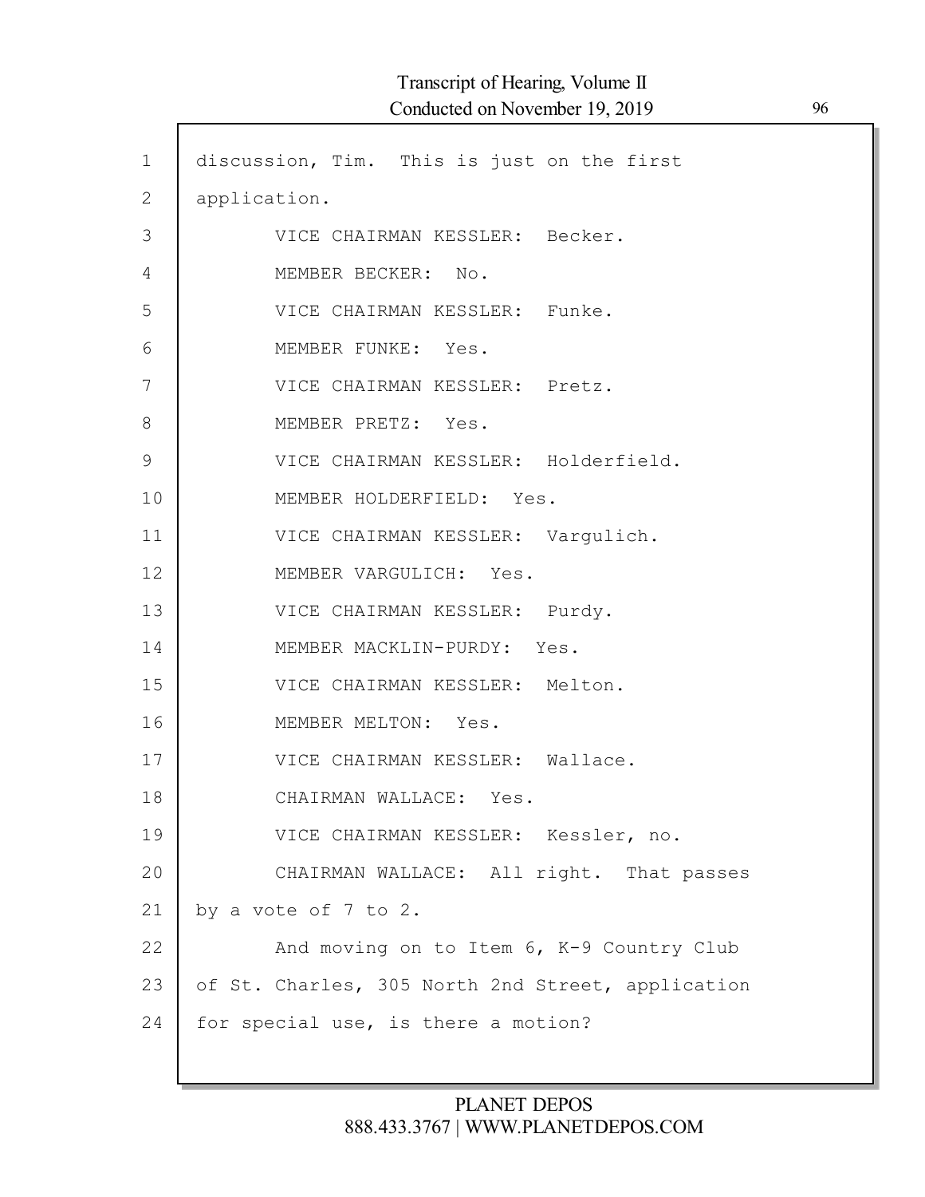discussion, Tim. This is just on the first application.

VICE CHAIRMAN KESSLER: Becker.

MEMBER BECKER: No.

VICE CHAIRMAN KESSLER: Funke.

MEMBER FUNKE: Yes.

VICE CHAIRMAN KESSLER: Pretz.

MEMBER PRETZ: Yes.

VICE CHAIRMAN KESSLER: Holderfield.

MEMBER HOLDERFIELD: Yes.

VICE CHAIRMAN KESSLER: Vargulich.

MEMBER VARGULICH: Yes.

VICE CHAIRMAN KESSLER: Purdy.

MEMBER MACKLIN-PURDY: Yes.

VICE CHAIRMAN KESSLER: Melton.

MEMBER MELTON: Yes.

VICE CHAIRMAN KESSLER: Wallace.

CHAIRMAN WALLACE: Yes.

VICE CHAIRMAN KESSLER: Kessler, no.

CHAIRMAN WALLACE: All right. That passes by a vote of 7 to 2.

And moving on to Item 6, K-9 Country Club of St. Charles, 305 North 2nd Street, application for special use, is there a motion?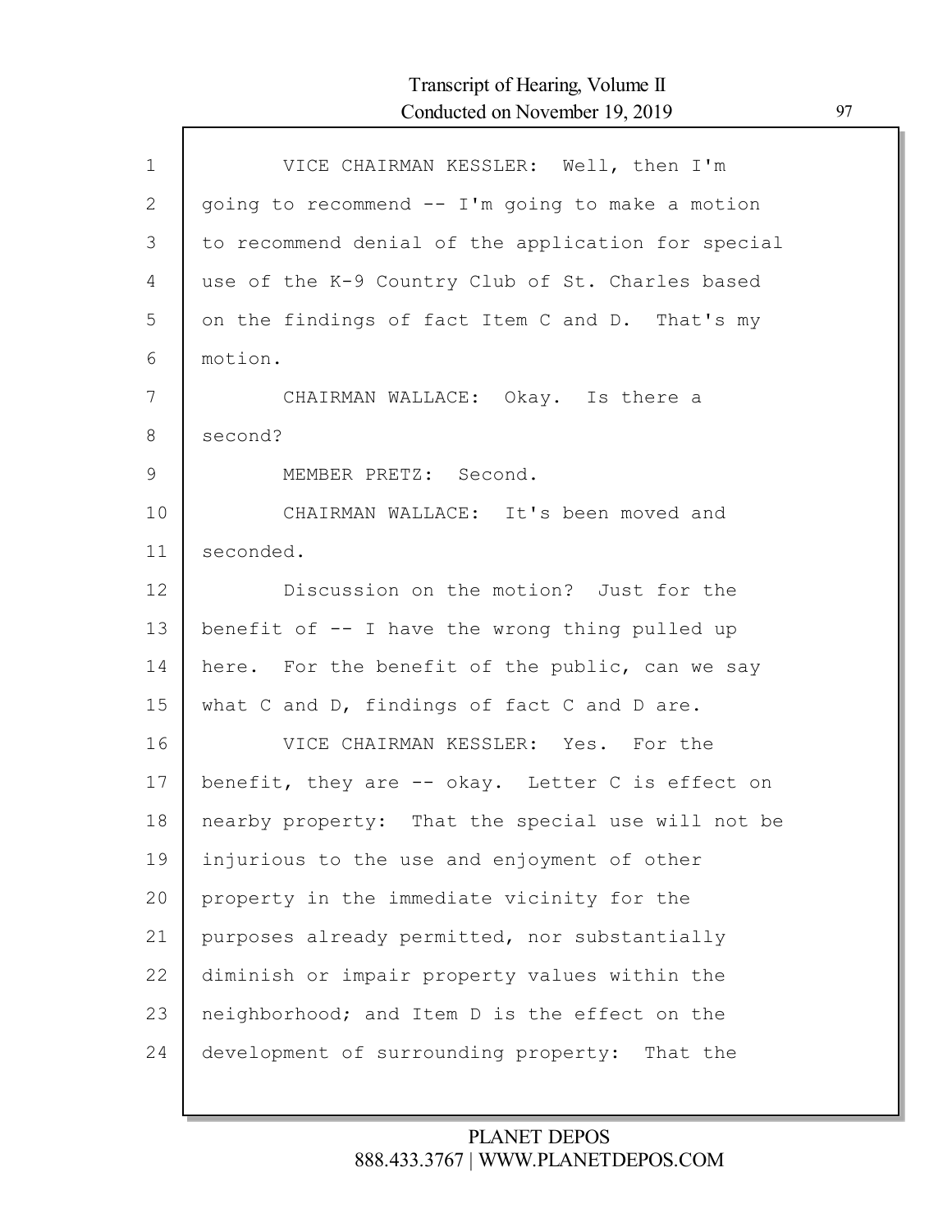VICE CHAIRMAN KESSLER: Well, then I'm going to recommend -- I'm going to make a motion to recommend denial of the application for special use of the K-9 Country Club of St. Charles based on the findings of fact Item C and D. That's my motion.

CHAIRMAN WALLACE: Okay. Is there a second?

MEMBER PRETZ: Second.

CHAIRMAN WALLACE: It's been moved and seconded.

Discussion on the motion? Just for the benefit of -- I have the wrong thing pulled up here. For the benefit of the public, can we say what C and D, findings of fact C and D are.

VICE CHAIRMAN KESSLER: Yes. For the benefit, they are -- okay. Letter C is effect on nearby property: That the special use will not be injurious to the use and enjoyment of other property in the immediate vicinity for the purposes already permitted, nor substantially diminish or impair property values within the neighborhood; and Item D is the effect on the development of surrounding property: That the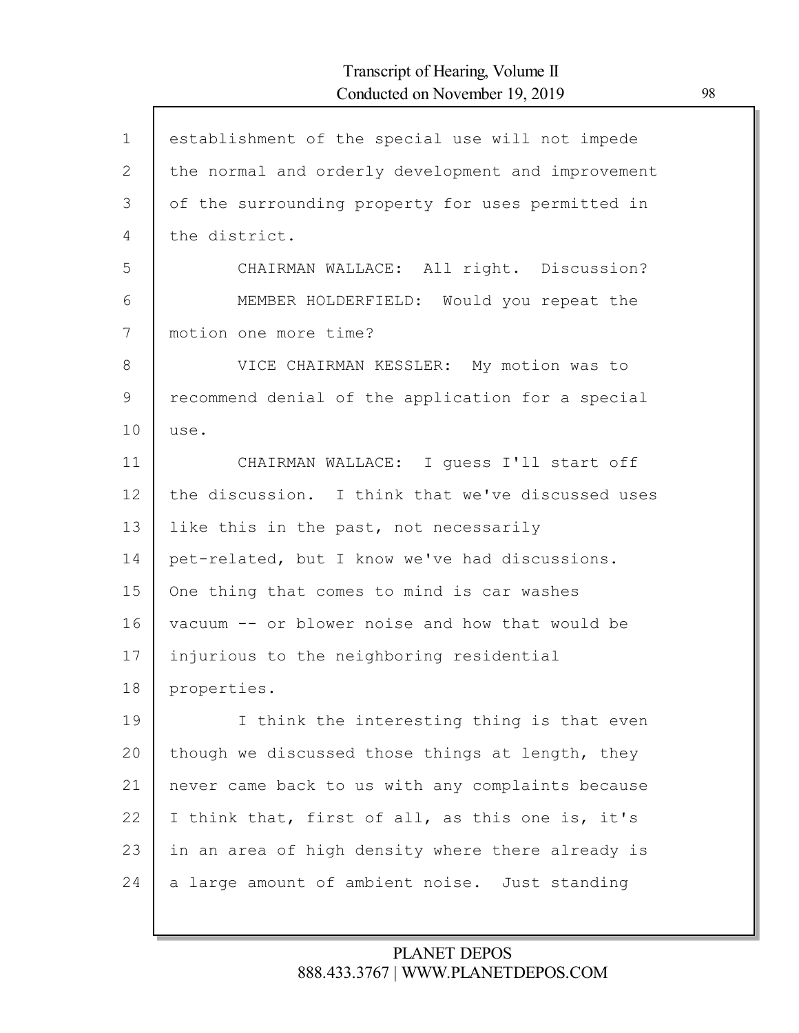establishment of the special use will not impede the normal and orderly development and improvement of the surrounding property for uses permitted in the district.

CHAIRMAN WALLACE: All right. Discussion?

MEMBER HOLDERFIELD: Would you repeat the motion one more time?

VICE CHAIRMAN KESSLER: My motion was to recommend denial of the application for a special use.

CHAIRMAN WALLACE: I guess I'll start off the discussion. I think that we've discussed uses like this in the past, not necessarily pet-related, but I know we've had discussions. One thing that comes to mind is car washes vacuum -- or blower noise and how that would be injurious to the neighboring residential properties.

I think the interesting thing is that even though we discussed those things at length, they never came back to us with any complaints because I think that, first of all, as this one is, it's in an area of high density where there already is a large amount of ambient noise. Just standing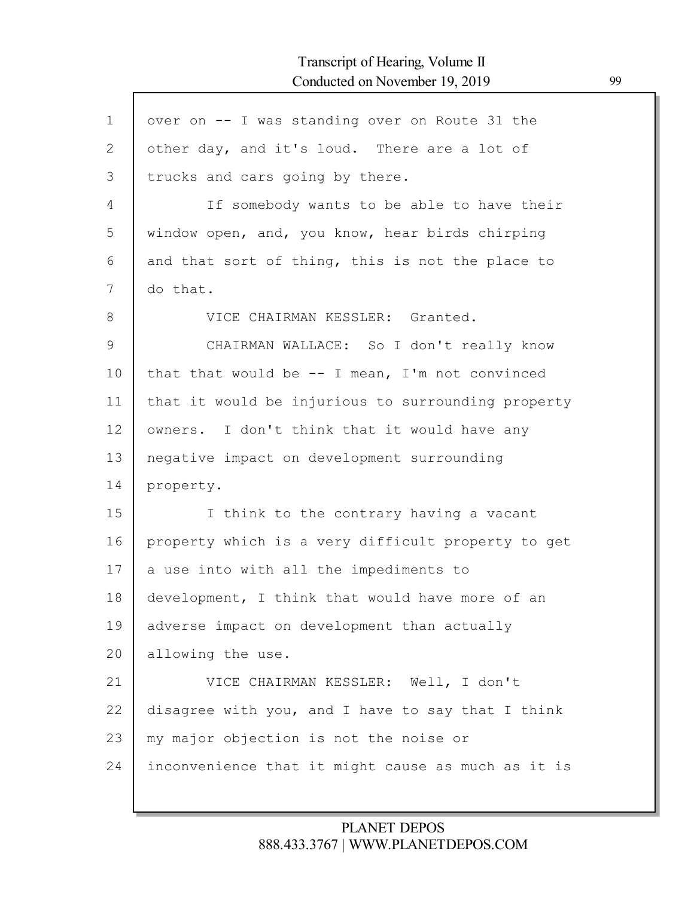over on -- I was standing over on Route 31 the other day, and it's loud. There are a lot of trucks and cars going by there.

If somebody wants to be able to have their window open, and, you know, hear birds chirping and that sort of thing, this is not the place to do that.

VICE CHAIRMAN KESSLER: Granted.

CHAIRMAN WALLACE: So I don't really know that that would be -- I mean, I'm not convinced that it would be injurious to surrounding property owners. I don't think that it would have any negative impact on development surrounding property.

I think to the contrary having a vacant property which is a very difficult property to get a use into with all the impediments to development, I think that would have more of an adverse impact on development than actually allowing the use.

VICE CHAIRMAN KESSLER: Well, I don't disagree with you, and I have to say that I think my major objection is not the noise or inconvenience that it might cause as much as it is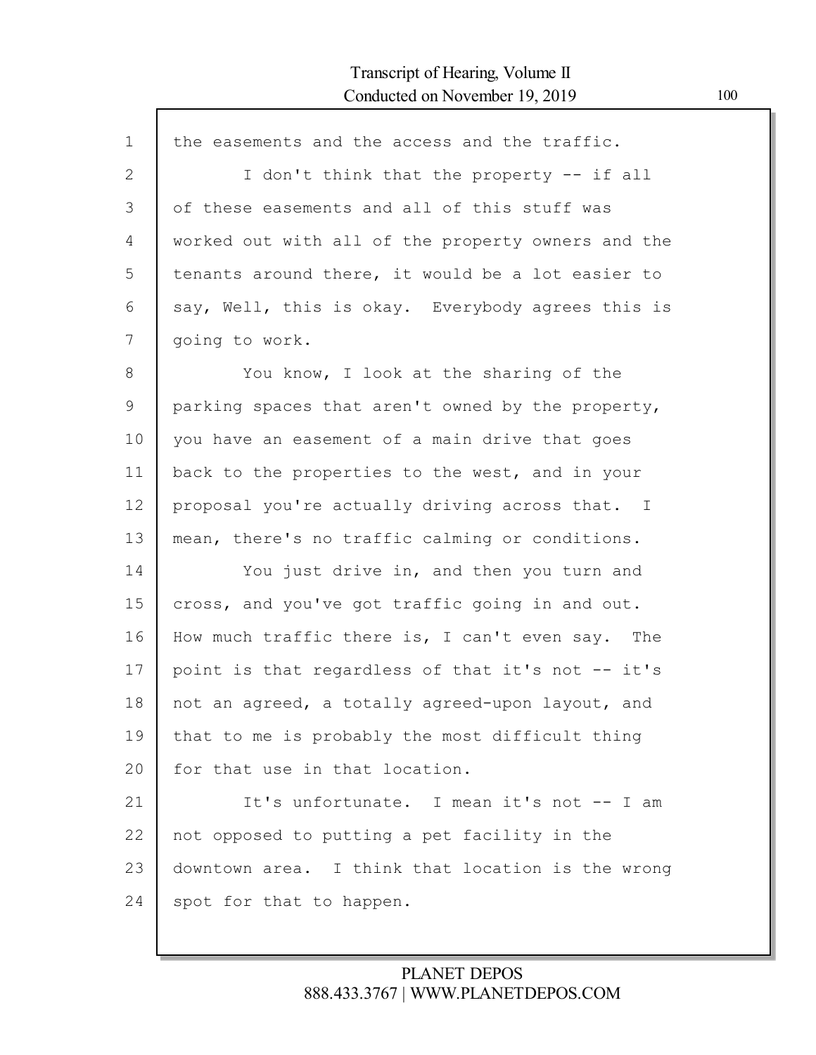the easements and the access and the traffic.

I don't think that the property -- if all of these easements and all of this stuff was worked out with all of the property owners and the tenants around there, it would be a lot easier to say, Well, this is okay. Everybody agrees this is going to work.

You know, I look at the sharing of the parking spaces that aren't owned by the property, you have an easement of a main drive that goes back to the properties to the west, and in your proposal you're actually driving across that. I mean, there's no traffic calming or conditions.

You just drive in, and then you turn and cross, and you've got traffic going in and out. How much traffic there is, I can't even say. The point is that regardless of that it's not -- it's not an agreed, a totally agreed-upon layout, and that to me is probably the most difficult thing for that use in that location.

It's unfortunate. I mean it's not -- I am not opposed to putting a pet facility in the downtown area. I think that location is the wrong spot for that to happen.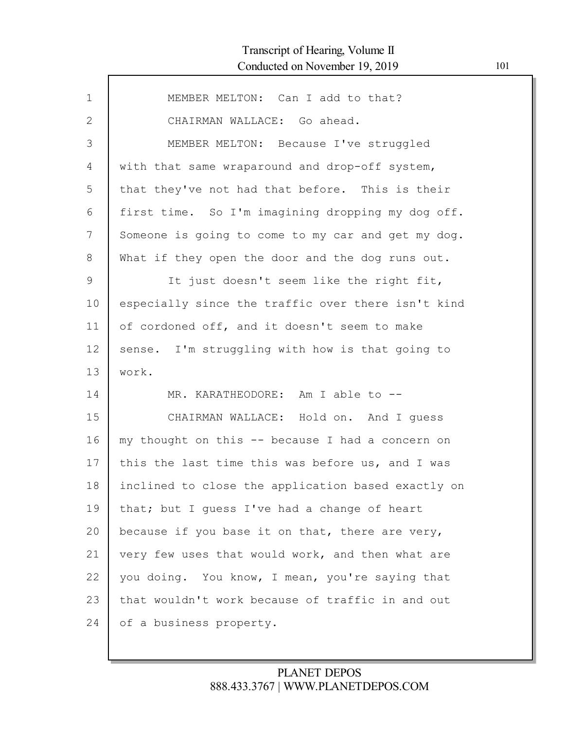MEMBER MELTON: Can I add to that?

CHAIRMAN WALLACE: Go ahead.

MEMBER MELTON: Because I've struggled with that same wraparound and drop-off system, that they've not had that before. This is their first time. So I'm imagining dropping my dog off. Someone is going to come to my car and get my dog. What if they open the door and the dog runs out.

It just doesn't seem like the right fit, especially since the traffic over there isn't kind of cordoned off, and it doesn't seem to make sense. I'm struggling with how is that going to work.

MR. KARATHEODORE: Am I able to --

CHAIRMAN WALLACE: Hold on. And I guess my thought on this -- because I had a concern on this the last time this was before us, and I was inclined to close the application based exactly on that; but I guess I've had a change of heart because if you base it on that, there are very, very few uses that would work, and then what are you doing. You know, I mean, you're saying that that wouldn't work because of traffic in and out of a business property.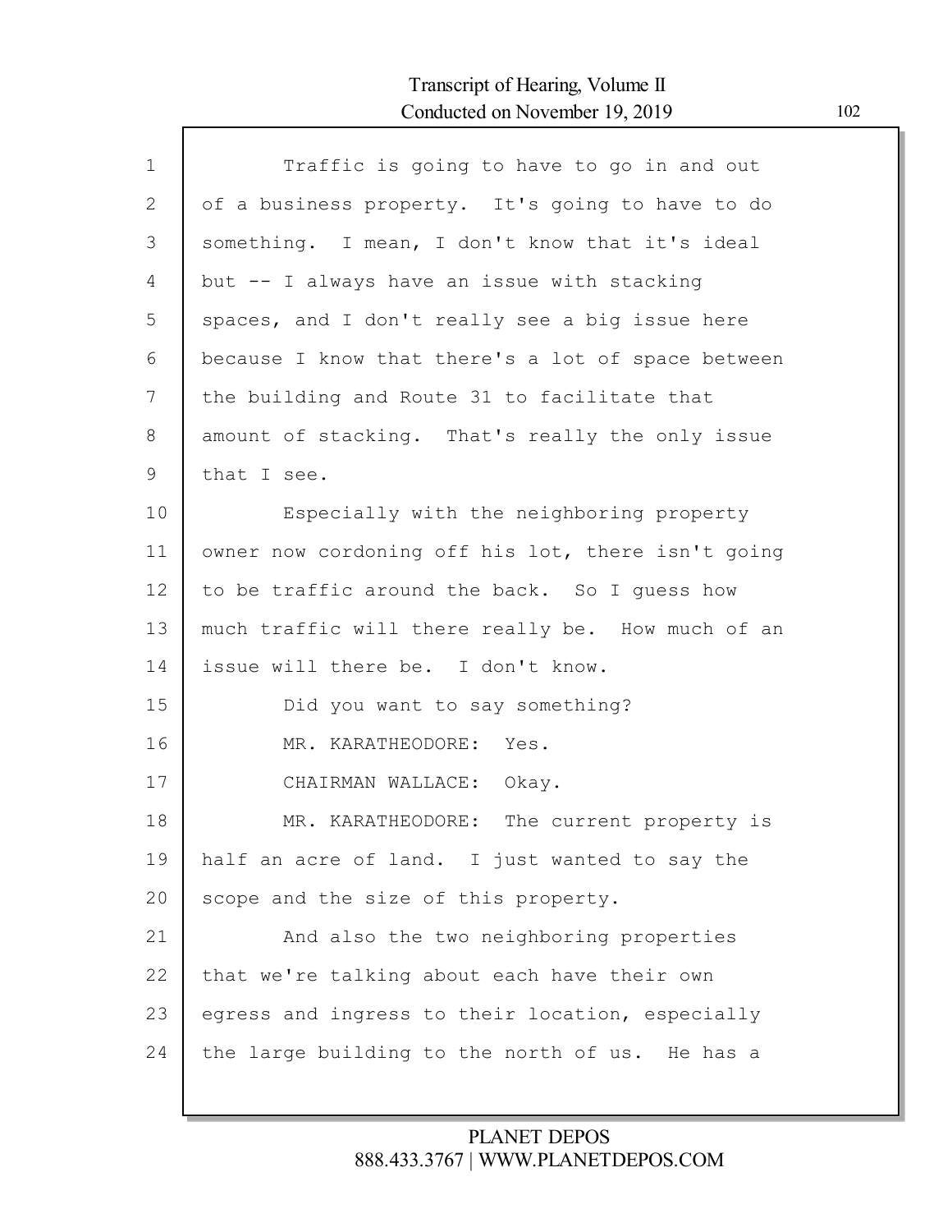Traffic is going to have to go in and out of a business property. It's going to have to do something. I mean, I don't know that it's ideal but -- I always have an issue with stacking spaces, and I don't really see a big issue here because I know that there's a lot of space between the building and Route 31 to facilitate that amount of stacking. That's really the only issue that I see.

Especially with the neighboring property owner now cordoning off his lot, there isn't going to be traffic around the back. So I guess how much traffic will there really be. How much of an issue will there be. I don't know.

Did you want to say something?

MR. KARATHEODORE: Yes.

CHAIRMAN WALLACE: Okay.

MR. KARATHEODORE: The current property is half an acre of land. I just wanted to say the scope and the size of this property.

And also the two neighboring properties that we're talking about each have their own egress and ingress to their location, especially the large building to the north of us. He has a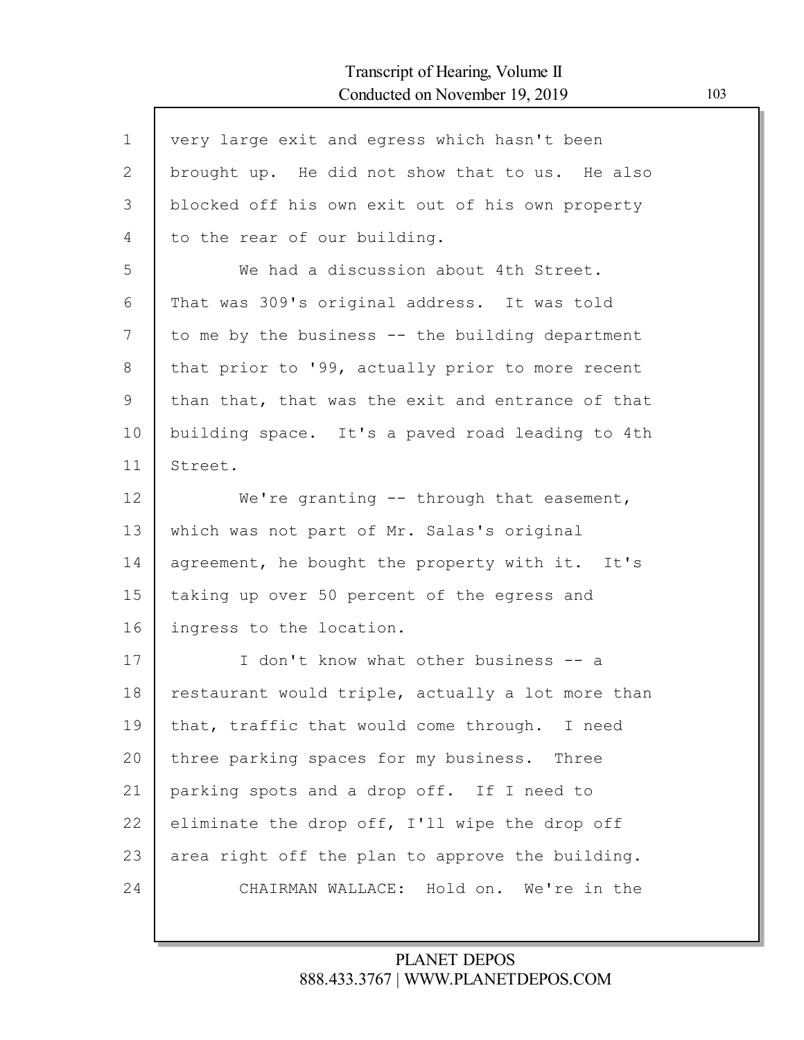very large exit and egress which hasn't been brought up. He did not show that to us. He also blocked off his own exit out of his own property to the rear of our building.

We had a discussion about 4th Street. That was 309's original address. It was told to me by the business -- the building department that prior to '99, actually prior to more recent than that, that was the exit and entrance of that building space. It's a paved road leading to 4th Street.

We're granting -- through that easement, which was not part of Mr. Salas's original agreement, he bought the property with it. It's taking up over 50 percent of the egress and ingress to the location.

I don't know what other business -- a restaurant would triple, actually a lot more than that, traffic that would come through. I need three parking spaces for my business. Three parking spots and a drop off. If I need to eliminate the drop off, I'll wipe the drop off area right off the plan to approve the building.

CHAIRMAN WALLACE: Hold on. We're in the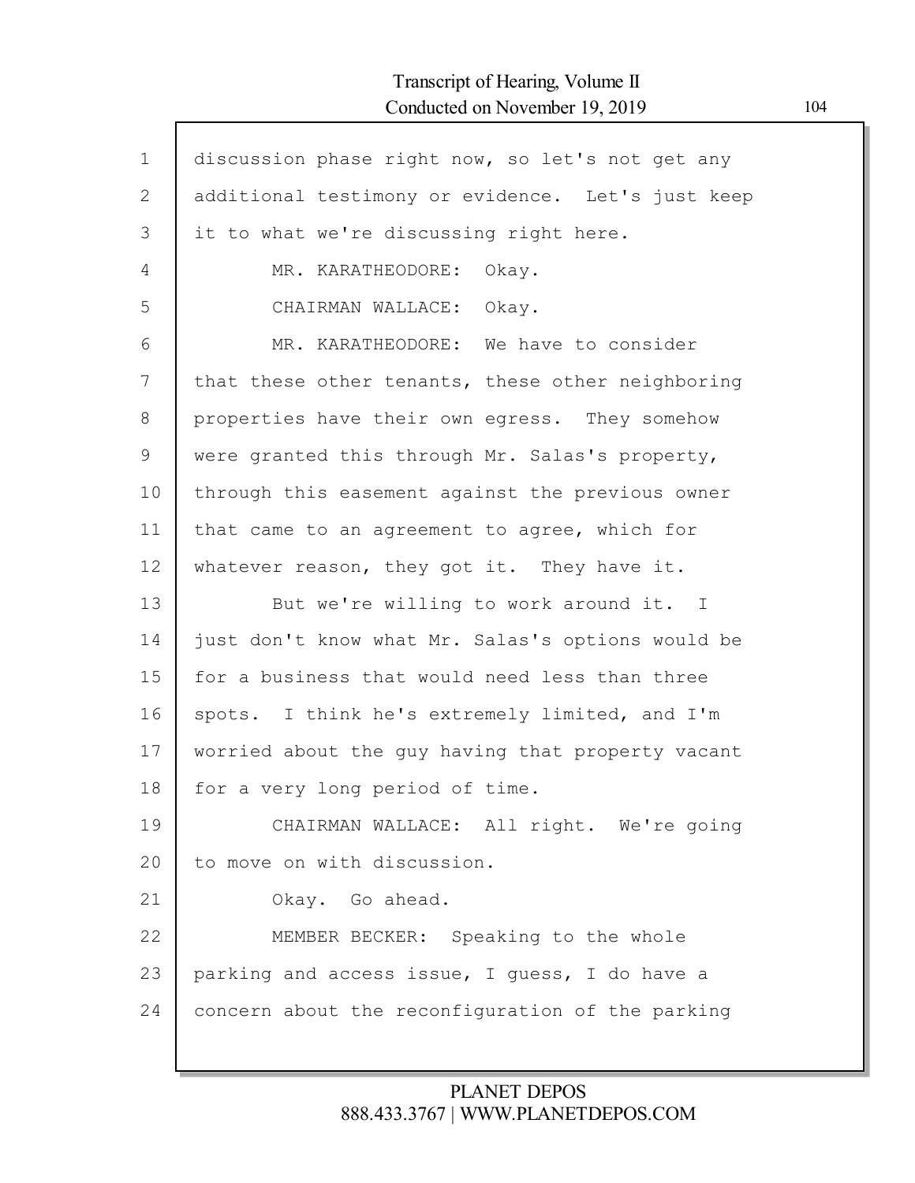discussion phase right now, so let's not get any additional testimony or evidence. Let's just keep it to what we're discussing right here.

MR. KARATHEODORE: Okay.

CHAIRMAN WALLACE: Okay.

MR. KARATHEODORE: We have to consider that these other tenants, these other neighboring properties have their own egress. They somehow were granted this through Mr. Salas's property, through this easement against the previous owner that came to an agreement to agree, which for whatever reason, they got it. They have it.

But we're willing to work around it. I just don't know what Mr. Salas's options would be for a business that would need less than three spots. I think he's extremely limited, and I'm worried about the guy having that property vacant for a very long period of time.

CHAIRMAN WALLACE: All right. We're going to move on with discussion.

Okay. Go ahead.

MEMBER BECKER: Speaking to the whole parking and access issue, I guess, I do have a concern about the reconfiguration of the parking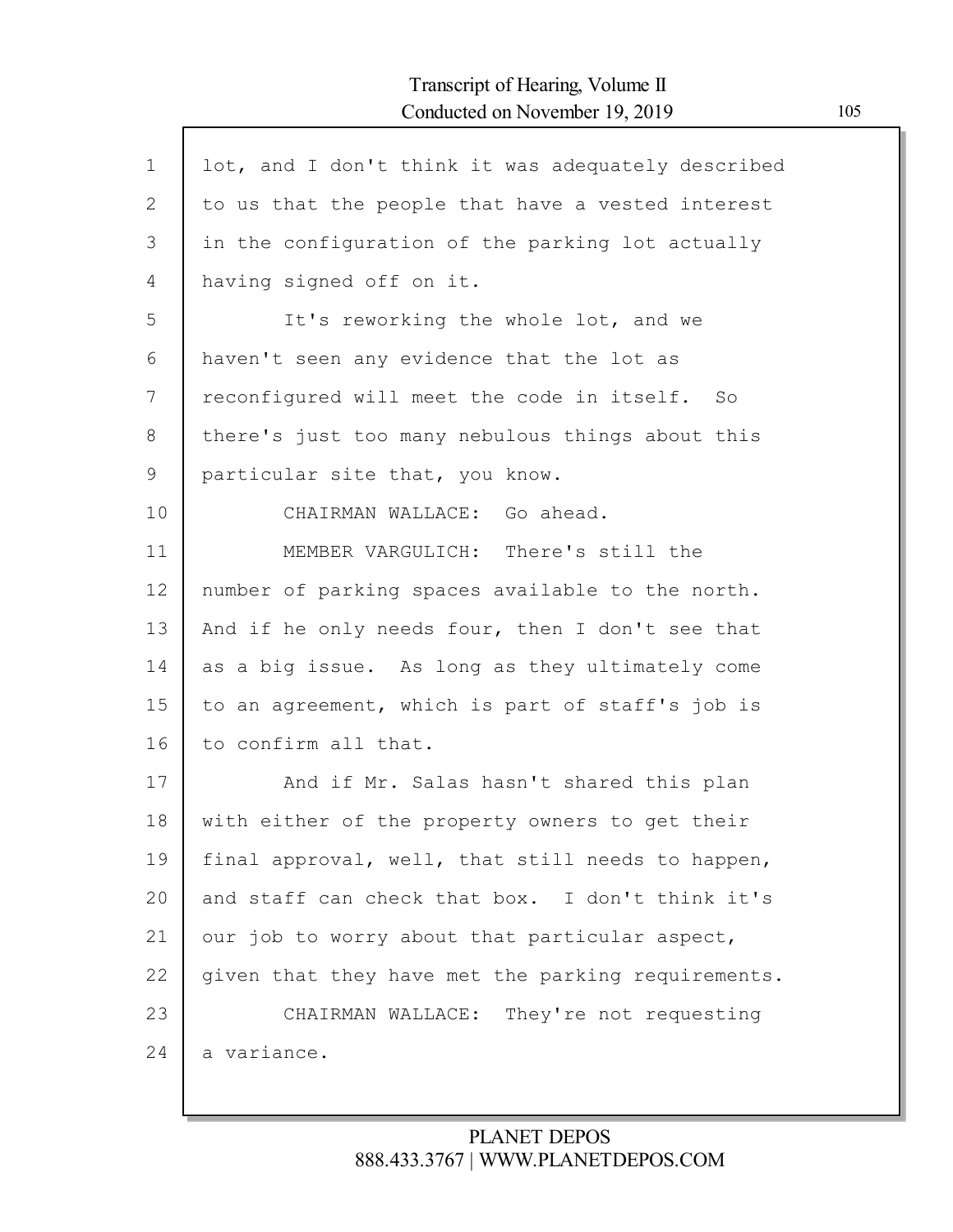lot, and I don't think it was adequately described to us that the people that have a vested interest in the configuration of the parking lot actually having signed off on it.

It's reworking the whole lot, and we haven't seen any evidence that the lot as reconfigured will meet the code in itself. So there's just too many nebulous things about this particular site that, you know.

CHAIRMAN WALLACE: Go ahead.

MEMBER VARGULICH: There's still the number of parking spaces available to the north. And if he only needs four, then I don't see that as a big issue. As long as they ultimately come to an agreement, which is part of staff's job is to confirm all that.

And if Mr. Salas hasn't shared this plan with either of the property owners to get their final approval, well, that still needs to happen, and staff can check that box. I don't think it's our job to worry about that particular aspect, given that they have met the parking requirements.

CHAIRMAN WALLACE: They're not requesting a variance.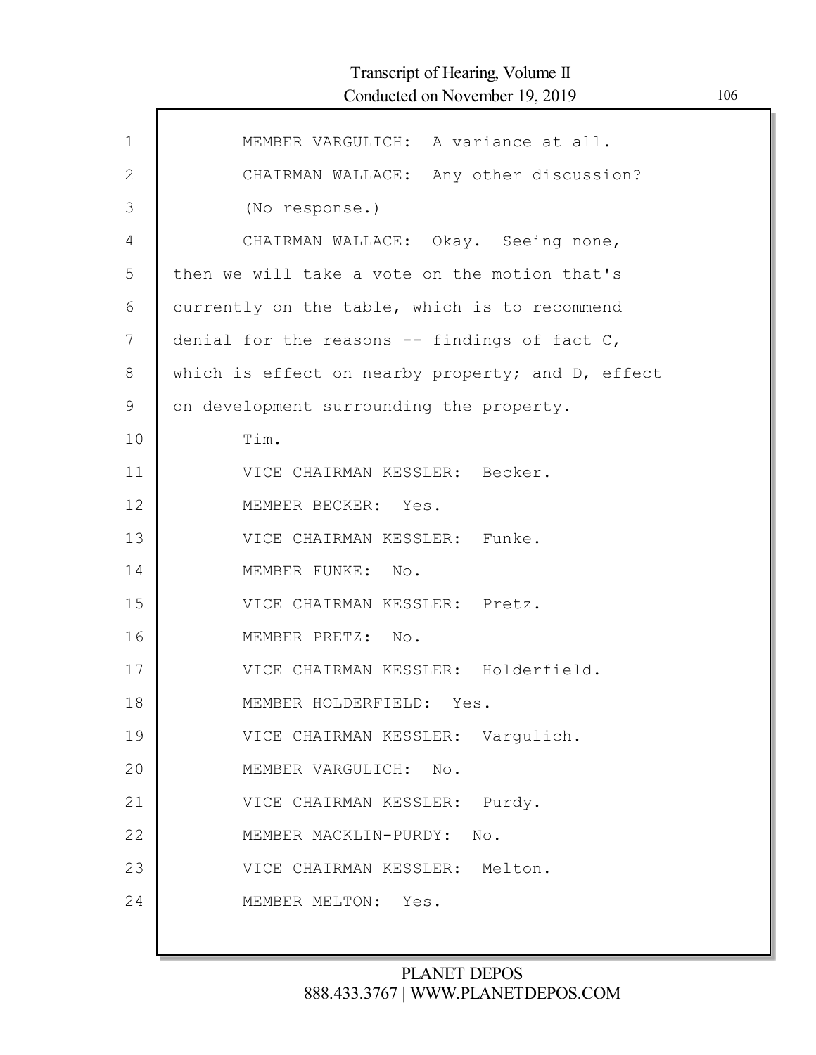MEMBER VARGULICH: A variance at all.

CHAIRMAN WALLACE: Any other discussion?

(No response.)

CHAIRMAN WALLACE: Okay. Seeing none, then we will take a vote on the motion that's currently on the table, which is to recommend denial for the reasons -- findings of fact C, which is effect on nearby property; and D, effect on development surrounding the property.

Tim.

VICE CHAIRMAN KESSLER: Becker.

MEMBER BECKER: Yes.

VICE CHAIRMAN KESSLER: Funke.

MEMBER FUNKE: No.

VICE CHAIRMAN KESSLER: Pretz.

MEMBER PRETZ: No.

VICE CHAIRMAN KESSLER: Holderfield.

MEMBER HOLDERFIELD: Yes.

VICE CHAIRMAN KESSLER: Vargulich.

MEMBER VARGULICH: No.

VICE CHAIRMAN KESSLER: Purdy.

MEMBER MACKLIN-PURDY: No.

VICE CHAIRMAN KESSLER: Melton.

MEMBER MELTON: Yes.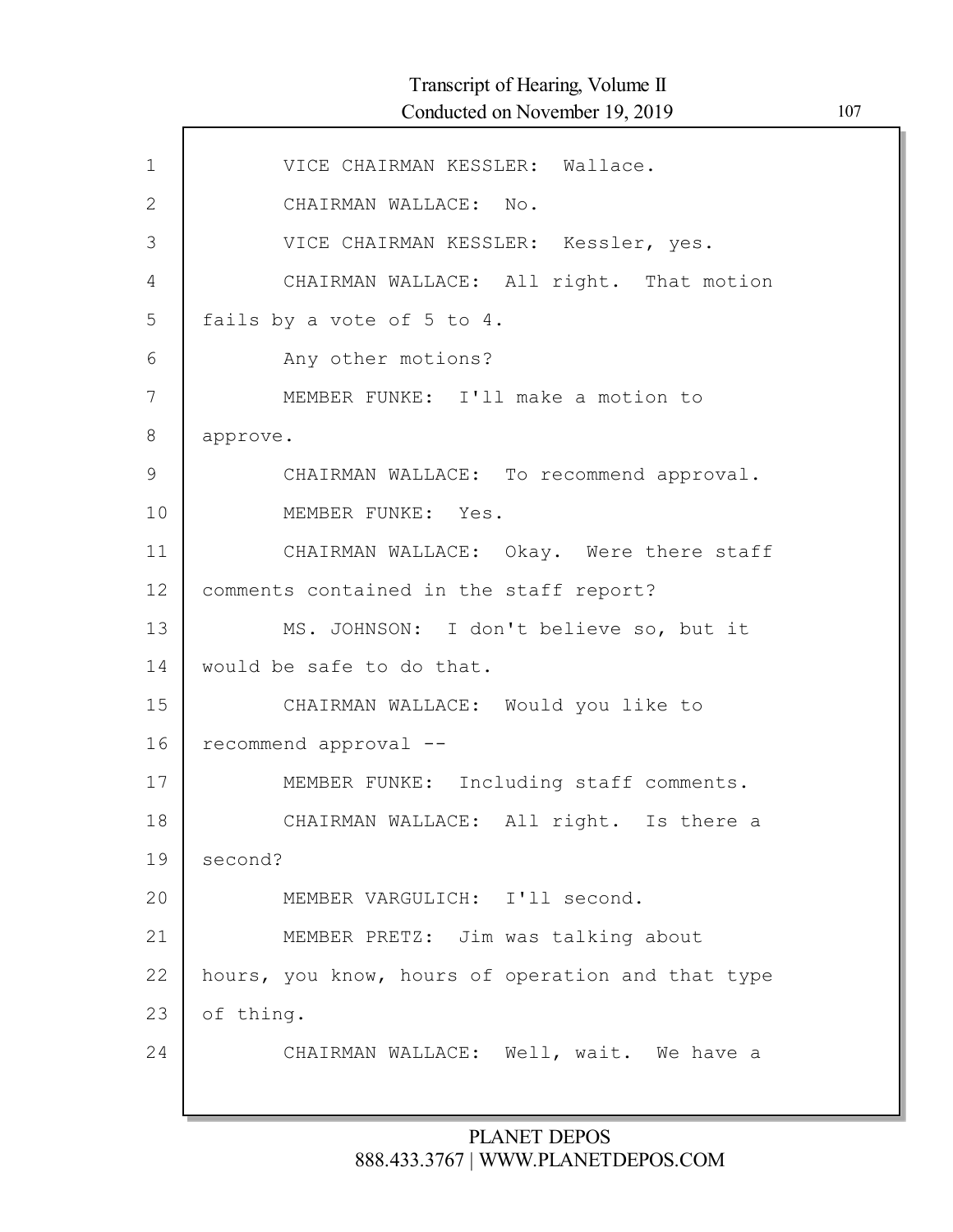1 VICE CHAIRMAN KESSLER: Wallace.

2 CHAIRMAN WALLACE: No.

3 VICE CHAIRMAN KESSLER: Kessler, yes.

4 CHAIRMAN WALLACE: All right. That motion

5 fails by a vote of 5 to 4.

6 Any other motions?

7 MEMBER FUNKE: I'll make a motion to

8 approve.

9 CHAIRMAN WALLACE: To recommend approval.

10 MEMBER FUNKE: Yes.

11 CHAIRMAN WALLACE: Okay. Were there staff

12 comments contained in the staff report?

13 MS. JOHNSON: I don't believe so, but it

14 would be safe to do that.

15 CHAIRMAN WALLACE: Would you like to

16 recommend approval --

17 MEMBER FUNKE: Including staff comments.

18 CHAIRMAN WALLACE: All right. Is there a

19 second?

20 MEMBER VARGULICH: I'll second.

21 MEMBER PRETZ: Jim was talking about

22 hours, you know, hours of operation and that type

23 of thing.

24 CHAIRMAN WALLACE: Well, wait. We have a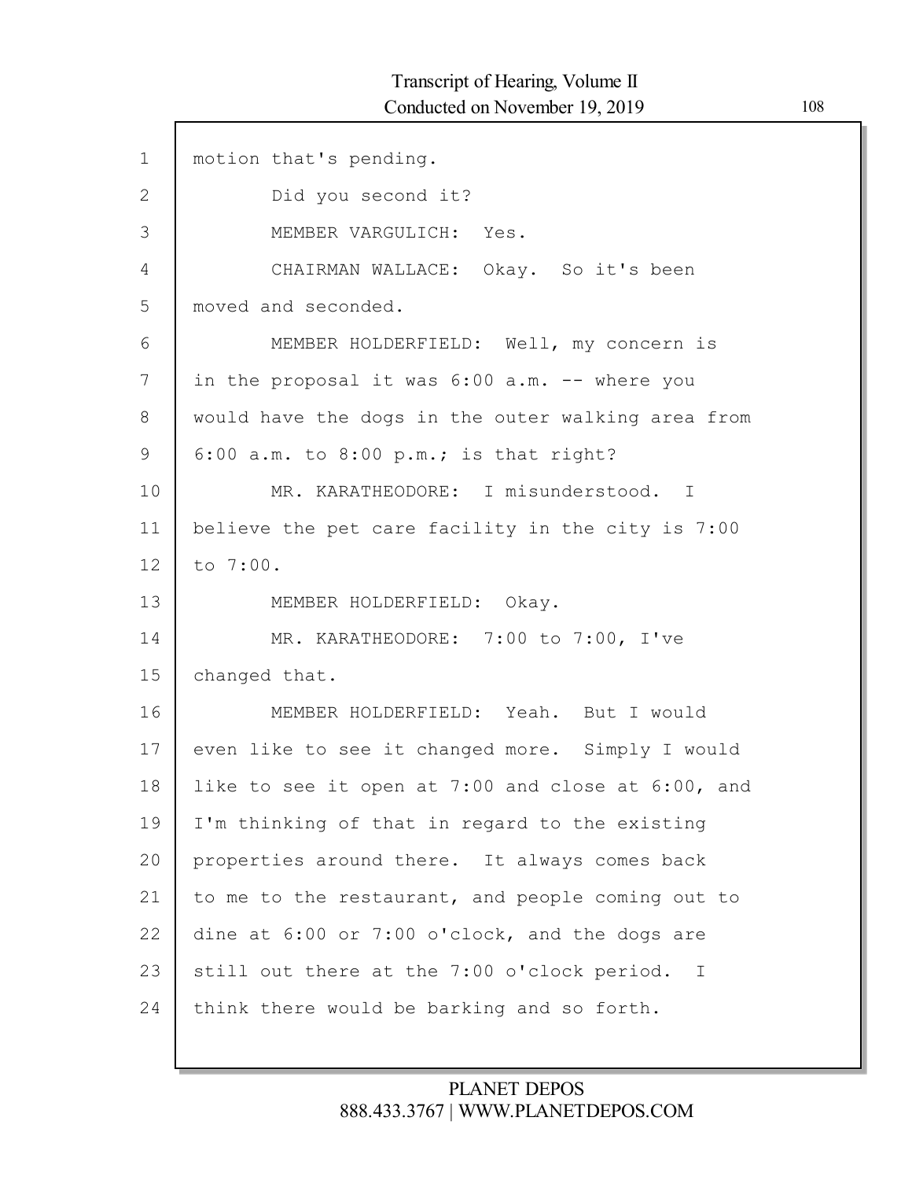motion that's pending.

Did you second it?

MEMBER VARGULICH: Yes.

CHAIRMAN WALLACE: Okay. So it's been moved and seconded.

MEMBER HOLDERFIELD: Well, my concern is in the proposal it was 6:00 a.m. -- where you would have the dogs in the outer walking area from 6:00 a.m. to 8:00 p.m.; is that right?

MR. KARATHEODORE: I misunderstood. I believe the pet care facility in the city is 7:00 to 7:00.

MEMBER HOLDERFIELD: Okay.

MR. KARATHEODORE: 7:00 to 7:00, I've changed that.

MEMBER HOLDERFIELD: Yeah. But I would even like to see it changed more. Simply I would like to see it open at 7:00 and close at 6:00, and I'm thinking of that in regard to the existing properties around there. It always comes back to me to the restaurant, and people coming out to dine at 6:00 or 7:00 o'clock, and the dogs are still out there at the 7:00 o'clock period. I think there would be barking and so forth.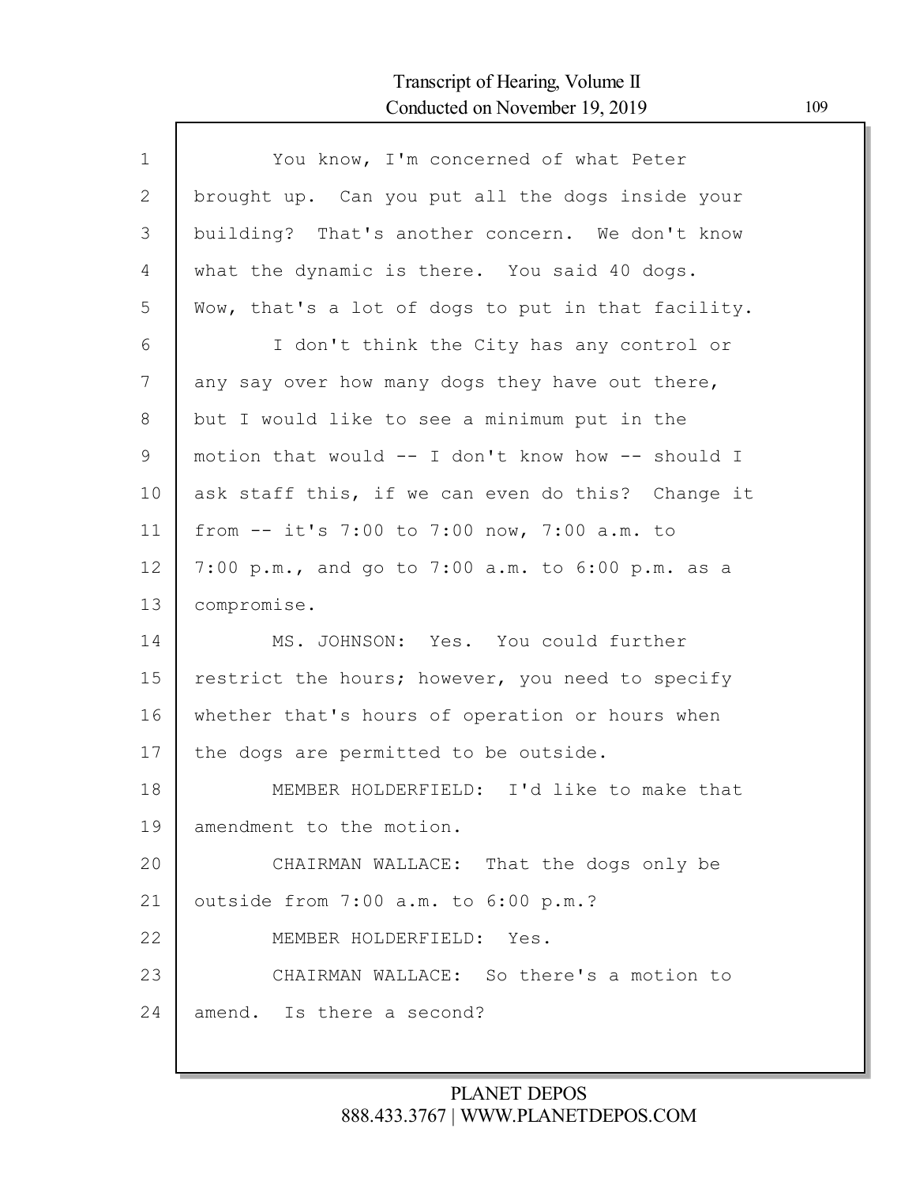You know, I'm concerned of what Peter brought up. Can you put all the dogs inside your building? That's another concern. We don't know what the dynamic is there. You said 40 dogs. Wow, that's a lot of dogs to put in that facility.

I don't think the City has any control or any say over how many dogs they have out there, but I would like to see a minimum put in the motion that would -- I don't know how -- should I ask staff this, if we can even do this? Change it from -- it's 7:00 to 7:00 now, 7:00 a.m. to 7:00 p.m., and go to 7:00 a.m. to 6:00 p.m. as a compromise.

MS. JOHNSON: Yes. You could further restrict the hours; however, you need to specify whether that's hours of operation or hours when the dogs are permitted to be outside.

MEMBER HOLDERFIELD: I'd like to make that amendment to the motion.

CHAIRMAN WALLACE: That the dogs only be outside from 7:00 a.m. to 6:00 p.m.?

MEMBER HOLDERFIELD: Yes.

CHAIRMAN WALLACE: So there's a motion to amend. Is there a second?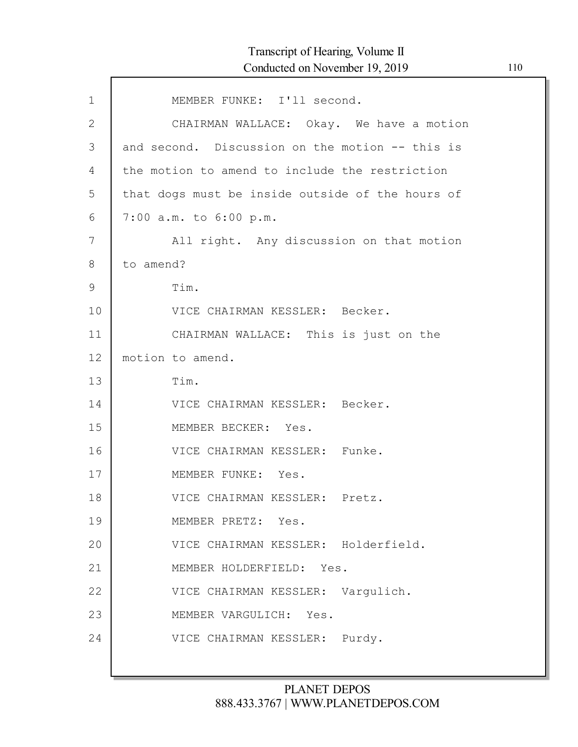MEMBER FUNKE: I'll second.

CHAIRMAN WALLACE: Okay. We have a motion and second. Discussion on the motion -- this is the motion to amend to include the restriction that dogs must be inside outside of the hours of 7:00 a.m. to 6:00 p.m.

All right. Any discussion on that motion to amend?

Tim.

VICE CHAIRMAN KESSLER: Becker.

CHAIRMAN WALLACE: This is just on the motion to amend.

Tim.

VICE CHAIRMAN KESSLER: Becker.

MEMBER BECKER: Yes.

VICE CHAIRMAN KESSLER: Funke.

MEMBER FUNKE: Yes.

VICE CHAIRMAN KESSLER: Pretz.

MEMBER PRETZ: Yes.

VICE CHAIRMAN KESSLER: Holderfield.

MEMBER HOLDERFIELD: Yes.

VICE CHAIRMAN KESSLER: Vargulich.

MEMBER VARGULICH: Yes.

VICE CHAIRMAN KESSLER: Purdy.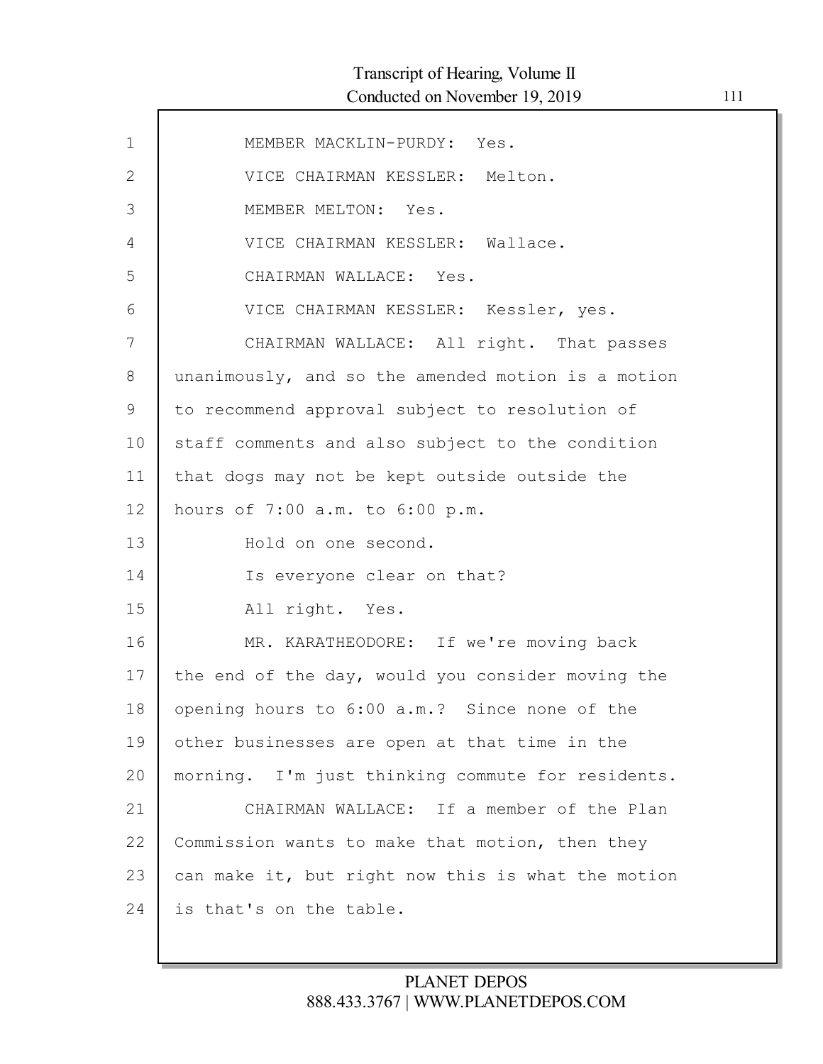MEMBER MACKLIN-PURDY: Yes.

VICE CHAIRMAN KESSLER: Melton.

MEMBER MELTON: Yes.

VICE CHAIRMAN KESSLER: Wallace.

CHAIRMAN WALLACE: Yes.

VICE CHAIRMAN KESSLER: Kessler, yes.

CHAIRMAN WALLACE: All right. That passes unanimously, and so the amended motion is a motion to recommend approval subject to resolution of staff comments and also subject to the condition that dogs may not be kept outside outside the hours of 7:00 a.m. to 6:00 p.m.

Hold on one second.

Is everyone clear on that?

All right. Yes.

MR. KARATHEODORE: If we're moving back the end of the day, would you consider moving the opening hours to 6:00 a.m.? Since none of the other businesses are open at that time in the morning. I'm just thinking commute for residents.

CHAIRMAN WALLACE: If a member of the Plan Commission wants to make that motion, then they can make it, but right now this is what the motion is that's on the table.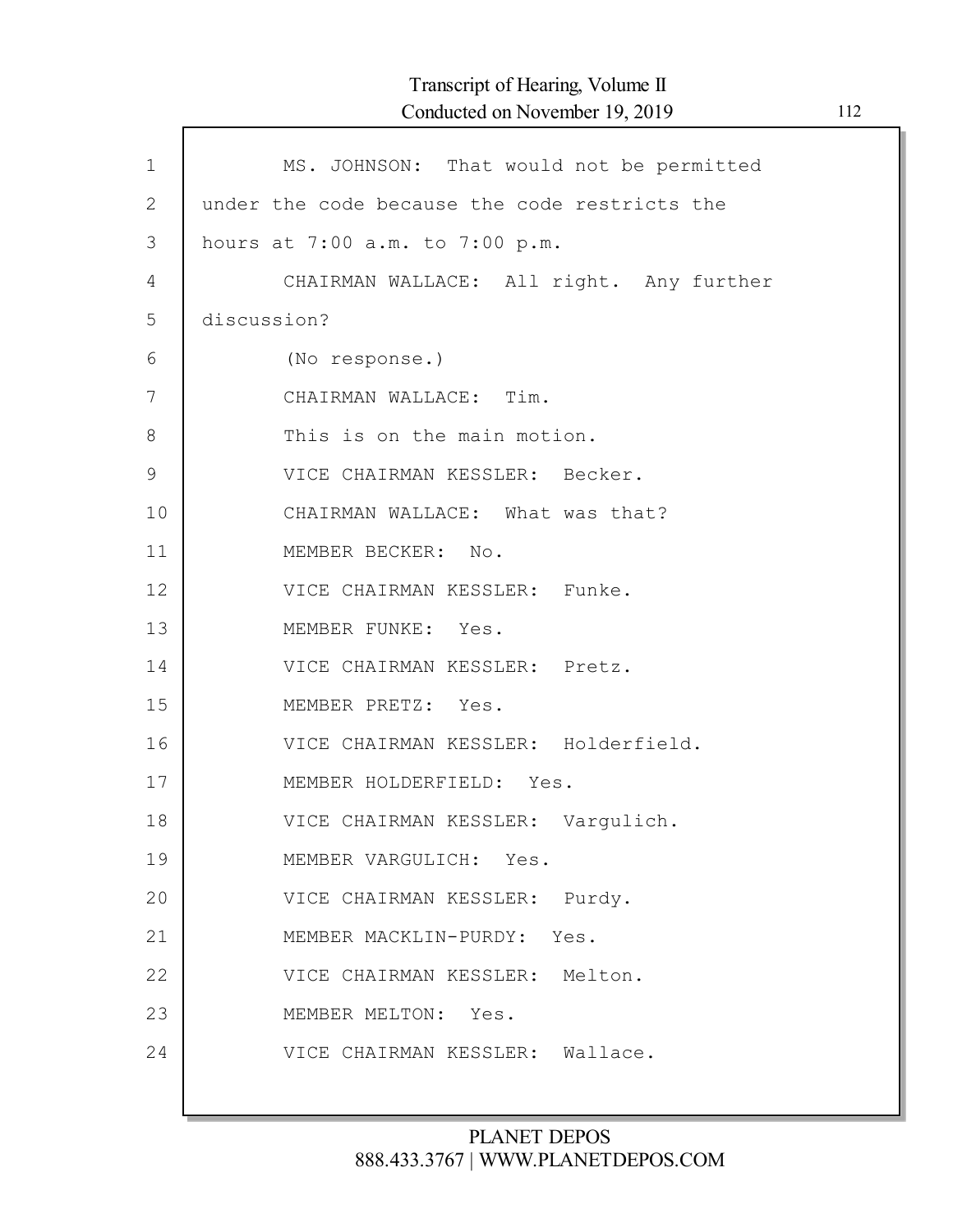MS. JOHNSON: That would not be permitted under the code because the code restricts the hours at 7:00 a.m. to 7:00 p.m.

CHAIRMAN WALLACE: All right. Any further discussion?

(No response.)

CHAIRMAN WALLACE: Tim.

This is on the main motion.

VICE CHAIRMAN KESSLER: Becker.

CHAIRMAN WALLACE: What was that?

MEMBER BECKER: No.

VICE CHAIRMAN KESSLER: Funke.

MEMBER FUNKE: Yes.

VICE CHAIRMAN KESSLER: Pretz.

MEMBER PRETZ: Yes.

VICE CHAIRMAN KESSLER: Holderfield.

MEMBER HOLDERFIELD: Yes.

VICE CHAIRMAN KESSLER: Vargulich.

MEMBER VARGULICH: Yes.

VICE CHAIRMAN KESSLER: Purdy.

MEMBER MACKLIN-PURDY: Yes.

VICE CHAIRMAN KESSLER: Melton.

MEMBER MELTON: Yes.

VICE CHAIRMAN KESSLER: Wallace.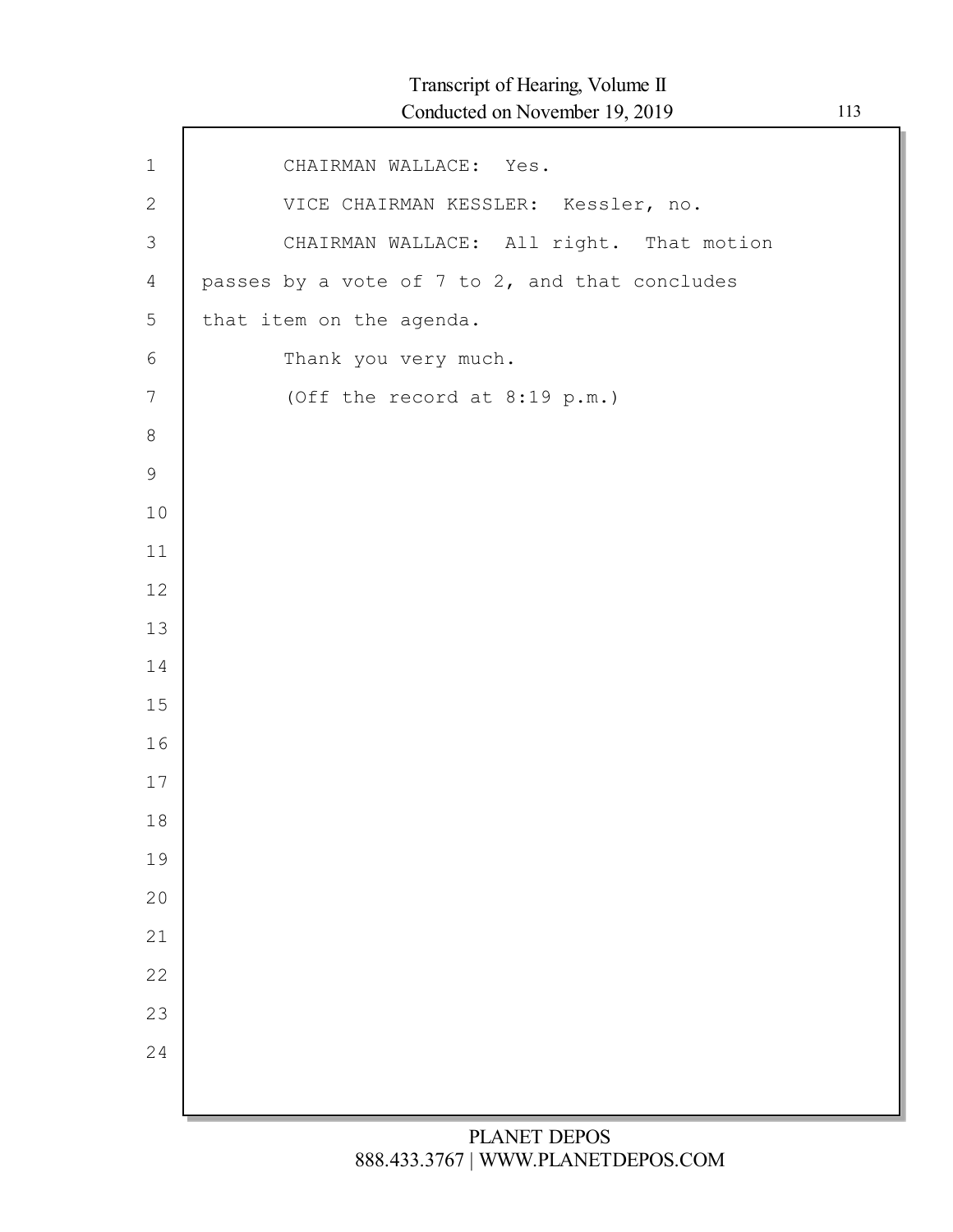CHAIRMAN WALLACE: Yes.

VICE CHAIRMAN KESSLER: Kessler, no.

CHAIRMAN WALLACE: All right. That motion passes by a vote of 7 to 2, and that concludes that item on the agenda.

Thank you very much.

(Off the record at 8:19 p.m.)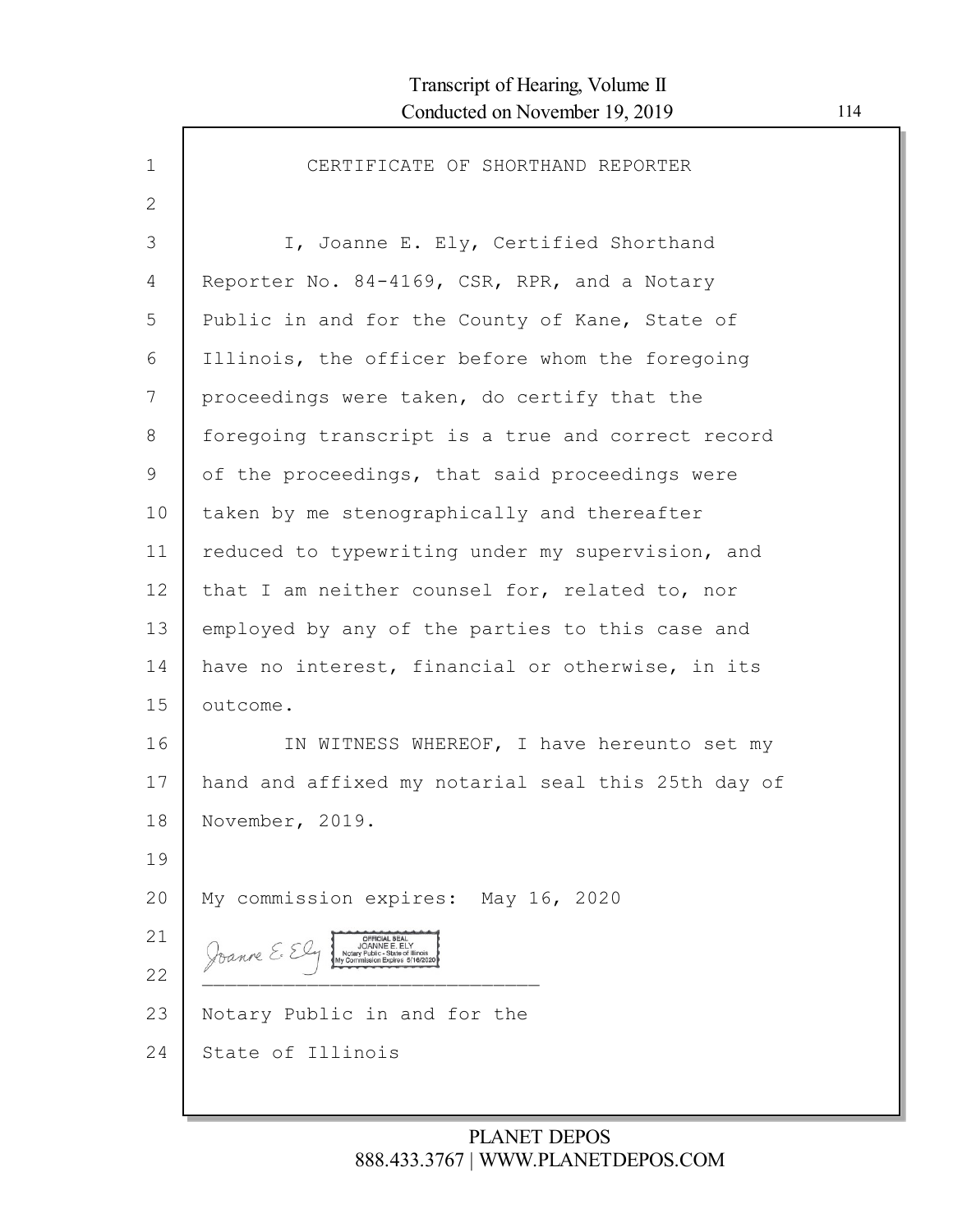# CERTIFICATE OF SHORTHAND REPORTER

I, Joanne E. Ely, Certified Shorthand Reporter No. 84-4169, CSR, RPR, and a Notary Public in and for the County of Kane, State of Illinois, the officer before whom the foregoing proceedings were taken, do certify that the foregoing transcript is a true and correct record of the proceedings, that said proceedings were taken by me stenographically and thereafter reduced to typewriting under my supervision, and that I am neither counsel for, related to, nor employed by any of the parties to this case and have no interest, financial or otherwise, in its outcome.

IN WITNESS WHEREOF, I have hereunto set my hand and affixed my notarial seal this 25th day of November, 2019.

My commission expires: May 16, 2020

Joanne E. Ely

OFFICIAL SEAL
JOANNE E. ELY
Notary Public - State of Illinois
My Commission Expires 5/16/2020

_______________________________

Notary Public in and for the State of Illinois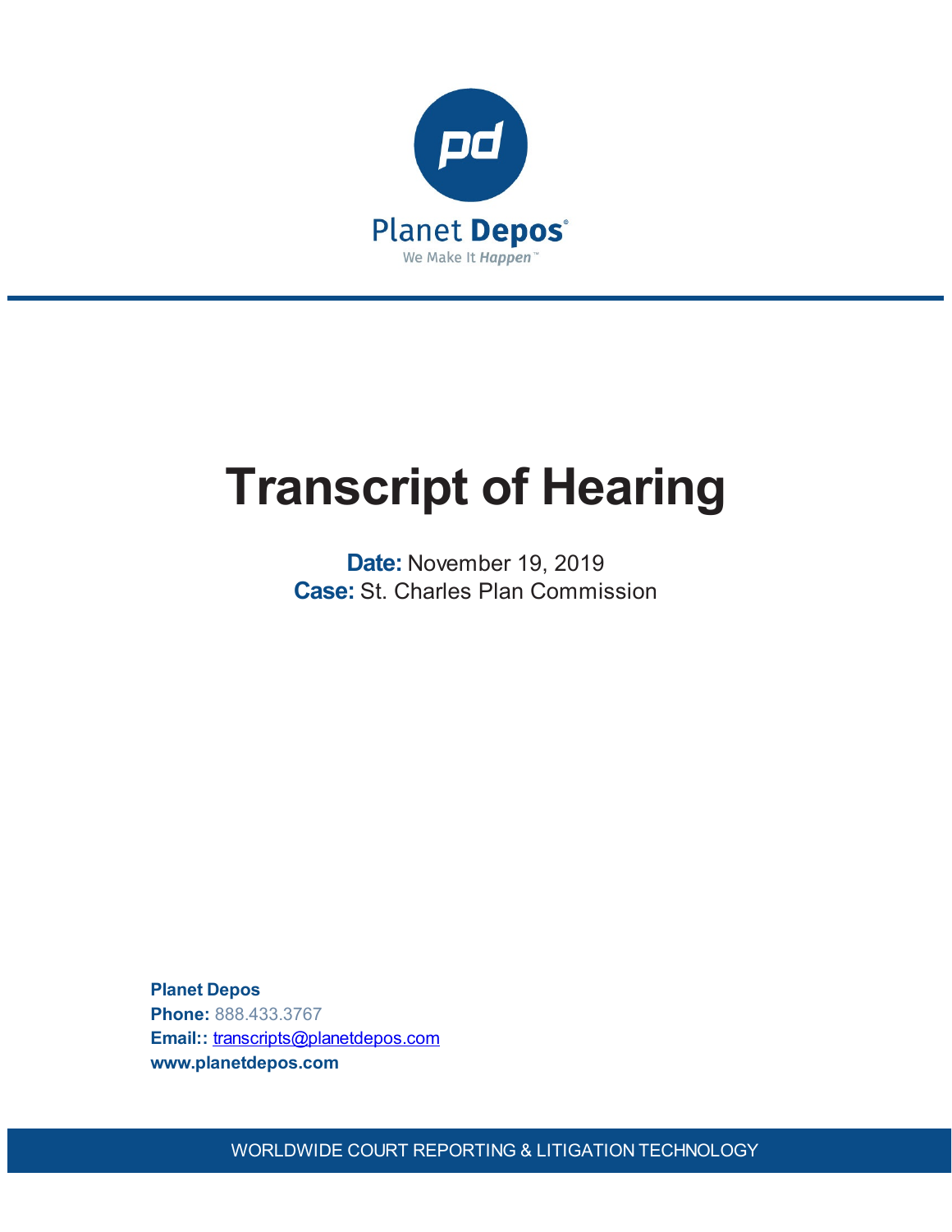Planet Depos

We Make It Happen™

# Transcript of Hearing

**Date:** November 19, 2019
**Case:** St. Charles Plan Commission

**Planet Depos**
**Phone:** 888.433.3767
**Email::** transcripts@planetdepos.com
**www.planetdepos.com**

WORLDWIDE COURT REPORTING & LITIGATION TECHNOLOGY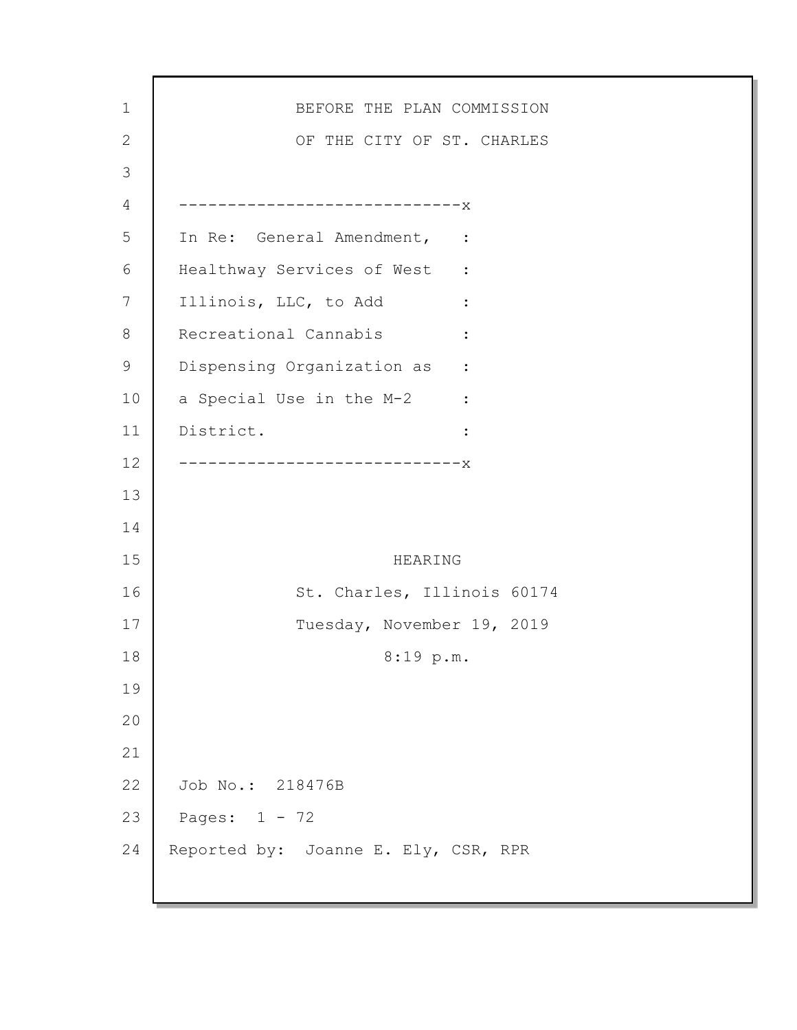BEFORE THE PLAN COMMISSION

OF THE CITY OF ST. CHARLES

-----------------------------x

In Re: General Amendment, :
Healthway Services of West :
Illinois, LLC, to Add :
Recreational Cannabis :
Dispensing Organization as :
a Special Use in the M-2 :
District. :

-----------------------------x

HEARING

St. Charles, Illinois 60174

Tuesday, November 19, 2019

8:19 p.m.

Job No.: 218476B

Pages: 1 - 72

Reported by: Joanne E. Ely, CSR, RPR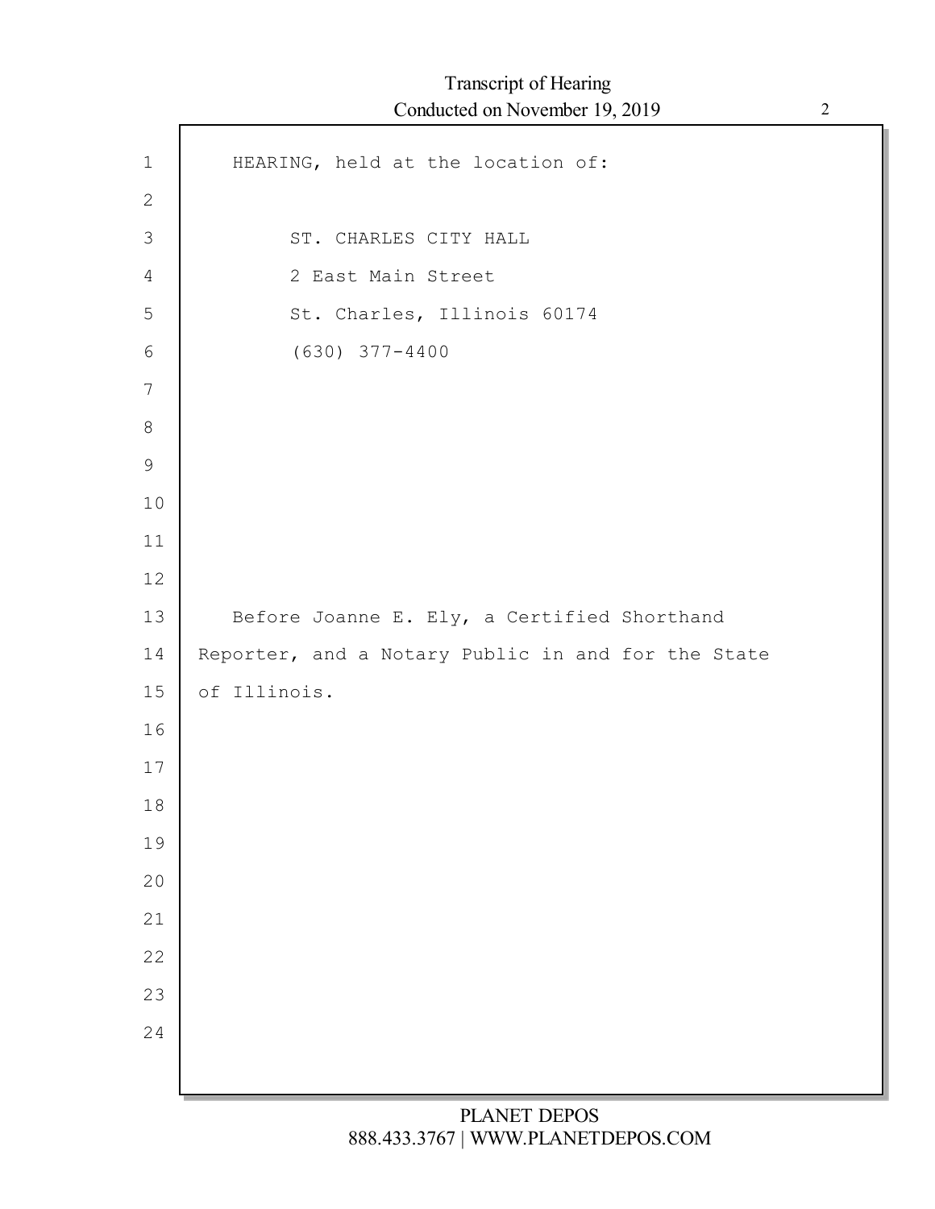HEARING, held at the location of:

ST. CHARLES CITY HALL
2 East Main Street
St. Charles, Illinois 60174
(630) 377-4400

Before Joanne E. Ely, a Certified Shorthand Reporter, and a Notary Public in and for the State of Illinois.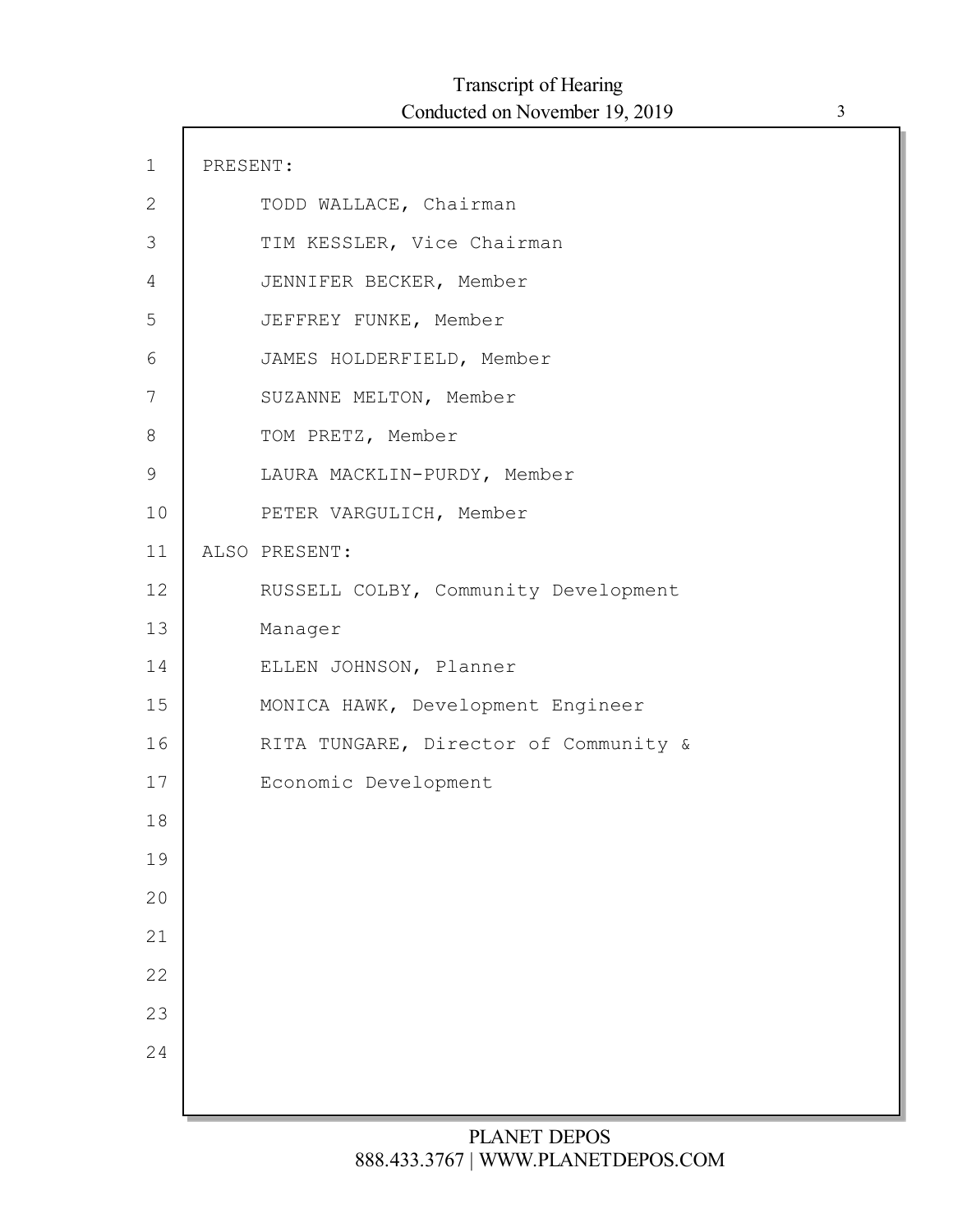PRESENT:

TODD WALLACE, Chairman

TIM KESSLER, Vice Chairman

JENNIFER BECKER, Member

JEFFREY FUNKE, Member

JAMES HOLDERFIELD, Member

SUZANNE MELTON, Member

TOM PRETZ, Member

LAURA MACKLIN-PURDY, Member

PETER VARGULICH, Member

ALSO PRESENT:

RUSSELL COLBY, Community Development Manager

ELLEN JOHNSON, Planner

MONICA HAWK, Development Engineer

RITA TUNGARE, Director of Community & Economic Development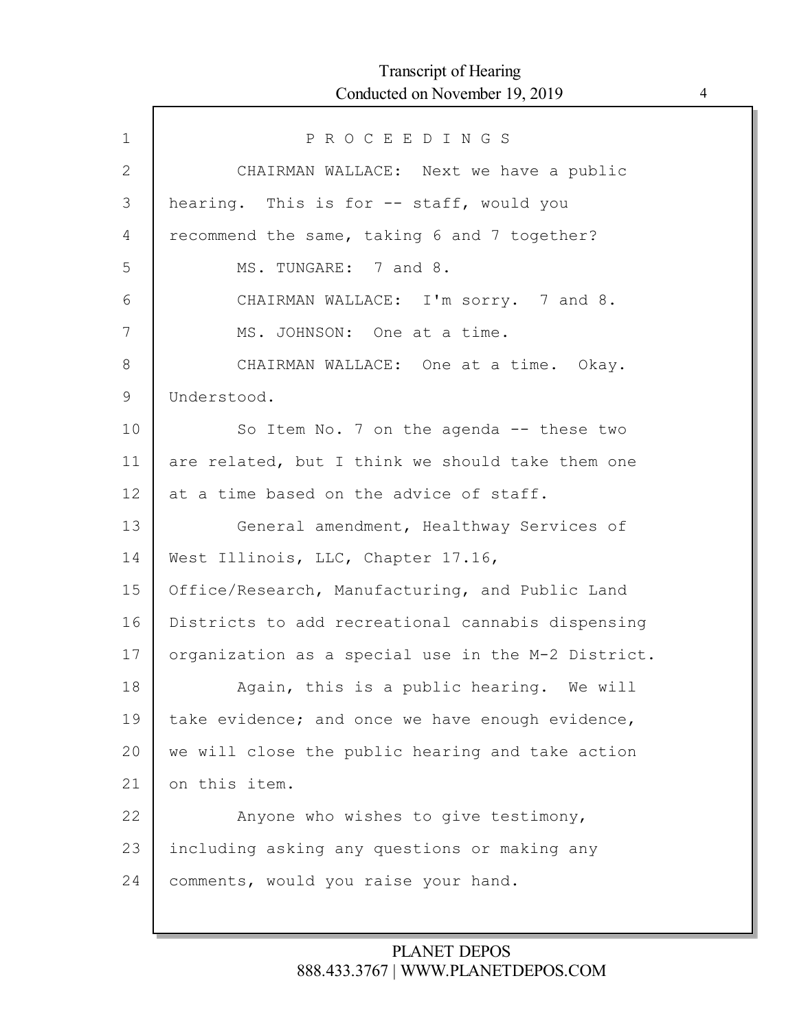P R O C E E D I N G S

CHAIRMAN WALLACE: Next we have a public hearing. This is for -- staff, would you recommend the same, taking 6 and 7 together?

MS. TUNGARE: 7 and 8.

CHAIRMAN WALLACE: I'm sorry. 7 and 8.

MS. JOHNSON: One at a time.

CHAIRMAN WALLACE: One at a time. Okay. Understood.

So Item No. 7 on the agenda -- these two are related, but I think we should take them one at a time based on the advice of staff.

General amendment, Healthway Services of West Illinois, LLC, Chapter 17.16, Office/Research, Manufacturing, and Public Land Districts to add recreational cannabis dispensing organization as a special use in the M-2 District.

Again, this is a public hearing. We will take evidence; and once we have enough evidence, we will close the public hearing and take action on this item.

Anyone who wishes to give testimony, including asking any questions or making any comments, would you raise your hand.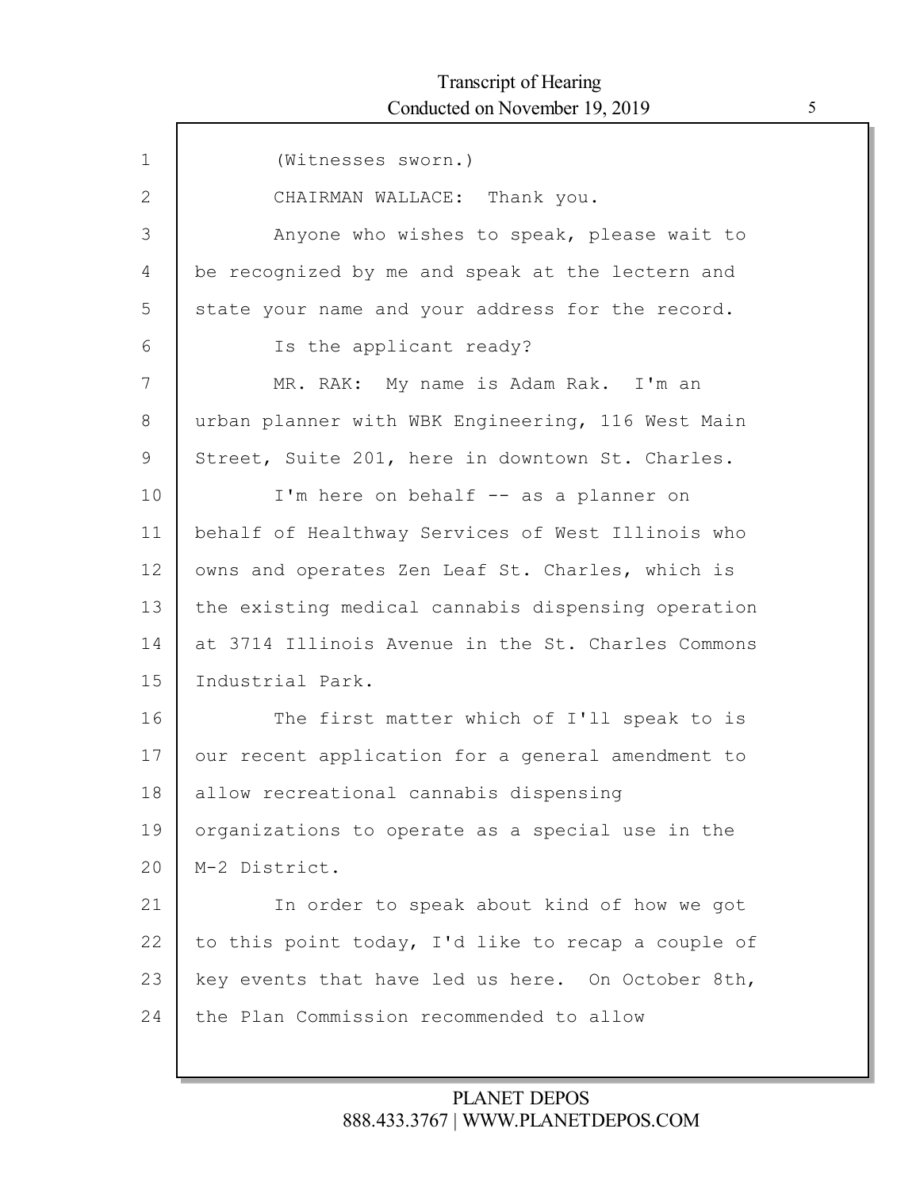(Witnesses sworn.)

CHAIRMAN WALLACE: Thank you.

Anyone who wishes to speak, please wait to be recognized by me and speak at the lectern and state your name and your address for the record.

Is the applicant ready?

MR. RAK: My name is Adam Rak. I'm an urban planner with WBK Engineering, 116 West Main Street, Suite 201, here in downtown St. Charles.

I'm here on behalf -- as a planner on behalf of Healthway Services of West Illinois who owns and operates Zen Leaf St. Charles, which is the existing medical cannabis dispensing operation at 3714 Illinois Avenue in the St. Charles Commons Industrial Park.

The first matter which of I'll speak to is our recent application for a general amendment to allow recreational cannabis dispensing organizations to operate as a special use in the M-2 District.

In order to speak about kind of how we got to this point today, I'd like to recap a couple of key events that have led us here. On October 8th, the Plan Commission recommended to allow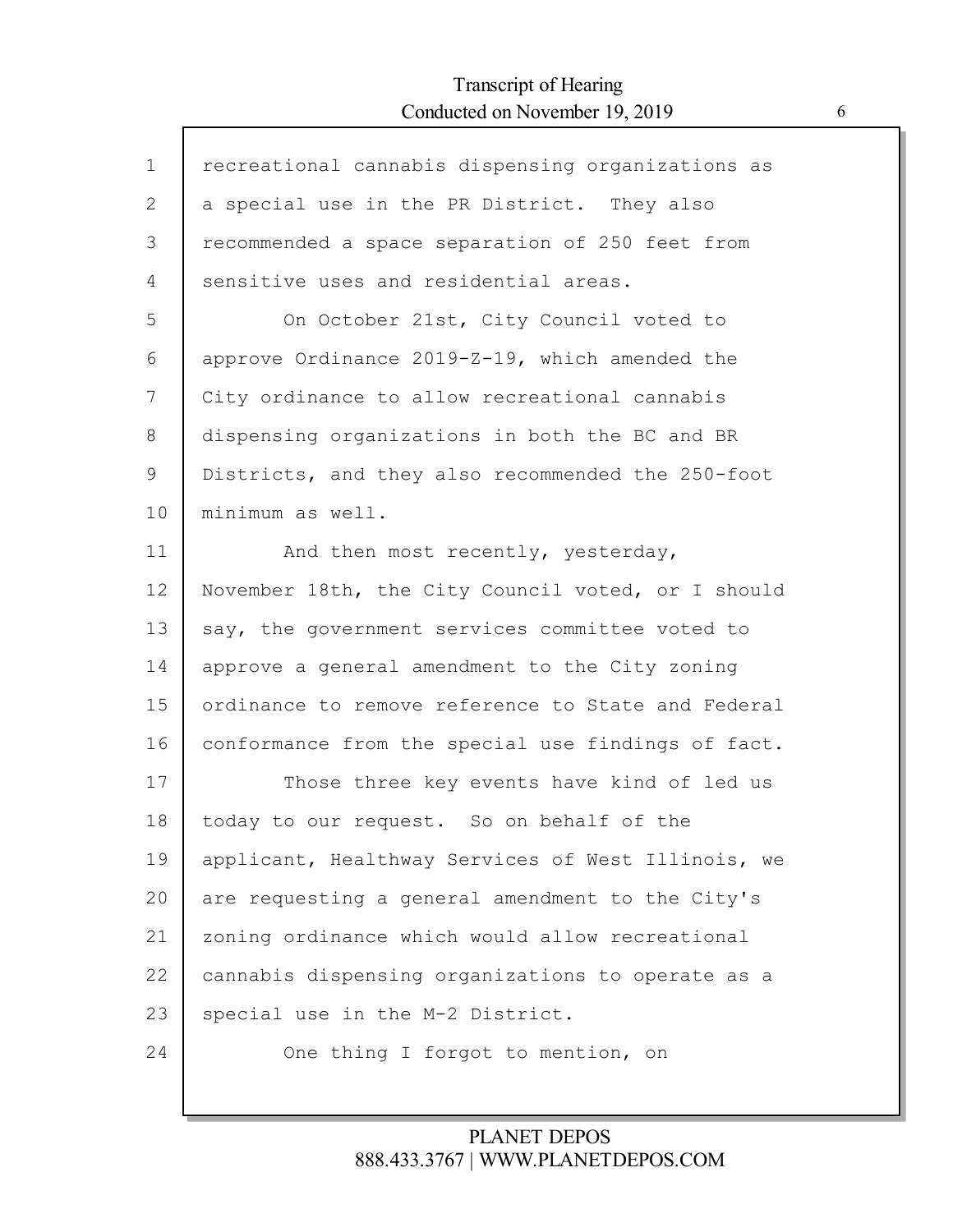recreational cannabis dispensing organizations as a special use in the PR District. They also recommended a space separation of 250 feet from sensitive uses and residential areas.

On October 21st, City Council voted to approve Ordinance 2019-Z-19, which amended the City ordinance to allow recreational cannabis dispensing organizations in both the BC and BR Districts, and they also recommended the 250-foot minimum as well.

And then most recently, yesterday, November 18th, the City Council voted, or I should say, the government services committee voted to approve a general amendment to the City zoning ordinance to remove reference to State and Federal conformance from the special use findings of fact.

Those three key events have kind of led us today to our request. So on behalf of the applicant, Healthway Services of West Illinois, we are requesting a general amendment to the City's zoning ordinance which would allow recreational cannabis dispensing organizations to operate as a special use in the M-2 District.

One thing I forgot to mention, on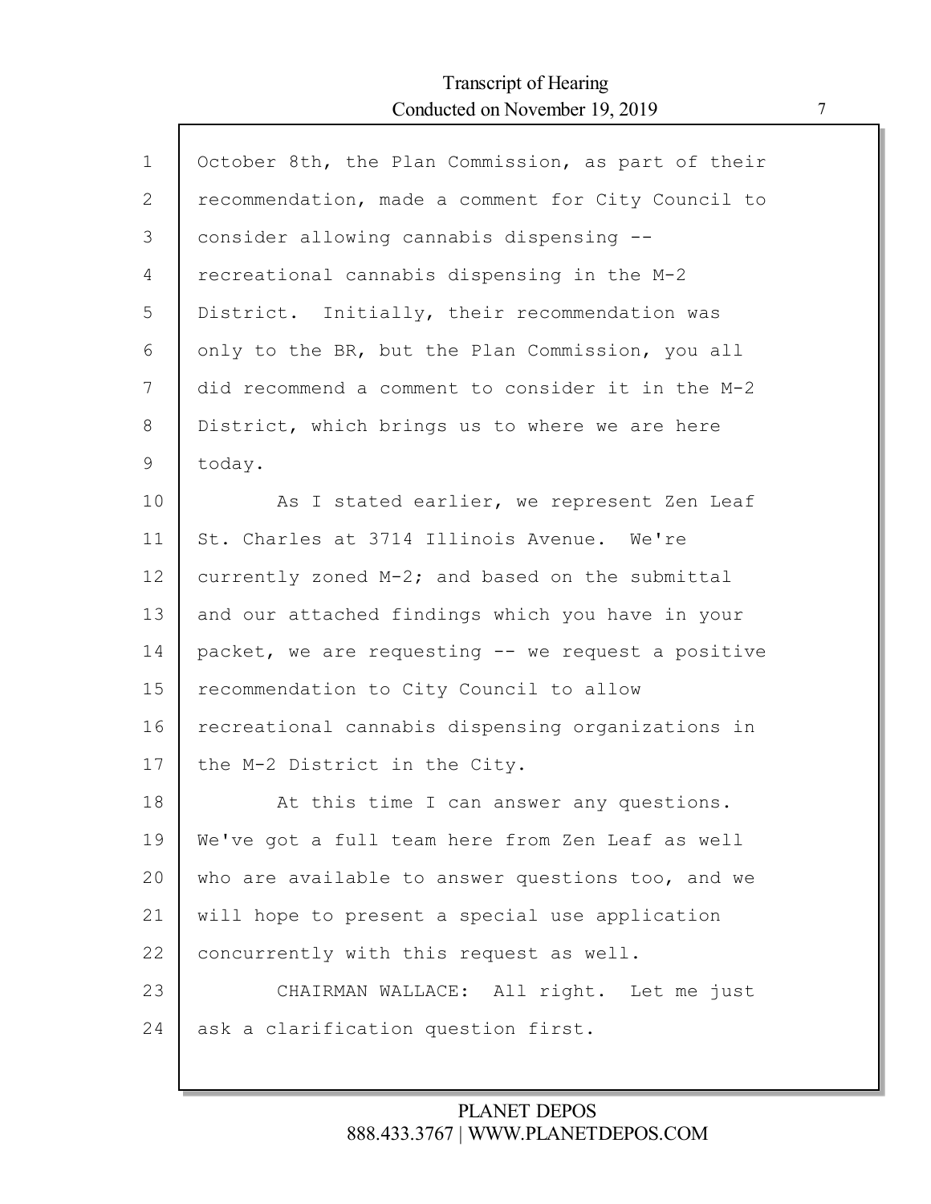October 8th, the Plan Commission, as part of their recommendation, made a comment for City Council to consider allowing cannabis dispensing -- recreational cannabis dispensing in the M-2 District. Initially, their recommendation was only to the BR, but the Plan Commission, you all did recommend a comment to consider it in the M-2 District, which brings us to where we are here today.

As I stated earlier, we represent Zen Leaf St. Charles at 3714 Illinois Avenue. We're currently zoned M-2; and based on the submittal and our attached findings which you have in your packet, we are requesting -- we request a positive recommendation to City Council to allow recreational cannabis dispensing organizations in the M-2 District in the City.

At this time I can answer any questions. We've got a full team here from Zen Leaf as well who are available to answer questions too, and we will hope to present a special use application concurrently with this request as well.

CHAIRMAN WALLACE: All right. Let me just ask a clarification question first.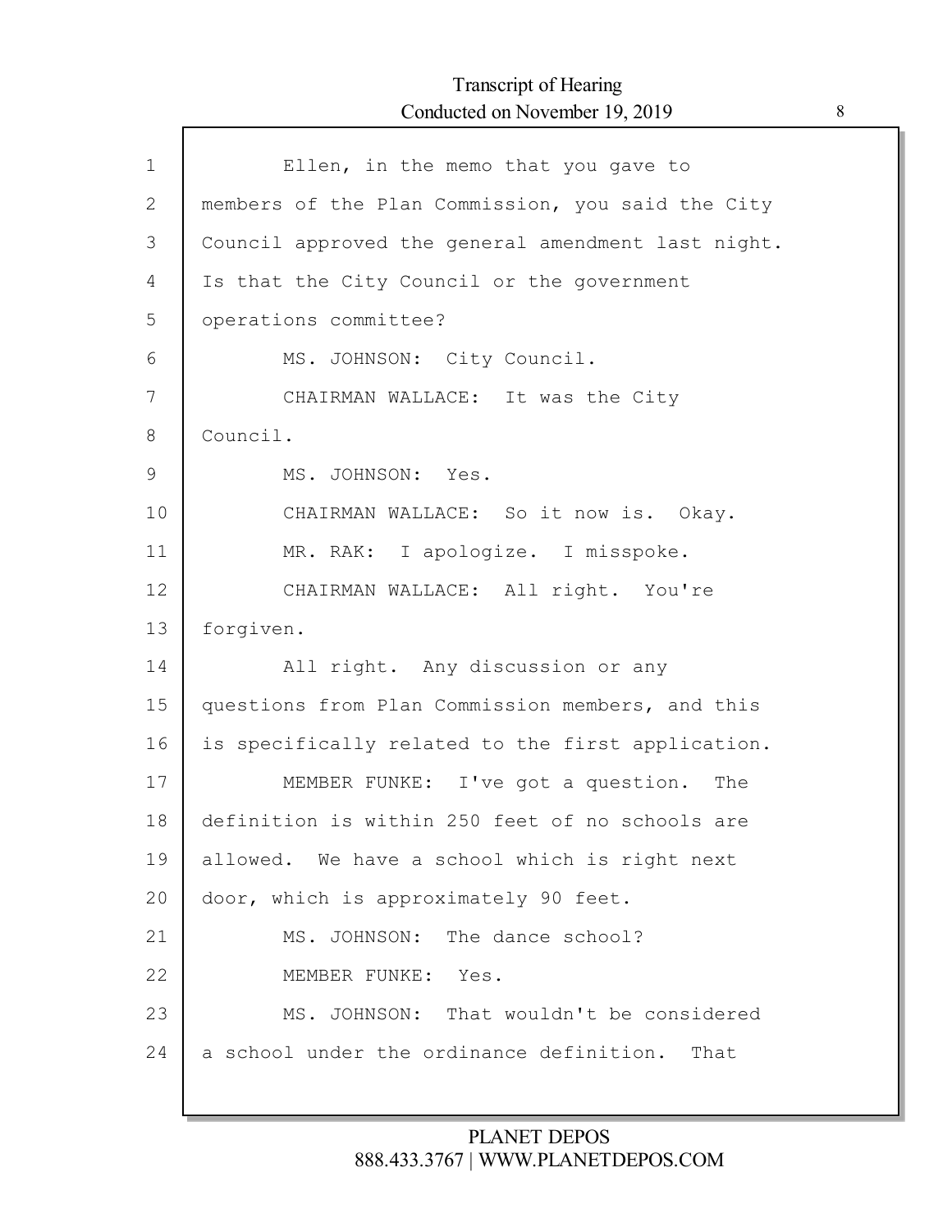Ellen, in the memo that you gave to members of the Plan Commission, you said the City Council approved the general amendment last night. Is that the City Council or the government operations committee?

MS. JOHNSON: City Council.

CHAIRMAN WALLACE: It was the City Council.

MS. JOHNSON: Yes.

CHAIRMAN WALLACE: So it now is. Okay.

MR. RAK: I apologize. I misspoke.

CHAIRMAN WALLACE: All right. You're forgiven.

All right. Any discussion or any questions from Plan Commission members, and this is specifically related to the first application.

MEMBER FUNKE: I've got a question. The definition is within 250 feet of no schools are allowed. We have a school which is right next door, which is approximately 90 feet.

MS. JOHNSON: The dance school?

MEMBER FUNKE: Yes.

MS. JOHNSON: That wouldn't be considered a school under the ordinance definition. That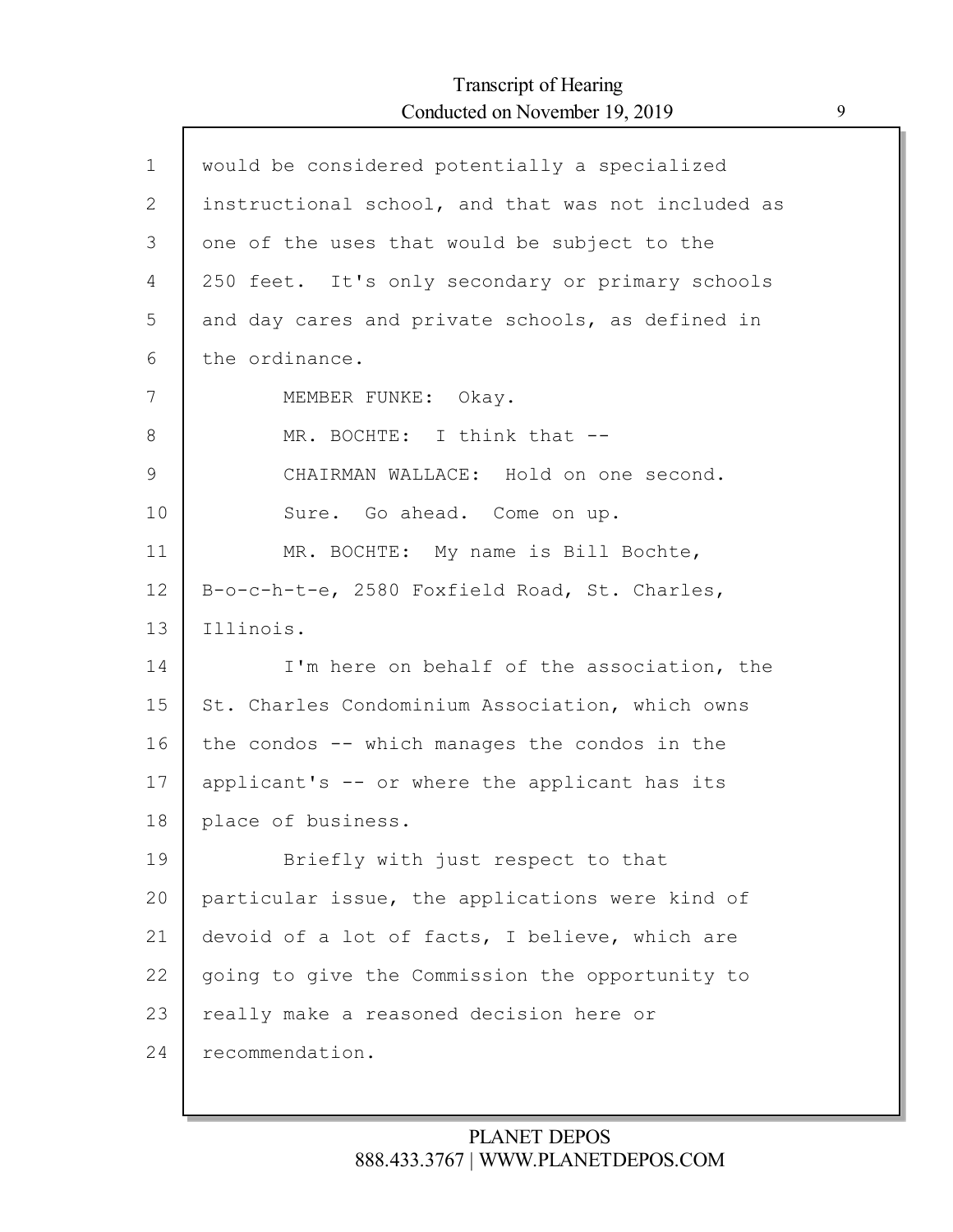would be considered potentially a specialized instructional school, and that was not included as one of the uses that would be subject to the 250 feet. It's only secondary or primary schools and day cares and private schools, as defined in the ordinance.

MEMBER FUNKE: Okay.

MR. BOCHTE: I think that --

CHAIRMAN WALLACE: Hold on one second. Sure. Go ahead. Come on up.

MR. BOCHTE: My name is Bill Bochte, B-o-c-h-t-e, 2580 Foxfield Road, St. Charles, Illinois.

I'm here on behalf of the association, the St. Charles Condominium Association, which owns the condos -- which manages the condos in the applicant's -- or where the applicant has its place of business.

Briefly with just respect to that particular issue, the applications were kind of devoid of a lot of facts, I believe, which are going to give the Commission the opportunity to really make a reasoned decision here or recommendation.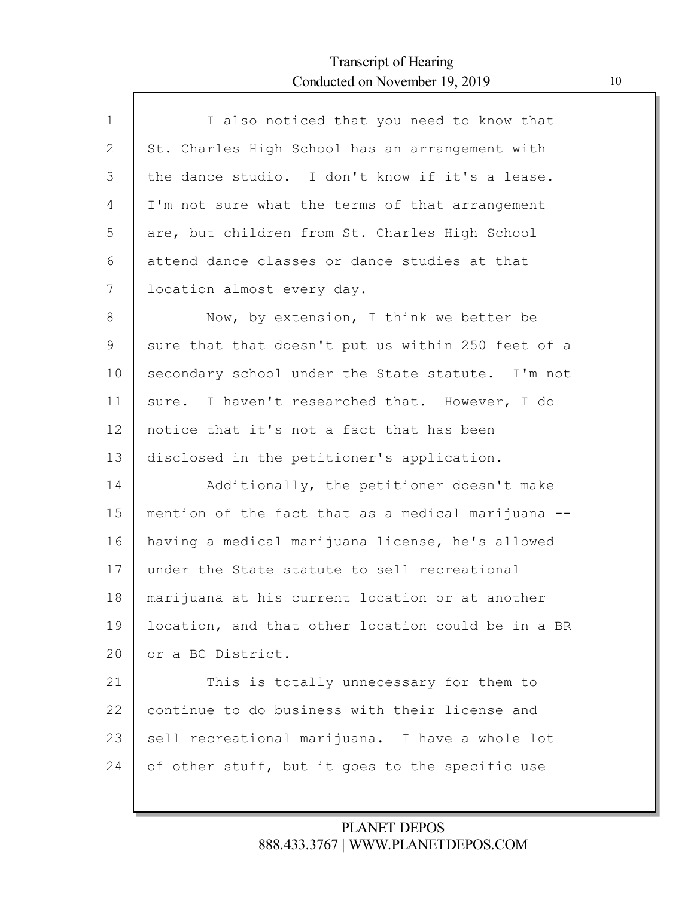I also noticed that you need to know that St. Charles High School has an arrangement with the dance studio. I don't know if it's a lease. I'm not sure what the terms of that arrangement are, but children from St. Charles High School attend dance classes or dance studies at that location almost every day.

Now, by extension, I think we better be sure that that doesn't put us within 250 feet of a secondary school under the State statute. I'm not sure. I haven't researched that. However, I do notice that it's not a fact that has been disclosed in the petitioner's application.

Additionally, the petitioner doesn't make mention of the fact that as a medical marijuana -- having a medical marijuana license, he's allowed under the State statute to sell recreational marijuana at his current location or at another location, and that other location could be in a BR or a BC District.

This is totally unnecessary for them to continue to do business with their license and sell recreational marijuana. I have a whole lot of other stuff, but it goes to the specific use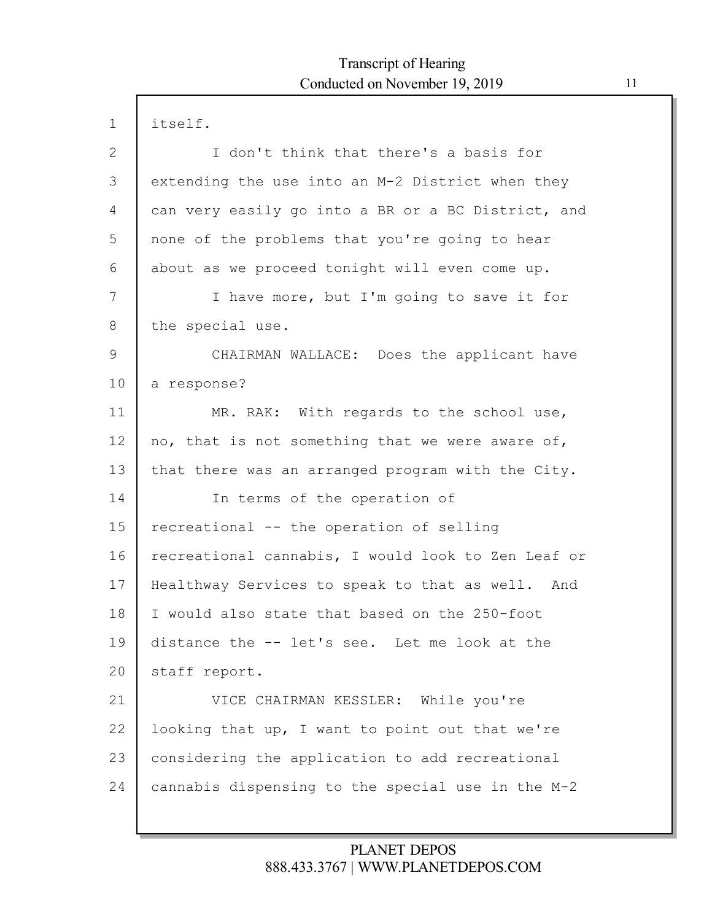itself.

I don't think that there's a basis for extending the use into an M-2 District when they can very easily go into a BR or a BC District, and none of the problems that you're going to hear about as we proceed tonight will even come up.

I have more, but I'm going to save it for the special use.

CHAIRMAN WALLACE: Does the applicant have a response?

MR. RAK: With regards to the school use, no, that is not something that we were aware of, that there was an arranged program with the City.

In terms of the operation of recreational -- the operation of selling recreational cannabis, I would look to Zen Leaf or Healthway Services to speak to that as well. And I would also state that based on the 250-foot distance the -- let's see. Let me look at the staff report.

VICE CHAIRMAN KESSLER: While you're looking that up, I want to point out that we're considering the application to add recreational cannabis dispensing to the special use in the M-2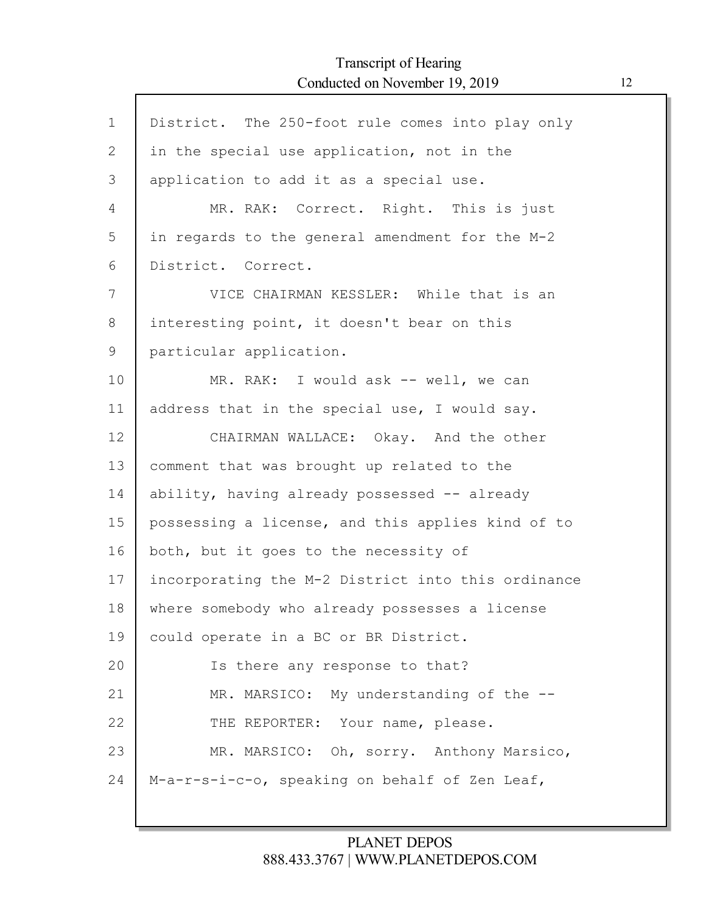District. The 250-foot rule comes into play only in the special use application, not in the application to add it as a special use.

MR. RAK: Correct. Right. This is just in regards to the general amendment for the M-2 District. Correct.

VICE CHAIRMAN KESSLER: While that is an interesting point, it doesn't bear on this particular application.

MR. RAK: I would ask -- well, we can address that in the special use, I would say.

CHAIRMAN WALLACE: Okay. And the other comment that was brought up related to the ability, having already possessed -- already possessing a license, and this applies kind of to both, but it goes to the necessity of incorporating the M-2 District into this ordinance where somebody who already possesses a license could operate in a BC or BR District.

Is there any response to that?

MR. MARSICO: My understanding of the --

THE REPORTER: Your name, please.

MR. MARSICO: Oh, sorry. Anthony Marsico, M-a-r-s-i-c-o, speaking on behalf of Zen Leaf,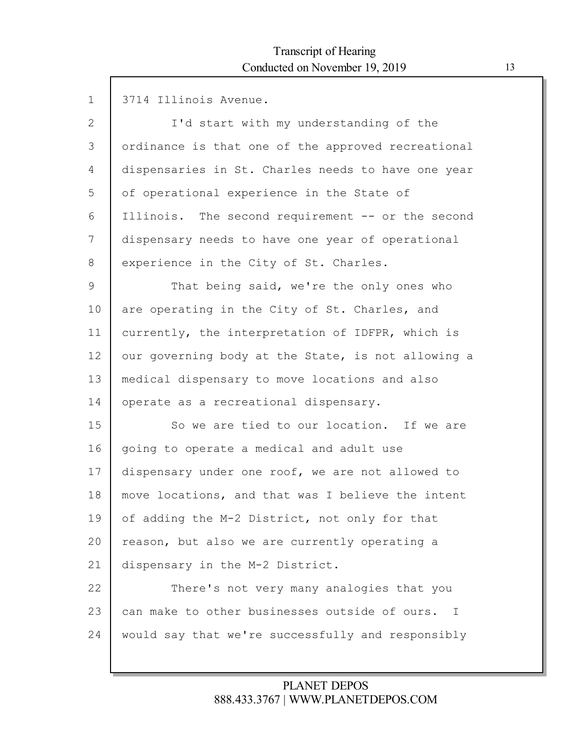3714 Illinois Avenue.

I'd start with my understanding of the ordinance is that one of the approved recreational dispensaries in St. Charles needs to have one year of operational experience in the State of Illinois. The second requirement -- or the second dispensary needs to have one year of operational experience in the City of St. Charles.

That being said, we're the only ones who are operating in the City of St. Charles, and currently, the interpretation of IDFPR, which is our governing body at the State, is not allowing a medical dispensary to move locations and also operate as a recreational dispensary.

So we are tied to our location. If we are going to operate a medical and adult use dispensary under one roof, we are not allowed to move locations, and that was I believe the intent of adding the M-2 District, not only for that reason, but also we are currently operating a dispensary in the M-2 District.

There's not very many analogies that you can make to other businesses outside of ours. I would say that we're successfully and responsibly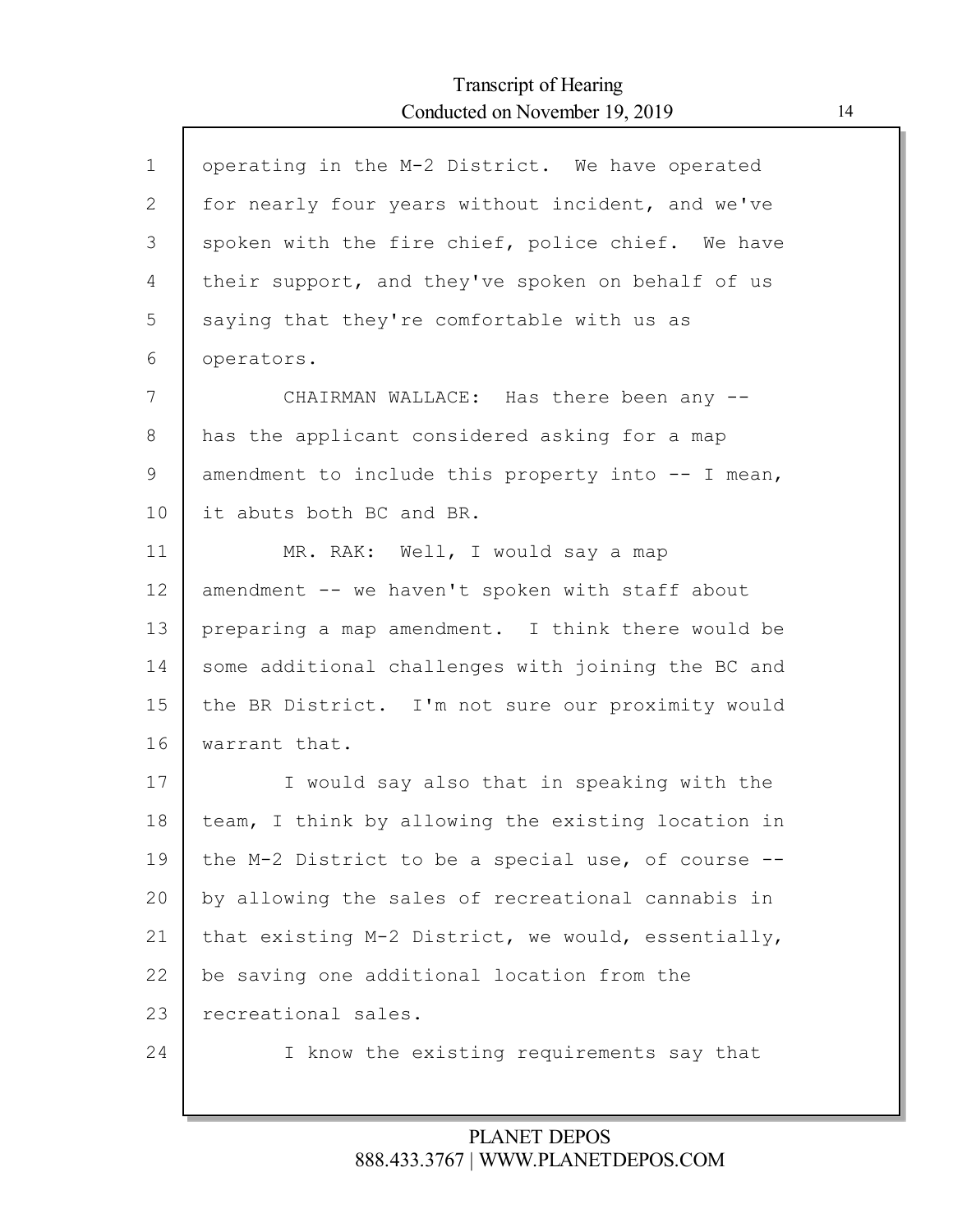operating in the M-2 District. We have operated for nearly four years without incident, and we've spoken with the fire chief, police chief. We have their support, and they've spoken on behalf of us saying that they're comfortable with us as operators.

CHAIRMAN WALLACE: Has there been any -- has the applicant considered asking for a map amendment to include this property into -- I mean, it abuts both BC and BR.

MR. RAK: Well, I would say a map amendment -- we haven't spoken with staff about preparing a map amendment. I think there would be some additional challenges with joining the BC and the BR District. I'm not sure our proximity would warrant that.

I would say also that in speaking with the team, I think by allowing the existing location in the M-2 District to be a special use, of course -- by allowing the sales of recreational cannabis in that existing M-2 District, we would, essentially, be saving one additional location from the recreational sales.

I know the existing requirements say that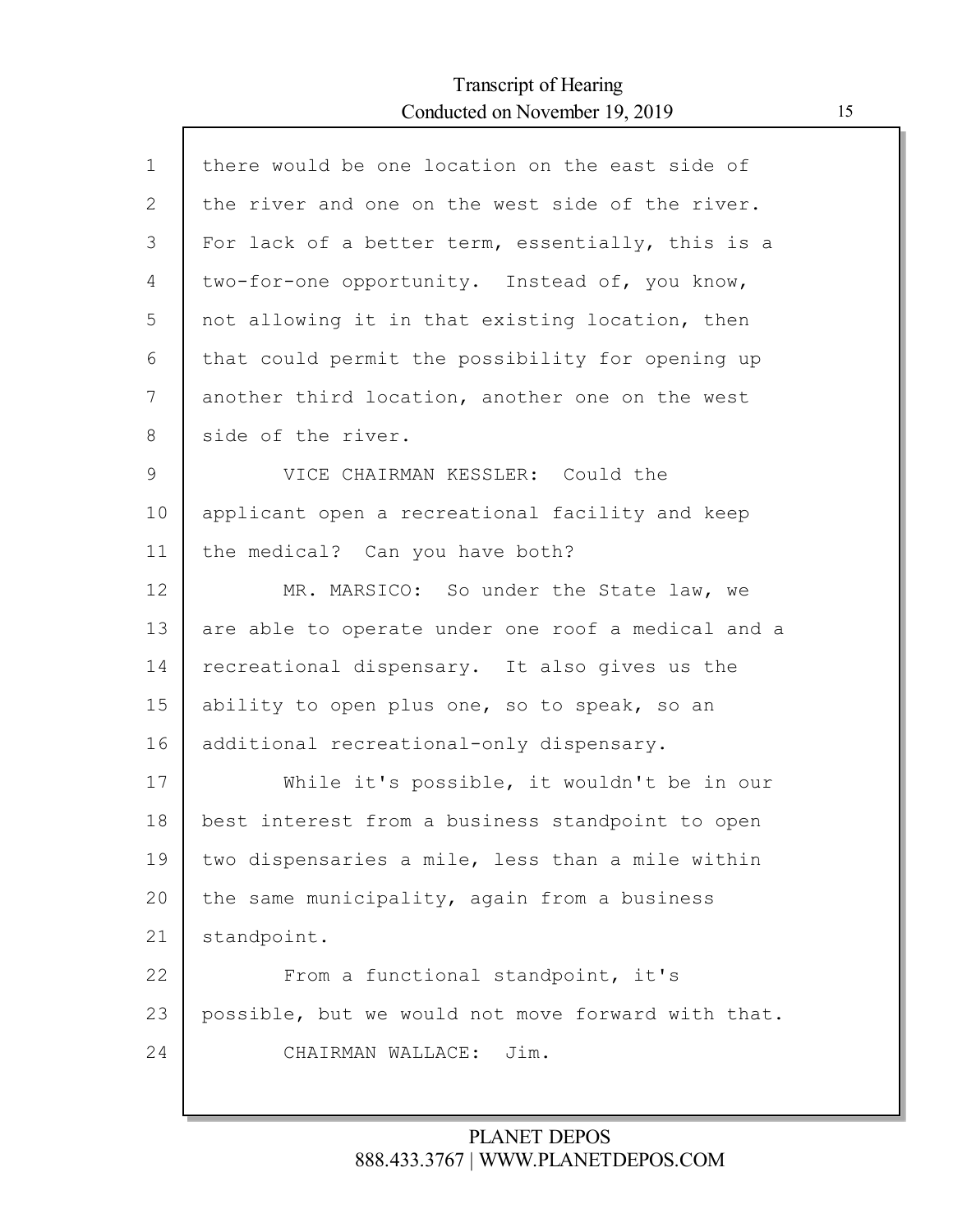there would be one location on the east side of the river and one on the west side of the river. For lack of a better term, essentially, this is a two-for-one opportunity. Instead of, you know, not allowing it in that existing location, then that could permit the possibility for opening up another third location, another one on the west side of the river.

VICE CHAIRMAN KESSLER: Could the applicant open a recreational facility and keep the medical? Can you have both?

MR. MARSICO: So under the State law, we are able to operate under one roof a medical and a recreational dispensary. It also gives us the ability to open plus one, so to speak, so an additional recreational-only dispensary.

While it's possible, it wouldn't be in our best interest from a business standpoint to open two dispensaries a mile, less than a mile within the same municipality, again from a business standpoint.

From a functional standpoint, it's possible, but we would not move forward with that.

CHAIRMAN WALLACE: Jim.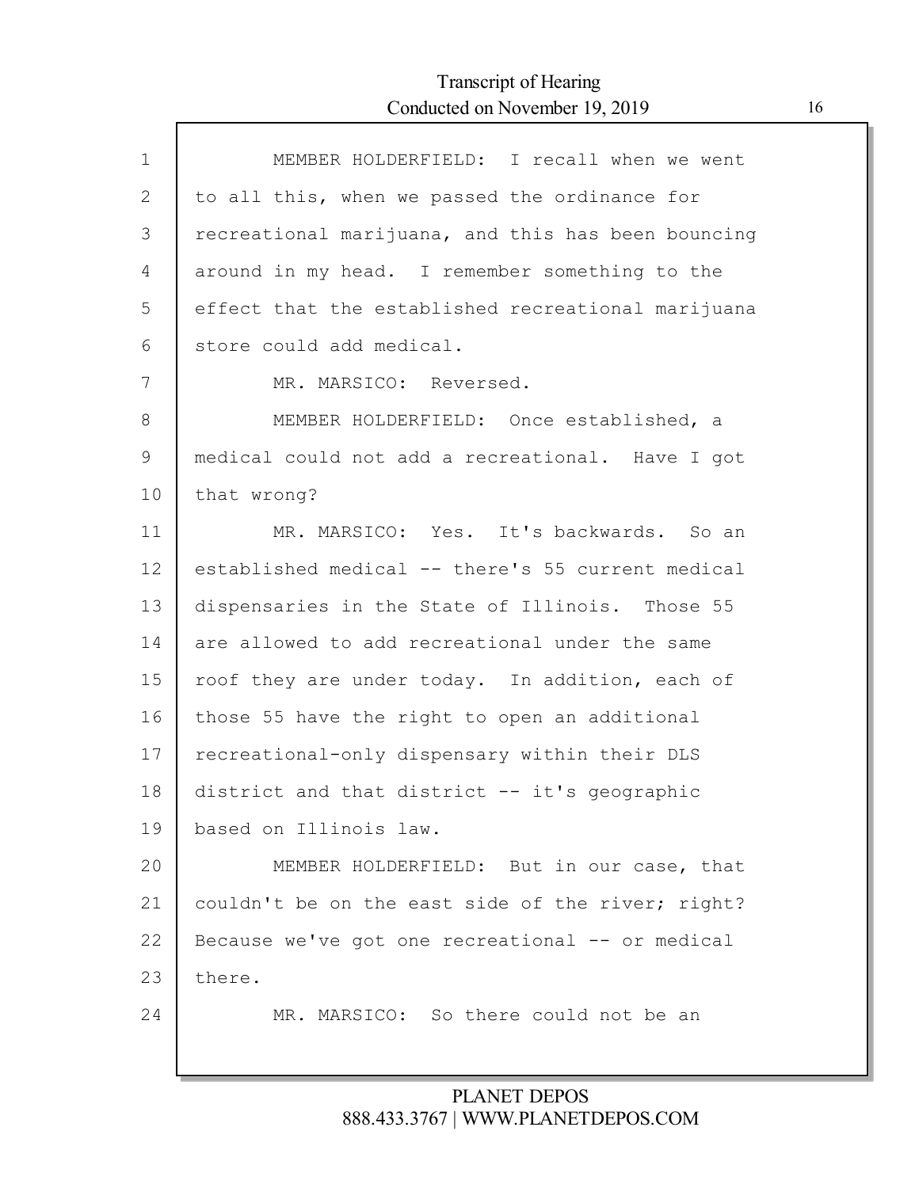MEMBER HOLDERFIELD: I recall when we went to all this, when we passed the ordinance for recreational marijuana, and this has been bouncing around in my head. I remember something to the effect that the established recreational marijuana store could add medical.

MR. MARSICO: Reversed.

MEMBER HOLDERFIELD: Once established, a medical could not add a recreational. Have I got that wrong?

MR. MARSICO: Yes. It's backwards. So an established medical -- there's 55 current medical dispensaries in the State of Illinois. Those 55 are allowed to add recreational under the same roof they are under today. In addition, each of those 55 have the right to open an additional recreational-only dispensary within their DLS district and that district -- it's geographic based on Illinois law.

MEMBER HOLDERFIELD: But in our case, that couldn't be on the east side of the river; right? Because we've got one recreational -- or medical there.

MR. MARSICO: So there could not be an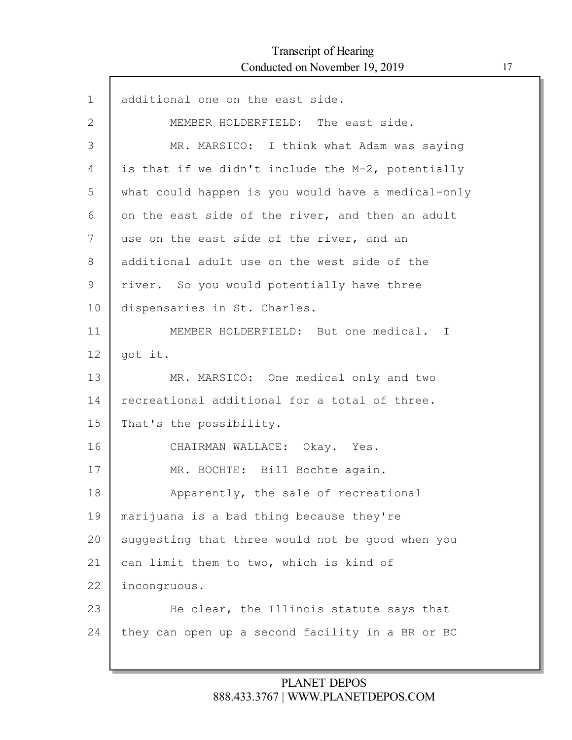additional one on the east side.

MEMBER HOLDERFIELD: The east side.

MR. MARSICO: I think what Adam was saying is that if we didn't include the M-2, potentially what could happen is you would have a medical-only on the east side of the river, and then an adult use on the east side of the river, and an additional adult use on the west side of the river. So you would potentially have three dispensaries in St. Charles.

MEMBER HOLDERFIELD: But one medical. I got it.

MR. MARSICO: One medical only and two recreational additional for a total of three. That's the possibility.

CHAIRMAN WALLACE: Okay. Yes.

MR. BOCHTE: Bill Bochte again.

Apparently, the sale of recreational marijuana is a bad thing because they're suggesting that three would not be good when you can limit them to two, which is kind of incongruous.

Be clear, the Illinois statute says that they can open up a second facility in a BR or BC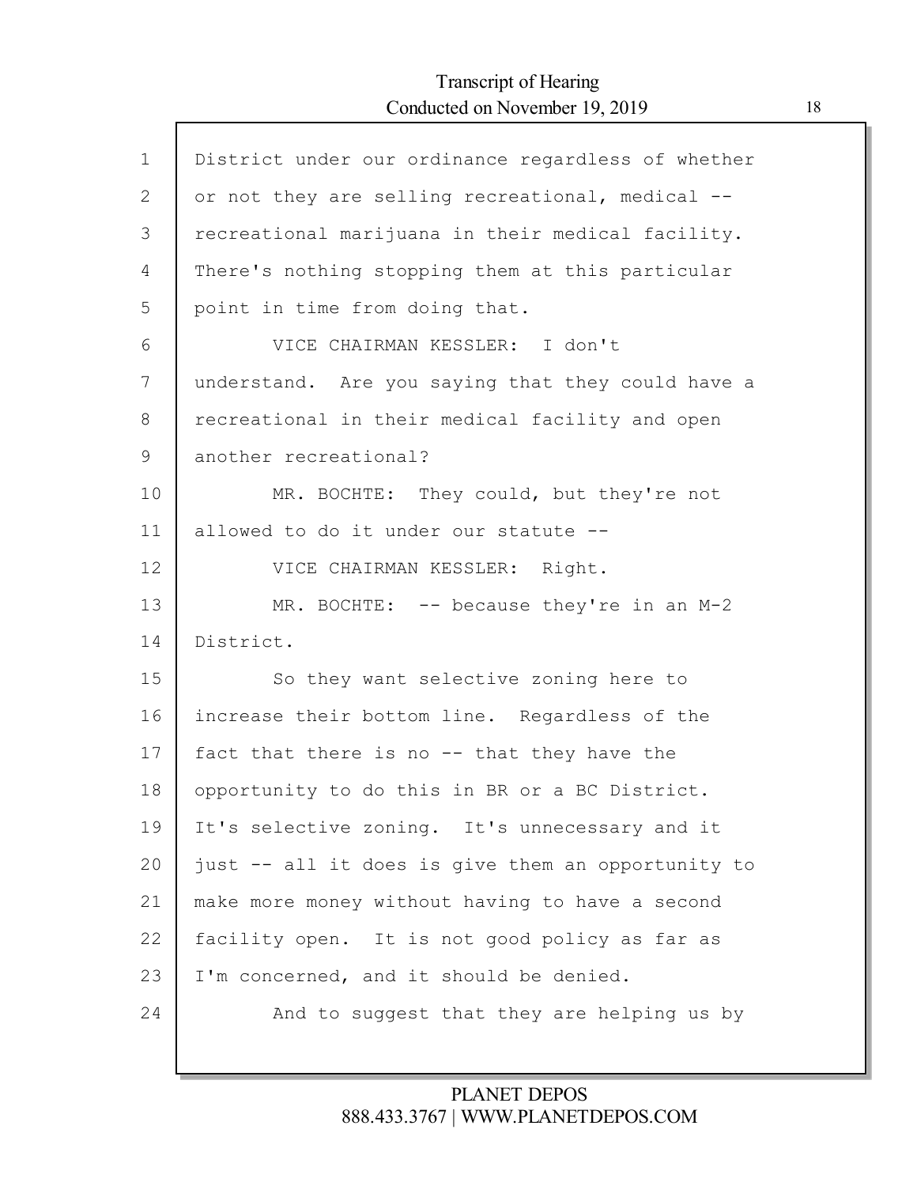District under our ordinance regardless of whether or not they are selling recreational, medical -- recreational marijuana in their medical facility. There's nothing stopping them at this particular point in time from doing that.

VICE CHAIRMAN KESSLER: I don't understand. Are you saying that they could have a recreational in their medical facility and open another recreational?

MR. BOCHTE: They could, but they're not allowed to do it under our statute --

VICE CHAIRMAN KESSLER: Right.

MR. BOCHTE: -- because they're in an M-2 District.

So they want selective zoning here to increase their bottom line. Regardless of the fact that there is no -- that they have the opportunity to do this in BR or a BC District. It's selective zoning. It's unnecessary and it just -- all it does is give them an opportunity to make more money without having to have a second facility open. It is not good policy as far as I'm concerned, and it should be denied.

And to suggest that they are helping us by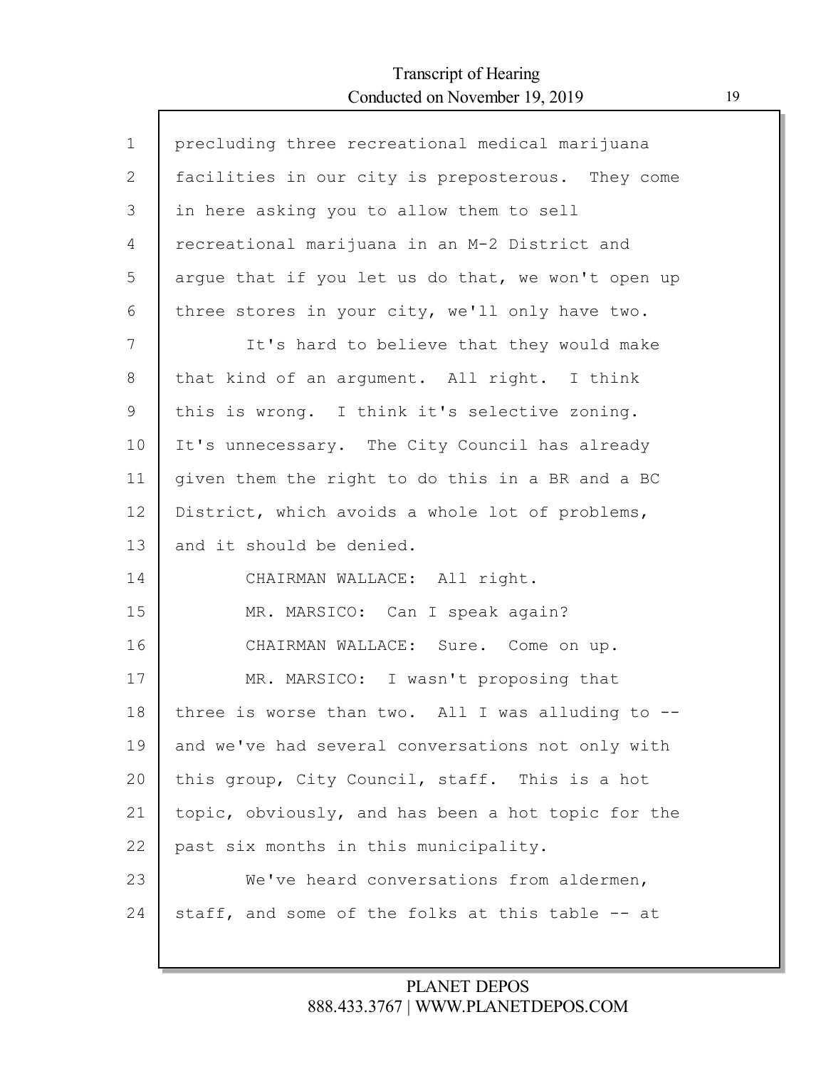precluding three recreational medical marijuana facilities in our city is preposterous. They come in here asking you to allow them to sell recreational marijuana in an M-2 District and argue that if you let us do that, we won't open up three stores in your city, we'll only have two.

It's hard to believe that they would make that kind of an argument. All right. I think this is wrong. I think it's selective zoning. It's unnecessary. The City Council has already given them the right to do this in a BR and a BC District, which avoids a whole lot of problems, and it should be denied.

CHAIRMAN WALLACE: All right.

MR. MARSICO: Can I speak again?

CHAIRMAN WALLACE: Sure. Come on up.

MR. MARSICO: I wasn't proposing that three is worse than two. All I was alluding to -- and we've had several conversations not only with this group, City Council, staff. This is a hot topic, obviously, and has been a hot topic for the past six months in this municipality.

We've heard conversations from aldermen, staff, and some of the folks at this table -- at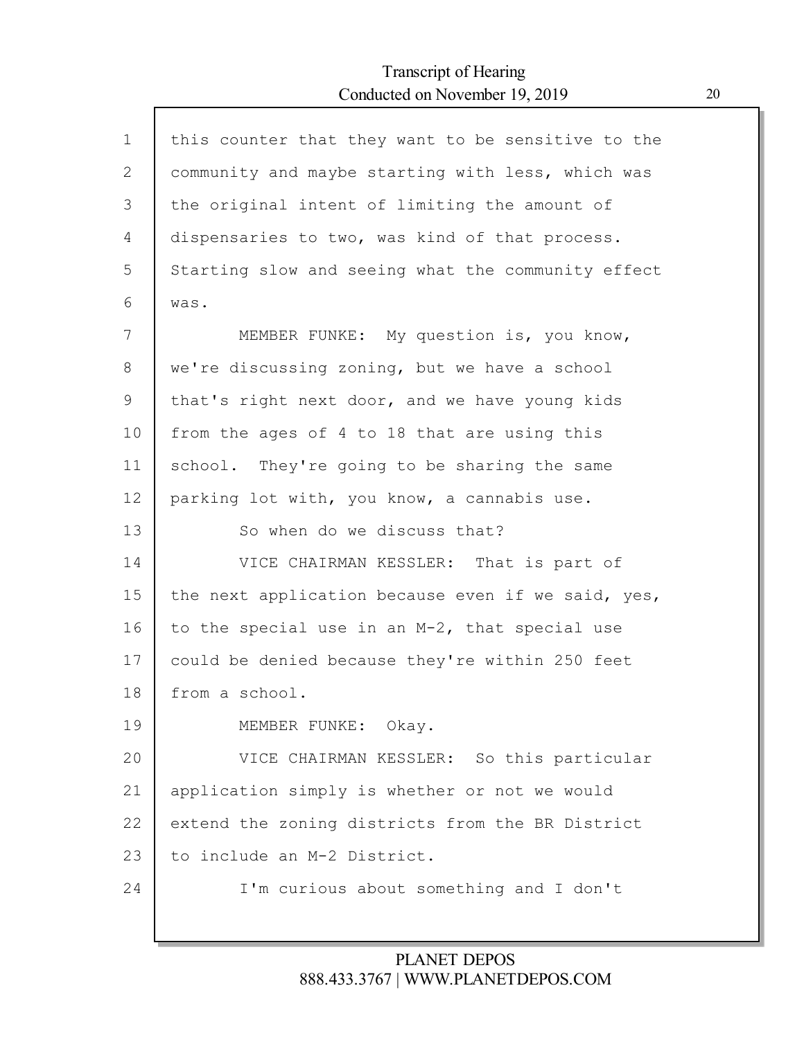this counter that they want to be sensitive to the community and maybe starting with less, which was the original intent of limiting the amount of dispensaries to two, was kind of that process. Starting slow and seeing what the community effect was.

MEMBER FUNKE: My question is, you know, we're discussing zoning, but we have a school that's right next door, and we have young kids from the ages of 4 to 18 that are using this school. They're going to be sharing the same parking lot with, you know, a cannabis use.

So when do we discuss that?

VICE CHAIRMAN KESSLER: That is part of the next application because even if we said, yes, to the special use in an M-2, that special use could be denied because they're within 250 feet from a school.

MEMBER FUNKE: Okay.

VICE CHAIRMAN KESSLER: So this particular application simply is whether or not we would extend the zoning districts from the BR District to include an M-2 District.

I'm curious about something and I don't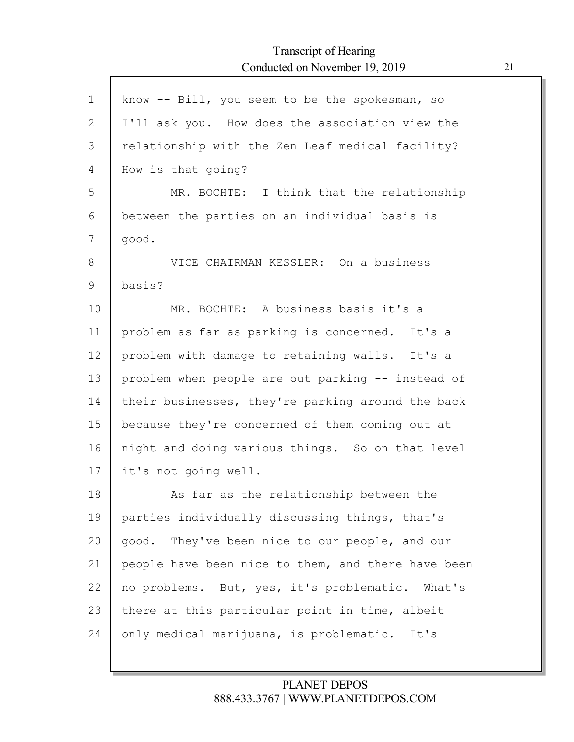know -- Bill, you seem to be the spokesman, so I'll ask you. How does the association view the relationship with the Zen Leaf medical facility? How is that going?

MR. BOCHTE: I think that the relationship between the parties on an individual basis is good.

VICE CHAIRMAN KESSLER: On a business basis?

MR. BOCHTE: A business basis it's a problem as far as parking is concerned. It's a problem with damage to retaining walls. It's a problem when people are out parking -- instead of their businesses, they're parking around the back because they're concerned of them coming out at night and doing various things. So on that level it's not going well.

As far as the relationship between the parties individually discussing things, that's good. They've been nice to our people, and our people have been nice to them, and there have been no problems. But, yes, it's problematic. What's there at this particular point in time, albeit only medical marijuana, is problematic. It's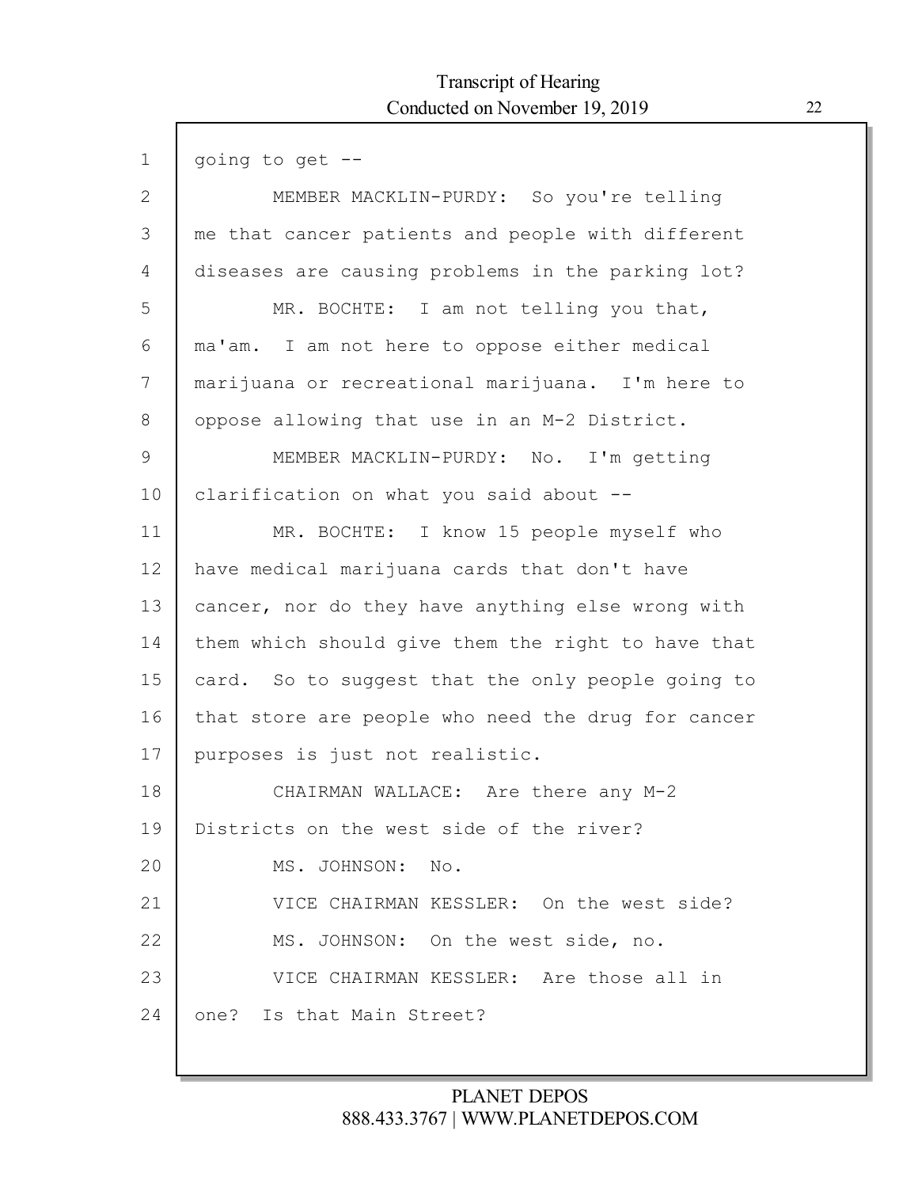going to get --

MEMBER MACKLIN-PURDY: So you're telling me that cancer patients and people with different diseases are causing problems in the parking lot?

MR. BOCHTE: I am not telling you that, ma'am. I am not here to oppose either medical marijuana or recreational marijuana. I'm here to oppose allowing that use in an M-2 District.

MEMBER MACKLIN-PURDY: No. I'm getting clarification on what you said about --

MR. BOCHTE: I know 15 people myself who have medical marijuana cards that don't have cancer, nor do they have anything else wrong with them which should give them the right to have that card. So to suggest that the only people going to that store are people who need the drug for cancer purposes is just not realistic.

CHAIRMAN WALLACE: Are there any M-2 Districts on the west side of the river?

MS. JOHNSON: No.

VICE CHAIRMAN KESSLER: On the west side?

MS. JOHNSON: On the west side, no.

VICE CHAIRMAN KESSLER: Are those all in one? Is that Main Street?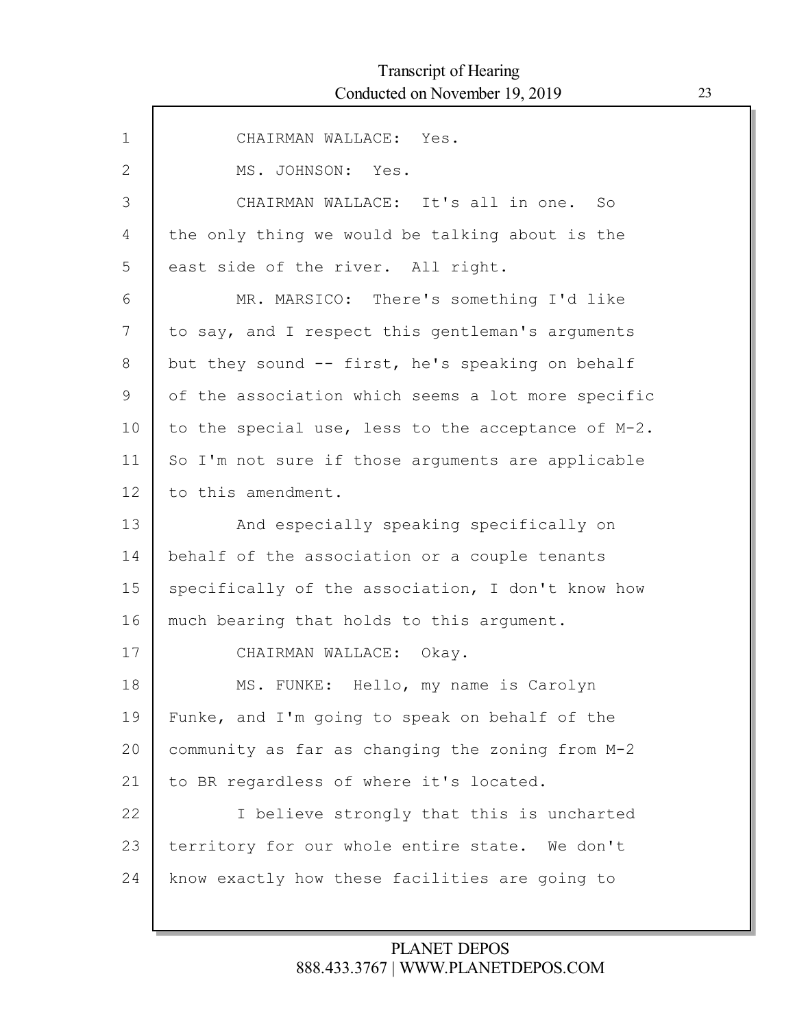CHAIRMAN WALLACE: Yes.

MS. JOHNSON: Yes.

CHAIRMAN WALLACE: It's all in one. So the only thing we would be talking about is the east side of the river. All right.

MR. MARSICO: There's something I'd like to say, and I respect this gentleman's arguments but they sound -- first, he's speaking on behalf of the association which seems a lot more specific to the special use, less to the acceptance of M-2. So I'm not sure if those arguments are applicable to this amendment.

And especially speaking specifically on behalf of the association or a couple tenants specifically of the association, I don't know how much bearing that holds to this argument.

CHAIRMAN WALLACE: Okay.

MS. FUNKE: Hello, my name is Carolyn Funke, and I'm going to speak on behalf of the community as far as changing the zoning from M-2 to BR regardless of where it's located.

I believe strongly that this is uncharted territory for our whole entire state. We don't know exactly how these facilities are going to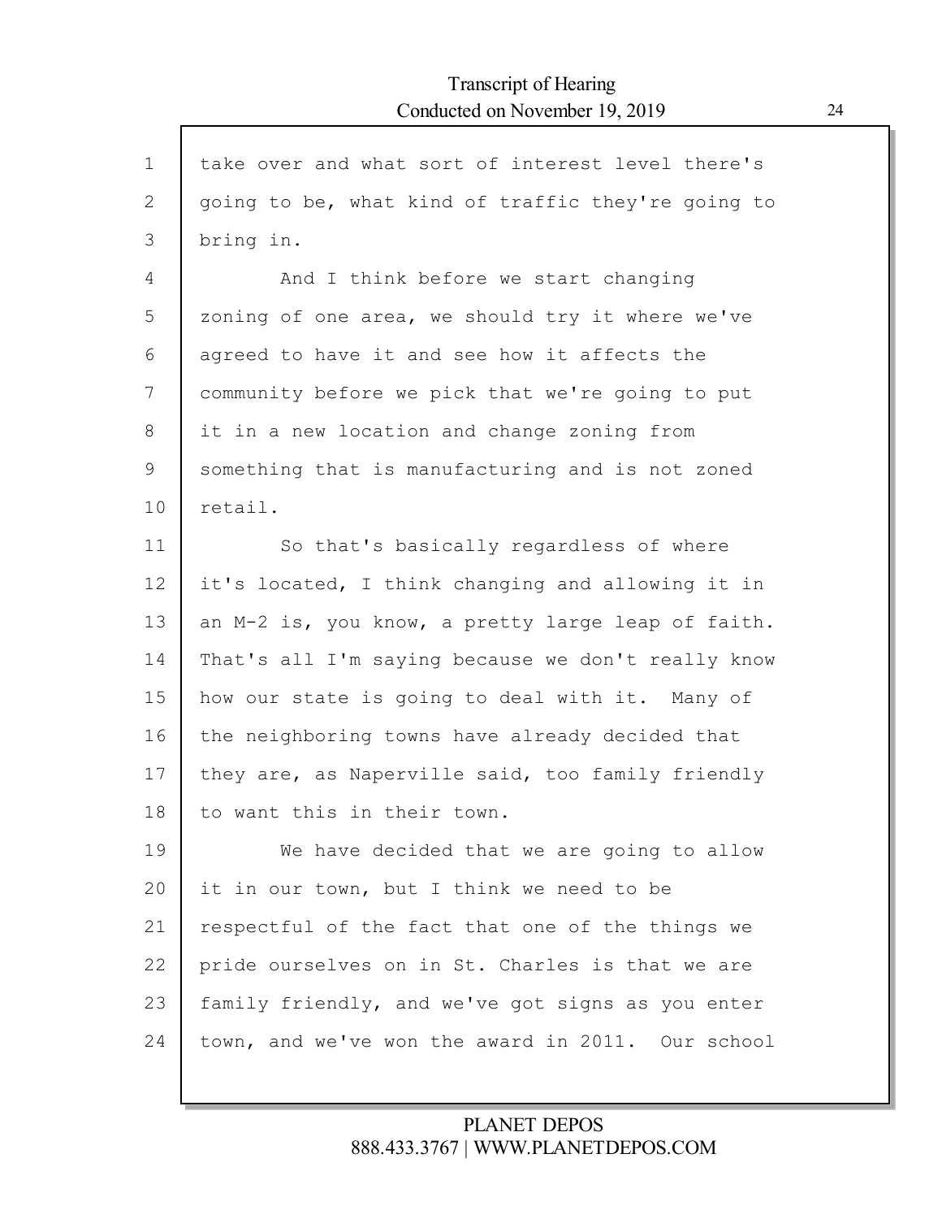take over and what sort of interest level there's going to be, what kind of traffic they're going to bring in.

And I think before we start changing zoning of one area, we should try it where we've agreed to have it and see how it affects the community before we pick that we're going to put it in a new location and change zoning from something that is manufacturing and is not zoned retail.

So that's basically regardless of where it's located, I think changing and allowing it in an M-2 is, you know, a pretty large leap of faith. That's all I'm saying because we don't really know how our state is going to deal with it. Many of the neighboring towns have already decided that they are, as Naperville said, too family friendly to want this in their town.

We have decided that we are going to allow it in our town, but I think we need to be respectful of the fact that one of the things we pride ourselves on in St. Charles is that we are family friendly, and we've got signs as you enter town, and we've won the award in 2011. Our school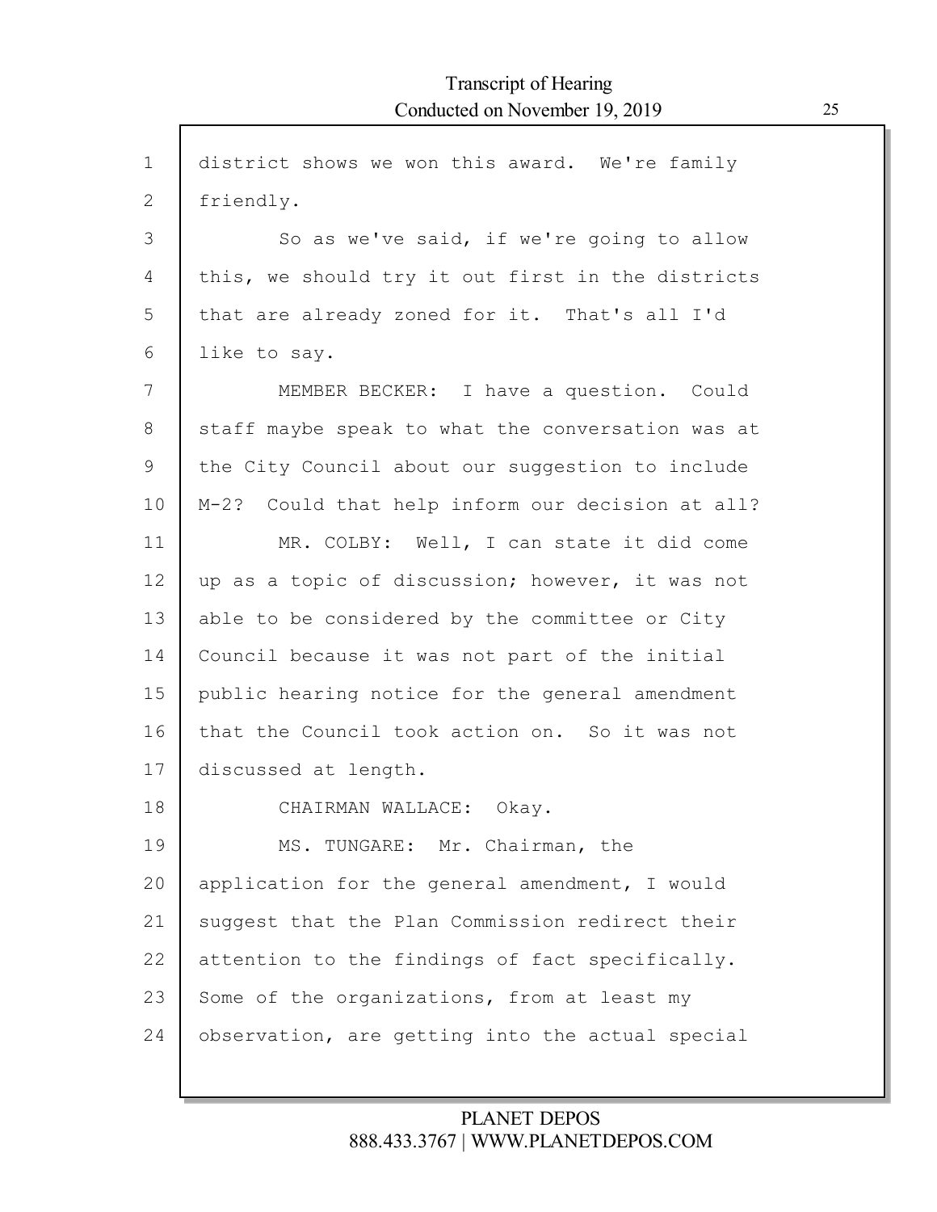district shows we won this award. We're family friendly.

So as we've said, if we're going to allow this, we should try it out first in the districts that are already zoned for it. That's all I'd like to say.

MEMBER BECKER: I have a question. Could staff maybe speak to what the conversation was at the City Council about our suggestion to include M-2? Could that help inform our decision at all?

MR. COLBY: Well, I can state it did come up as a topic of discussion; however, it was not able to be considered by the committee or City Council because it was not part of the initial public hearing notice for the general amendment that the Council took action on. So it was not discussed at length.

CHAIRMAN WALLACE: Okay.

MS. TUNGARE: Mr. Chairman, the application for the general amendment, I would suggest that the Plan Commission redirect their attention to the findings of fact specifically. Some of the organizations, from at least my observation, are getting into the actual special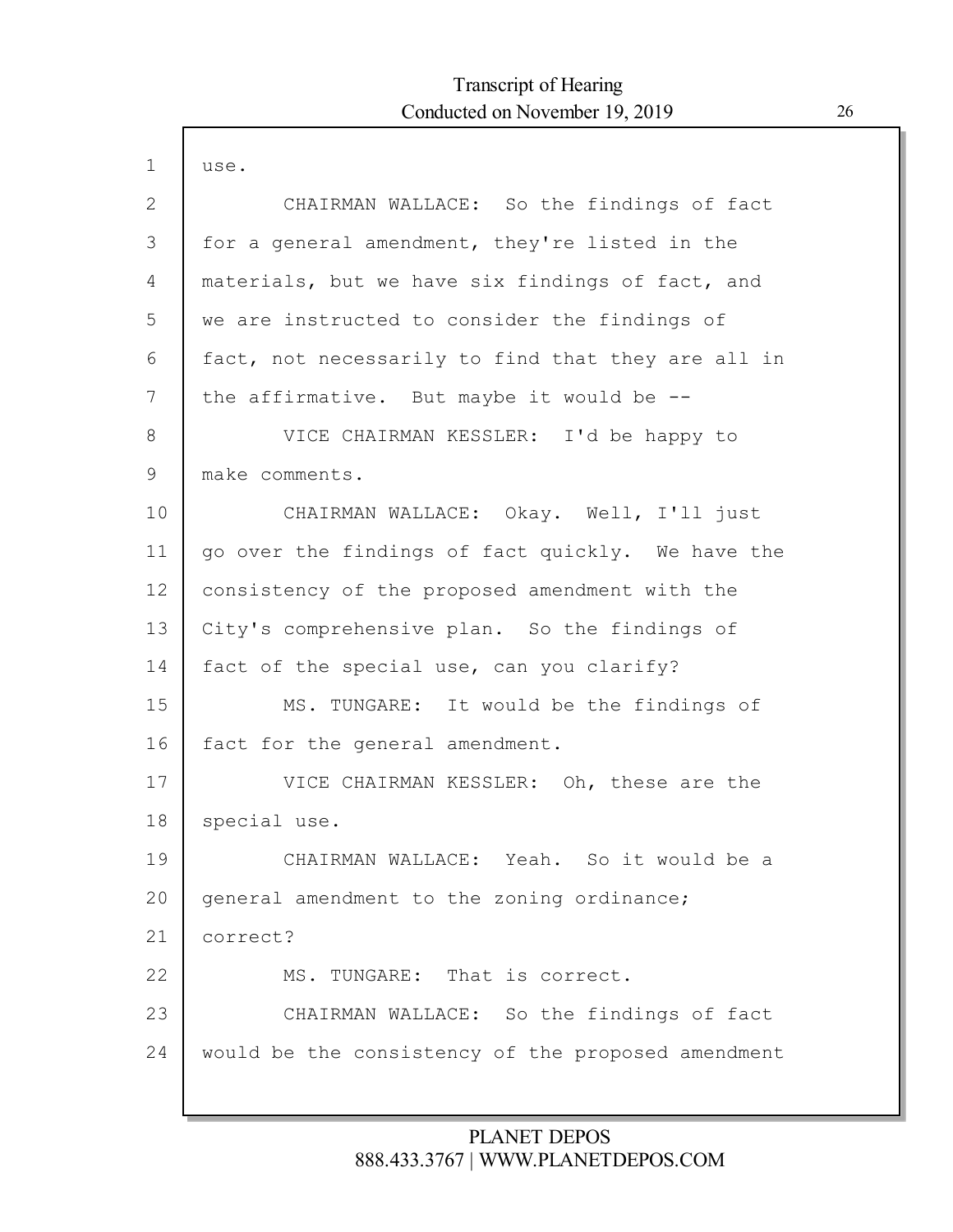use.

CHAIRMAN WALLACE: So the findings of fact for a general amendment, they're listed in the materials, but we have six findings of fact, and we are instructed to consider the findings of fact, not necessarily to find that they are all in the affirmative. But maybe it would be --

VICE CHAIRMAN KESSLER: I'd be happy to make comments.

CHAIRMAN WALLACE: Okay. Well, I'll just go over the findings of fact quickly. We have the consistency of the proposed amendment with the City's comprehensive plan. So the findings of fact of the special use, can you clarify?

MS. TUNGARE: It would be the findings of fact for the general amendment.

VICE CHAIRMAN KESSLER: Oh, these are the special use.

CHAIRMAN WALLACE: Yeah. So it would be a general amendment to the zoning ordinance; correct?

MS. TUNGARE: That is correct.

CHAIRMAN WALLACE: So the findings of fact would be the consistency of the proposed amendment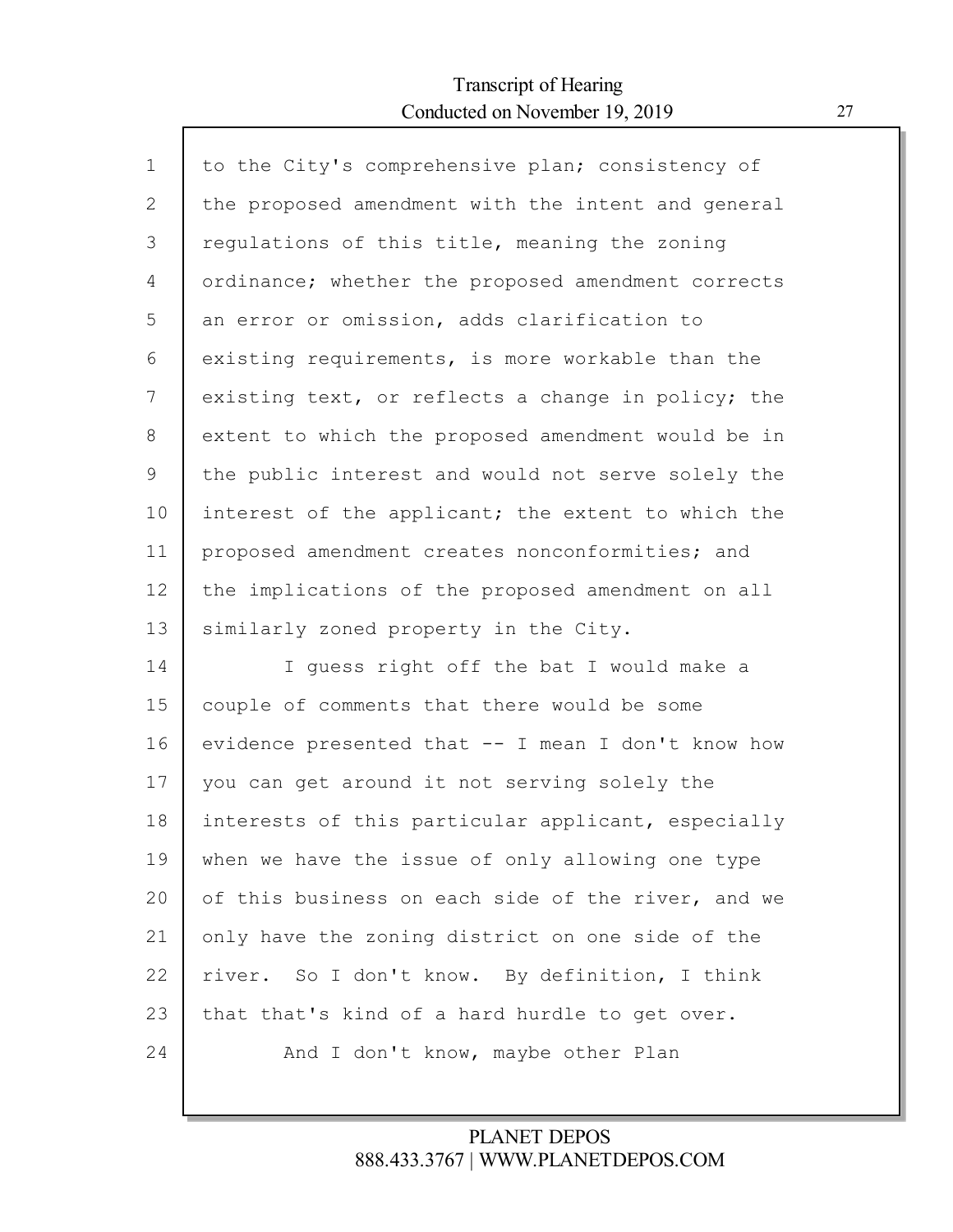to the City's comprehensive plan; consistency of the proposed amendment with the intent and general regulations of this title, meaning the zoning ordinance; whether the proposed amendment corrects an error or omission, adds clarification to existing requirements, is more workable than the existing text, or reflects a change in policy; the extent to which the proposed amendment would be in the public interest and would not serve solely the interest of the applicant; the extent to which the proposed amendment creates nonconformities; and the implications of the proposed amendment on all similarly zoned property in the City.

I guess right off the bat I would make a couple of comments that there would be some evidence presented that -- I mean I don't know how you can get around it not serving solely the interests of this particular applicant, especially when we have the issue of only allowing one type of this business on each side of the river, and we only have the zoning district on one side of the river. So I don't know. By definition, I think that that's kind of a hard hurdle to get over.

And I don't know, maybe other Plan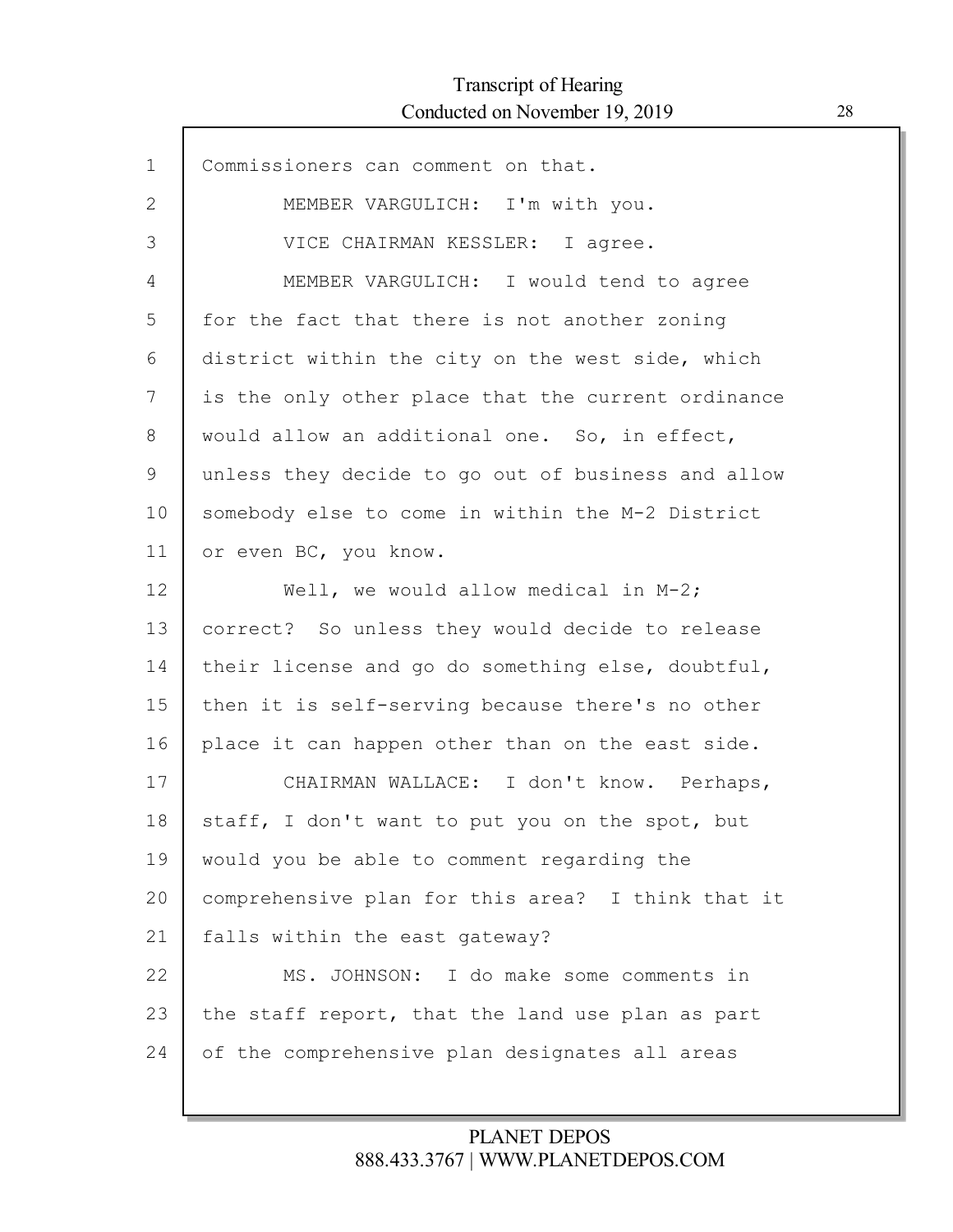Commissioners can comment on that.

MEMBER VARGULICH: I'm with you.

VICE CHAIRMAN KESSLER: I agree.

MEMBER VARGULICH: I would tend to agree for the fact that there is not another zoning district within the city on the west side, which is the only other place that the current ordinance would allow an additional one. So, in effect, unless they decide to go out of business and allow somebody else to come in within the M-2 District or even BC, you know.

Well, we would allow medical in M-2; correct? So unless they would decide to release their license and go do something else, doubtful, then it is self-serving because there's no other place it can happen other than on the east side.

CHAIRMAN WALLACE: I don't know. Perhaps, staff, I don't want to put you on the spot, but would you be able to comment regarding the comprehensive plan for this area? I think that it falls within the east gateway?

MS. JOHNSON: I do make some comments in the staff report, that the land use plan as part of the comprehensive plan designates all areas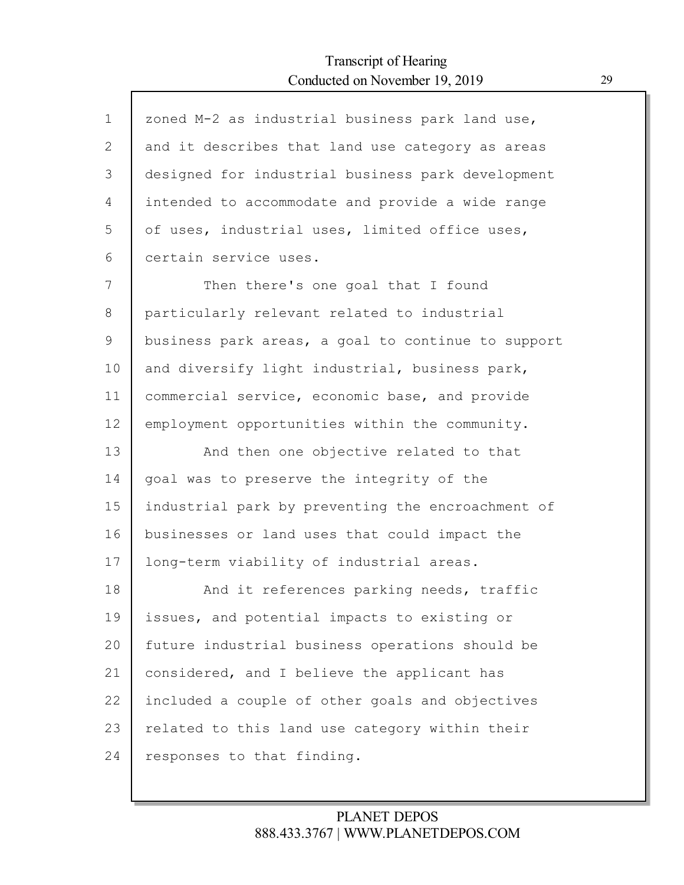zoned M-2 as industrial business park land use, and it describes that land use category as areas designed for industrial business park development intended to accommodate and provide a wide range of uses, industrial uses, limited office uses, certain service uses.

Then there's one goal that I found particularly relevant related to industrial business park areas, a goal to continue to support and diversify light industrial, business park, commercial service, economic base, and provide employment opportunities within the community.

And then one objective related to that goal was to preserve the integrity of the industrial park by preventing the encroachment of businesses or land uses that could impact the long-term viability of industrial areas.

And it references parking needs, traffic issues, and potential impacts to existing or future industrial business operations should be considered, and I believe the applicant has included a couple of other goals and objectives related to this land use category within their responses to that finding.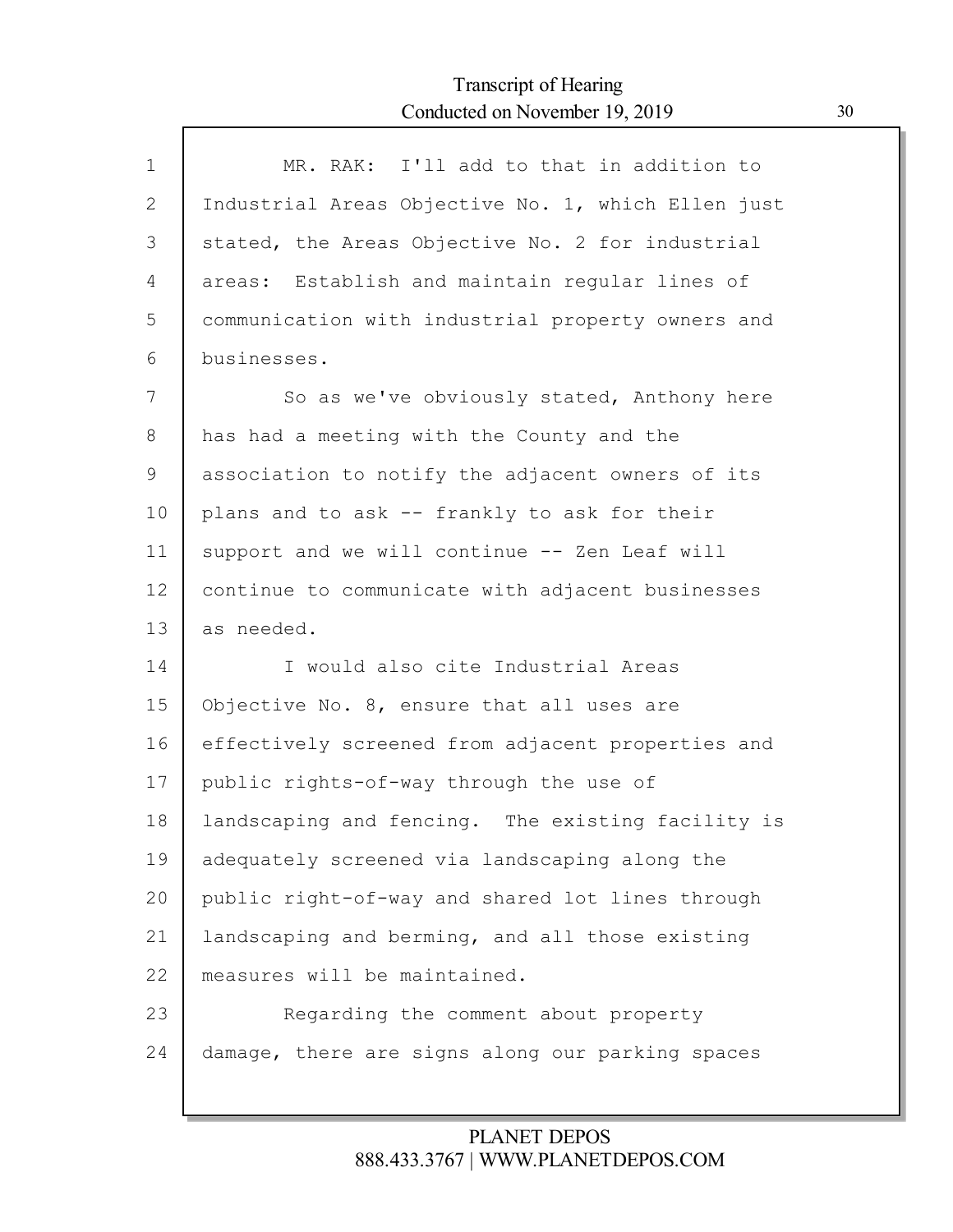MR. RAK: I'll add to that in addition to Industrial Areas Objective No. 1, which Ellen just stated, the Areas Objective No. 2 for industrial areas: Establish and maintain regular lines of communication with industrial property owners and businesses.

So as we've obviously stated, Anthony here has had a meeting with the County and the association to notify the adjacent owners of its plans and to ask -- frankly to ask for their support and we will continue -- Zen Leaf will continue to communicate with adjacent businesses as needed.

I would also cite Industrial Areas Objective No. 8, ensure that all uses are effectively screened from adjacent properties and public rights-of-way through the use of landscaping and fencing. The existing facility is adequately screened via landscaping along the public right-of-way and shared lot lines through landscaping and berming, and all those existing measures will be maintained.

Regarding the comment about property damage, there are signs along our parking spaces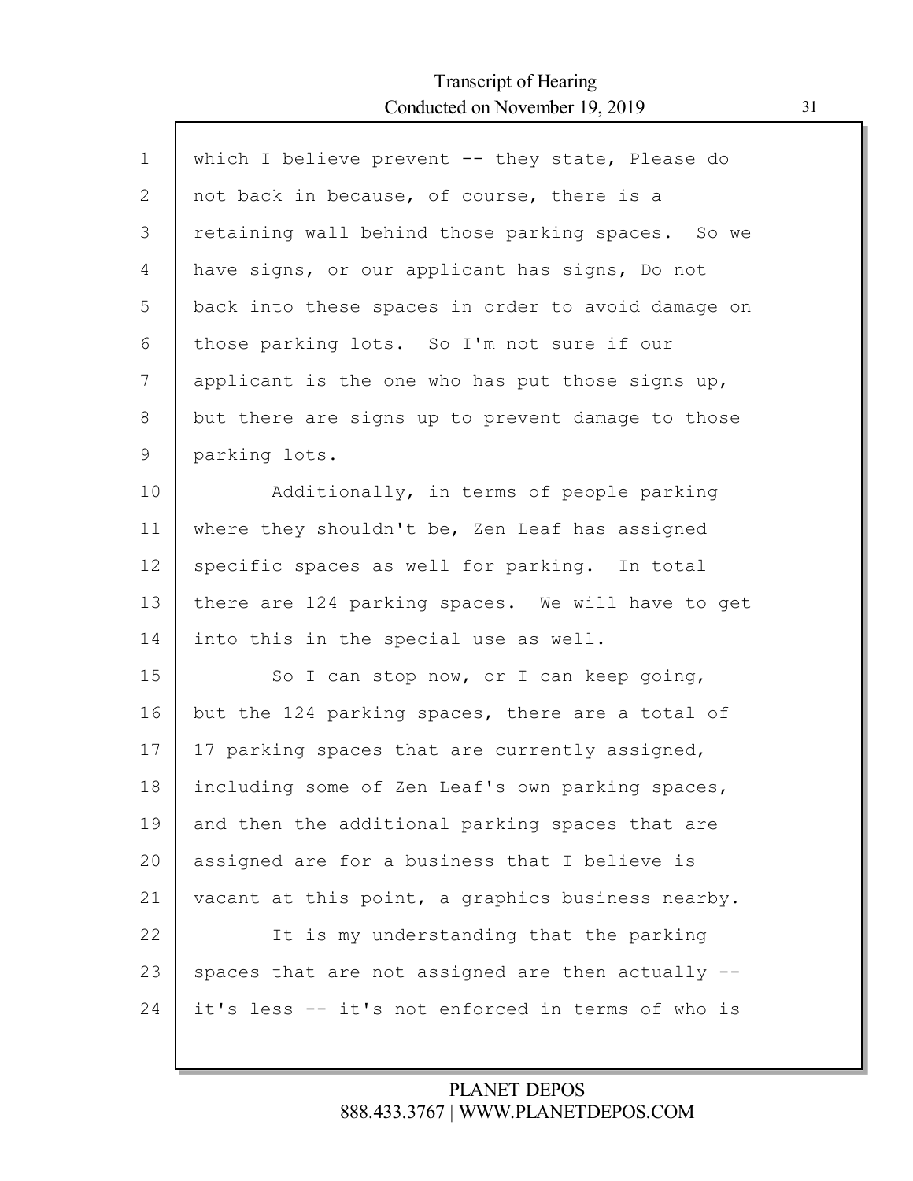which I believe prevent -- they state, Please do not back in because, of course, there is a retaining wall behind those parking spaces. So we have signs, or our applicant has signs, Do not back into these spaces in order to avoid damage on those parking lots. So I'm not sure if our applicant is the one who has put those signs up, but there are signs up to prevent damage to those parking lots.

Additionally, in terms of people parking where they shouldn't be, Zen Leaf has assigned specific spaces as well for parking. In total there are 124 parking spaces. We will have to get into this in the special use as well.

So I can stop now, or I can keep going, but the 124 parking spaces, there are a total of 17 parking spaces that are currently assigned, including some of Zen Leaf's own parking spaces, and then the additional parking spaces that are assigned are for a business that I believe is vacant at this point, a graphics business nearby.

It is my understanding that the parking spaces that are not assigned are then actually -- it's less -- it's not enforced in terms of who is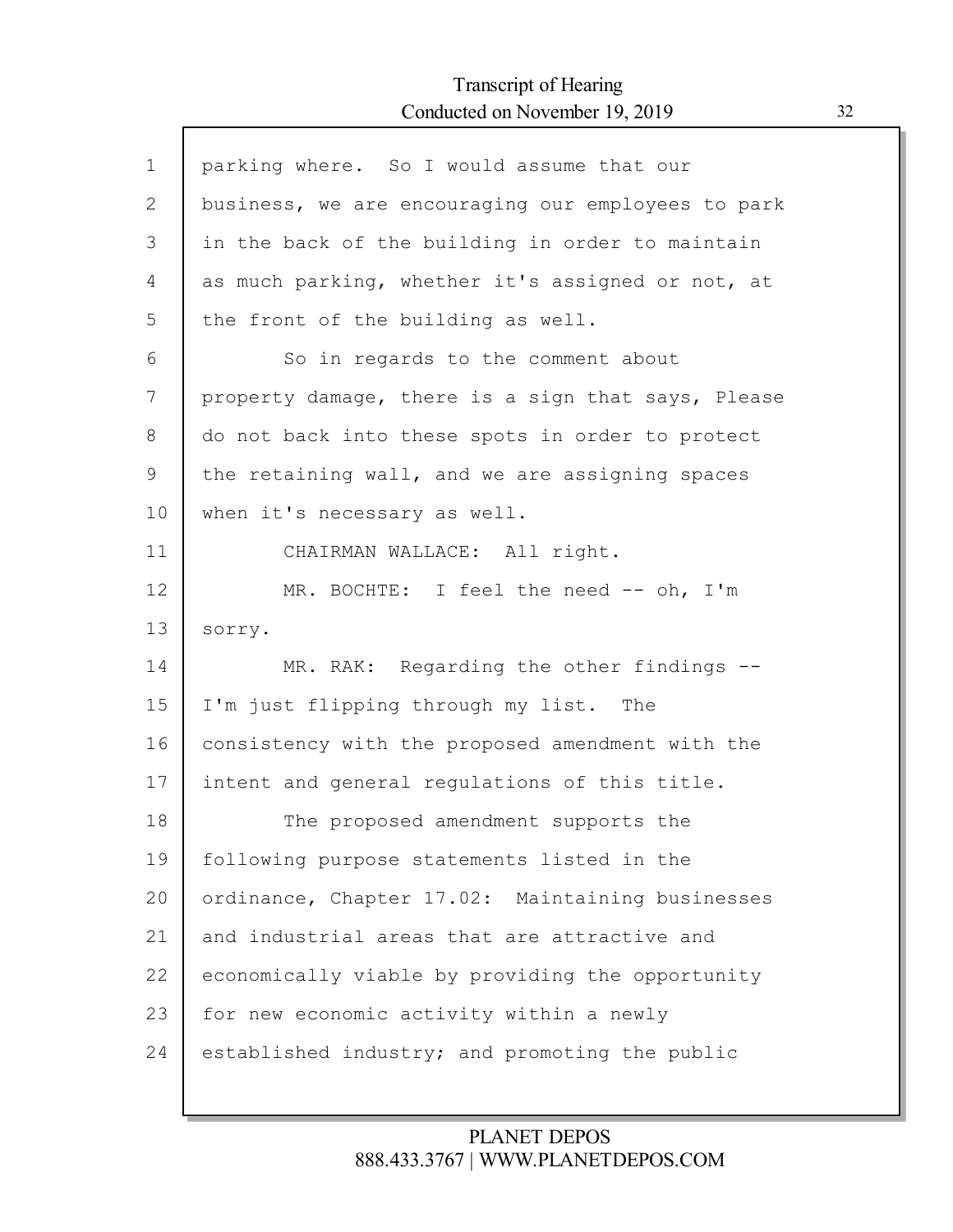parking where. So I would assume that our business, we are encouraging our employees to park in the back of the building in order to maintain as much parking, whether it's assigned or not, at the front of the building as well.

So in regards to the comment about property damage, there is a sign that says, Please do not back into these spots in order to protect the retaining wall, and we are assigning spaces when it's necessary as well.

CHAIRMAN WALLACE: All right.

MR. BOCHTE: I feel the need -- oh, I'm sorry.

MR. RAK: Regarding the other findings -- I'm just flipping through my list. The consistency with the proposed amendment with the intent and general regulations of this title.

The proposed amendment supports the following purpose statements listed in the ordinance, Chapter 17.02: Maintaining businesses and industrial areas that are attractive and economically viable by providing the opportunity for new economic activity within a newly established industry; and promoting the public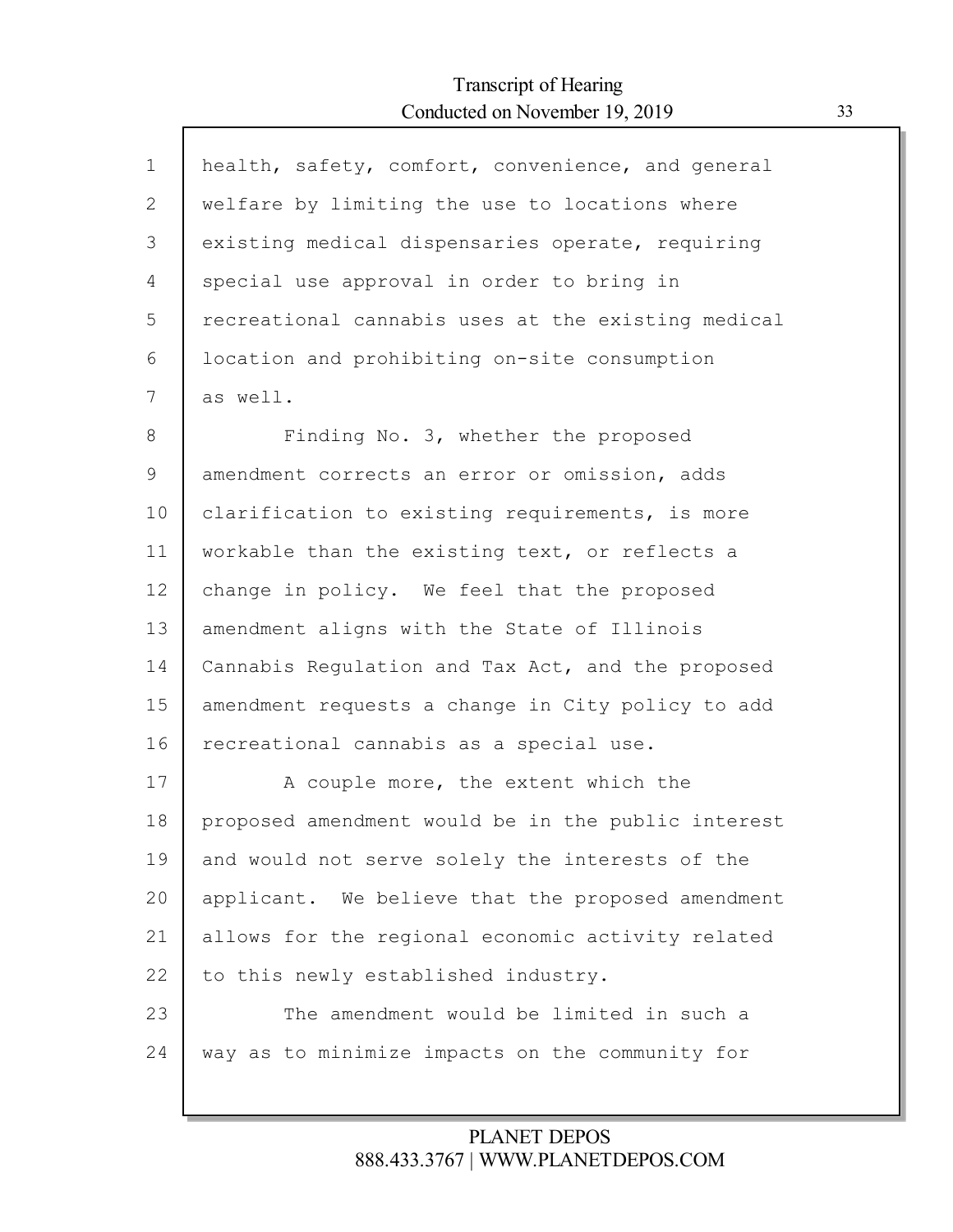health, safety, comfort, convenience, and general welfare by limiting the use to locations where existing medical dispensaries operate, requiring special use approval in order to bring in recreational cannabis uses at the existing medical location and prohibiting on-site consumption as well.

Finding No. 3, whether the proposed amendment corrects an error or omission, adds clarification to existing requirements, is more workable than the existing text, or reflects a change in policy. We feel that the proposed amendment aligns with the State of Illinois Cannabis Regulation and Tax Act, and the proposed amendment requests a change in City policy to add recreational cannabis as a special use.

A couple more, the extent which the proposed amendment would be in the public interest and would not serve solely the interests of the applicant. We believe that the proposed amendment allows for the regional economic activity related to this newly established industry.

The amendment would be limited in such a way as to minimize impacts on the community for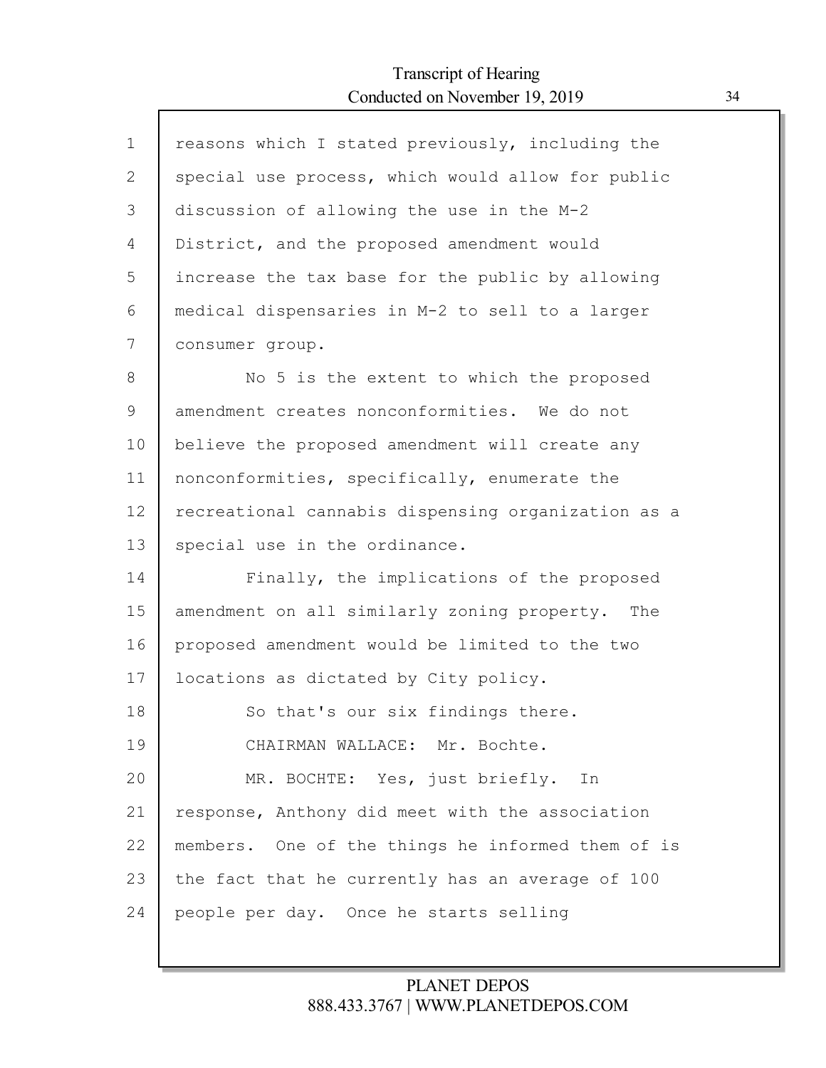reasons which I stated previously, including the special use process, which would allow for public discussion of allowing the use in the M-2 District, and the proposed amendment would increase the tax base for the public by allowing medical dispensaries in M-2 to sell to a larger consumer group.

No 5 is the extent to which the proposed amendment creates nonconformities. We do not believe the proposed amendment will create any nonconformities, specifically, enumerate the recreational cannabis dispensing organization as a special use in the ordinance.

Finally, the implications of the proposed amendment on all similarly zoning property. The proposed amendment would be limited to the two locations as dictated by City policy.

So that's our six findings there.

CHAIRMAN WALLACE: Mr. Bochte.

MR. BOCHTE: Yes, just briefly. In response, Anthony did meet with the association members. One of the things he informed them of is the fact that he currently has an average of 100 people per day. Once he starts selling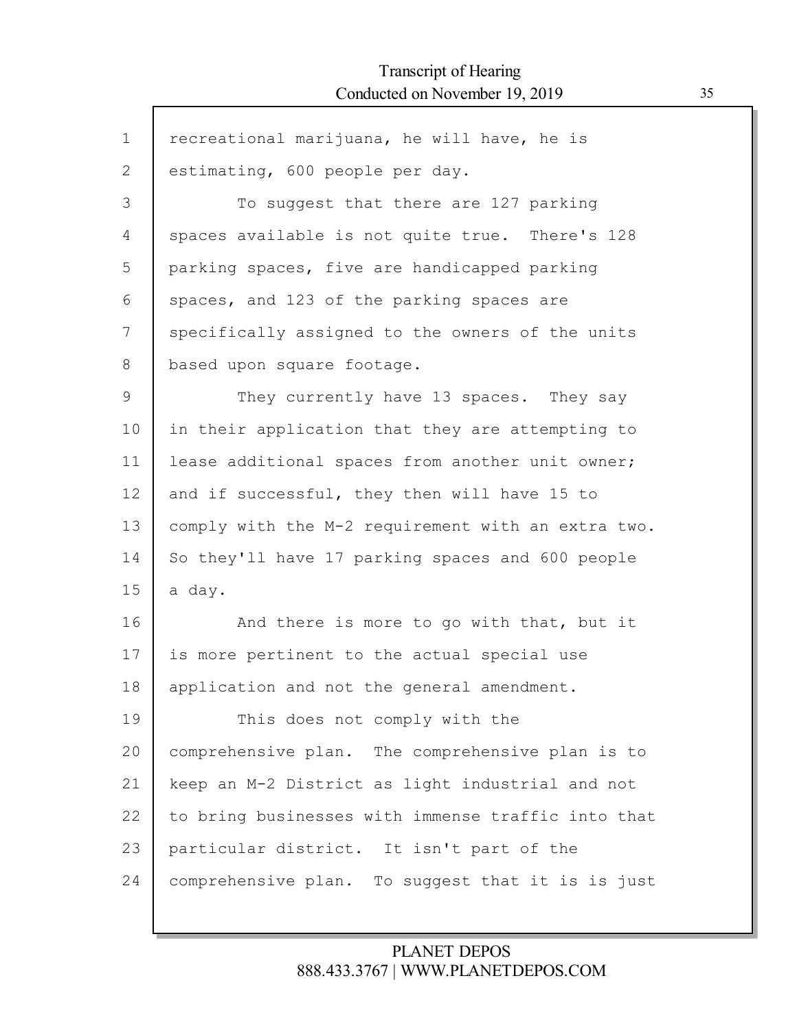recreational marijuana, he will have, he is estimating, 600 people per day.

To suggest that there are 127 parking spaces available is not quite true. There's 128 parking spaces, five are handicapped parking spaces, and 123 of the parking spaces are specifically assigned to the owners of the units based upon square footage.

They currently have 13 spaces. They say in their application that they are attempting to lease additional spaces from another unit owner; and if successful, they then will have 15 to comply with the M-2 requirement with an extra two. So they'll have 17 parking spaces and 600 people a day.

And there is more to go with that, but it is more pertinent to the actual special use application and not the general amendment.

This does not comply with the comprehensive plan. The comprehensive plan is to keep an M-2 District as light industrial and not to bring businesses with immense traffic into that particular district. It isn't part of the comprehensive plan. To suggest that it is is just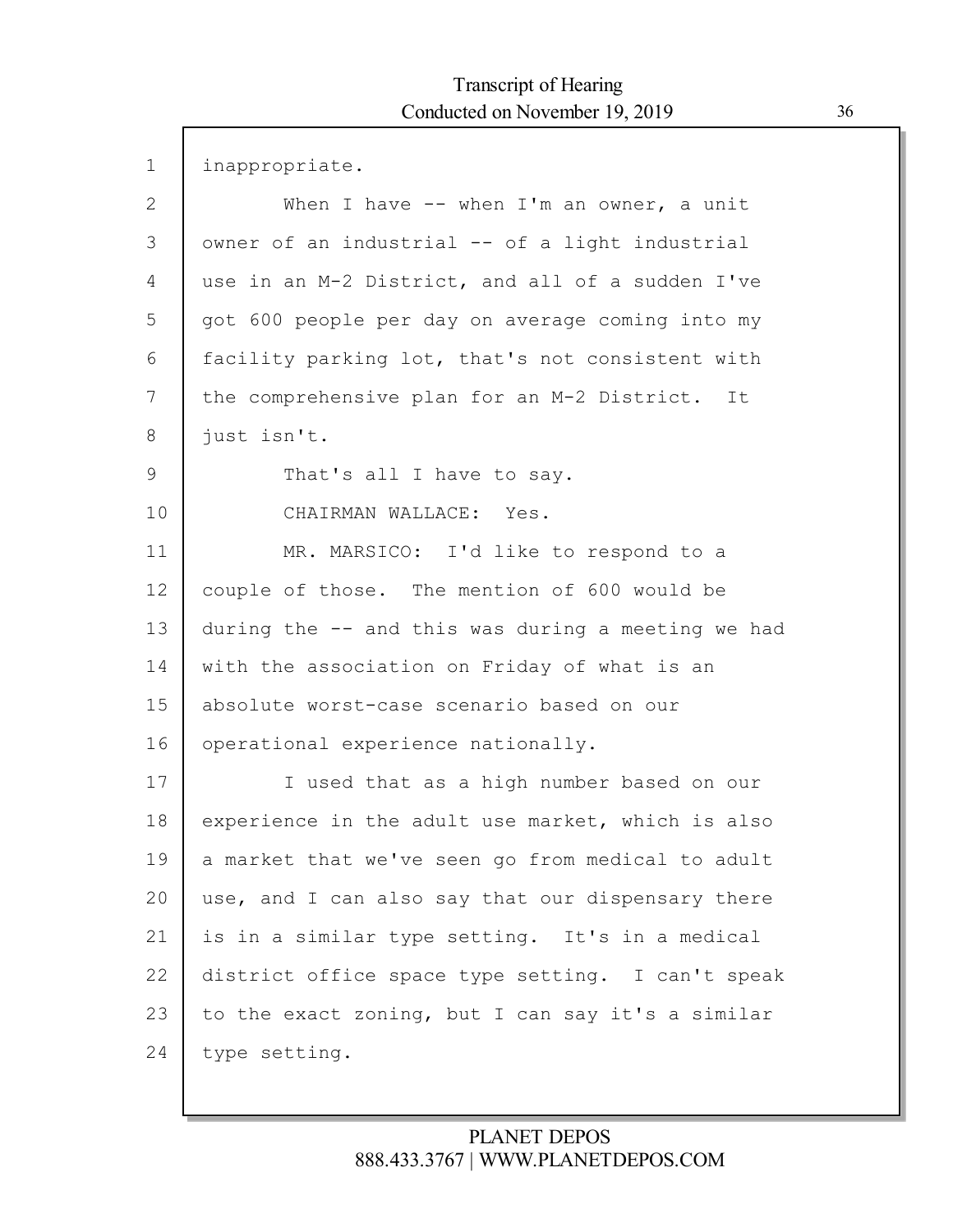inappropriate.

When I have -- when I'm an owner, a unit owner of an industrial -- of a light industrial use in an M-2 District, and all of a sudden I've got 600 people per day on average coming into my facility parking lot, that's not consistent with the comprehensive plan for an M-2 District. It just isn't.

That's all I have to say.

CHAIRMAN WALLACE: Yes.

MR. MARSICO: I'd like to respond to a couple of those. The mention of 600 would be during the -- and this was during a meeting we had with the association on Friday of what is an absolute worst-case scenario based on our operational experience nationally.

I used that as a high number based on our experience in the adult use market, which is also a market that we've seen go from medical to adult use, and I can also say that our dispensary there is in a similar type setting. It's in a medical district office space type setting. I can't speak to the exact zoning, but I can say it's a similar type setting.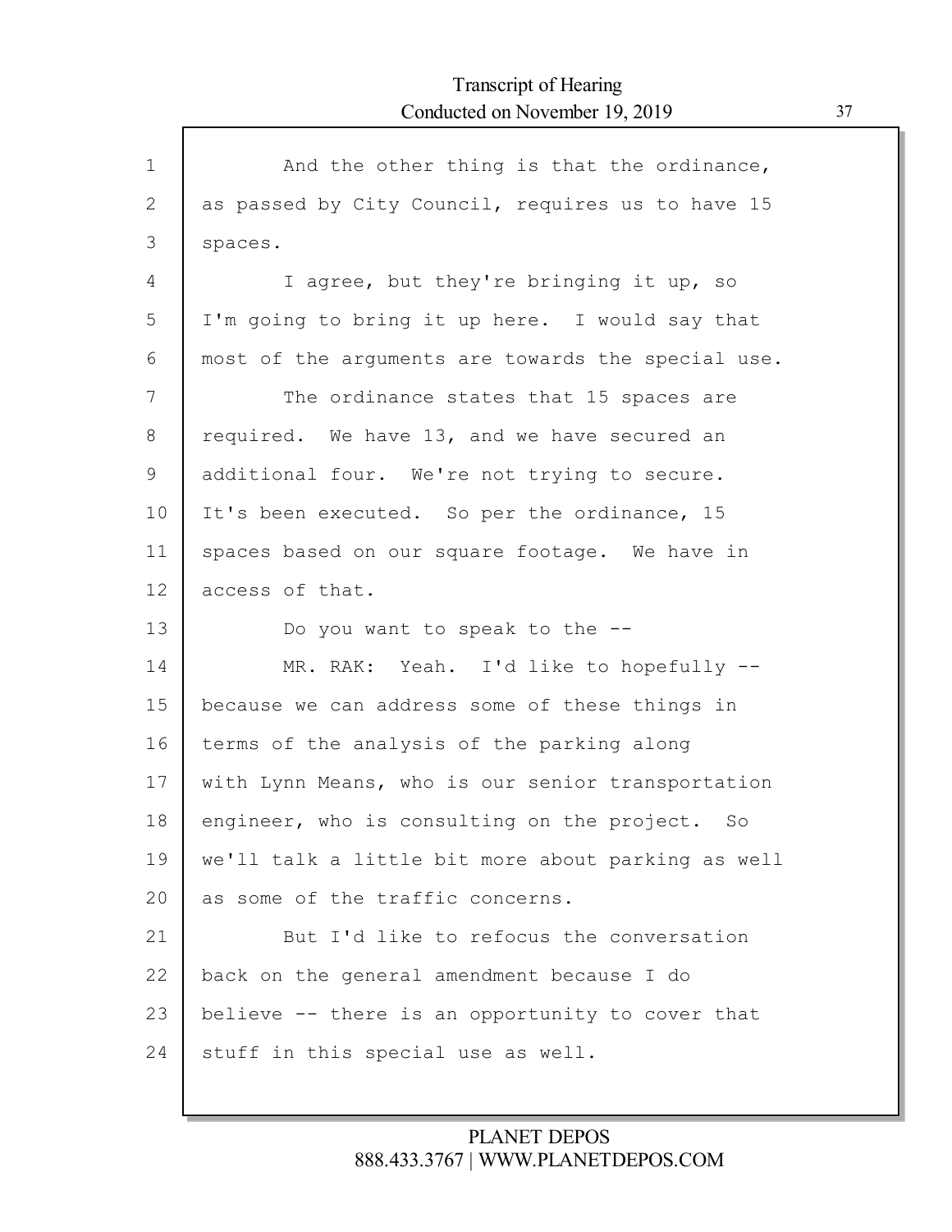And the other thing is that the ordinance, as passed by City Council, requires us to have 15 spaces.

I agree, but they're bringing it up, so I'm going to bring it up here. I would say that most of the arguments are towards the special use.

The ordinance states that 15 spaces are required. We have 13, and we have secured an additional four. We're not trying to secure. It's been executed. So per the ordinance, 15 spaces based on our square footage. We have in access of that.

Do you want to speak to the --

MR. RAK: Yeah. I'd like to hopefully -- because we can address some of these things in terms of the analysis of the parking along with Lynn Means, who is our senior transportation engineer, who is consulting on the project. So we'll talk a little bit more about parking as well as some of the traffic concerns.

But I'd like to refocus the conversation back on the general amendment because I do believe -- there is an opportunity to cover that stuff in this special use as well.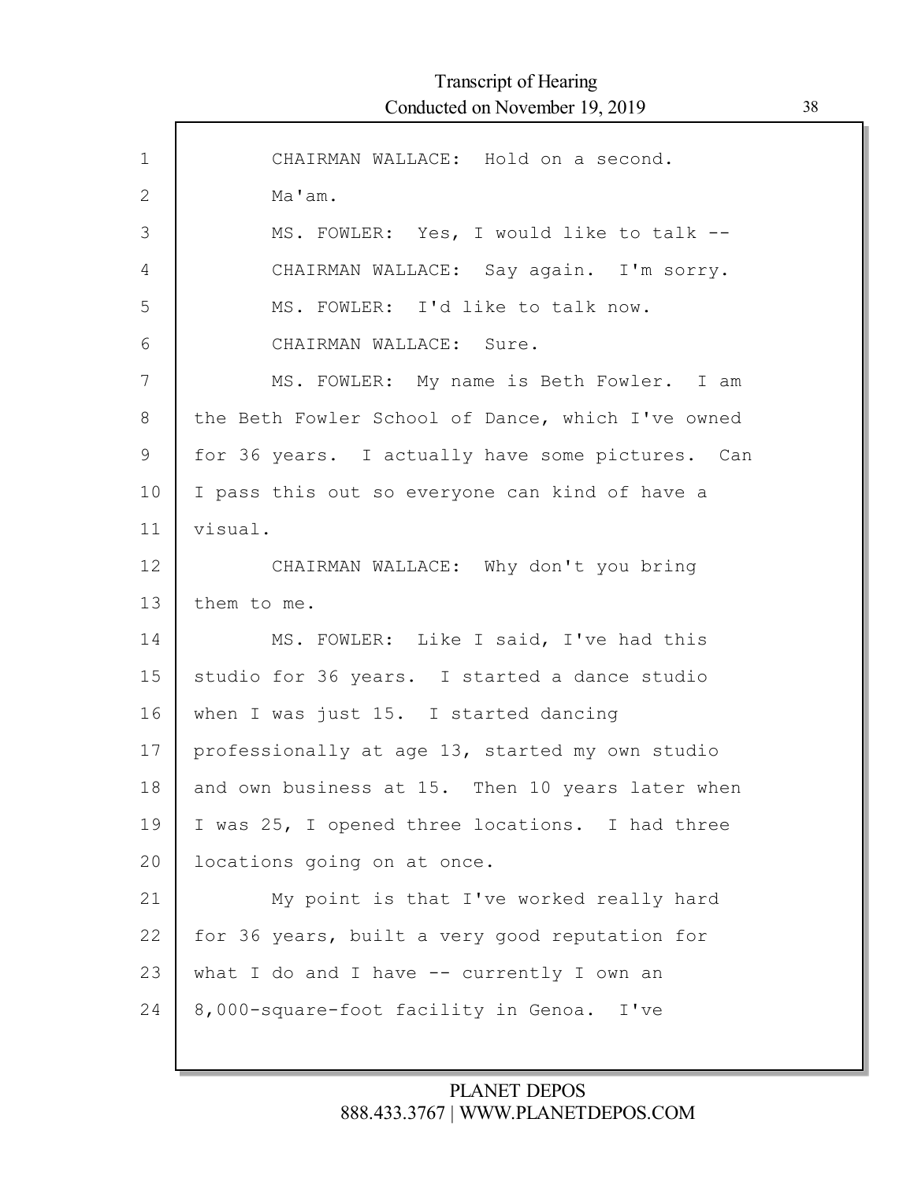CHAIRMAN WALLACE: Hold on a second.

Ma'am.

MS. FOWLER: Yes, I would like to talk --

CHAIRMAN WALLACE: Say again. I'm sorry.

MS. FOWLER: I'd like to talk now.

CHAIRMAN WALLACE: Sure.

MS. FOWLER: My name is Beth Fowler. I am the Beth Fowler School of Dance, which I've owned for 36 years. I actually have some pictures. Can I pass this out so everyone can kind of have a visual.

CHAIRMAN WALLACE: Why don't you bring them to me.

MS. FOWLER: Like I said, I've had this studio for 36 years. I started a dance studio when I was just 15. I started dancing professionally at age 13, started my own studio and own business at 15. Then 10 years later when I was 25, I opened three locations. I had three locations going on at once.

My point is that I've worked really hard for 36 years, built a very good reputation for what I do and I have -- currently I own an 8,000-square-foot facility in Genoa. I've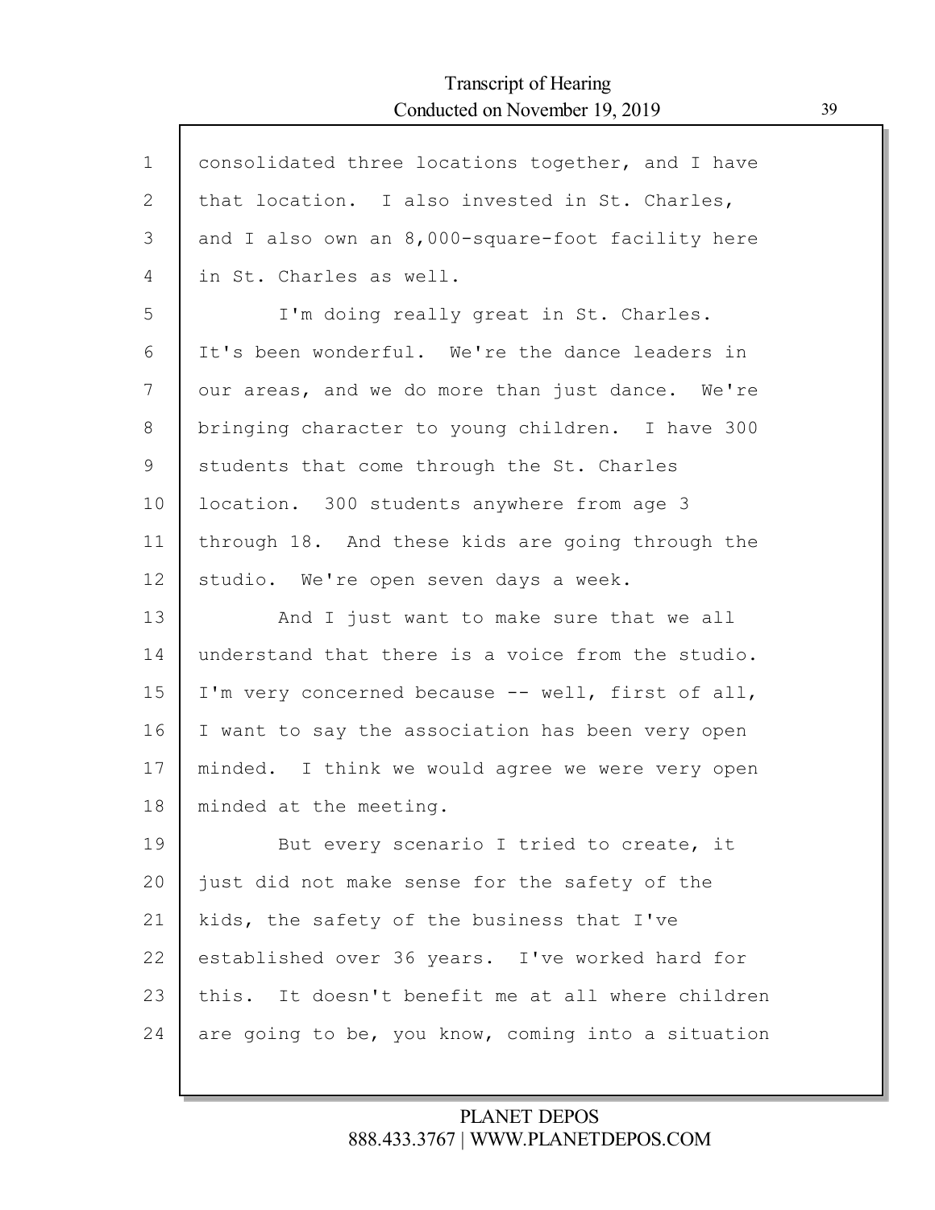consolidated three locations together, and I have that location. I also invested in St. Charles, and I also own an 8,000-square-foot facility here in St. Charles as well.

I'm doing really great in St. Charles. It's been wonderful. We're the dance leaders in our areas, and we do more than just dance. We're bringing character to young children. I have 300 students that come through the St. Charles location. 300 students anywhere from age 3 through 18. And these kids are going through the studio. We're open seven days a week.

And I just want to make sure that we all understand that there is a voice from the studio. I'm very concerned because -- well, first of all, I want to say the association has been very open minded. I think we would agree we were very open minded at the meeting.

But every scenario I tried to create, it just did not make sense for the safety of the kids, the safety of the business that I've established over 36 years. I've worked hard for this. It doesn't benefit me at all where children are going to be, you know, coming into a situation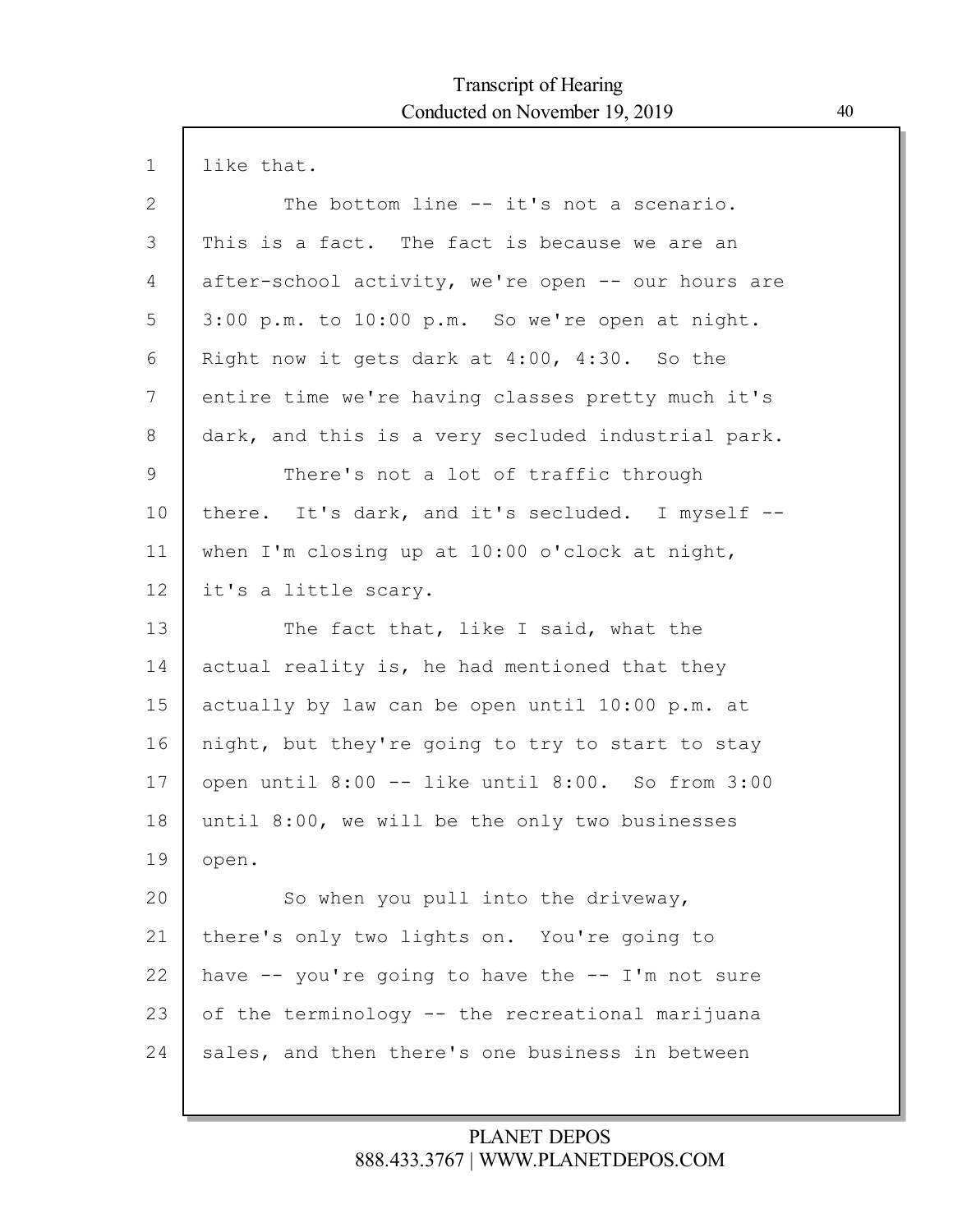like that.

The bottom line -- it's not a scenario. This is a fact. The fact is because we are an after-school activity, we're open -- our hours are 3:00 p.m. to 10:00 p.m. So we're open at night. Right now it gets dark at 4:00, 4:30. So the entire time we're having classes pretty much it's dark, and this is a very secluded industrial park.

There's not a lot of traffic through there. It's dark, and it's secluded. I myself -- when I'm closing up at 10:00 o'clock at night, it's a little scary.

The fact that, like I said, what the actual reality is, he had mentioned that they actually by law can be open until 10:00 p.m. at night, but they're going to try to start to stay open until 8:00 -- like until 8:00. So from 3:00 until 8:00, we will be the only two businesses open.

So when you pull into the driveway, there's only two lights on. You're going to have -- you're going to have the -- I'm not sure of the terminology -- the recreational marijuana sales, and then there's one business in between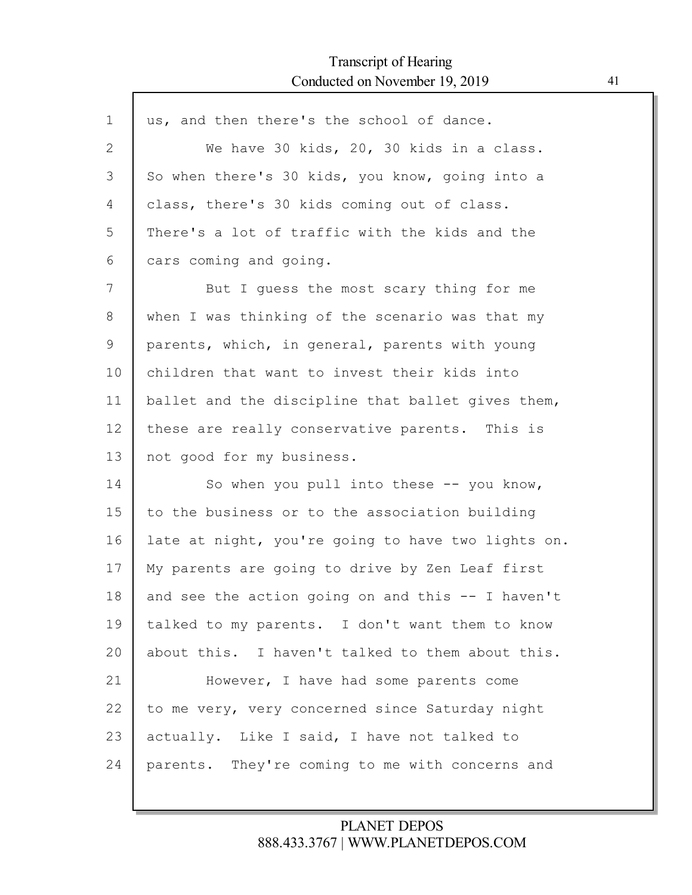us, and then there's the school of dance.

We have 30 kids, 20, 30 kids in a class. So when there's 30 kids, you know, going into a class, there's 30 kids coming out of class. There's a lot of traffic with the kids and the cars coming and going.

But I guess the most scary thing for me when I was thinking of the scenario was that my parents, which, in general, parents with young children that want to invest their kids into ballet and the discipline that ballet gives them, these are really conservative parents. This is not good for my business.

So when you pull into these -- you know, to the business or to the association building late at night, you're going to have two lights on. My parents are going to drive by Zen Leaf first and see the action going on and this -- I haven't talked to my parents. I don't want them to know about this. I haven't talked to them about this.

However, I have had some parents come to me very, very concerned since Saturday night actually. Like I said, I have not talked to parents. They're coming to me with concerns and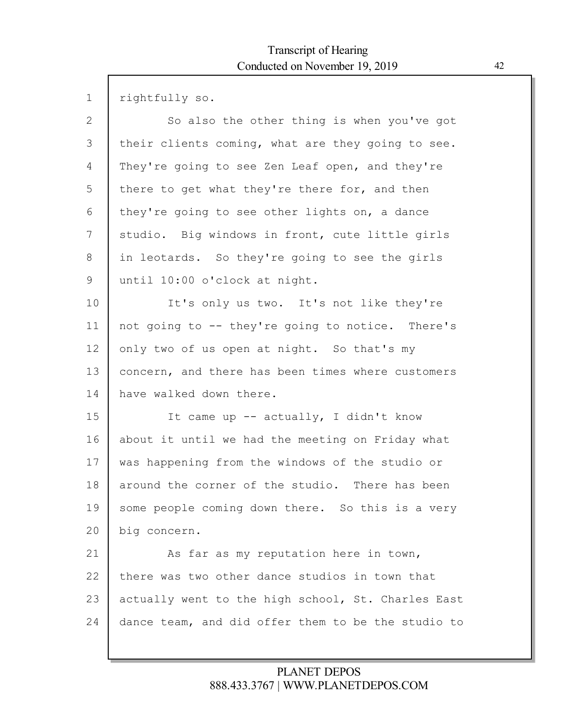rightfully so.

So also the other thing is when you've got their clients coming, what are they going to see. They're going to see Zen Leaf open, and they're there to get what they're there for, and then they're going to see other lights on, a dance studio. Big windows in front, cute little girls in leotards. So they're going to see the girls until 10:00 o'clock at night.

It's only us two. It's not like they're not going to -- they're going to notice. There's only two of us open at night. So that's my concern, and there has been times where customers have walked down there.

It came up -- actually, I didn't know about it until we had the meeting on Friday what was happening from the windows of the studio or around the corner of the studio. There has been some people coming down there. So this is a very big concern.

As far as my reputation here in town, there was two other dance studios in town that actually went to the high school, St. Charles East dance team, and did offer them to be the studio to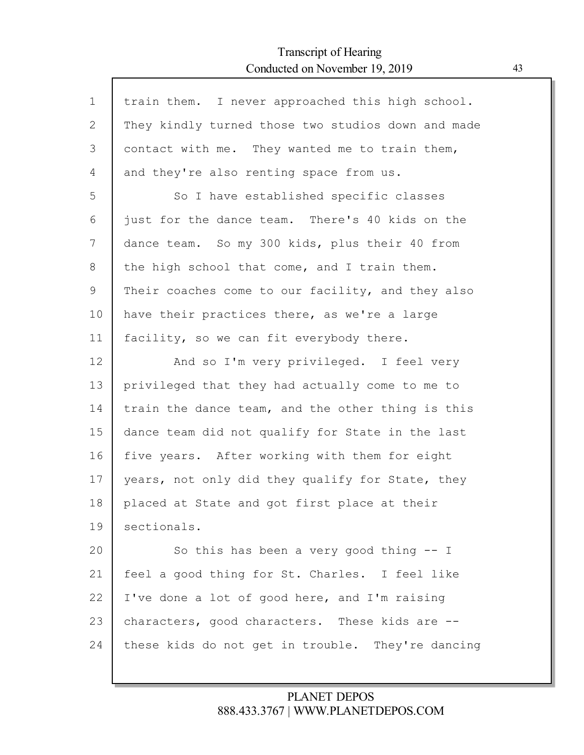train them. I never approached this high school. They kindly turned those two studios down and made contact with me. They wanted me to train them, and they're also renting space from us.

So I have established specific classes just for the dance team. There's 40 kids on the dance team. So my 300 kids, plus their 40 from the high school that come, and I train them. Their coaches come to our facility, and they also have their practices there, as we're a large facility, so we can fit everybody there.

And so I'm very privileged. I feel very privileged that they had actually come to me to train the dance team, and the other thing is this dance team did not qualify for State in the last five years. After working with them for eight years, not only did they qualify for State, they placed at State and got first place at their sectionals.

So this has been a very good thing -- I feel a good thing for St. Charles. I feel like I've done a lot of good here, and I'm raising characters, good characters. These kids are -- these kids do not get in trouble. They're dancing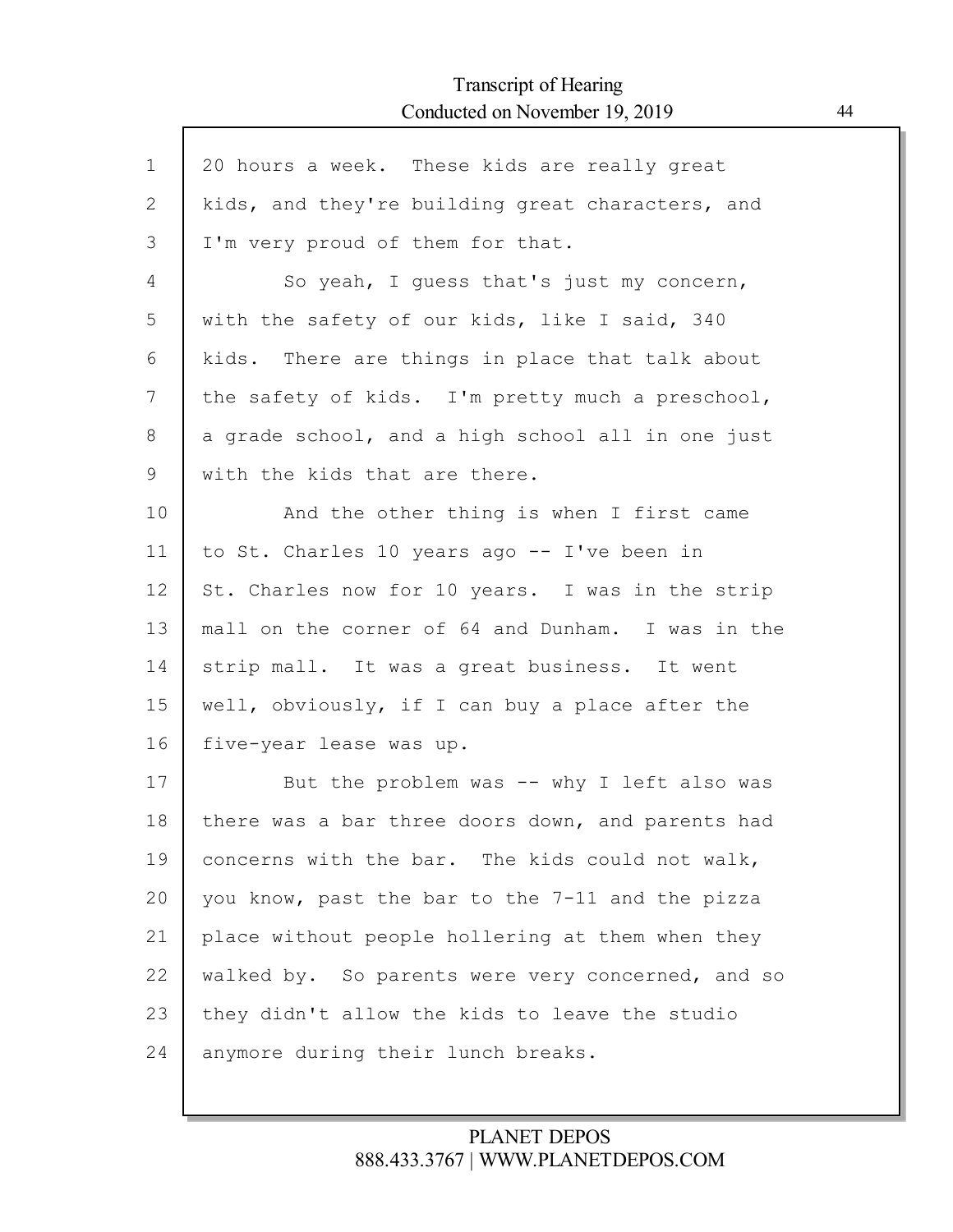20 hours a week. These kids are really great kids, and they're building great characters, and I'm very proud of them for that.

So yeah, I guess that's just my concern, with the safety of our kids, like I said, 340 kids. There are things in place that talk about the safety of kids. I'm pretty much a preschool, a grade school, and a high school all in one just with the kids that are there.

And the other thing is when I first came to St. Charles 10 years ago -- I've been in St. Charles now for 10 years. I was in the strip mall on the corner of 64 and Dunham. I was in the strip mall. It was a great business. It went well, obviously, if I can buy a place after the five-year lease was up.

But the problem was -- why I left also was there was a bar three doors down, and parents had concerns with the bar. The kids could not walk, you know, past the bar to the 7-11 and the pizza place without people hollering at them when they walked by. So parents were very concerned, and so they didn't allow the kids to leave the studio anymore during their lunch breaks.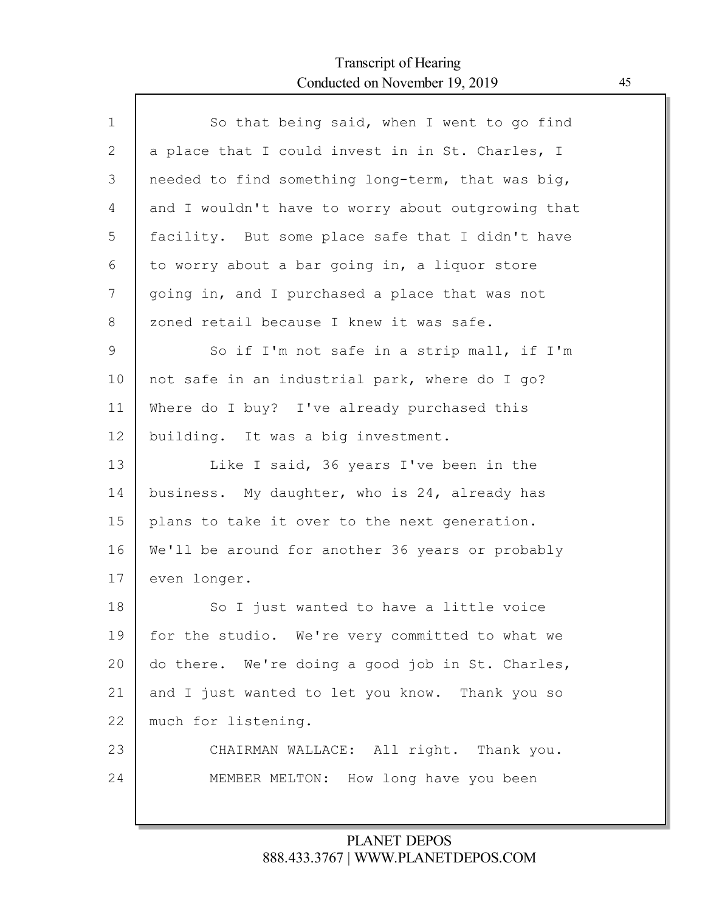So that being said, when I went to go find a place that I could invest in in St. Charles, I needed to find something long-term, that was big, and I wouldn't have to worry about outgrowing that facility. But some place safe that I didn't have to worry about a bar going in, a liquor store going in, and I purchased a place that was not zoned retail because I knew it was safe.

So if I'm not safe in a strip mall, if I'm not safe in an industrial park, where do I go? Where do I buy? I've already purchased this building. It was a big investment.

Like I said, 36 years I've been in the business. My daughter, who is 24, already has plans to take it over to the next generation. We'll be around for another 36 years or probably even longer.

So I just wanted to have a little voice for the studio. We're very committed to what we do there. We're doing a good job in St. Charles, and I just wanted to let you know. Thank you so much for listening.

CHAIRMAN WALLACE: All right. Thank you.

MEMBER MELTON: How long have you been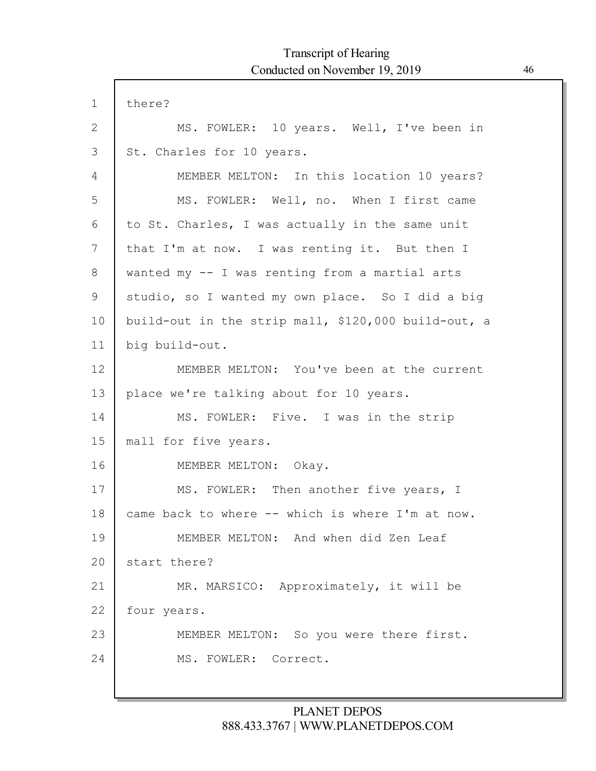there?

MS. FOWLER: 10 years. Well, I've been in St. Charles for 10 years.

MEMBER MELTON: In this location 10 years?

MS. FOWLER: Well, no. When I first came to St. Charles, I was actually in the same unit that I'm at now. I was renting it. But then I wanted my -- I was renting from a martial arts studio, so I wanted my own place. So I did a big build-out in the strip mall, $120,000 build-out, a big build-out.

MEMBER MELTON: You've been at the current place we're talking about for 10 years.

MS. FOWLER: Five. I was in the strip mall for five years.

MEMBER MELTON: Okay.

MS. FOWLER: Then another five years, I came back to where -- which is where I'm at now.

MEMBER MELTON: And when did Zen Leaf start there?

MR. MARSICO: Approximately, it will be four years.

MEMBER MELTON: So you were there first.

MS. FOWLER: Correct.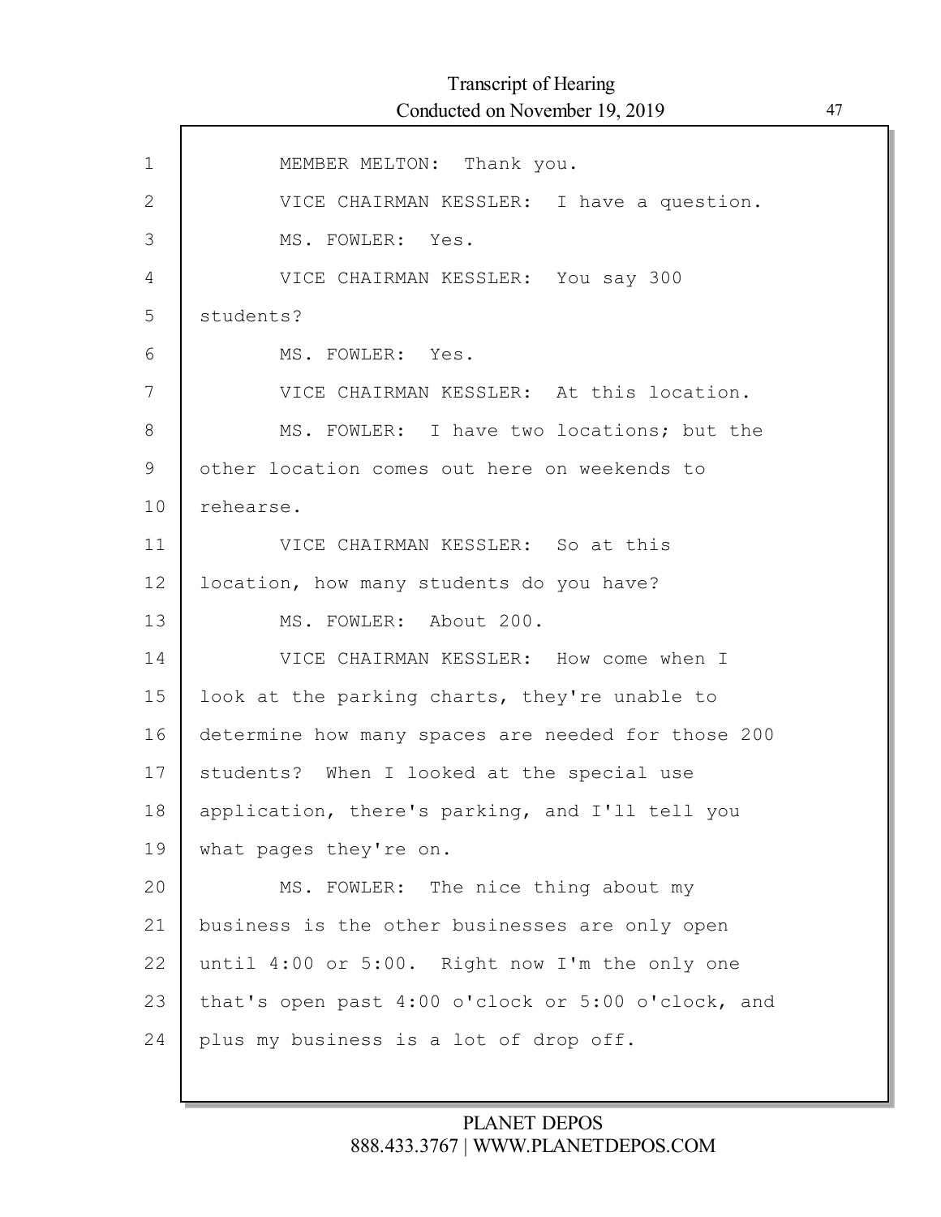MEMBER MELTON: Thank you.

VICE CHAIRMAN KESSLER: I have a question.

MS. FOWLER: Yes.

VICE CHAIRMAN KESSLER: You say 300 students?

MS. FOWLER: Yes.

VICE CHAIRMAN KESSLER: At this location.

MS. FOWLER: I have two locations; but the other location comes out here on weekends to rehearse.

VICE CHAIRMAN KESSLER: So at this location, how many students do you have?

MS. FOWLER: About 200.

VICE CHAIRMAN KESSLER: How come when I look at the parking charts, they're unable to determine how many spaces are needed for those 200 students? When I looked at the special use application, there's parking, and I'll tell you what pages they're on.

MS. FOWLER: The nice thing about my business is the other businesses are only open until 4:00 or 5:00. Right now I'm the only one that's open past 4:00 o'clock or 5:00 o'clock, and plus my business is a lot of drop off.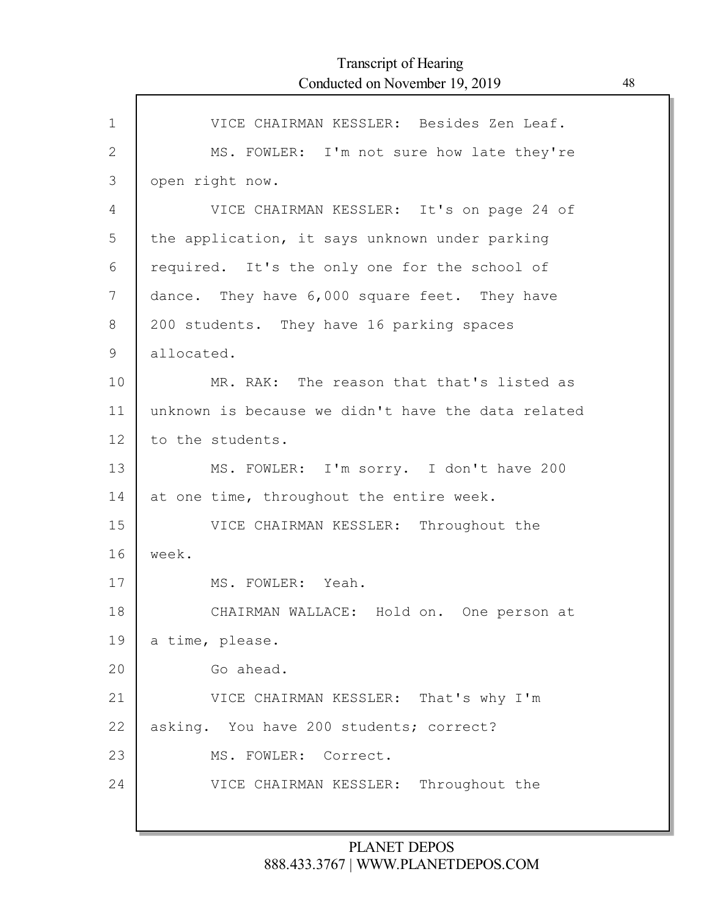1 VICE CHAIRMAN KESSLER: Besides Zen Leaf.

2 MS. FOWLER: I'm not sure how late they're

3 open right now.

4 VICE CHAIRMAN KESSLER: It's on page 24 of

5 the application, it says unknown under parking

6 required. It's the only one for the school of

7 dance. They have 6,000 square feet. They have

8 200 students. They have 16 parking spaces

9 allocated.

10 MR. RAK: The reason that that's listed as

11 unknown is because we didn't have the data related

12 to the students.

13 MS. FOWLER: I'm sorry. I don't have 200

14 at one time, throughout the entire week.

15 VICE CHAIRMAN KESSLER: Throughout the

16 week.

17 MS. FOWLER: Yeah.

18 CHAIRMAN WALLACE: Hold on. One person at

19 a time, please.

20 Go ahead.

21 VICE CHAIRMAN KESSLER: That's why I'm

22 asking. You have 200 students; correct?

23 MS. FOWLER: Correct.

24 VICE CHAIRMAN KESSLER: Throughout the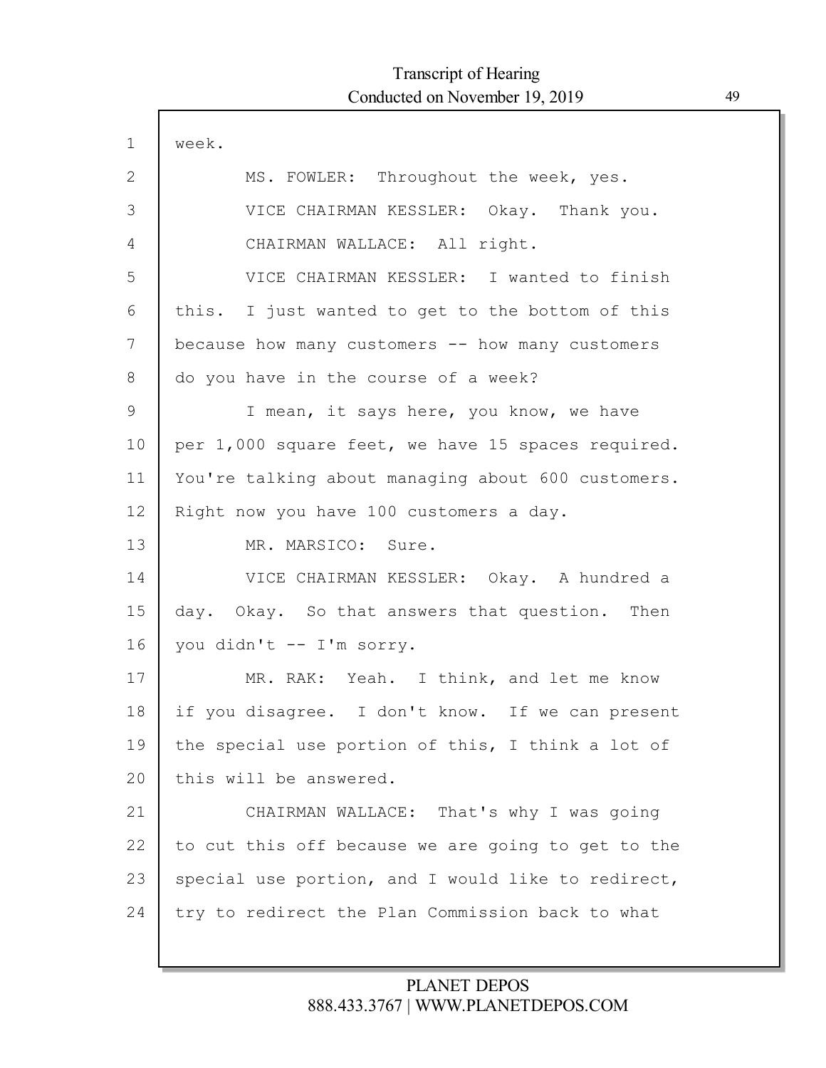week.

MS. FOWLER: Throughout the week, yes.

VICE CHAIRMAN KESSLER: Okay. Thank you.

CHAIRMAN WALLACE: All right.

VICE CHAIRMAN KESSLER: I wanted to finish this. I just wanted to get to the bottom of this because how many customers -- how many customers do you have in the course of a week?

I mean, it says here, you know, we have per 1,000 square feet, we have 15 spaces required. You're talking about managing about 600 customers. Right now you have 100 customers a day.

MR. MARSICO: Sure.

VICE CHAIRMAN KESSLER: Okay. A hundred a day. Okay. So that answers that question. Then you didn't -- I'm sorry.

MR. RAK: Yeah. I think, and let me know if you disagree. I don't know. If we can present the special use portion of this, I think a lot of this will be answered.

CHAIRMAN WALLACE: That's why I was going to cut this off because we are going to get to the special use portion, and I would like to redirect, try to redirect the Plan Commission back to what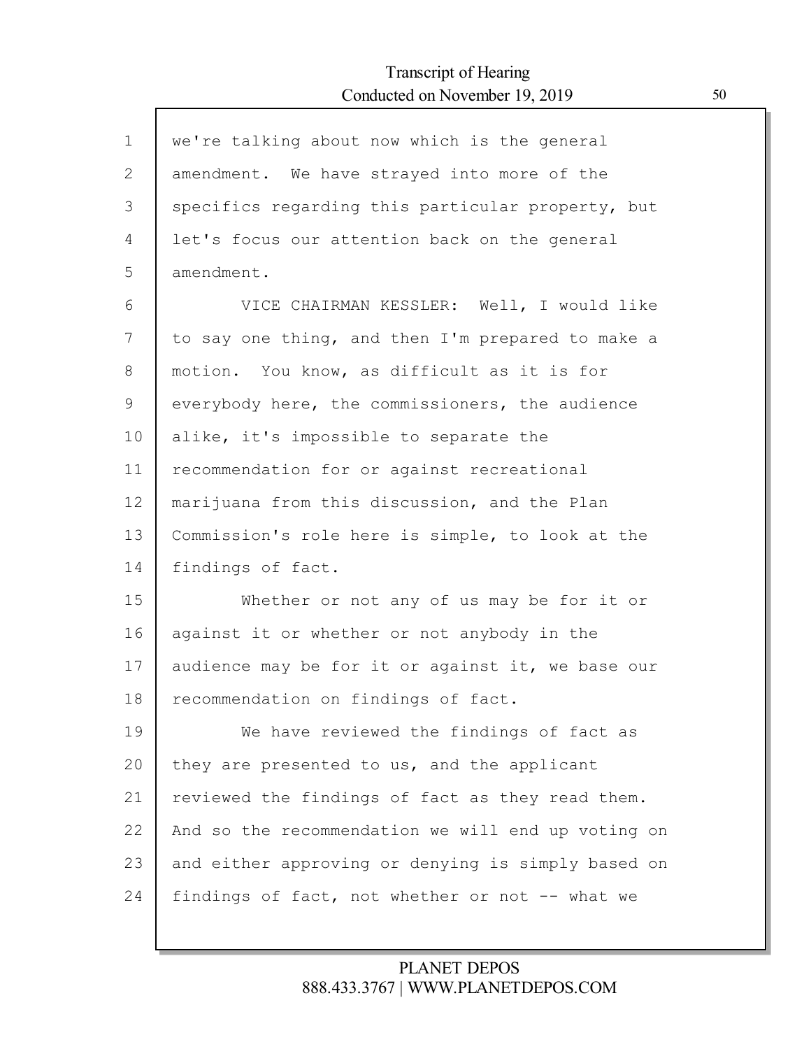we're talking about now which is the general amendment. We have strayed into more of the specifics regarding this particular property, but let's focus our attention back on the general amendment.

VICE CHAIRMAN KESSLER: Well, I would like to say one thing, and then I'm prepared to make a motion. You know, as difficult as it is for everybody here, the commissioners, the audience alike, it's impossible to separate the recommendation for or against recreational marijuana from this discussion, and the Plan Commission's role here is simple, to look at the findings of fact.

Whether or not any of us may be for it or against it or whether or not anybody in the audience may be for it or against it, we base our recommendation on findings of fact.

We have reviewed the findings of fact as they are presented to us, and the applicant reviewed the findings of fact as they read them. And so the recommendation we will end up voting on and either approving or denying is simply based on findings of fact, not whether or not -- what we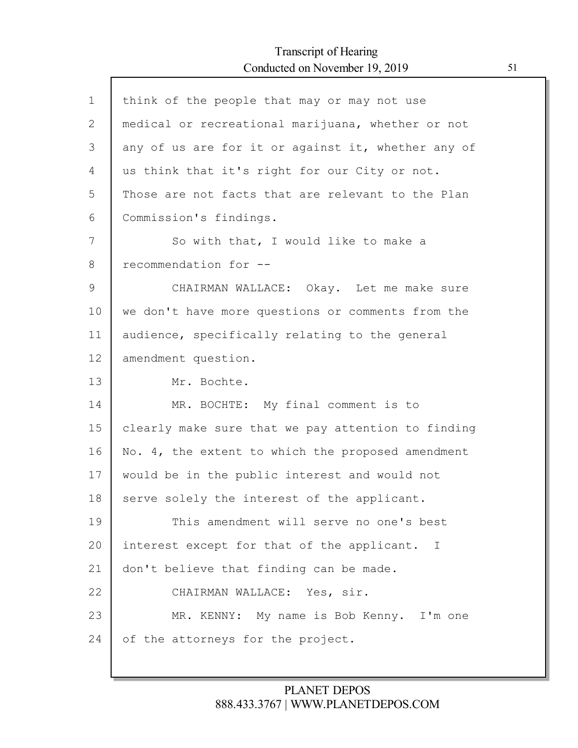think of the people that may or may not use medical or recreational marijuana, whether or not any of us are for it or against it, whether any of us think that it's right for our City or not. Those are not facts that are relevant to the Plan Commission's findings.

So with that, I would like to make a recommendation for --

CHAIRMAN WALLACE: Okay. Let me make sure we don't have more questions or comments from the audience, specifically relating to the general amendment question.

Mr. Bochte.

MR. BOCHTE: My final comment is to clearly make sure that we pay attention to finding No. 4, the extent to which the proposed amendment would be in the public interest and would not serve solely the interest of the applicant.

This amendment will serve no one's best interest except for that of the applicant. I don't believe that finding can be made.

CHAIRMAN WALLACE: Yes, sir.

MR. KENNY: My name is Bob Kenny. I'm one of the attorneys for the project.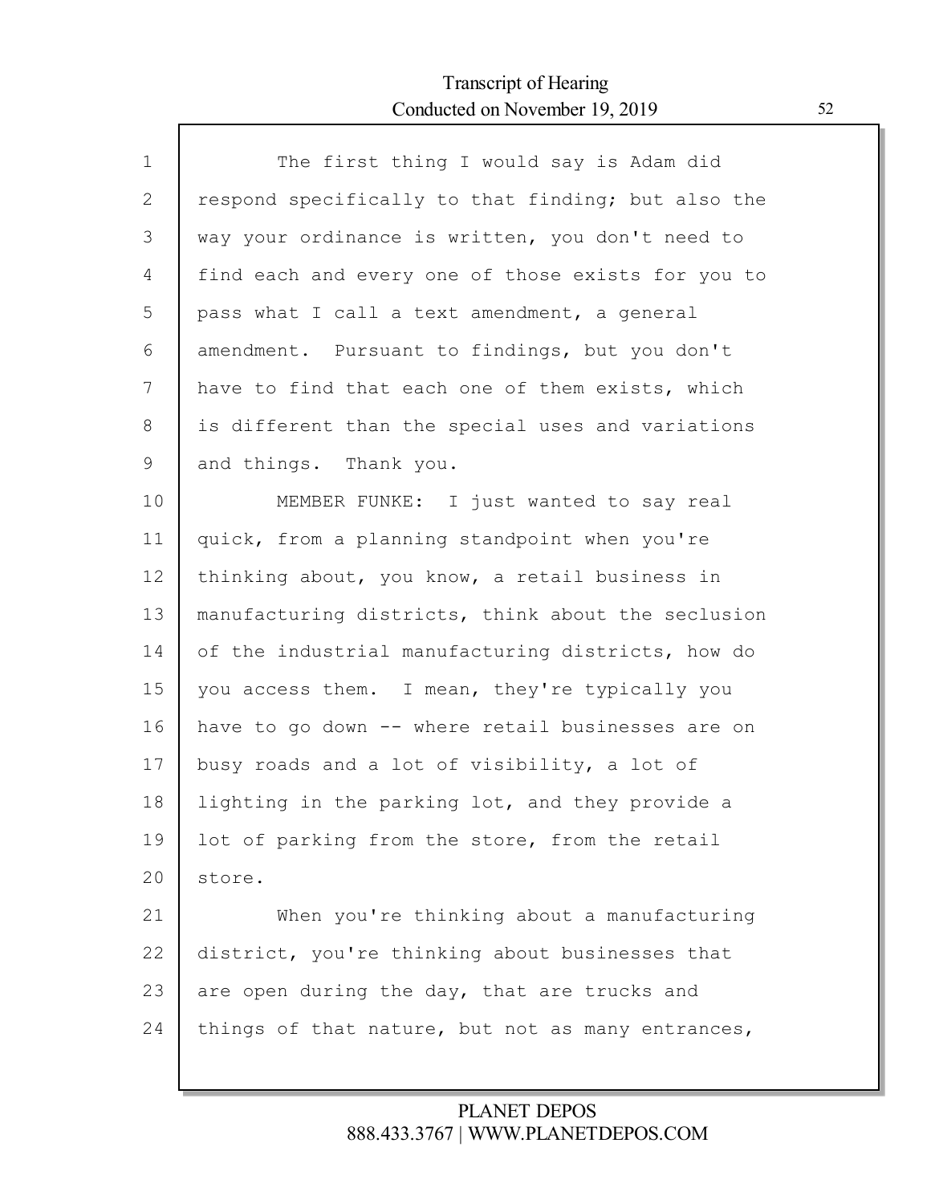The first thing I would say is Adam did respond specifically to that finding; but also the way your ordinance is written, you don't need to find each and every one of those exists for you to pass what I call a text amendment, a general amendment. Pursuant to findings, but you don't have to find that each one of them exists, which is different than the special uses and variations and things. Thank you.

MEMBER FUNKE: I just wanted to say real quick, from a planning standpoint when you're thinking about, you know, a retail business in manufacturing districts, think about the seclusion of the industrial manufacturing districts, how do you access them. I mean, they're typically you have to go down -- where retail businesses are on busy roads and a lot of visibility, a lot of lighting in the parking lot, and they provide a lot of parking from the store, from the retail store.

When you're thinking about a manufacturing district, you're thinking about businesses that are open during the day, that are trucks and things of that nature, but not as many entrances,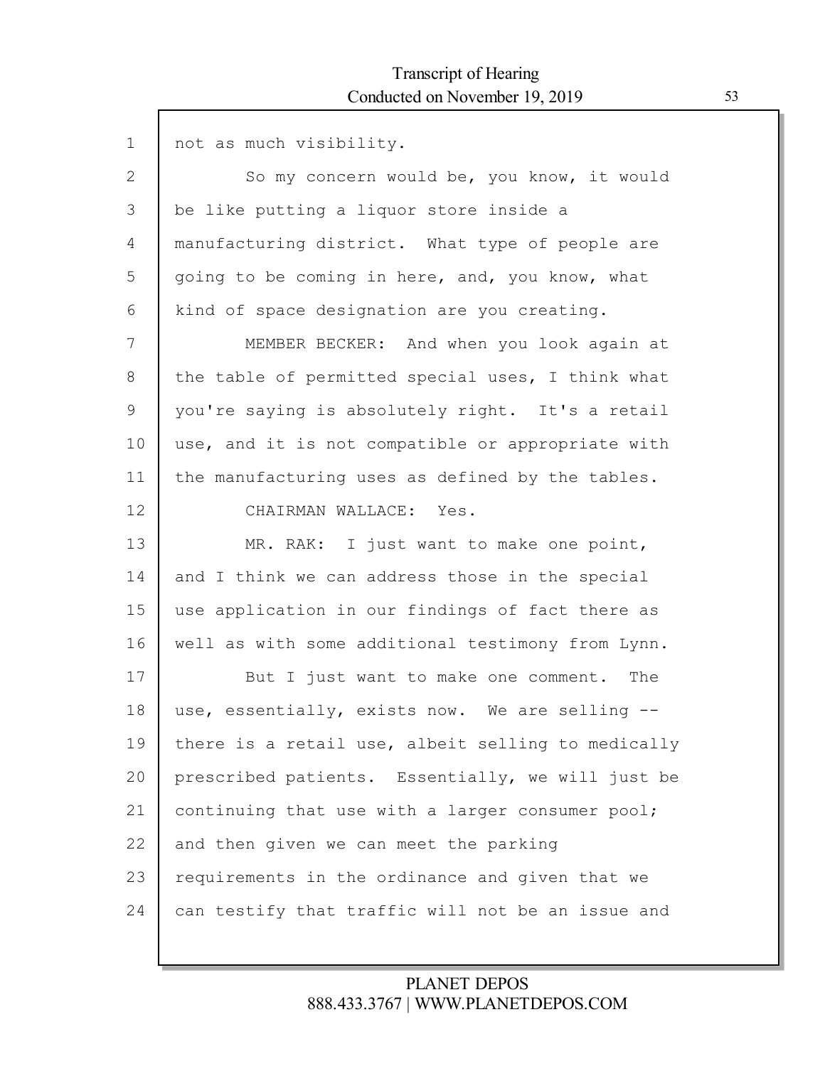not as much visibility.

So my concern would be, you know, it would be like putting a liquor store inside a manufacturing district. What type of people are going to be coming in here, and, you know, what kind of space designation are you creating.

MEMBER BECKER: And when you look again at the table of permitted special uses, I think what you're saying is absolutely right. It's a retail use, and it is not compatible or appropriate with the manufacturing uses as defined by the tables.

CHAIRMAN WALLACE: Yes.

MR. RAK: I just want to make one point, and I think we can address those in the special use application in our findings of fact there as well as with some additional testimony from Lynn.

But I just want to make one comment. The use, essentially, exists now. We are selling -- there is a retail use, albeit selling to medically prescribed patients. Essentially, we will just be continuing that use with a larger consumer pool; and then given we can meet the parking requirements in the ordinance and given that we can testify that traffic will not be an issue and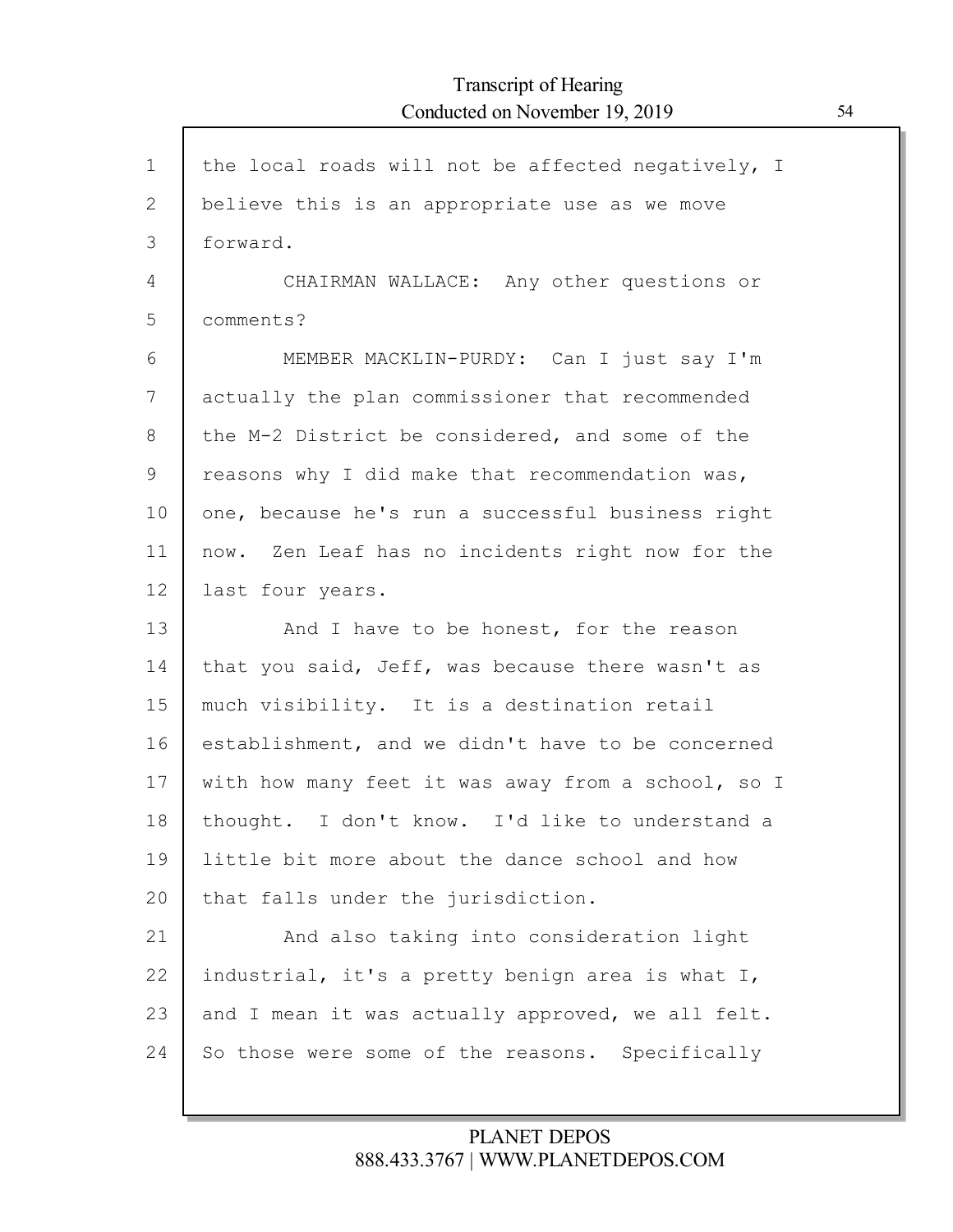the local roads will not be affected negatively, I believe this is an appropriate use as we move forward.

CHAIRMAN WALLACE: Any other questions or comments?

MEMBER MACKLIN-PURDY: Can I just say I'm actually the plan commissioner that recommended the M-2 District be considered, and some of the reasons why I did make that recommendation was, one, because he's run a successful business right now. Zen Leaf has no incidents right now for the last four years.

And I have to be honest, for the reason that you said, Jeff, was because there wasn't as much visibility. It is a destination retail establishment, and we didn't have to be concerned with how many feet it was away from a school, so I thought. I don't know. I'd like to understand a little bit more about the dance school and how that falls under the jurisdiction.

And also taking into consideration light industrial, it's a pretty benign area is what I, and I mean it was actually approved, we all felt. So those were some of the reasons. Specifically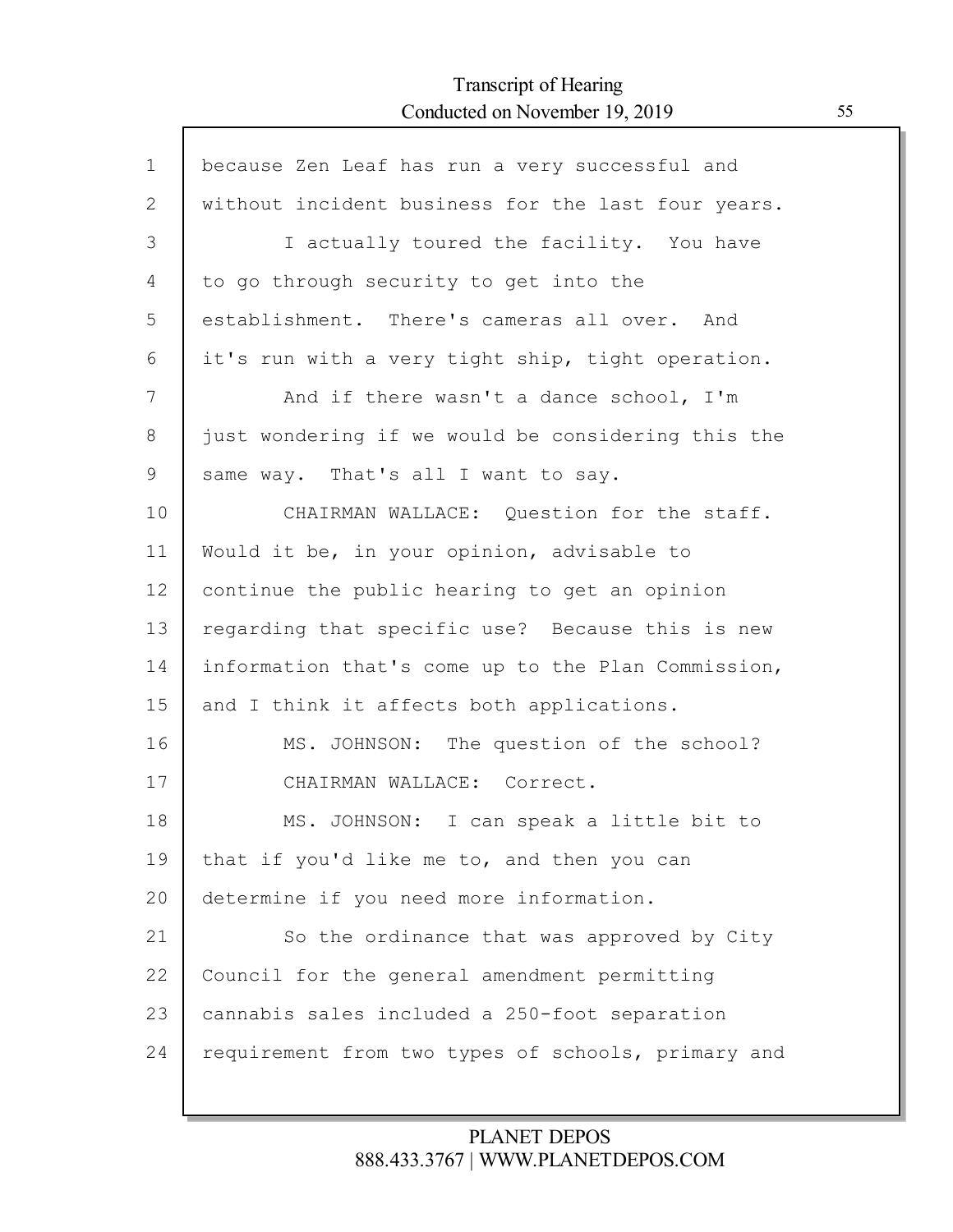because Zen Leaf has run a very successful and without incident business for the last four years.

I actually toured the facility. You have to go through security to get into the establishment. There's cameras all over. And it's run with a very tight ship, tight operation.

And if there wasn't a dance school, I'm just wondering if we would be considering this the same way. That's all I want to say.

CHAIRMAN WALLACE: Question for the staff. Would it be, in your opinion, advisable to continue the public hearing to get an opinion regarding that specific use? Because this is new information that's come up to the Plan Commission, and I think it affects both applications.

MS. JOHNSON: The question of the school?

CHAIRMAN WALLACE: Correct.

MS. JOHNSON: I can speak a little bit to that if you'd like me to, and then you can determine if you need more information.

So the ordinance that was approved by City Council for the general amendment permitting cannabis sales included a 250-foot separation requirement from two types of schools, primary and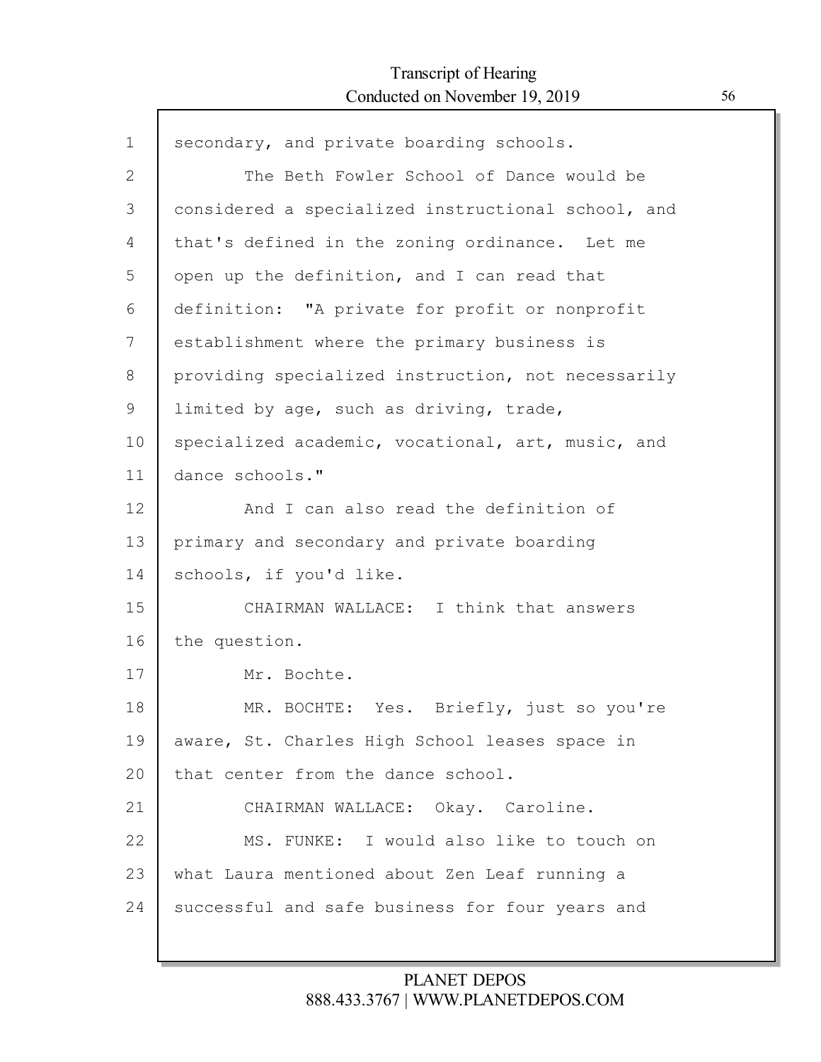secondary, and private boarding schools.

The Beth Fowler School of Dance would be considered a specialized instructional school, and that's defined in the zoning ordinance. Let me open up the definition, and I can read that definition: "A private for profit or nonprofit establishment where the primary business is providing specialized instruction, not necessarily limited by age, such as driving, trade, specialized academic, vocational, art, music, and dance schools."

And I can also read the definition of primary and secondary and private boarding schools, if you'd like.

CHAIRMAN WALLACE: I think that answers the question.

Mr. Bochte.

MR. BOCHTE: Yes. Briefly, just so you're aware, St. Charles High School leases space in that center from the dance school.

CHAIRMAN WALLACE: Okay. Caroline.

MS. FUNKE: I would also like to touch on what Laura mentioned about Zen Leaf running a successful and safe business for four years and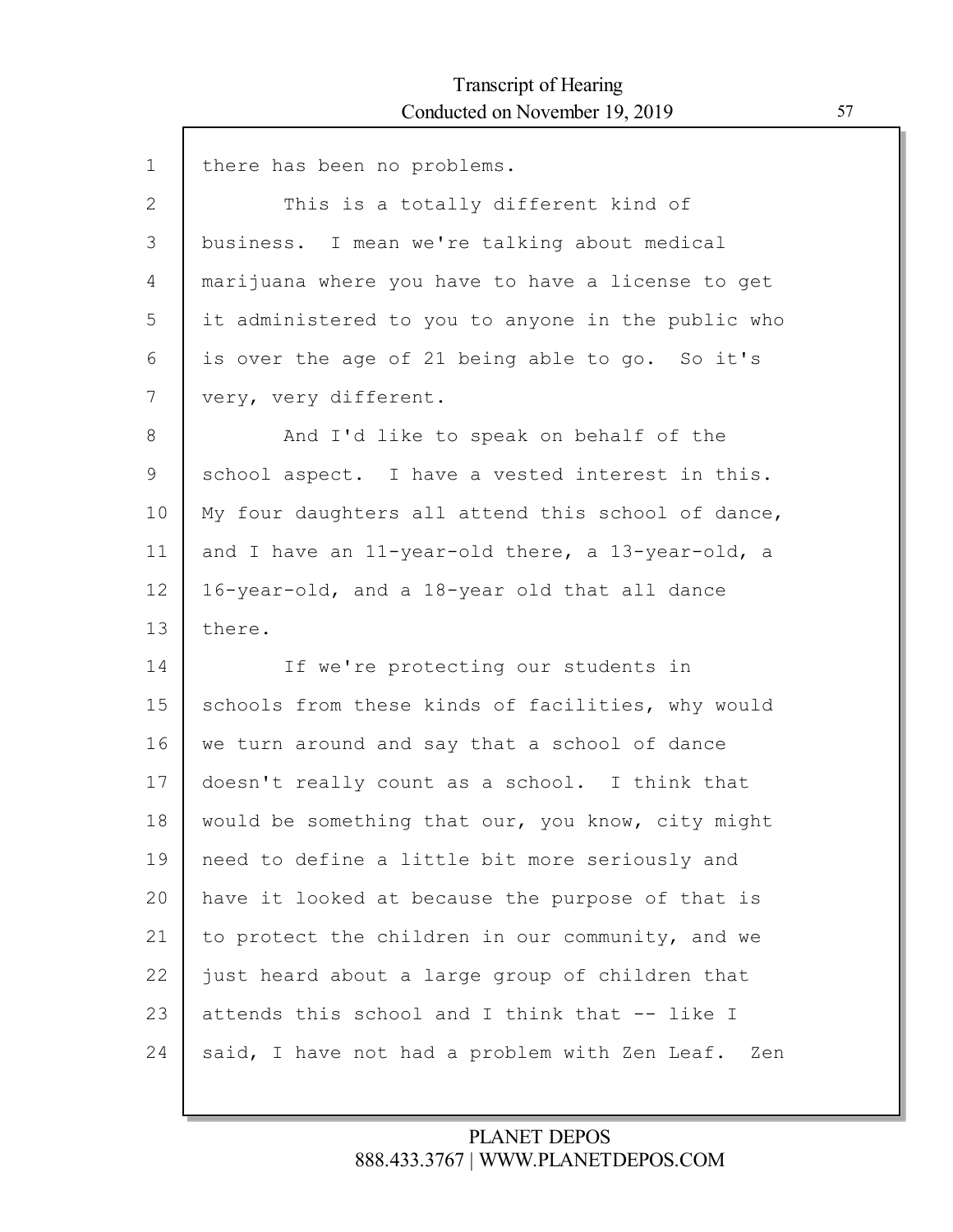there has been no problems.

This is a totally different kind of business. I mean we're talking about medical marijuana where you have to have a license to get it administered to you to anyone in the public who is over the age of 21 being able to go. So it's very, very different.

And I'd like to speak on behalf of the school aspect. I have a vested interest in this. My four daughters all attend this school of dance, and I have an 11-year-old there, a 13-year-old, a 16-year-old, and a 18-year old that all dance there.

If we're protecting our students in schools from these kinds of facilities, why would we turn around and say that a school of dance doesn't really count as a school. I think that would be something that our, you know, city might need to define a little bit more seriously and have it looked at because the purpose of that is to protect the children in our community, and we just heard about a large group of children that attends this school and I think that -- like I said, I have not had a problem with Zen Leaf. Zen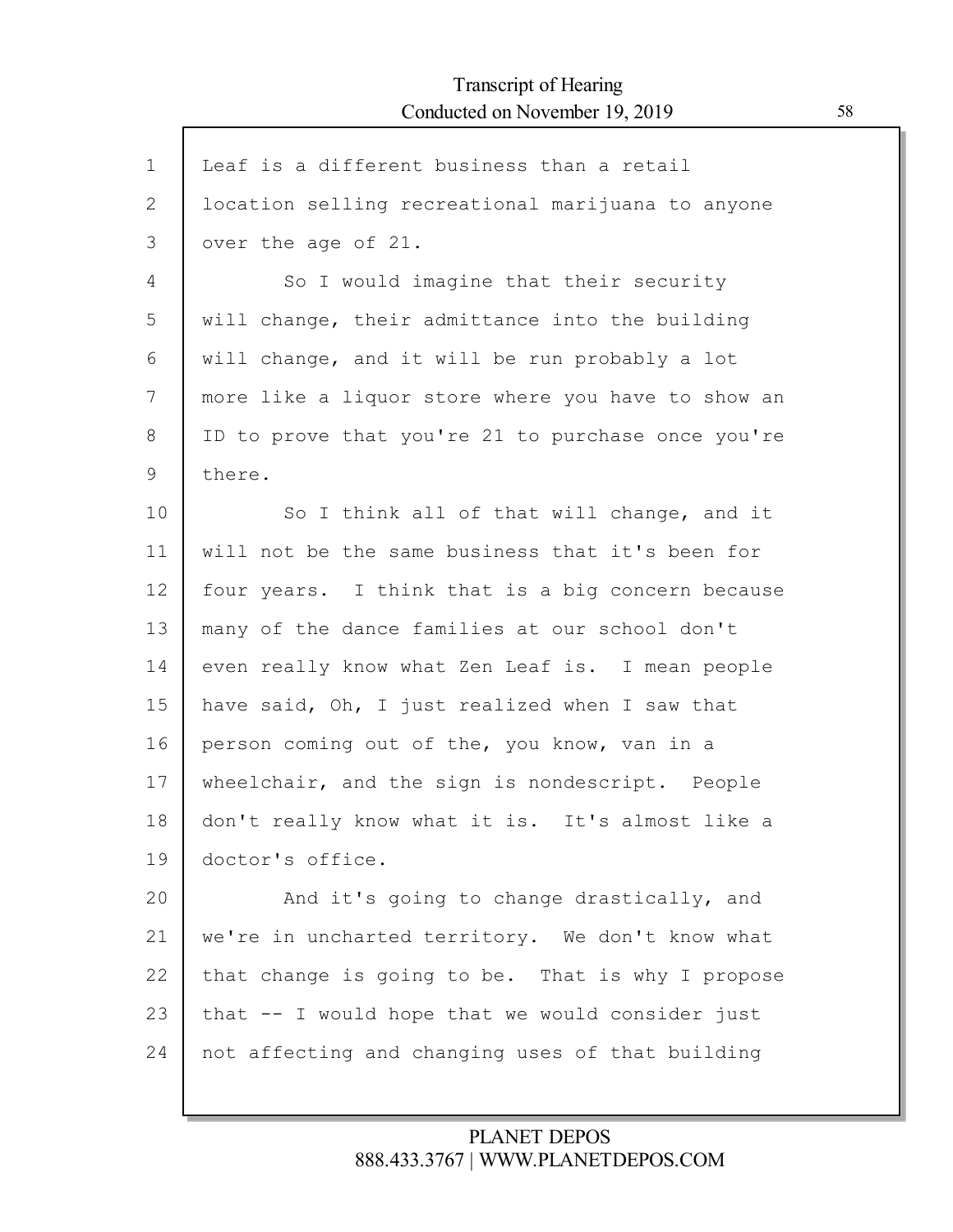Leaf is a different business than a retail location selling recreational marijuana to anyone over the age of 21.

So I would imagine that their security will change, their admittance into the building will change, and it will be run probably a lot more like a liquor store where you have to show an ID to prove that you're 21 to purchase once you're there.

So I think all of that will change, and it will not be the same business that it's been for four years. I think that is a big concern because many of the dance families at our school don't even really know what Zen Leaf is. I mean people have said, Oh, I just realized when I saw that person coming out of the, you know, van in a wheelchair, and the sign is nondescript. People don't really know what it is. It's almost like a doctor's office.

And it's going to change drastically, and we're in uncharted territory. We don't know what that change is going to be. That is why I propose that -- I would hope that we would consider just not affecting and changing uses of that building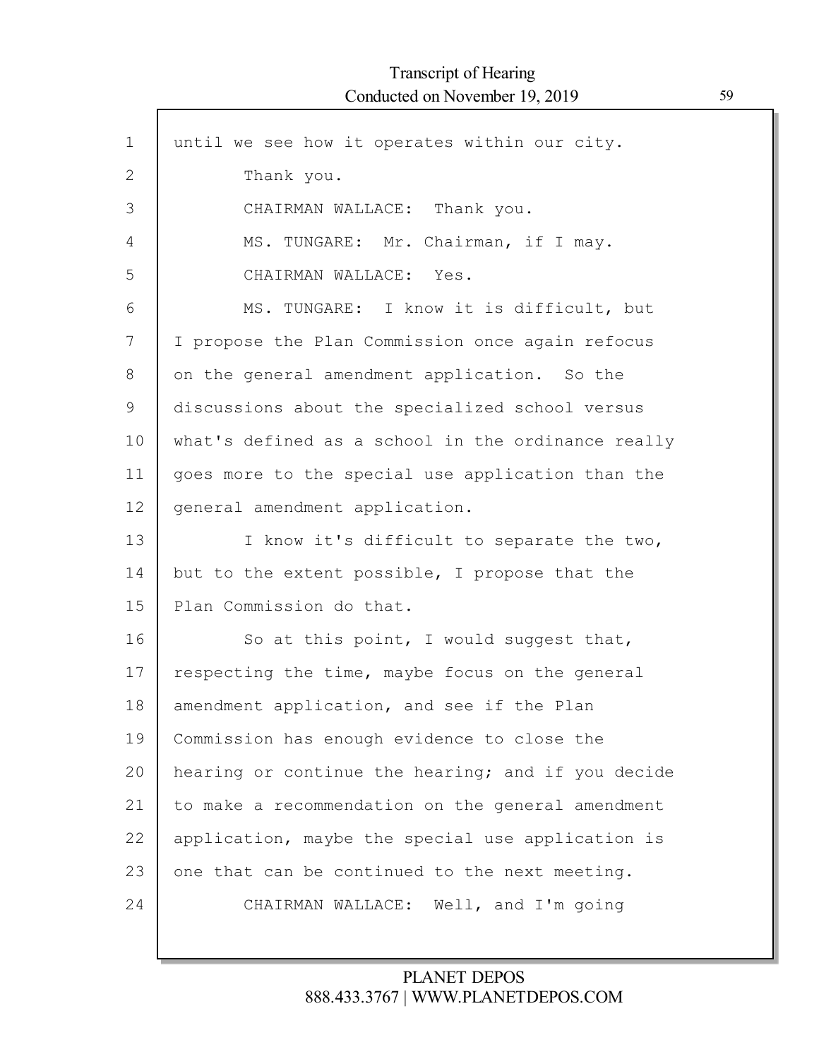until we see how it operates within our city.

Thank you.

CHAIRMAN WALLACE: Thank you.

MS. TUNGARE: Mr. Chairman, if I may.

CHAIRMAN WALLACE: Yes.

MS. TUNGARE: I know it is difficult, but I propose the Plan Commission once again refocus on the general amendment application. So the discussions about the specialized school versus what's defined as a school in the ordinance really goes more to the special use application than the general amendment application.

I know it's difficult to separate the two, but to the extent possible, I propose that the Plan Commission do that.

So at this point, I would suggest that, respecting the time, maybe focus on the general amendment application, and see if the Plan Commission has enough evidence to close the hearing or continue the hearing; and if you decide to make a recommendation on the general amendment application, maybe the special use application is one that can be continued to the next meeting.

CHAIRMAN WALLACE: Well, and I'm going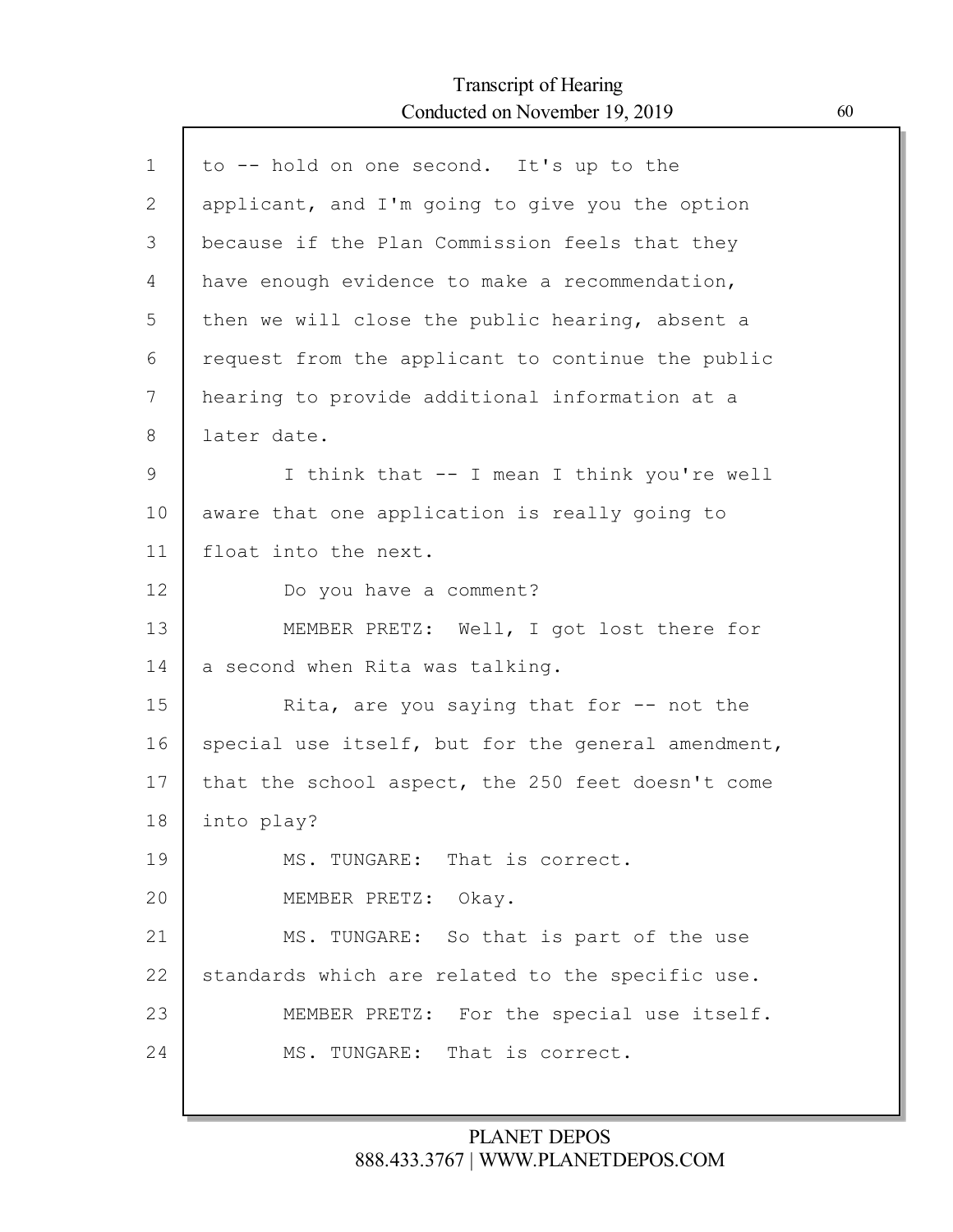to -- hold on one second. It's up to the applicant, and I'm going to give you the option because if the Plan Commission feels that they have enough evidence to make a recommendation, then we will close the public hearing, absent a request from the applicant to continue the public hearing to provide additional information at a later date.

I think that -- I mean I think you're well aware that one application is really going to float into the next.

Do you have a comment?

MEMBER PRETZ: Well, I got lost there for a second when Rita was talking.

Rita, are you saying that for -- not the special use itself, but for the general amendment, that the school aspect, the 250 feet doesn't come into play?

MS. TUNGARE: That is correct.

MEMBER PRETZ: Okay.

MS. TUNGARE: So that is part of the use standards which are related to the specific use.

MEMBER PRETZ: For the special use itself.

MS. TUNGARE: That is correct.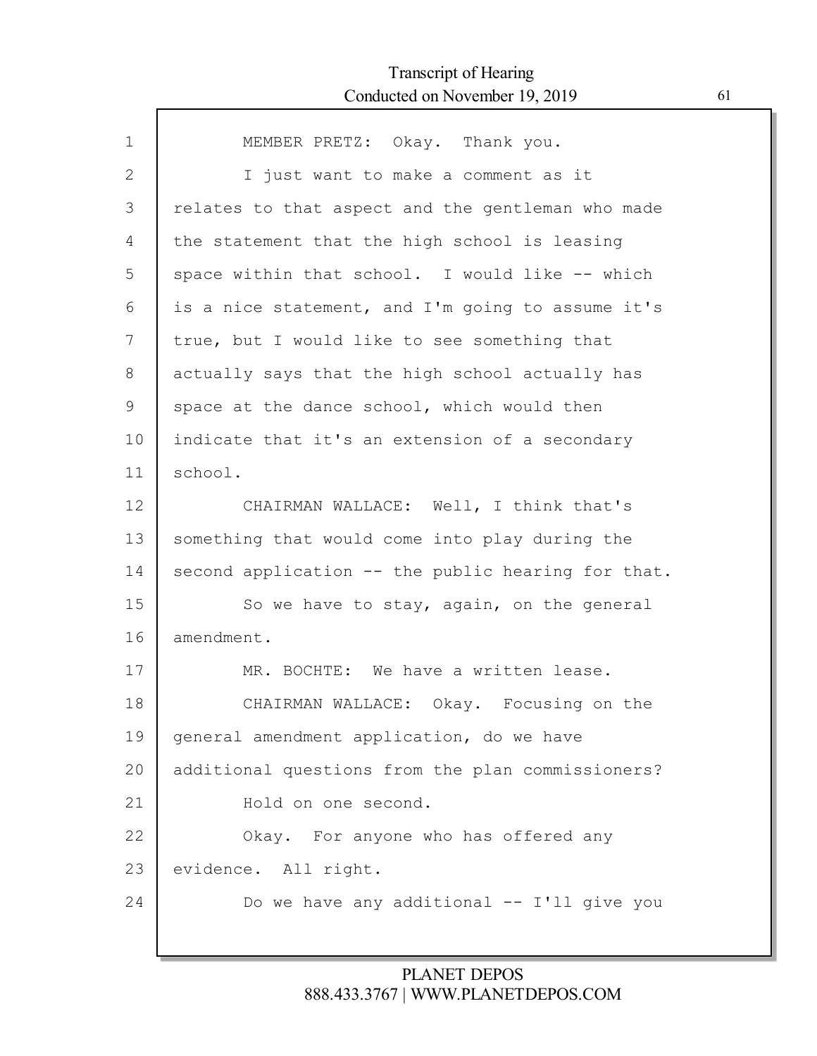MEMBER PRETZ: Okay. Thank you.

I just want to make a comment as it relates to that aspect and the gentleman who made the statement that the high school is leasing space within that school. I would like -- which is a nice statement, and I'm going to assume it's true, but I would like to see something that actually says that the high school actually has space at the dance school, which would then indicate that it's an extension of a secondary school.

CHAIRMAN WALLACE: Well, I think that's something that would come into play during the second application -- the public hearing for that.

So we have to stay, again, on the general amendment.

MR. BOCHTE: We have a written lease.

CHAIRMAN WALLACE: Okay. Focusing on the general amendment application, do we have additional questions from the plan commissioners?

Hold on one second.

Okay. For anyone who has offered any evidence. All right.

Do we have any additional -- I'll give you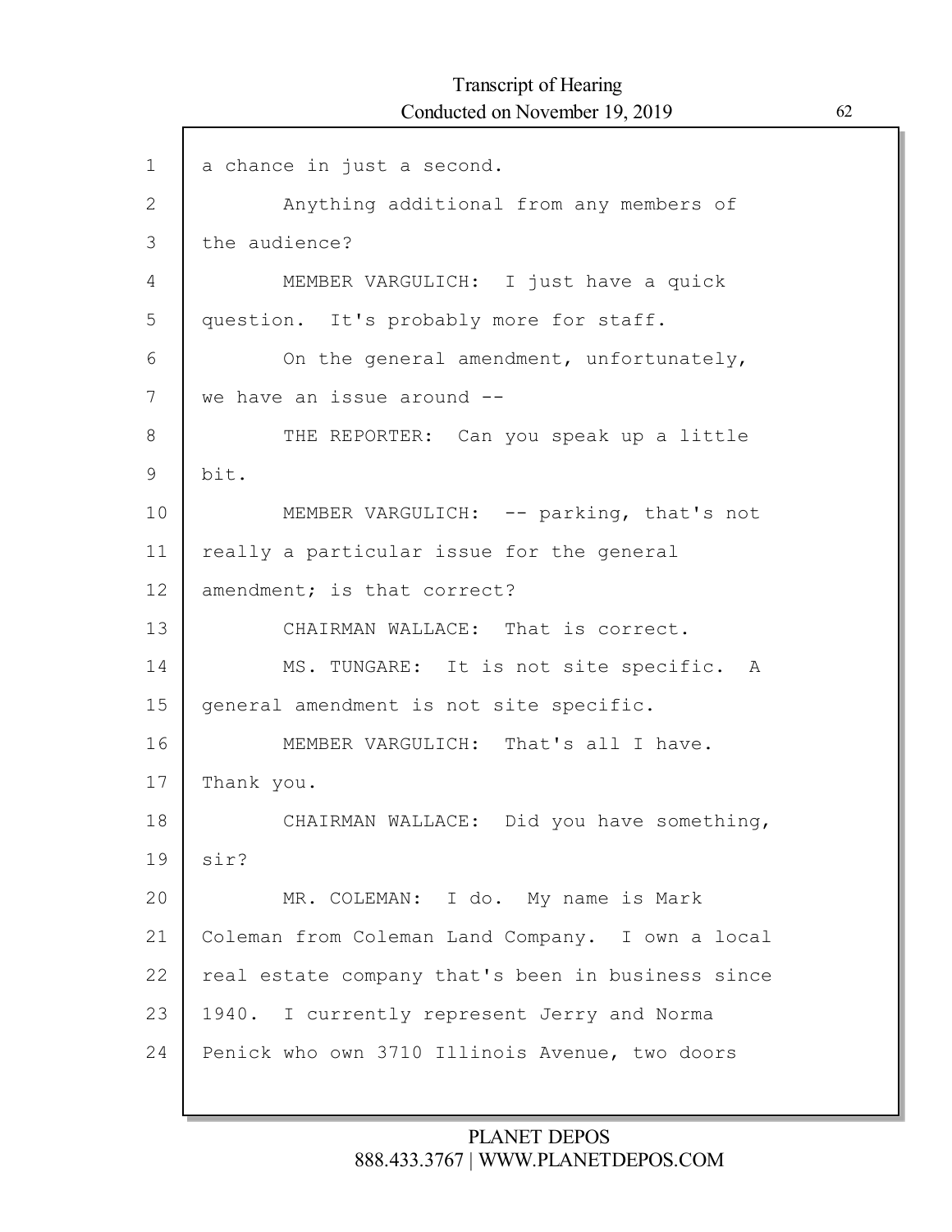a chance in just a second.

Anything additional from any members of the audience?

MEMBER VARGULICH: I just have a quick question. It's probably more for staff.

On the general amendment, unfortunately, we have an issue around --

THE REPORTER: Can you speak up a little bit.

MEMBER VARGULICH: -- parking, that's not really a particular issue for the general amendment; is that correct?

CHAIRMAN WALLACE: That is correct.

MS. TUNGARE: It is not site specific. A general amendment is not site specific.

MEMBER VARGULICH: That's all I have. Thank you.

CHAIRMAN WALLACE: Did you have something, sir?

MR. COLEMAN: I do. My name is Mark Coleman from Coleman Land Company. I own a local real estate company that's been in business since 1940. I currently represent Jerry and Norma Penick who own 3710 Illinois Avenue, two doors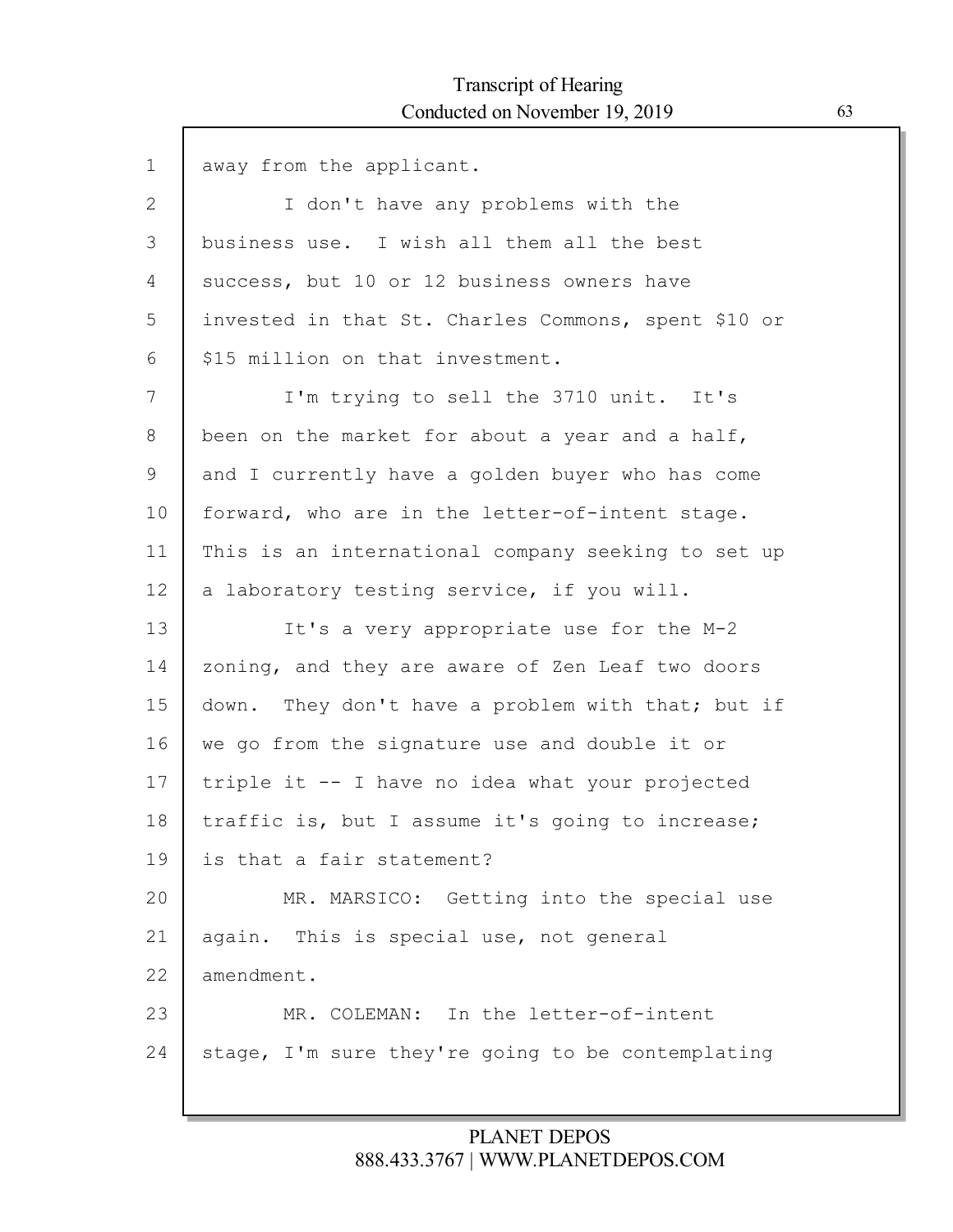away from the applicant.

I don't have any problems with the business use. I wish all them all the best success, but 10 or 12 business owners have invested in that St. Charles Commons, spent $10 or $15 million on that investment.

I'm trying to sell the 3710 unit. It's been on the market for about a year and a half, and I currently have a golden buyer who has come forward, who are in the letter-of-intent stage. This is an international company seeking to set up a laboratory testing service, if you will.

It's a very appropriate use for the M-2 zoning, and they are aware of Zen Leaf two doors down. They don't have a problem with that; but if we go from the signature use and double it or triple it -- I have no idea what your projected traffic is, but I assume it's going to increase; is that a fair statement?

MR. MARSICO: Getting into the special use again. This is special use, not general amendment.

MR. COLEMAN: In the letter-of-intent stage, I'm sure they're going to be contemplating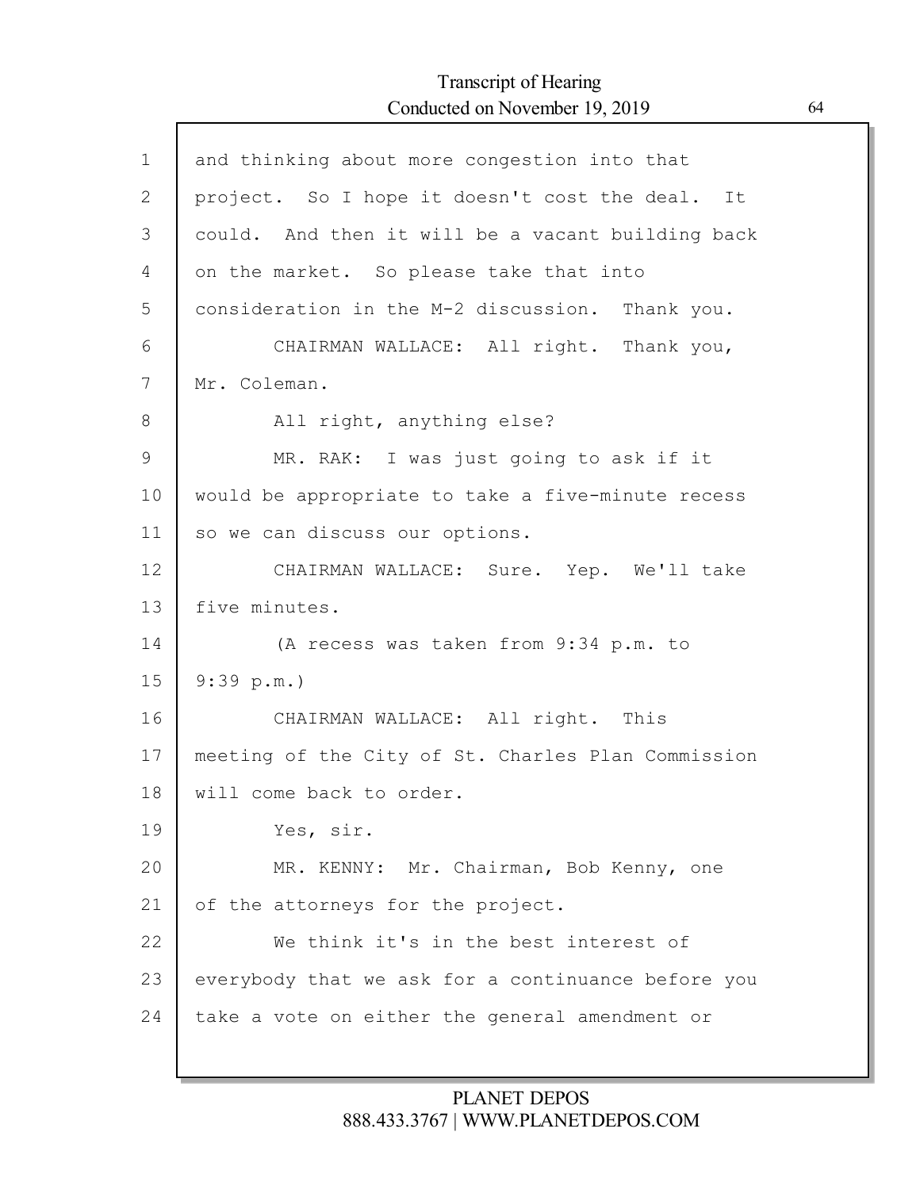and thinking about more congestion into that project. So I hope it doesn't cost the deal. It could. And then it will be a vacant building back on the market. So please take that into consideration in the M-2 discussion. Thank you.

CHAIRMAN WALLACE: All right. Thank you, Mr. Coleman.

All right, anything else?

MR. RAK: I was just going to ask if it would be appropriate to take a five-minute recess so we can discuss our options.

CHAIRMAN WALLACE: Sure. Yep. We'll take five minutes.

(A recess was taken from 9:34 p.m. to 9:39 p.m.)

CHAIRMAN WALLACE: All right. This meeting of the City of St. Charles Plan Commission will come back to order.

Yes, sir.

MR. KENNY: Mr. Chairman, Bob Kenny, one of the attorneys for the project.

We think it's in the best interest of everybody that we ask for a continuance before you take a vote on either the general amendment or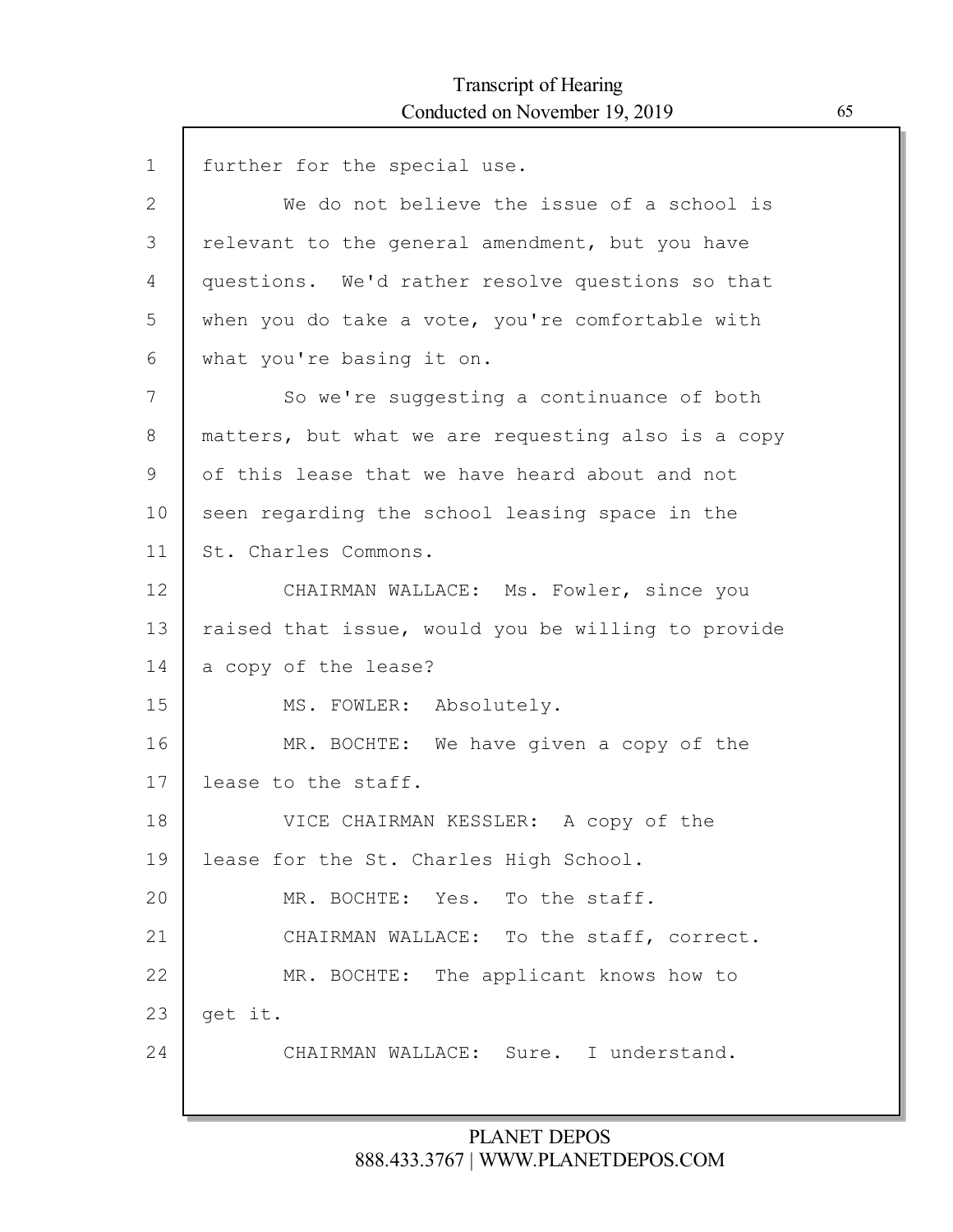further for the special use.

We do not believe the issue of a school is relevant to the general amendment, but you have questions. We'd rather resolve questions so that when you do take a vote, you're comfortable with what you're basing it on.

So we're suggesting a continuance of both matters, but what we are requesting also is a copy of this lease that we have heard about and not seen regarding the school leasing space in the St. Charles Commons.

CHAIRMAN WALLACE: Ms. Fowler, since you raised that issue, would you be willing to provide a copy of the lease?

MS. FOWLER: Absolutely.

MR. BOCHTE: We have given a copy of the lease to the staff.

VICE CHAIRMAN KESSLER: A copy of the lease for the St. Charles High School.

MR. BOCHTE: Yes. To the staff.

CHAIRMAN WALLACE: To the staff, correct.

MR. BOCHTE: The applicant knows how to get it.

CHAIRMAN WALLACE: Sure. I understand.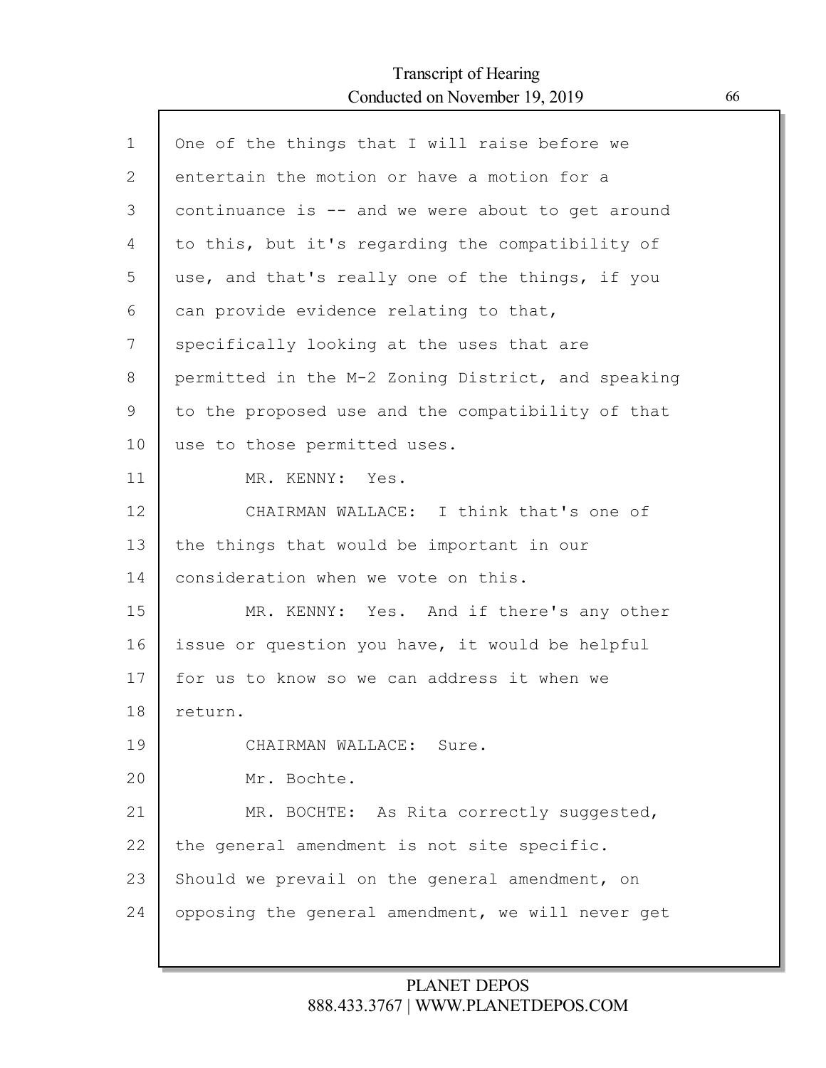One of the things that I will raise before we entertain the motion or have a motion for a continuance is -- and we were about to get around to this, but it's regarding the compatibility of use, and that's really one of the things, if you can provide evidence relating to that, specifically looking at the uses that are permitted in the M-2 Zoning District, and speaking to the proposed use and the compatibility of that use to those permitted uses.

MR. KENNY: Yes.

CHAIRMAN WALLACE: I think that's one of the things that would be important in our consideration when we vote on this.

MR. KENNY: Yes. And if there's any other issue or question you have, it would be helpful for us to know so we can address it when we return.

CHAIRMAN WALLACE: Sure.

Mr. Bochte.

MR. BOCHTE: As Rita correctly suggested, the general amendment is not site specific. Should we prevail on the general amendment, on opposing the general amendment, we will never get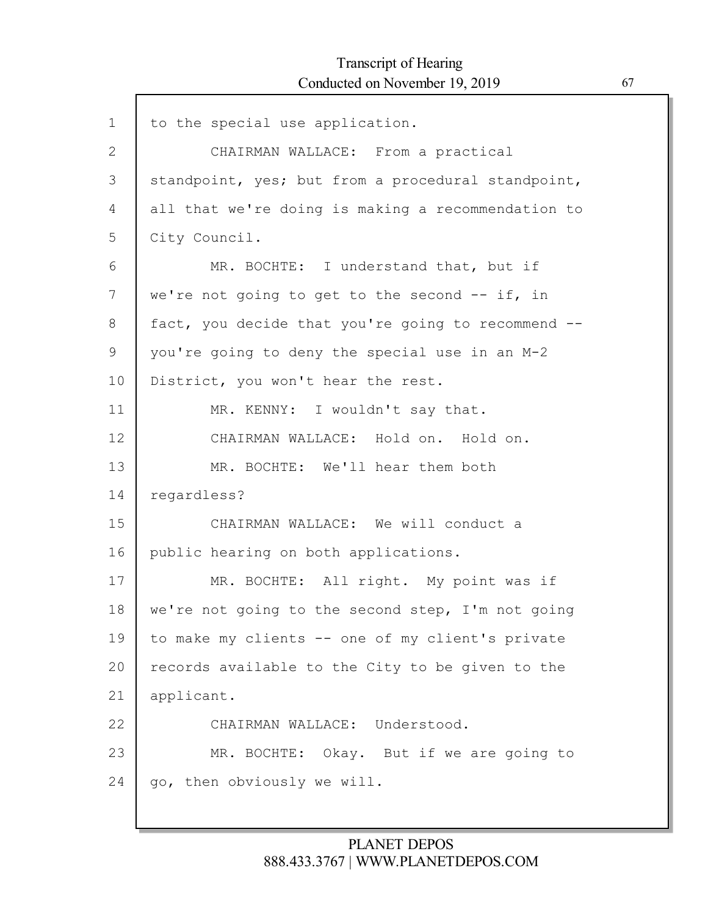to the special use application.

CHAIRMAN WALLACE: From a practical standpoint, yes; but from a procedural standpoint, all that we're doing is making a recommendation to City Council.

MR. BOCHTE: I understand that, but if we're not going to get to the second -- if, in fact, you decide that you're going to recommend -- you're going to deny the special use in an M-2 District, you won't hear the rest.

MR. KENNY: I wouldn't say that.

CHAIRMAN WALLACE: Hold on. Hold on.

MR. BOCHTE: We'll hear them both regardless?

CHAIRMAN WALLACE: We will conduct a public hearing on both applications.

MR. BOCHTE: All right. My point was if we're not going to the second step, I'm not going to make my clients -- one of my client's private records available to the City to be given to the applicant.

CHAIRMAN WALLACE: Understood.

MR. BOCHTE: Okay. But if we are going to go, then obviously we will.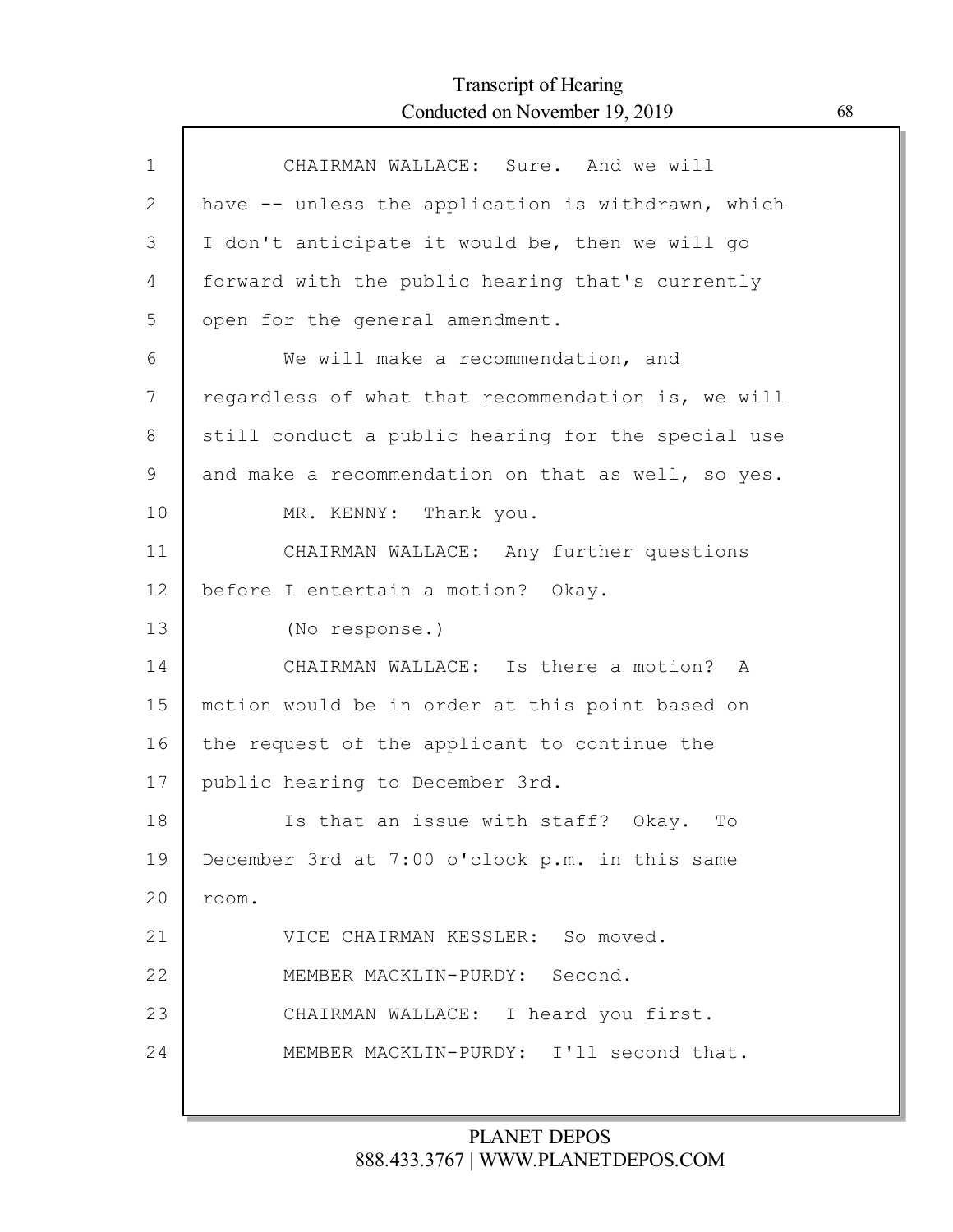1 CHAIRMAN WALLACE: Sure. And we will
2 have -- unless the application is withdrawn, which
3 I don't anticipate it would be, then we will go
4 forward with the public hearing that's currently
5 open for the general amendment.
6 We will make a recommendation, and
7 regardless of what that recommendation is, we will
8 still conduct a public hearing for the special use
9 and make a recommendation on that as well, so yes.
10 MR. KENNY: Thank you.
11 CHAIRMAN WALLACE: Any further questions
12 before I entertain a motion? Okay.
13 (No response.)
14 CHAIRMAN WALLACE: Is there a motion? A
15 motion would be in order at this point based on
16 the request of the applicant to continue the
17 public hearing to December 3rd.
18 Is that an issue with staff? Okay. To
19 December 3rd at 7:00 o'clock p.m. in this same
20 room.
21 VICE CHAIRMAN KESSLER: So moved.
22 MEMBER MACKLIN-PURDY: Second.
23 CHAIRMAN WALLACE: I heard you first.
24 MEMBER MACKLIN-PURDY: I'll second that.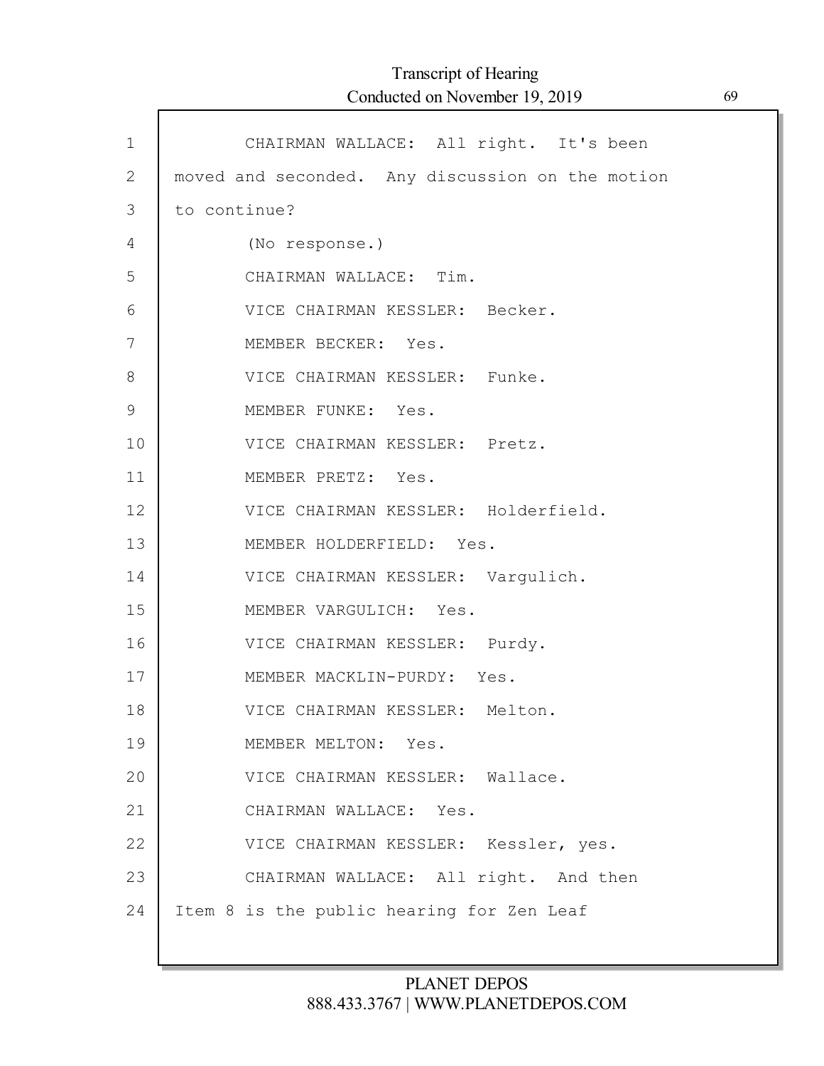CHAIRMAN WALLACE: All right. It's been moved and seconded. Any discussion on the motion to continue?

(No response.)

CHAIRMAN WALLACE: Tim.

VICE CHAIRMAN KESSLER: Becker.

MEMBER BECKER: Yes.

VICE CHAIRMAN KESSLER: Funke.

MEMBER FUNKE: Yes.

VICE CHAIRMAN KESSLER: Pretz.

MEMBER PRETZ: Yes.

VICE CHAIRMAN KESSLER: Holderfield.

MEMBER HOLDERFIELD: Yes.

VICE CHAIRMAN KESSLER: Vargulich.

MEMBER VARGULICH: Yes.

VICE CHAIRMAN KESSLER: Purdy.

MEMBER MACKLIN-PURDY: Yes.

VICE CHAIRMAN KESSLER: Melton.

MEMBER MELTON: Yes.

VICE CHAIRMAN KESSLER: Wallace.

CHAIRMAN WALLACE: Yes.

VICE CHAIRMAN KESSLER: Kessler, yes.

CHAIRMAN WALLACE: All right. And then Item 8 is the public hearing for Zen Leaf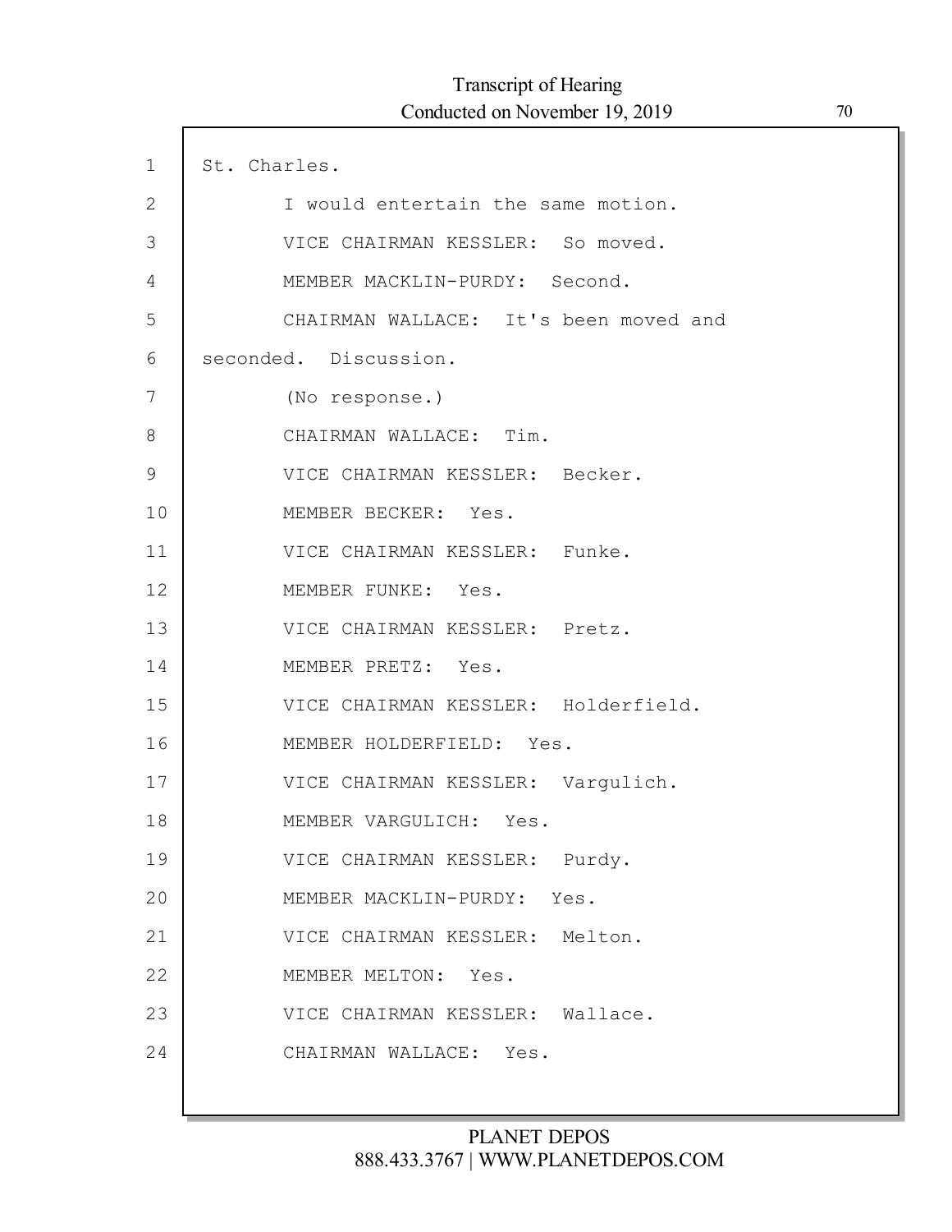St. Charles.

I would entertain the same motion.

VICE CHAIRMAN KESSLER: So moved.

MEMBER MACKLIN-PURDY: Second.

CHAIRMAN WALLACE: It's been moved and seconded. Discussion.

(No response.)

CHAIRMAN WALLACE: Tim.

VICE CHAIRMAN KESSLER: Becker.

MEMBER BECKER: Yes.

VICE CHAIRMAN KESSLER: Funke.

MEMBER FUNKE: Yes.

VICE CHAIRMAN KESSLER: Pretz.

MEMBER PRETZ: Yes.

VICE CHAIRMAN KESSLER: Holderfield.

MEMBER HOLDERFIELD: Yes.

VICE CHAIRMAN KESSLER: Vargulich.

MEMBER VARGULICH: Yes.

VICE CHAIRMAN KESSLER: Purdy.

MEMBER MACKLIN-PURDY: Yes.

VICE CHAIRMAN KESSLER: Melton.

MEMBER MELTON: Yes.

VICE CHAIRMAN KESSLER: Wallace.

CHAIRMAN WALLACE: Yes.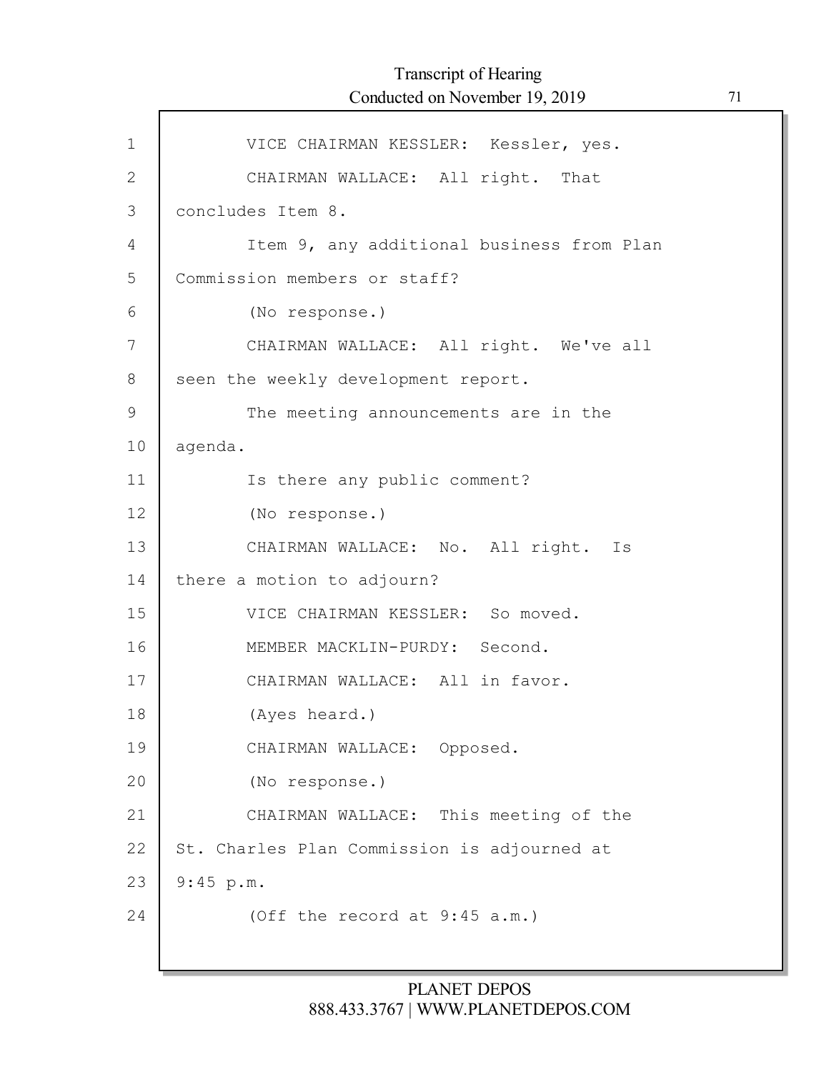VICE CHAIRMAN KESSLER: Kessler, yes.

CHAIRMAN WALLACE: All right. That concludes Item 8.

Item 9, any additional business from Plan Commission members or staff?

(No response.)

CHAIRMAN WALLACE: All right. We've all seen the weekly development report.

The meeting announcements are in the agenda.

Is there any public comment?

(No response.)

CHAIRMAN WALLACE: No. All right. Is there a motion to adjourn?

VICE CHAIRMAN KESSLER: So moved.

MEMBER MACKLIN-PURDY: Second.

CHAIRMAN WALLACE: All in favor.

(Ayes heard.)

CHAIRMAN WALLACE: Opposed.

(No response.)

CHAIRMAN WALLACE: This meeting of the St. Charles Plan Commission is adjourned at 9:45 p.m.

(Off the record at 9:45 a.m.)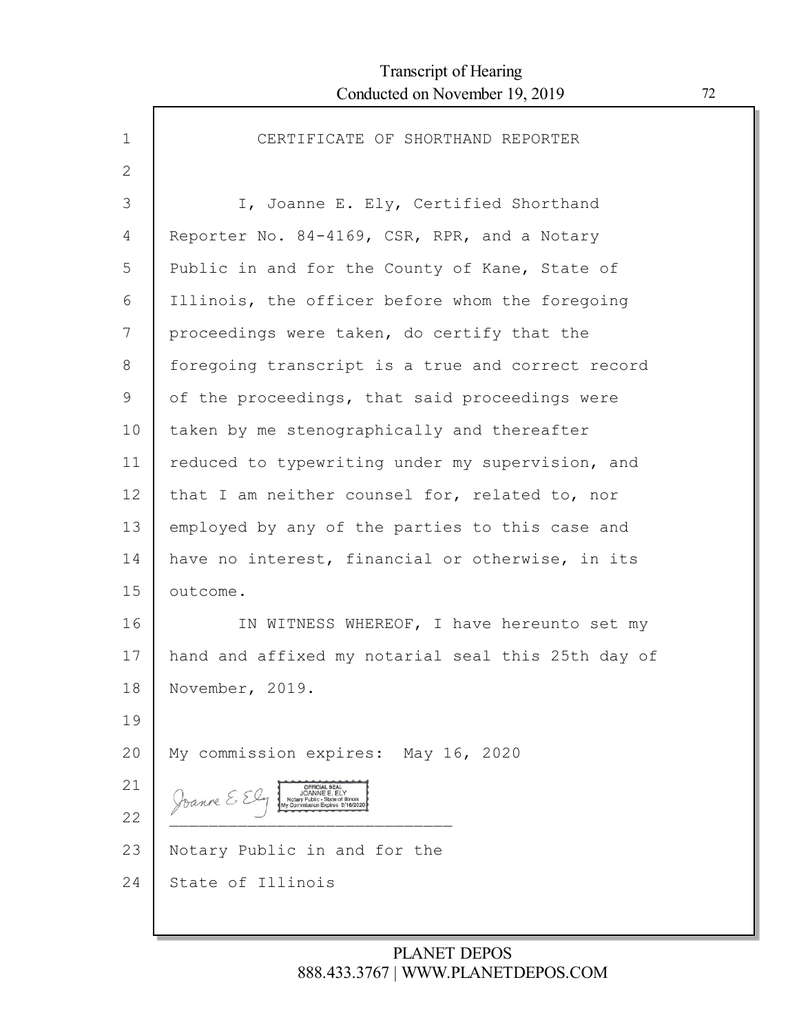# CERTIFICATE OF SHORTHAND REPORTER

I, Joanne E. Ely, Certified Shorthand Reporter No. 84-4169, CSR, RPR, and a Notary Public in and for the County of Kane, State of Illinois, the officer before whom the foregoing proceedings were taken, do certify that the foregoing transcript is a true and correct record of the proceedings, that said proceedings were taken by me stenographically and thereafter reduced to typewriting under my supervision, and that I am neither counsel for, related to, nor employed by any of the parties to this case and have no interest, financial or otherwise, in its outcome.

IN WITNESS WHEREOF, I have hereunto set my hand and affixed my notarial seal this 25th day of November, 2019.

My commission expires: May 16, 2020

Joanne E. Ely

OFFICIAL SEAL
JOANNE E. ELY
Notary Public - State of Illinois
My Commission Expires 5/16/2020

______________________________

Notary Public in and for the
State of Illinois